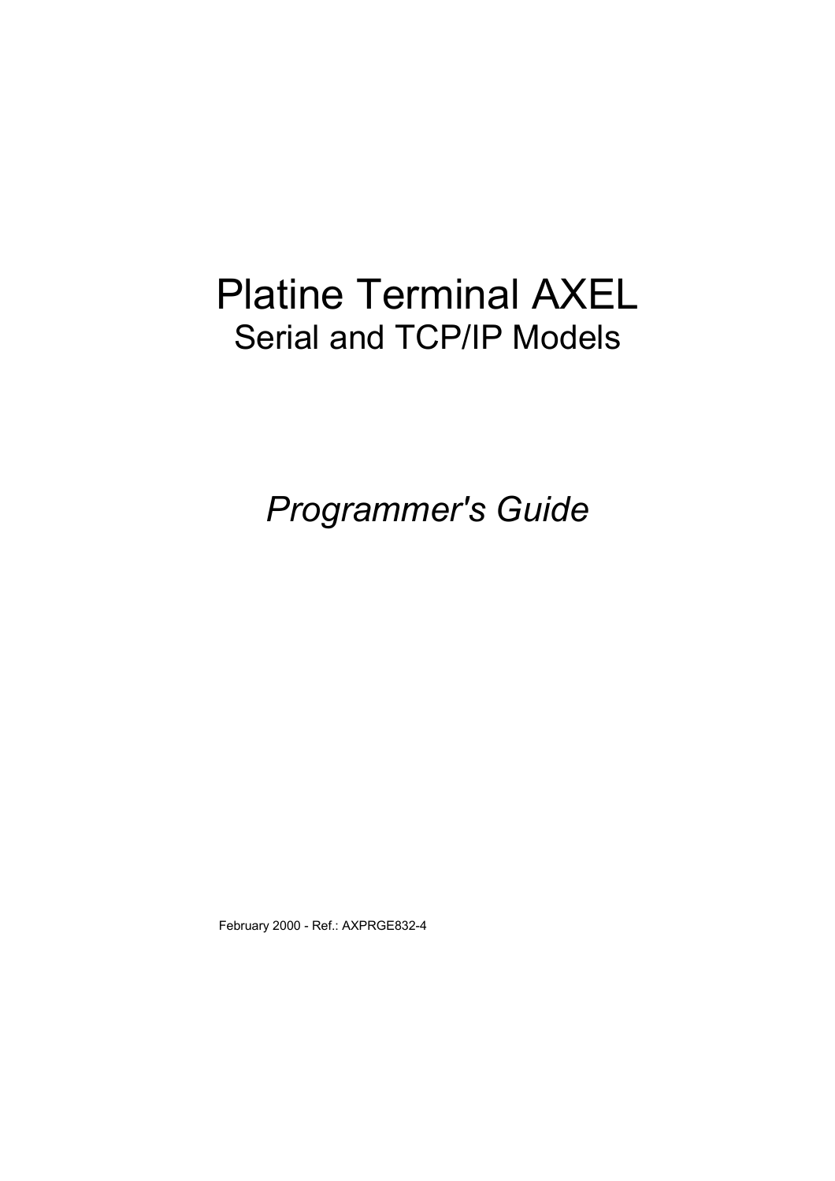# Platine Terminal AXEL

## Serial and TCP/IP Models

*Programmer's Guide*

February 2000 - Ref.: AXPRGE832-4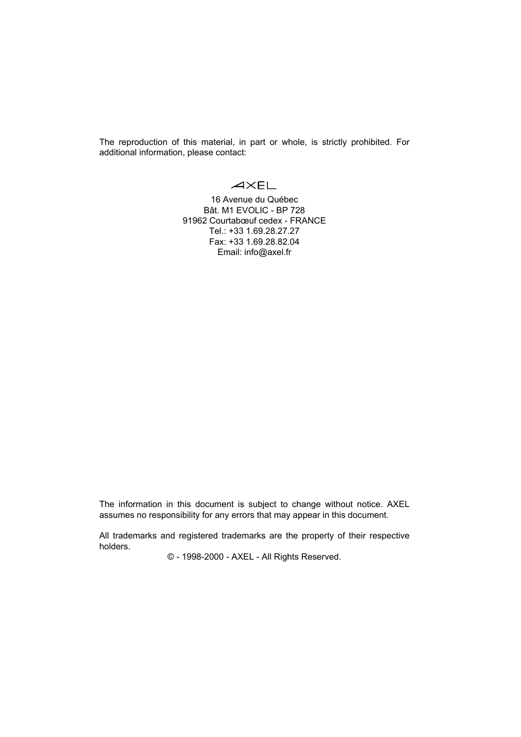The reproduction of this material, in part or whole, is strictly prohibited. For additional information, please contact:

AXEL

16 Avenue du Québec
Bât. M1 EVOLIC - BP 728
91962 Courtabœuf cedex - FRANCE
Tel.: +33 1.69.28.27.27
Fax: +33 1.69.28.82.04
Email: info@axel.fr

The information in this document is subject to change without notice. AXEL assumes no responsibility for any errors that may appear in this document.

All trademarks and registered trademarks are the property of their respective holders.

© - 1998-2000 - AXEL - All Rights Reserved.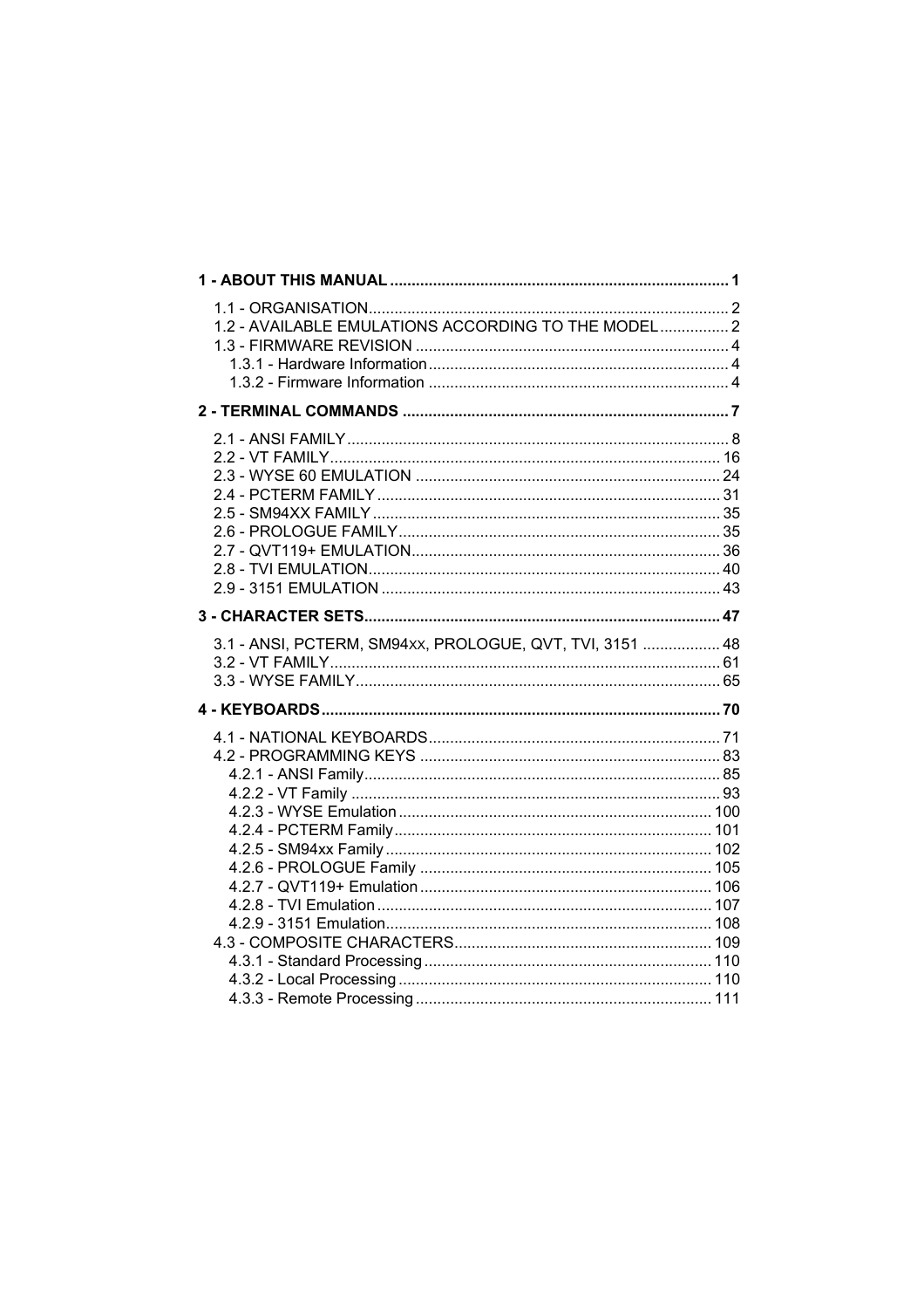**1 - ABOUT THIS MANUAL** ..... 1

- 1.1 - ORGANISATION ..... 2
- 1.2 - AVAILABLE EMULATIONS ACCORDING TO THE MODEL ..... 2
- 1.3 - FIRMWARE REVISION ..... 4
  - 1.3.1 - Hardware Information ..... 4
  - 1.3.2 - Firmware Information ..... 4

**2 - TERMINAL COMMANDS** ..... 7

- 2.1 - ANSI FAMILY ..... 8
- 2.2 - VT FAMILY ..... 16
- 2.3 - WYSE 60 EMULATION ..... 24
- 2.4 - PCTERM FAMILY ..... 31
- 2.5 - SM94XX FAMILY ..... 35
- 2.6 - PROLOGUE FAMILY ..... 35
- 2.7 - QVT119+ EMULATION ..... 36
- 2.8 - TVI EMULATION ..... 40
- 2.9 - 3151 EMULATION ..... 43

**3 - CHARACTER SETS** ..... 47

- 3.1 - ANSI, PCTERM, SM94xx, PROLOGUE, QVT, TVI, 3151 ..... 48
- 3.2 - VT FAMILY ..... 61
- 3.3 - WYSE FAMILY ..... 65

**4 - KEYBOARDS** ..... 70

- 4.1 - NATIONAL KEYBOARDS ..... 71
- 4.2 - PROGRAMMING KEYS ..... 83
  - 4.2.1 - ANSI Family ..... 85
  - 4.2.2 - VT Family ..... 93
  - 4.2.3 - WYSE Emulation ..... 100
  - 4.2.4 - PCTERM Family ..... 101
  - 4.2.5 - SM94xx Family ..... 102
  - 4.2.6 - PROLOGUE Family ..... 105
  - 4.2.7 - QVT119+ Emulation ..... 106
  - 4.2.8 - TVI Emulation ..... 107
  - 4.2.9 - 3151 Emulation ..... 108
- 4.3 - COMPOSITE CHARACTERS ..... 109
  - 4.3.1 - Standard Processing ..... 110
  - 4.3.2 - Local Processing ..... 110
  - 4.3.3 - Remote Processing ..... 111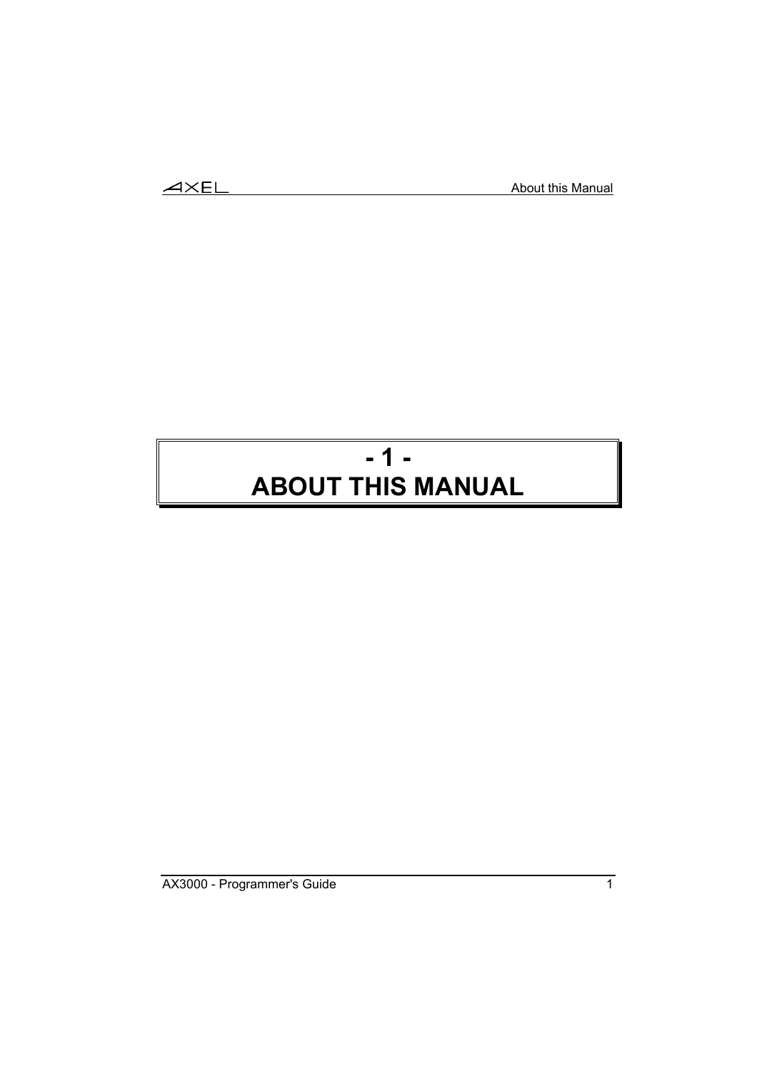# - 1 -
# ABOUT THIS MANUAL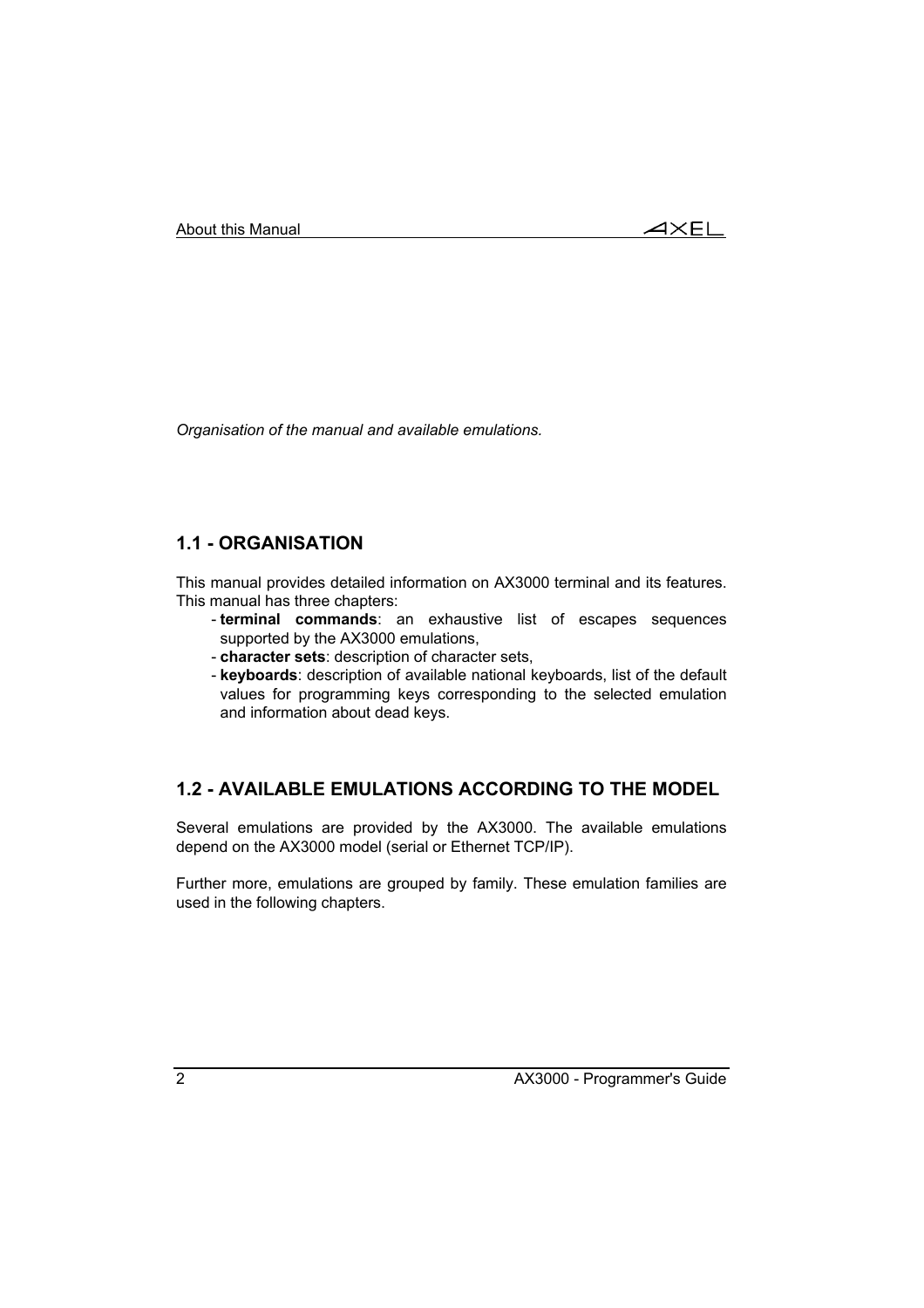*Organisation of the manual and available emulations.*

## 1.1 - ORGANISATION

This manual provides detailed information on AX3000 terminal and its features. This manual has three chapters:

- **terminal commands**: an exhaustive list of escapes sequences supported by the AX3000 emulations,
- **character sets**: description of character sets,
- **keyboards**: description of available national keyboards, list of the default values for programming keys corresponding to the selected emulation and information about dead keys.

## 1.2 - AVAILABLE EMULATIONS ACCORDING TO THE MODEL

Several emulations are provided by the AX3000. The available emulations depend on the AX3000 model (serial or Ethernet TCP/IP).

Further more, emulations are grouped by family. These emulation families are used in the following chapters.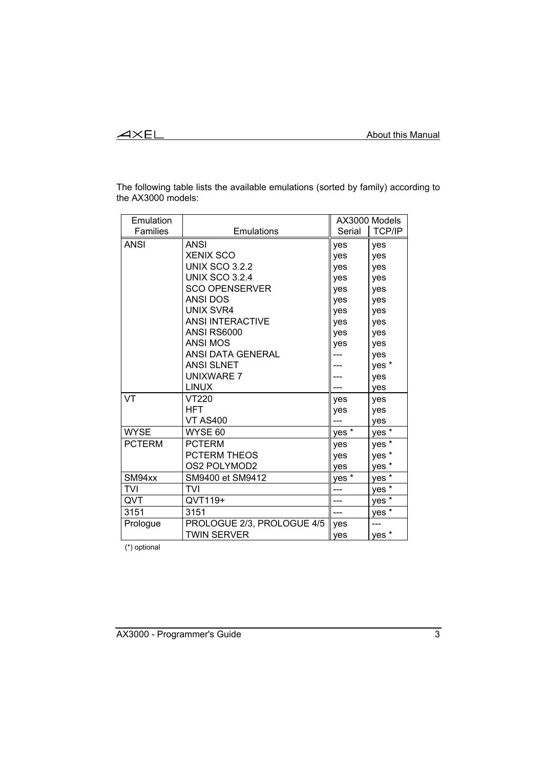The following table lists the available emulations (sorted by family) according to the AX3000 models:

| Emulation Families | Emulations | AX3000 Models Serial | AX3000 Models TCP/IP |
|---|---|---|---|
| ANSI | ANSI | yes | yes |
| | XENIX SCO | yes | yes |
| | UNIX SCO 3.2.2 | yes | yes |
| | UNIX SCO 3.2.4 | yes | yes |
| | SCO OPENSERVER | yes | yes |
| | ANSI DOS | yes | yes |
| | UNIX SVR4 | yes | yes |
| | ANSI INTERACTIVE | yes | yes |
| | ANSI RS6000 | yes | yes |
| | ANSI MOS | yes | yes |
| | ANSI DATA GENERAL | --- | yes |
| | ANSI SLNET | --- | yes * |
| | UNIXWARE 7 | --- | yes |
| | LINUX | --- | yes |
| VT | VT220 | yes | yes |
| | HFT | yes | yes |
| | VT AS400 | --- | yes |
| WYSE | WYSE 60 | yes * | yes * |
| PCTERM | PCTERM | yes | yes * |
| | PCTERM THEOS | yes | yes * |
| | OS2 POLYMOD2 | yes | yes * |
| SM94xx | SM9400 et SM9412 | yes * | yes * |
| TVI | TVI | --- | yes * |
| QVT | QVT119+ | --- | yes * |
| 3151 | 3151 | --- | yes * |
| Prologue | PROLOGUE 2/3, PROLOGUE 4/5 | yes | --- |
| | TWIN SERVER | yes | yes * |

(*) optional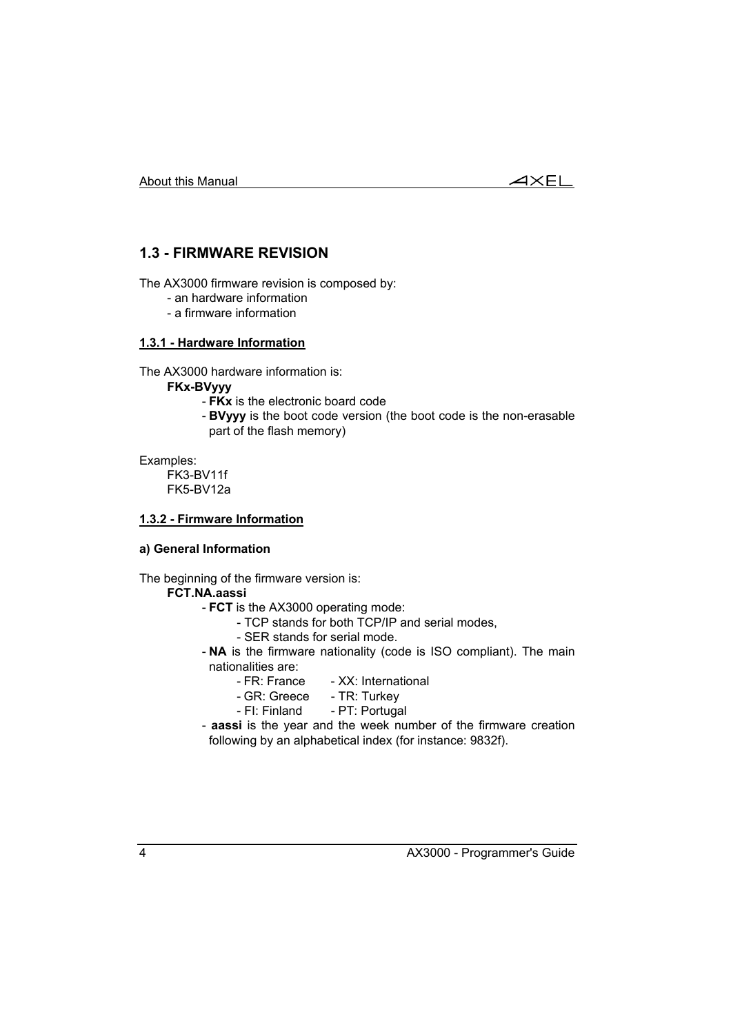## 1.3 - FIRMWARE REVISION

The AX3000 firmware revision is composed by:

- an hardware information
- a firmware information

### 1.3.1 - Hardware Information

The AX3000 hardware information is:

**FKx-BVyyy**

- **FKx** is the electronic board code
- **BVyyy** is the boot code version (the boot code is the non-erasable part of the flash memory)

Examples:

FK3-BV11f
FK5-BV12a

### 1.3.2 - Firmware Information

#### a) General Information

The beginning of the firmware version is:

**FCT.NA.aassi**

- **FCT** is the AX3000 operating mode:
  - TCP stands for both TCP/IP and serial modes,
  - SER stands for serial mode.
- **NA** is the firmware nationality (code is ISO compliant). The main nationalities are:
  - FR: France - XX: International
  - GR: Greece - TR: Turkey
  - FI: Finland - PT: Portugal
- **aassi** is the year and the week number of the firmware creation following by an alphabetical index (for instance: 9832f).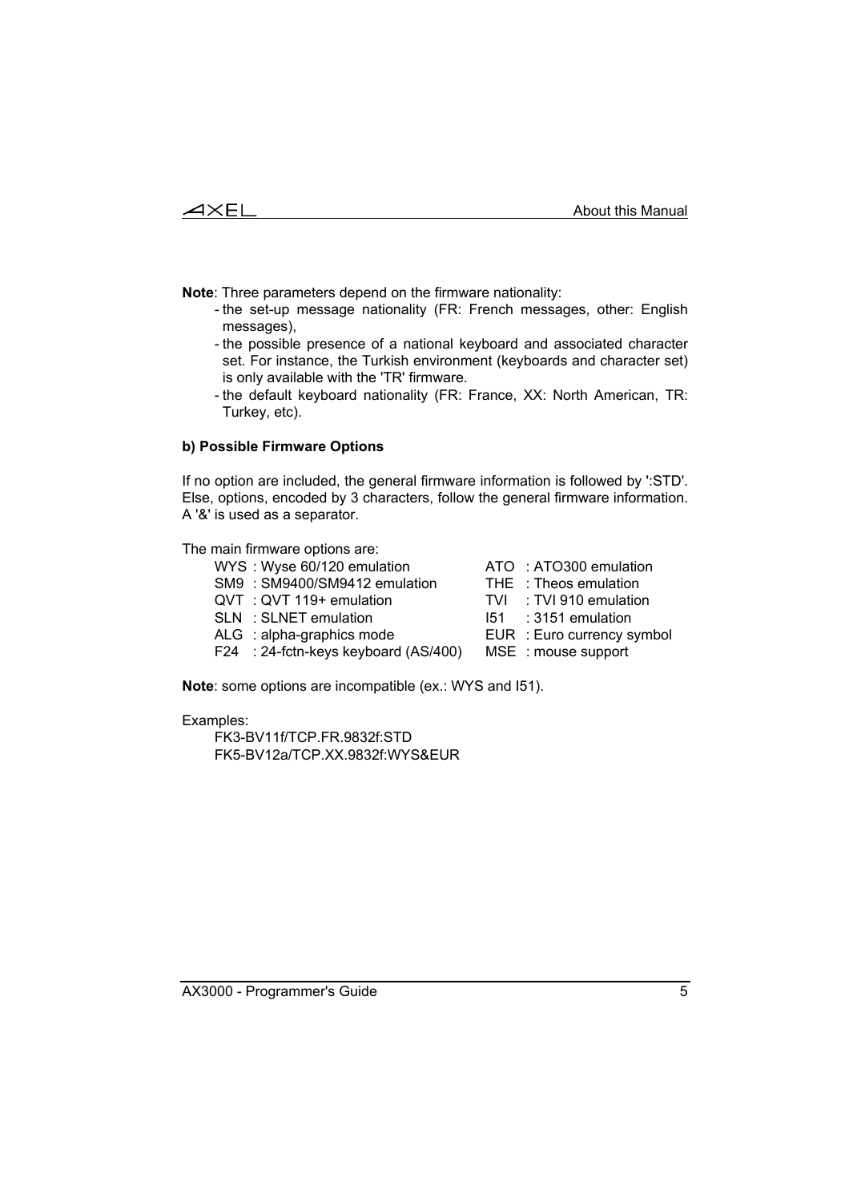**Note**: Three parameters depend on the firmware nationality:

- the set-up message nationality (FR: French messages, other: English messages),
- the possible presence of a national keyboard and associated character set. For instance, the Turkish environment (keyboards and character set) is only available with the 'TR' firmware.
- the default keyboard nationality (FR: France, XX: North American, TR: Turkey, etc).

**b) Possible Firmware Options**

If no option are included, the general firmware information is followed by ':STD'. Else, options, encoded by 3 characters, follow the general firmware information. A '&' is used as a separator.

The main firmware options are:

| | |
|---|---|
| WYS : Wyse 60/120 emulation | ATO : ATO300 emulation |
| SM9 : SM9400/SM9412 emulation | THE : Theos emulation |
| QVT : QVT 119+ emulation | TVI : TVI 910 emulation |
| SLN : SLNET emulation | I51 : 3151 emulation |
| ALG : alpha-graphics mode | EUR : Euro currency symbol |
| F24 : 24-fctn-keys keyboard (AS/400) | MSE : mouse support |

**Note**: some options are incompatible (ex.: WYS and I51).

Examples:

FK3-BV11f/TCP.FR.9832f:STD
FK5-BV12a/TCP.XX.9832f:WYS&EUR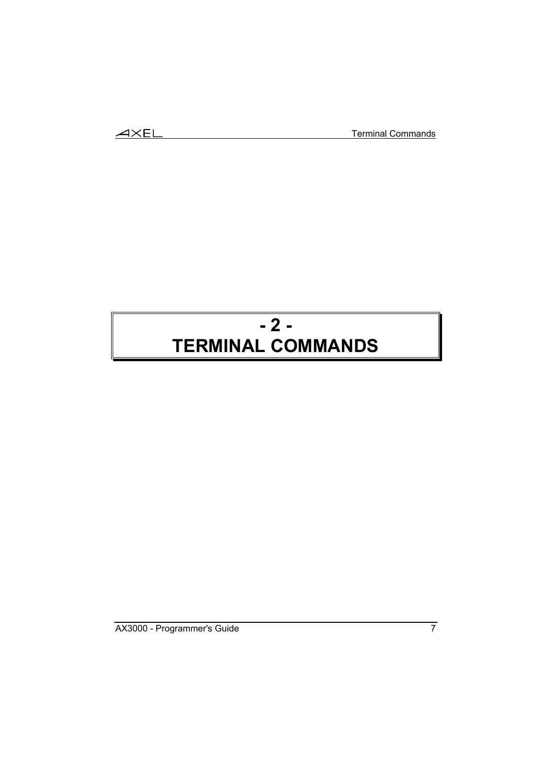# - 2 -
# TERMINAL COMMANDS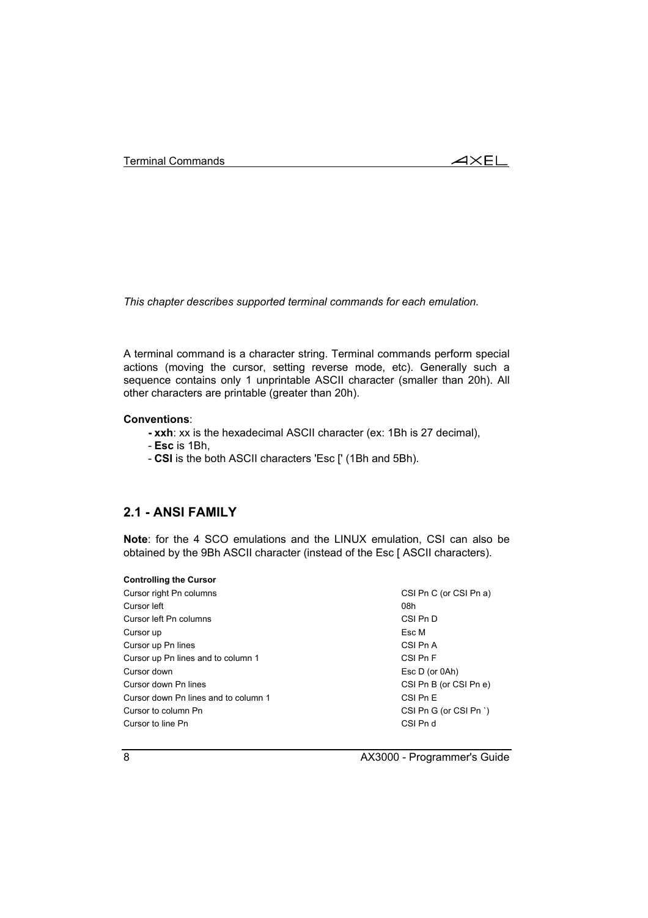*This chapter describes supported terminal commands for each emulation.*

A terminal command is a character string. Terminal commands perform special actions (moving the cursor, setting reverse mode, etc). Generally such a sequence contains only 1 unprintable ASCII character (smaller than 20h). All other characters are printable (greater than 20h).

**Conventions**:

- **xxh**: xx is the hexadecimal ASCII character (ex: 1Bh is 27 decimal),
- **Esc** is 1Bh,
- **CSI** is the both ASCII characters 'Esc [' (1Bh and 5Bh).

## 2.1 - ANSI FAMILY

**Note**: for the 4 SCO emulations and the LINUX emulation, CSI can also be obtained by the 9Bh ASCII character (instead of the Esc [ ASCII characters).

**Controlling the Cursor**

| | |
|---|---|
| Cursor right Pn columns | CSI Pn C (or CSI Pn a) |
| Cursor left | 08h |
| Cursor left Pn columns | CSI Pn D |
| Cursor up | Esc M |
| Cursor up Pn lines | CSI Pn A |
| Cursor up Pn lines and to column 1 | CSI Pn F |
| Cursor down | Esc D (or 0Ah) |
| Cursor down Pn lines | CSI Pn B (or CSI Pn e) |
| Cursor down Pn lines and to column 1 | CSI Pn E |
| Cursor to column Pn | CSI Pn G (or CSI Pn `) |
| Cursor to line Pn | CSI Pn d |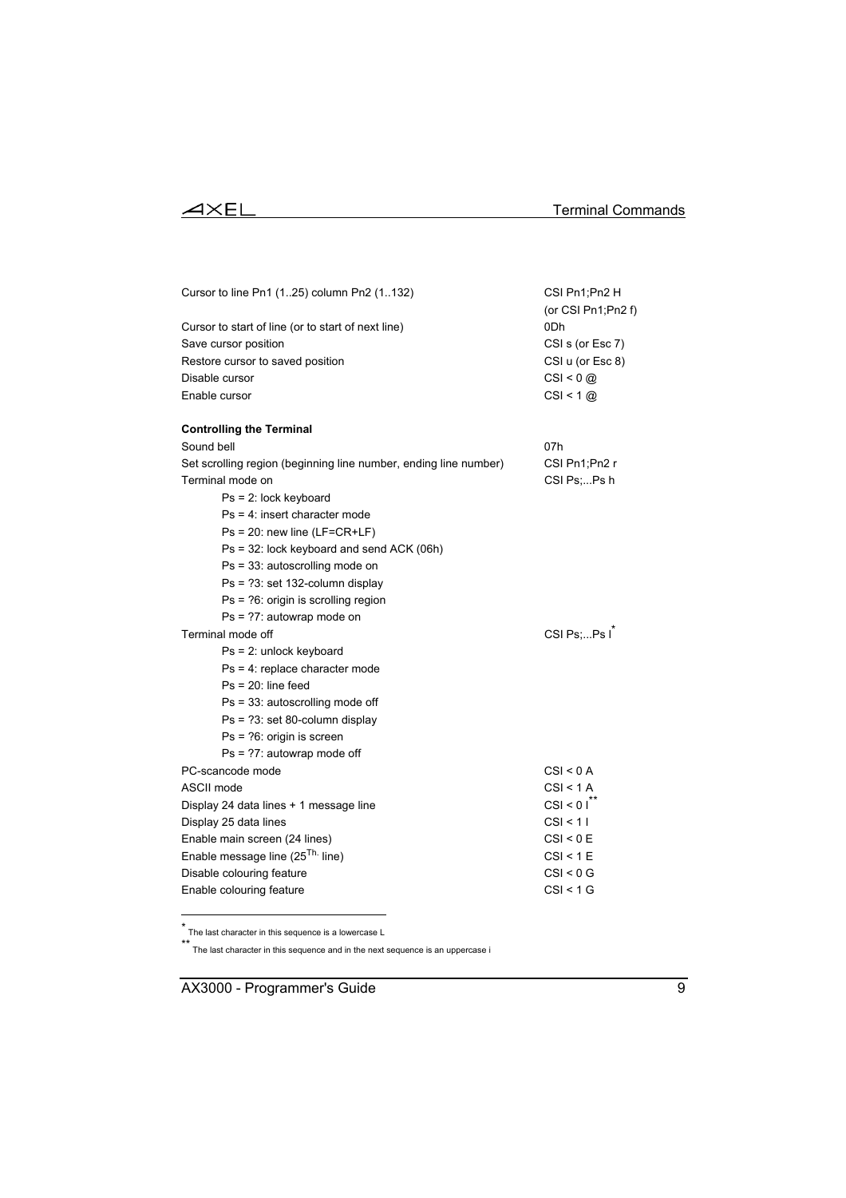| | |
|---|---|
| Cursor to line Pn1 (1..25) column Pn2 (1..132) | CSI Pn1;Pn2 H (or CSI Pn1;Pn2 f) |
| Cursor to start of line (or to start of next line) | 0Dh |
| Save cursor position | CSI s (or Esc 7) |
| Restore cursor to saved position | CSI u (or Esc 8) |
| Disable cursor | CSI < 0 @ |
| Enable cursor | CSI < 1 @ |

**Controlling the Terminal**

| | |
|---|---|
| Sound bell | 07h |
| Set scrolling region (beginning line number, ending line number) | CSI Pn1;Pn2 r |
| Terminal mode on | CSI Ps;...Ps h |
| Ps = 2: lock keyboard | |
| Ps = 4: insert character mode | |
| Ps = 20: new line (LF=CR+LF) | |
| Ps = 32: lock keyboard and send ACK (06h) | |
| Ps = 33: autoscrolling mode on | |
| Ps = ?3: set 132-column display | |
| Ps = ?6: origin is scrolling region | |
| Ps = ?7: autowrap mode on | |
| Terminal mode off | CSI Ps;...Ps l* |
| Ps = 2: unlock keyboard | |
| Ps = 4: replace character mode | |
| Ps = 20: line feed | |
| Ps = 33: autoscrolling mode off | |
| Ps = ?3: set 80-column display | |
| Ps = ?6: origin is screen | |
| Ps = ?7: autowrap mode off | |
| PC-scancode mode | CSI < 0 A |
| ASCII mode | CSI < 1 A |
| Display 24 data lines + 1 message line | CSI < 0 I** |
| Display 25 data lines | CSI < 1 I |
| Enable main screen (24 lines) | CSI < 0 E |
| Enable message line (25[Th.] line) | CSI < 1 E |
| Disable colouring feature | CSI < 0 G |
| Enable colouring feature | CSI < 1 G |

---

* The last character in this sequence is a lowercase L

** The last character in this sequence and in the next sequence is an uppercase i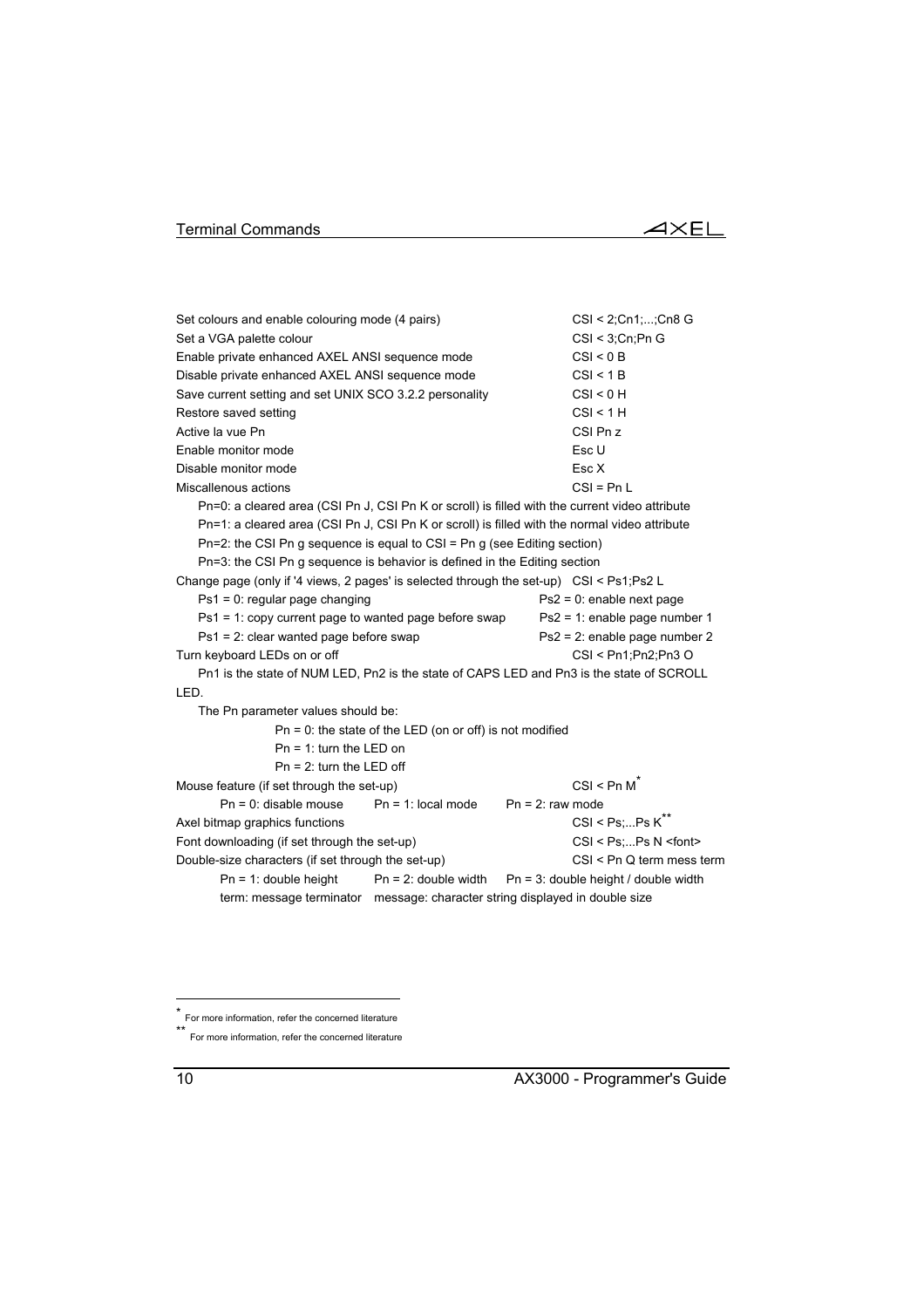Set colours and enable colouring mode (4 pairs) CSI < 2;Cn1;...;Cn8 G

Set a VGA palette colour CSI < 3;Cn;Pn G

Enable private enhanced AXEL ANSI sequence mode CSI < 0 B

Disable private enhanced AXEL ANSI sequence mode CSI < 1 B

Save current setting and set UNIX SCO 3.2.2 personality CSI < 0 H

Restore saved setting CSI < 1 H

Active la vue Pn CSI Pn z

Enable monitor mode Esc U

Disable monitor mode Esc X

Miscallenous actions CSI = Pn L

Pn=0: a cleared area (CSI Pn J, CSI Pn K or scroll) is filled with the current video attribute

Pn=1: a cleared area (CSI Pn J, CSI Pn K or scroll) is filled with the normal video attribute

Pn=2: the CSI Pn g sequence is equal to CSI = Pn g (see Editing section)

Pn=3: the CSI Pn g sequence is behavior is defined in the Editing section

Change page (only if '4 views, 2 pages' is selected through the set-up) CSI < Ps1;Ps2 L

Ps1 = 0: regular page changing Ps2 = 0: enable next page

Ps1 = 1: copy current page to wanted page before swap Ps2 = 1: enable page number 1

Ps1 = 2: clear wanted page before swap Ps2 = 2: enable page number 2

Turn keyboard LEDs on or off CSI < Pn1;Pn2;Pn3 O

Pn1 is the state of NUM LED, Pn2 is the state of CAPS LED and Pn3 is the state of SCROLL LED.

The Pn parameter values should be:

Pn = 0: the state of the LED (on or off) is not modified

Pn = 1: turn the LED on

Pn = 2: turn the LED off

Mouse feature (if set through the set-up) CSI < Pn M*

Pn = 0: disable mouse Pn = 1: local mode Pn = 2: raw mode

Axel bitmap graphics functions CSI < Ps;...Ps K**

Font downloading (if set through the set-up) CSI < Ps;...Ps N <font>

Double-size characters (if set through the set-up) CSI < Pn Q term mess term

Pn = 1: double height Pn = 2: double width Pn = 3: double height / double width

term: message terminator message: character string displayed in double size

---

* For more information, refer the concerned literature

** For more information, refer the concerned literature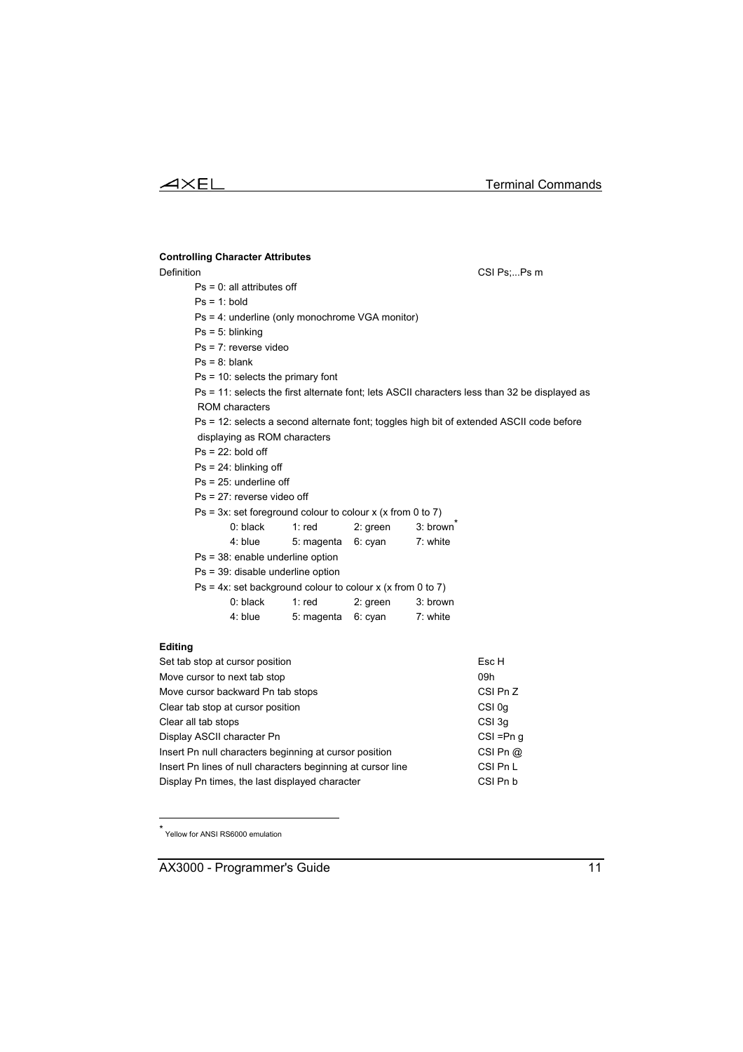#### Controlling Character Attributes

Definition CSI Ps;...Ps m

- Ps = 0: all attributes off
- Ps = 1: bold
- Ps = 4: underline (only monochrome VGA monitor)
- Ps = 5: blinking
- Ps = 7: reverse video
- Ps = 8: blank
- Ps = 10: selects the primary font
- Ps = 11: selects the first alternate font; lets ASCII characters less than 32 be displayed as ROM characters
- Ps = 12: selects a second alternate font; toggles high bit of extended ASCII code before displaying as ROM characters
- Ps = 22: bold off
- Ps = 24: blinking off
- Ps = 25: underline off
- Ps = 27: reverse video off
- Ps = 3x: set foreground colour to colour x (x from 0 to 7)

| | | | |
|---|---|---|---|
| 0: black | 1: red | 2: green | 3: brown* |
| 4: blue | 5: magenta | 6: cyan | 7: white |

- Ps = 38: enable underline option
- Ps = 39: disable underline option
- Ps = 4x: set background colour to colour x (x from 0 to 7)

| | | | |
|---|---|---|---|
| 0: black | 1: red | 2: green | 3: brown |
| 4: blue | 5: magenta | 6: cyan | 7: white |

#### Editing

| | |
|---|---|
| Set tab stop at cursor position | Esc H |
| Move cursor to next tab stop | 09h |
| Move cursor backward Pn tab stops | CSI Pn Z |
| Clear tab stop at cursor position | CSI 0g |
| Clear all tab stops | CSI 3g |
| Display ASCII character Pn | CSI =Pn g |
| Insert Pn null characters beginning at cursor position | CSI Pn @ |
| Insert Pn lines of null characters beginning at cursor line | CSI Pn L |
| Display Pn times, the last displayed character | CSI Pn b |

---

* Yellow for ANSI RS6000 emulation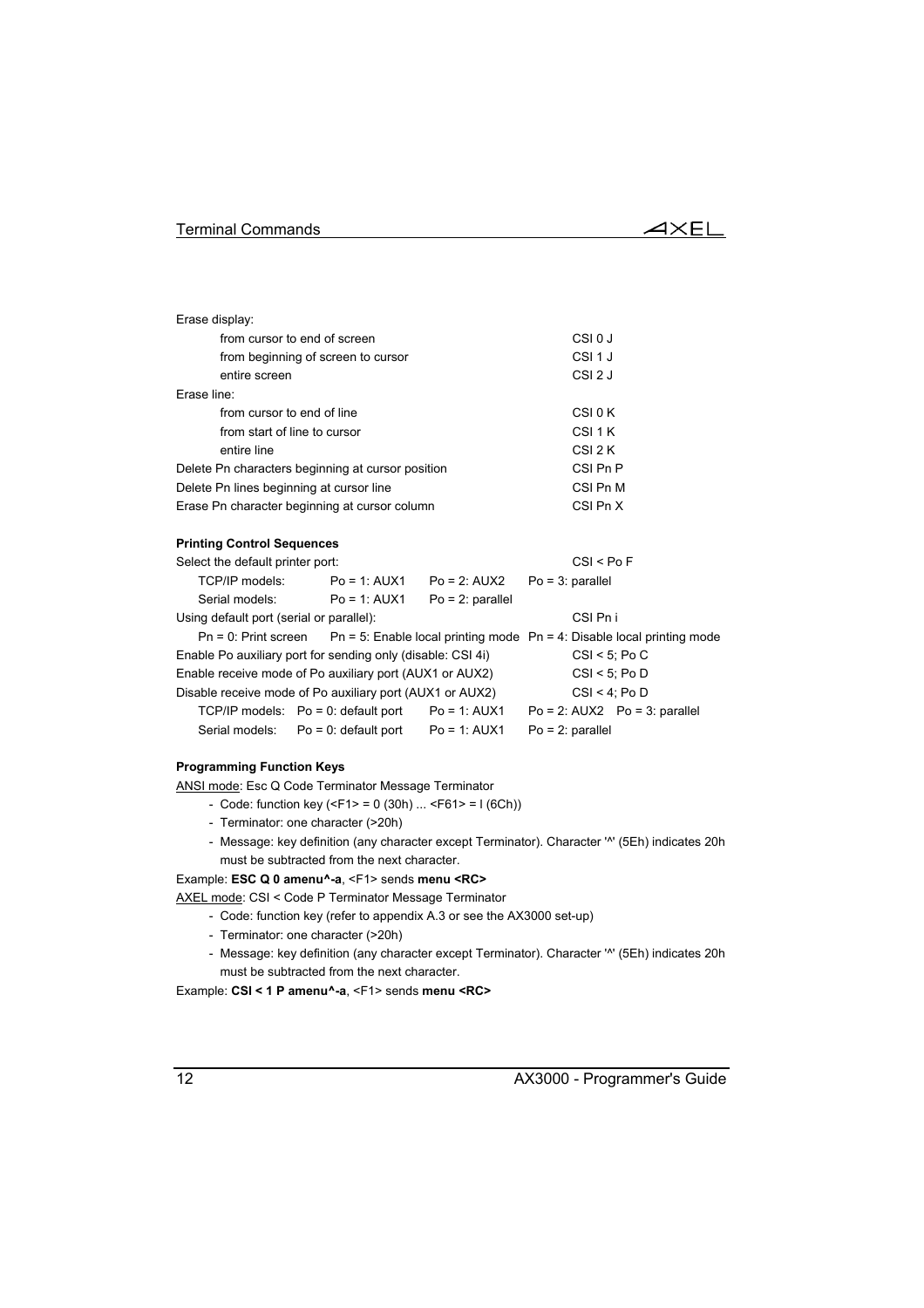Erase display:

| | |
|---|---|
| from cursor to end of screen | CSI 0 J |
| from beginning of screen to cursor | CSI 1 J |
| entire screen | CSI 2 J |

Erase line:

| | |
|---|---|
| from cursor to end of line | CSI 0 K |
| from start of line to cursor | CSI 1 K |
| entire line | CSI 2 K |
| Delete Pn characters beginning at cursor position | CSI Pn P |
| Delete Pn lines beginning at cursor line | CSI Pn M |
| Erase Pn character beginning at cursor column | CSI Pn X |

**Printing Control Sequences**

Select the default printer port: CSI < Po F

| | | | |
|---|---|---|---|
| TCP/IP models: | Po = 1: AUX1 | Po = 2: AUX2 | Po = 3: parallel |
| Serial models: | Po = 1: AUX1 | Po = 2: parallel | |

Using default port (serial or parallel): CSI Pn i

Pn = 0: Print screen   Pn = 5: Enable local printing mode   Pn = 4: Disable local printing mode

| | |
|---|---|
| Enable Po auxiliary port for sending only (disable: CSI 4i) | CSI < 5; Po C |
| Enable receive mode of Po auxiliary port (AUX1 or AUX2) | CSI < 5; Po D |
| Disable receive mode of Po auxiliary port (AUX1 or AUX2) | CSI < 4; Po D |

| | | | | |
|---|---|---|---|---|
| TCP/IP models: | Po = 0: default port | Po = 1: AUX1 | Po = 2: AUX2 | Po = 3: parallel |
| Serial models: | Po = 0: default port | Po = 1: AUX1 | Po = 2: parallel | |

**Programming Function Keys**

ANSI mode: Esc Q Code Terminator Message Terminator

- Code: function key (<F1> = 0 (30h) ... <F61> = l (6Ch))
- Terminator: one character (>20h)
- Message: key definition (any character except Terminator). Character '^' (5Eh) indicates 20h must be subtracted from the next character.

Example: **ESC Q 0 amenu^-a**, <F1> sends **menu <RC>**

AXEL mode: CSI < Code P Terminator Message Terminator

- Code: function key (refer to appendix A.3 or see the AX3000 set-up)
- Terminator: one character (>20h)
- Message: key definition (any character except Terminator). Character '^' (5Eh) indicates 20h must be subtracted from the next character.

Example: **CSI < 1 P amenu^-a**, <F1> sends **menu <RC>**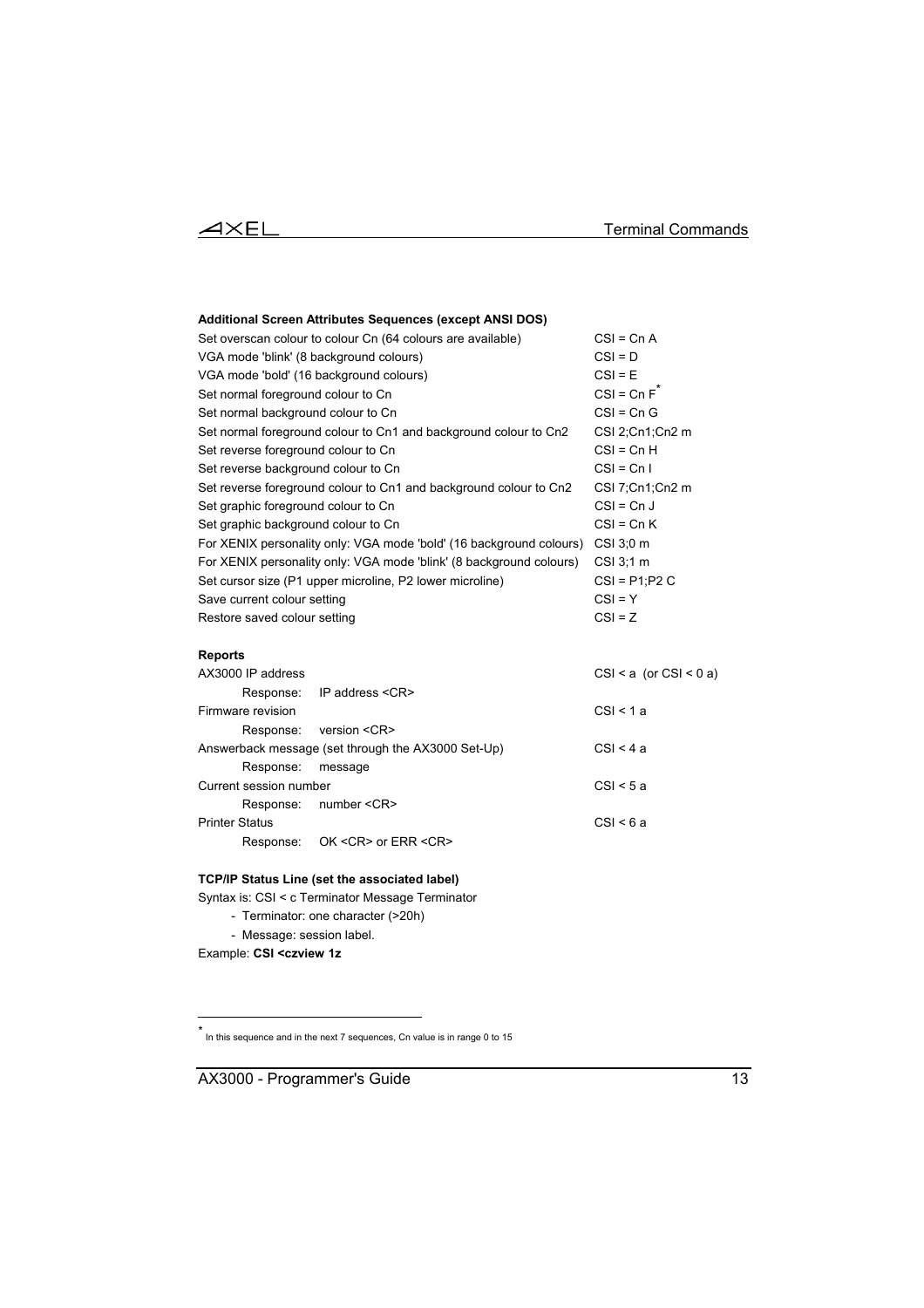#### Additional Screen Attributes Sequences (except ANSI DOS)

| | |
|---|---|
| Set overscan colour to colour Cn (64 colours are available) | CSI = Cn A |
| VGA mode 'blink' (8 background colours) | CSI = D |
| VGA mode 'bold' (16 background colours) | CSI = E |
| Set normal foreground colour to Cn | CSI = Cn F* |
| Set normal background colour to Cn | CSI = Cn G |
| Set normal foreground colour to Cn1 and background colour to Cn2 | CSI 2;Cn1;Cn2 m |
| Set reverse foreground colour to Cn | CSI = Cn H |
| Set reverse background colour to Cn | CSI = Cn I |
| Set reverse foreground colour to Cn1 and background colour to Cn2 | CSI 7;Cn1;Cn2 m |
| Set graphic foreground colour to Cn | CSI = Cn J |
| Set graphic background colour to Cn | CSI = Cn K |
| For XENIX personality only: VGA mode 'bold' (16 background colours) | CSI 3;0 m |
| For XENIX personality only: VGA mode 'blink' (8 background colours) | CSI 3;1 m |
| Set cursor size (P1 upper microline, P2 lower microline) | CSI = P1;P2 C |
| Save current colour setting | CSI = Y |
| Restore saved colour setting | CSI = Z |

#### Reports

| | |
|---|---|
| AX3000 IP address | CSI < a (or CSI < 0 a) |
| Response: IP address <CR> | |
| Firmware revision | CSI < 1 a |
| Response: version <CR> | |
| Answerback message (set through the AX3000 Set-Up) | CSI < 4 a |
| Response: message | |
| Current session number | CSI < 5 a |
| Response: number <CR> | |
| Printer Status | CSI < 6 a |
| Response: OK <CR> or ERR <CR> | |

#### TCP/IP Status Line (set the associated label)

Syntax is: CSI < c Terminator Message Terminator

- Terminator: one character (>20h)
- Message: session label.

Example: **CSI <czview 1z**

* In this sequence and in the next 7 sequences, Cn value is in range 0 to 15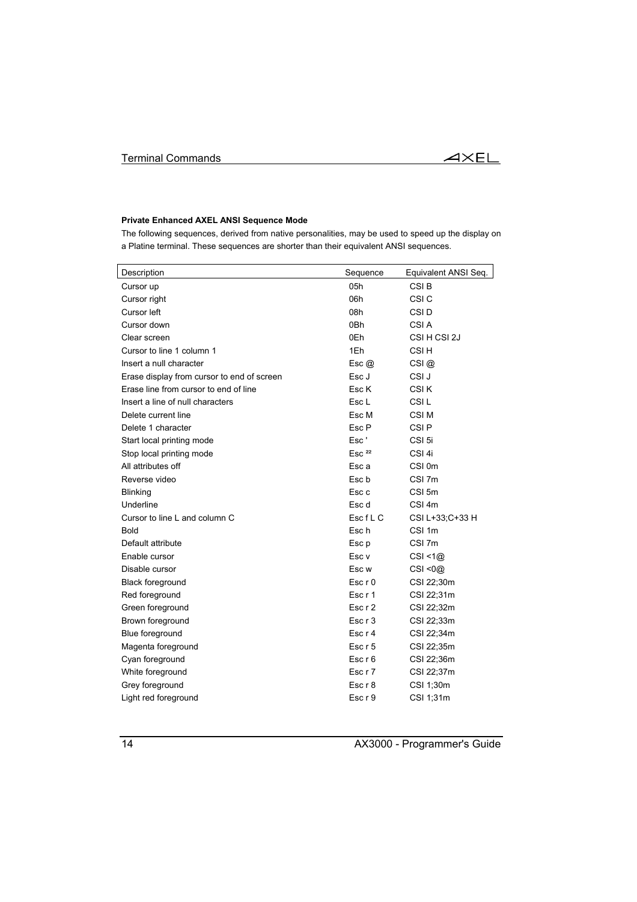**Private Enhanced AXEL ANSI Sequence Mode**

The following sequences, derived from native personalities, may be used to speed up the display on a Platine terminal. These sequences are shorter than their equivalent ANSI sequences.

| Description | Sequence | Equivalent ANSI Seq. |
|---|---|---|
| Cursor up | 05h | CSI B |
| Cursor right | 06h | CSI C |
| Cursor left | 08h | CSI D |
| Cursor down | 0Bh | CSI A |
| Clear screen | 0Eh | CSI H CSI 2J |
| Cursor to line 1 column 1 | 1Eh | CSI H |
| Insert a null character | Esc @ | CSI @ |
| Erase display from cursor to end of screen | Esc J | CSI J |
| Erase line from cursor to end of line | Esc K | CSI K |
| Insert a line of null characters | Esc L | CSI L |
| Delete current line | Esc M | CSI M |
| Delete 1 character | Esc P | CSI P |
| Start local printing mode | Esc ' | CSI 5i |
| Stop local printing mode | Esc ²² | CSI 4i |
| All attributes off | Esc a | CSI 0m |
| Reverse video | Esc b | CSI 7m |
| Blinking | Esc c | CSI 5m |
| Underline | Esc d | CSI 4m |
| Cursor to line L and column C | Esc f L C | CSI L+33;C+33 H |
| Bold | Esc h | CSI 1m |
| Default attribute | Esc p | CSI 7m |
| Enable cursor | Esc v | CSI <1@ |
| Disable cursor | Esc w | CSI <0@ |
| Black foreground | Esc r 0 | CSI 22;30m |
| Red foreground | Esc r 1 | CSI 22;31m |
| Green foreground | Esc r 2 | CSI 22;32m |
| Brown foreground | Esc r 3 | CSI 22;33m |
| Blue foreground | Esc r 4 | CSI 22;34m |
| Magenta foreground | Esc r 5 | CSI 22;35m |
| Cyan foreground | Esc r 6 | CSI 22;36m |
| White foreground | Esc r 7 | CSI 22;37m |
| Grey foreground | Esc r 8 | CSI 1;30m |
| Light red foreground | Esc r 9 | CSI 1;31m |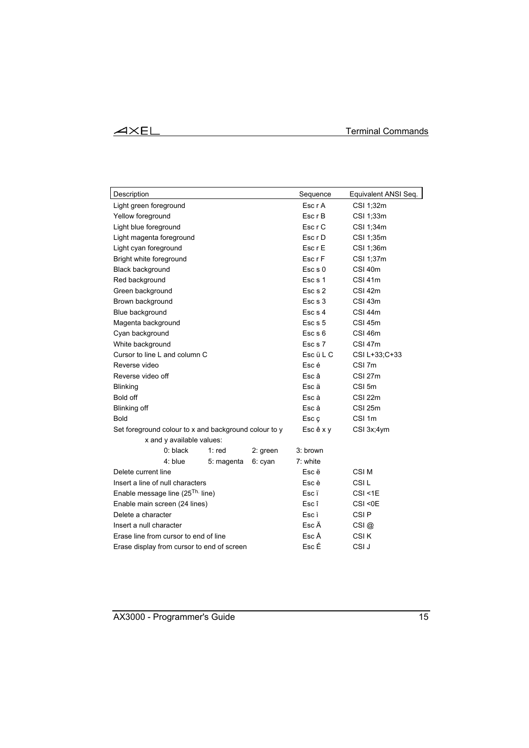| Description | Sequence | Equivalent ANSI Seq. |
|---|---|---|
| Light green foreground | Esc r A | CSI 1;32m |
| Yellow foreground | Esc r B | CSI 1;33m |
| Light blue foreground | Esc r C | CSI 1;34m |
| Light magenta foreground | Esc r D | CSI 1;35m |
| Light cyan foreground | Esc r E | CSI 1;36m |
| Bright white foreground | Esc r F | CSI 1;37m |
| Black background | Esc s 0 | CSI 40m |
| Red background | Esc s 1 | CSI 41m |
| Green background | Esc s 2 | CSI 42m |
| Brown background | Esc s 3 | CSI 43m |
| Blue background | Esc s 4 | CSI 44m |
| Magenta background | Esc s 5 | CSI 45m |
| Cyan background | Esc s 6 | CSI 46m |
| White background | Esc s 7 | CSI 47m |
| Cursor to line L and column C | Esc ü L C | CSI L+33;C+33 |
| Reverse video | Esc é | CSI 7m |
| Reverse video off | Esc â | CSI 27m |
| Blinking | Esc ä | CSI 5m |
| Bold off | Esc à | CSI 22m |
| Blinking off | Esc å | CSI 25m |
| Bold | Esc ç | CSI 1m |
| Set foreground colour to x and background colour to y<br>x and y available values:<br>0: black 1: red 2: green 3: brown<br>4: blue 5: magenta 6: cyan 7: white | Esc ê x y | CSI 3x;4ym |
| Delete current line | Esc ë | CSI M |
| Insert a line of null characters | Esc è | CSI L |
| Enable message line (25Th. line) | Esc ï | CSI <1E |
| Enable main screen (24 lines) | Esc î | CSI <0E |
| Delete a character | Esc ì | CSI P |
| Insert a null character | Esc Ä | CSI @ |
| Erase line from cursor to end of line | Esc Å | CSI K |
| Erase display from cursor to end of screen | Esc É | CSI J |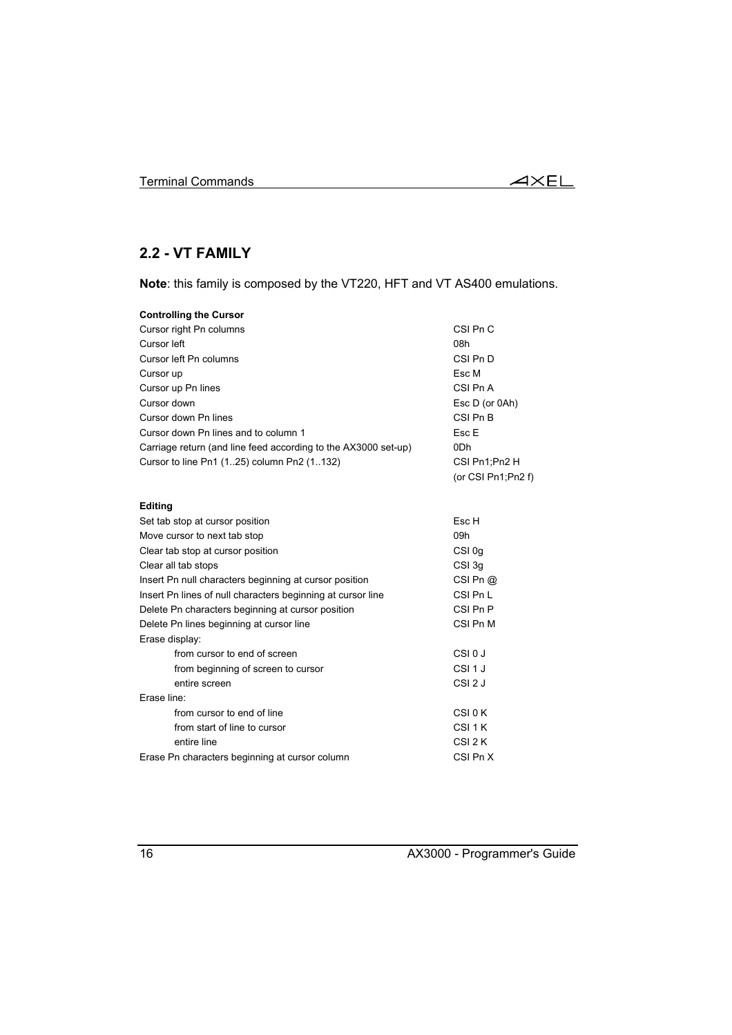## 2.2 - VT FAMILY

**Note**: this family is composed by the VT220, HFT and VT AS400 emulations.

**Controlling the Cursor**

| | |
|---|---|
| Cursor right Pn columns | CSI Pn C |
| Cursor left | 08h |
| Cursor left Pn columns | CSI Pn D |
| Cursor up | Esc M |
| Cursor up Pn lines | CSI Pn A |
| Cursor down | Esc D (or 0Ah) |
| Cursor down Pn lines | CSI Pn B |
| Cursor down Pn lines and to column 1 | Esc E |
| Carriage return (and line feed according to the AX3000 set-up) | 0Dh |
| Cursor to line Pn1 (1..25) column Pn2 (1..132) | CSI Pn1;Pn2 H (or CSI Pn1;Pn2 f) |

**Editing**

| | |
|---|---|
| Set tab stop at cursor position | Esc H |
| Move cursor to next tab stop | 09h |
| Clear tab stop at cursor position | CSI 0g |
| Clear all tab stops | CSI 3g |
| Insert Pn null characters beginning at cursor position | CSI Pn @ |
| Insert Pn lines of null characters beginning at cursor line | CSI Pn L |
| Delete Pn characters beginning at cursor position | CSI Pn P |
| Delete Pn lines beginning at cursor line | CSI Pn M |
| Erase display: | |
| from cursor to end of screen | CSI 0 J |
| from beginning of screen to cursor | CSI 1 J |
| entire screen | CSI 2 J |
| Erase line: | |
| from cursor to end of line | CSI 0 K |
| from start of line to cursor | CSI 1 K |
| entire line | CSI 2 K |
| Erase Pn characters beginning at cursor column | CSI Pn X |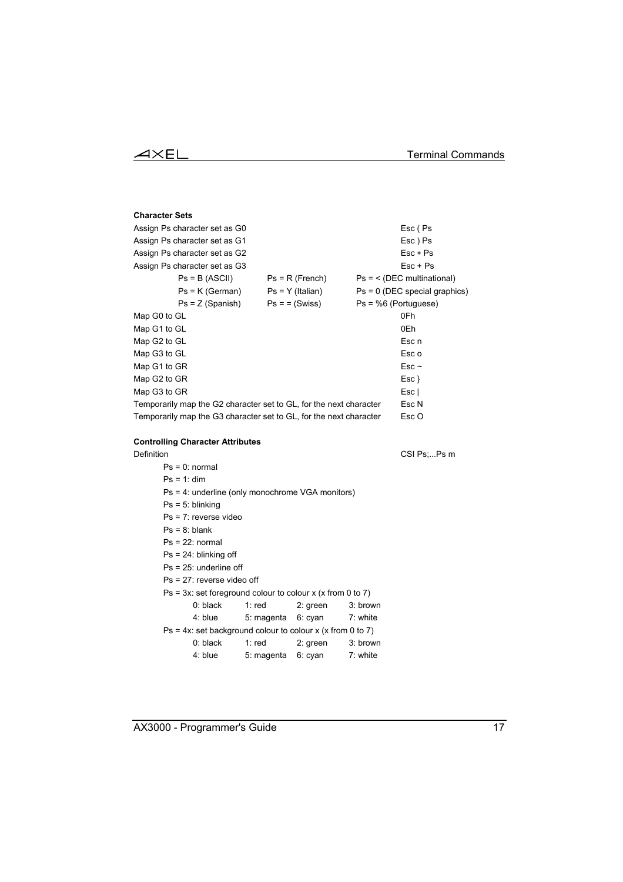**Character Sets**

| | |
|---|---|
| Assign Ps character set as G0 | Esc ( Ps |
| Assign Ps character set as G1 | Esc ) Ps |
| Assign Ps character set as G2 | Esc * Ps |
| Assign Ps character set as G3 | Esc + Ps |

| | | |
|---|---|---|
| Ps = B (ASCII) | Ps = R (French) | Ps = < (DEC multinational) |
| Ps = K (German) | Ps = Y (Italian) | Ps = 0 (DEC special graphics) |
| Ps = Z (Spanish) | Ps = = (Swiss) | Ps = %6 (Portuguese) |

| | |
|---|---|
| Map G0 to GL | 0Fh |
| Map G1 to GL | 0Eh |
| Map G2 to GL | Esc n |
| Map G3 to GL | Esc o |
| Map G1 to GR | Esc ~ |
| Map G2 to GR | Esc } |
| Map G3 to GR | Esc \| |
| Temporarily map the G2 character set to GL, for the next character | Esc N |
| Temporarily map the G3 character set to GL, for the next character | Esc O |

**Controlling Character Attributes**

Definition CSI Ps;...Ps m

- Ps = 0: normal
- Ps = 1: dim
- Ps = 4: underline (only monochrome VGA monitors)
- Ps = 5: blinking
- Ps = 7: reverse video
- Ps = 8: blank
- Ps = 22: normal
- Ps = 24: blinking off
- Ps = 25: underline off
- Ps = 27: reverse video off
- Ps = 3x: set foreground colour to colour x (x from 0 to 7)

| | | | |
|---|---|---|---|
| 0: black | 1: red | 2: green | 3: brown |
| 4: blue | 5: magenta | 6: cyan | 7: white |

- Ps = 4x: set background colour to colour x (x from 0 to 7)

| | | | |
|---|---|---|---|
| 0: black | 1: red | 2: green | 3: brown |
| 4: blue | 5: magenta | 6: cyan | 7: white |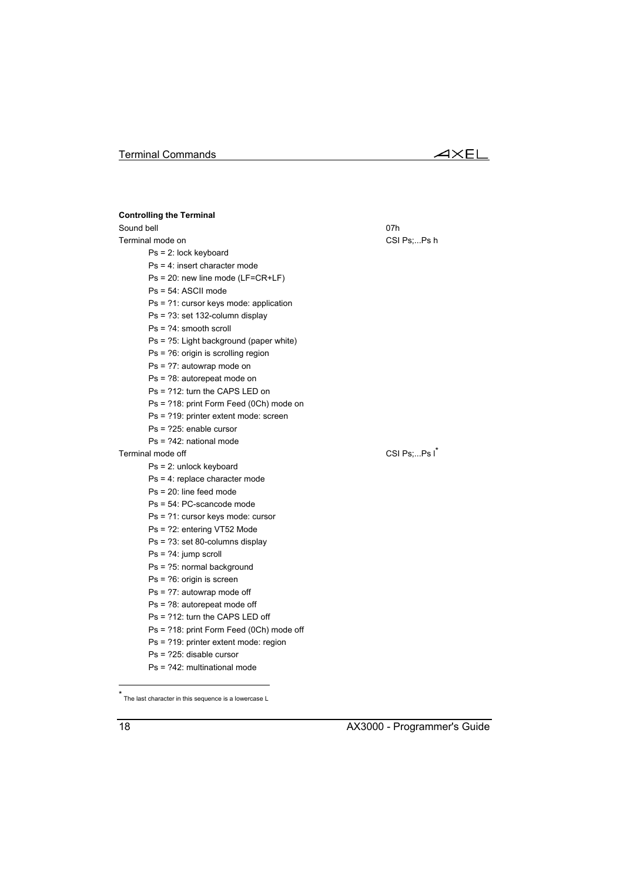**Controlling the Terminal**

| | |
|---|---|
| Sound bell | 07h |
| Terminal mode on | CSI Ps;...Ps h |
| Ps = 2: lock keyboard | |
| Ps = 4: insert character mode | |
| Ps = 20: new line mode (LF=CR+LF) | |
| Ps = 54: ASCII mode | |
| Ps = ?1: cursor keys mode: application | |
| Ps = ?3: set 132-column display | |
| Ps = ?4: smooth scroll | |
| Ps = ?5: Light background (paper white) | |
| Ps = ?6: origin is scrolling region | |
| Ps = ?7: autowrap mode on | |
| Ps = ?8: autorepeat mode on | |
| Ps = ?12: turn the CAPS LED on | |
| Ps = ?18: print Form Feed (0Ch) mode on | |
| Ps = ?19: printer extent mode: screen | |
| Ps = ?25: enable cursor | |
| Ps = ?42: national mode | |
| Terminal mode off | CSI Ps;...Ps l* |
| Ps = 2: unlock keyboard | |
| Ps = 4: replace character mode | |
| Ps = 20: line feed mode | |
| Ps = 54: PC-scancode mode | |
| Ps = ?1: cursor keys mode: cursor | |
| Ps = ?2: entering VT52 Mode | |
| Ps = ?3: set 80-columns display | |
| Ps = ?4: jump scroll | |
| Ps = ?5: normal background | |
| Ps = ?6: origin is screen | |
| Ps = ?7: autowrap mode off | |
| Ps = ?8: autorepeat mode off | |
| Ps = ?12: turn the CAPS LED off | |
| Ps = ?18: print Form Feed (0Ch) mode off | |
| Ps = ?19: printer extent mode: region | |
| Ps = ?25: disable cursor | |
| Ps = ?42: multinational mode | |

* The last character in this sequence is a lowercase L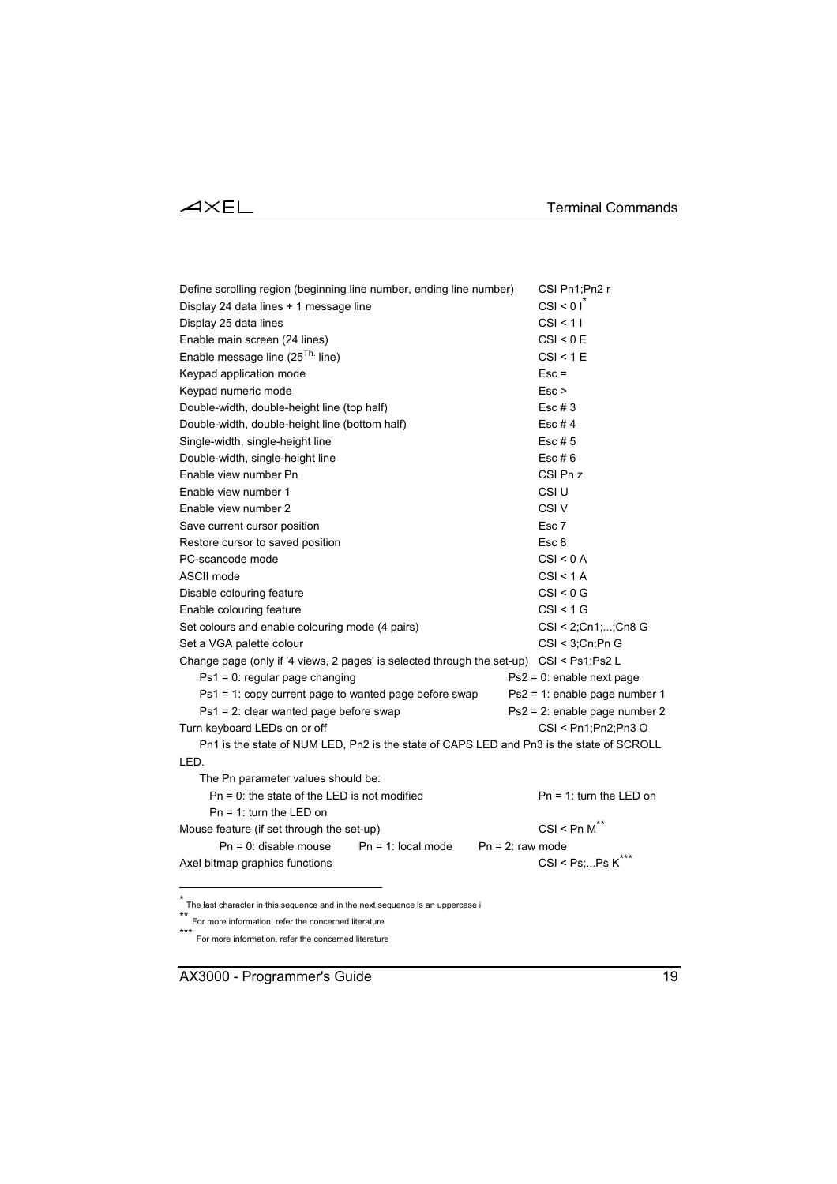| | |
|---|---|
| Define scrolling region (beginning line number, ending line number) | CSI Pn1;Pn2 r |
| Display 24 data lines + 1 message line | CSI < 0 I* |
| Display 25 data lines | CSI < 1 I |
| Enable main screen (24 lines) | CSI < 0 E |
| Enable message line (25$^{Th.}$ line) | CSI < 1 E |
| Keypad application mode | Esc = |
| Keypad numeric mode | Esc > |
| Double-width, double-height line (top half) | Esc # 3 |
| Double-width, double-height line (bottom half) | Esc # 4 |
| Single-width, single-height line | Esc # 5 |
| Double-width, single-height line | Esc # 6 |
| Enable view number Pn | CSI Pn z |
| Enable view number 1 | CSI U |
| Enable view number 2 | CSI V |
| Save current cursor position | Esc 7 |
| Restore cursor to saved position | Esc 8 |
| PC-scancode mode | CSI < 0 A |
| ASCII mode | CSI < 1 A |
| Disable colouring feature | CSI < 0 G |
| Enable colouring feature | CSI < 1 G |
| Set colours and enable colouring mode (4 pairs) | CSI < 2;Cn1;...;Cn8 G |
| Set a VGA palette colour | CSI < 3;Cn;Pn G |
| Change page (only if '4 views, 2 pages' is selected through the set-up) | CSI < Ps1;Ps2 L |
| Ps1 = 0: regular page changing | Ps2 = 0: enable next page |
| Ps1 = 1: copy current page to wanted page before swap | Ps2 = 1: enable page number 1 |
| Ps1 = 2: clear wanted page before swap | Ps2 = 2: enable page number 2 |
| Turn keyboard LEDs on or off | CSI < Pn1;Pn2;Pn3 O |

Pn1 is the state of NUM LED, Pn2 is the state of CAPS LED and Pn3 is the state of SCROLL LED.

The Pn parameter values should be:

- Pn = 0: the state of the LED is not modified
- Pn = 1: turn the LED on
- Pn = 1: turn the LED on

| | |
|---|---|
| Mouse feature (if set through the set-up) | CSI < Pn M** |

Pn = 0: disable mouse    Pn = 1: local mode    Pn = 2: raw mode

| | |
|---|---|
| Axel bitmap graphics functions | CSI < Ps;...Ps K*** |

---

* The last character in this sequence and in the next sequence is an uppercase i

** For more information, refer the concerned literature

*** For more information, refer the concerned literature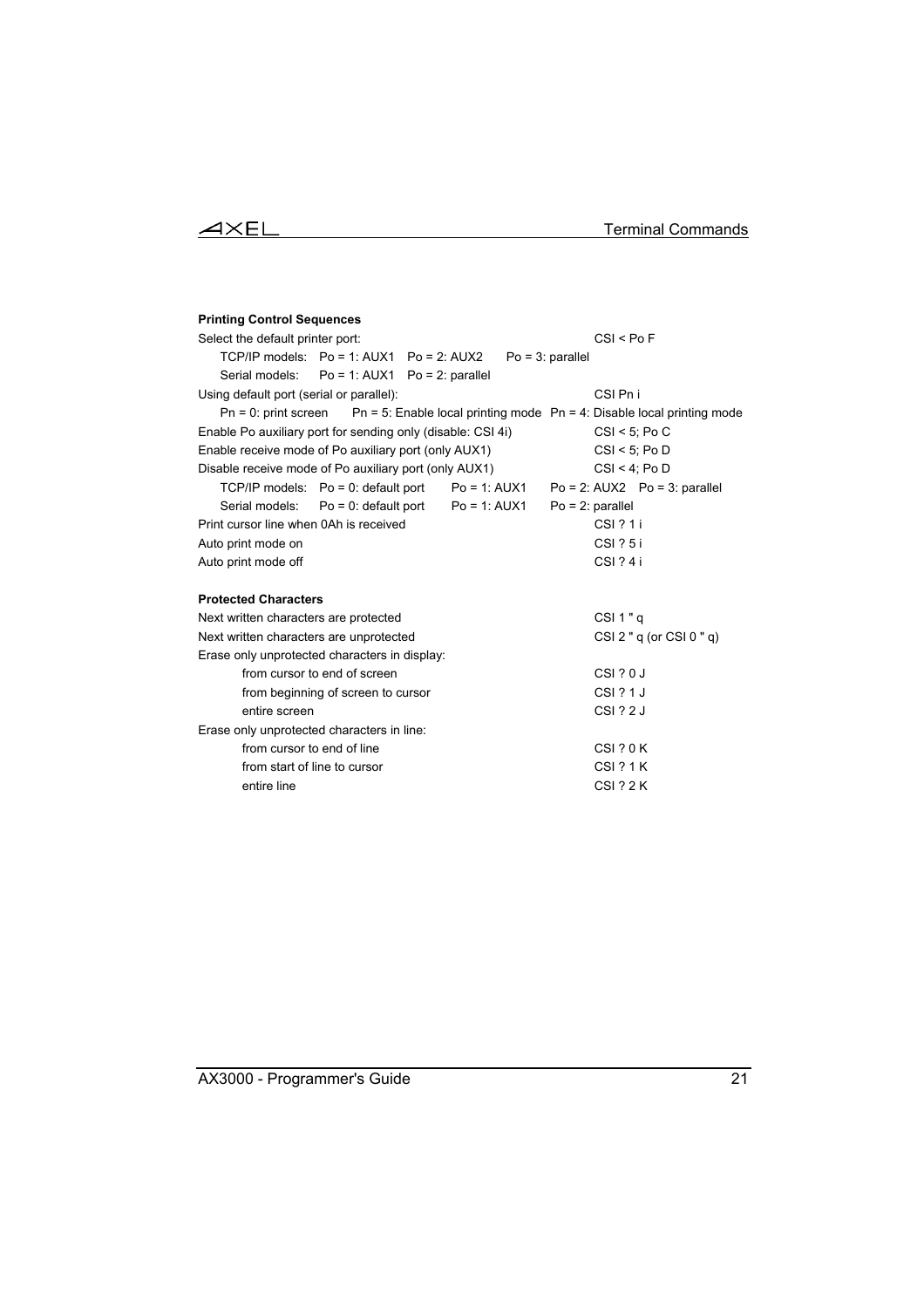**Printing Control Sequences**

| | |
|---|---|
| Select the default printer port: | CSI < Po F |
| TCP/IP models: Po = 1: AUX1 Po = 2: AUX2 Po = 3: parallel | |
| Serial models: Po = 1: AUX1 Po = 2: parallel | |
| Using default port (serial or parallel): | CSI Pn i |
| Pn = 0: print screen Pn = 5: Enable local printing mode Pn = 4: Disable local printing mode | |
| Enable Po auxiliary port for sending only (disable: CSI 4i) | CSI < 5; Po C |
| Enable receive mode of Po auxiliary port (only AUX1) | CSI < 5; Po D |
| Disable receive mode of Po auxiliary port (only AUX1) | CSI < 4; Po D |
| TCP/IP models: Po = 0: default port Po = 1: AUX1 Po = 2: AUX2 Po = 3: parallel | |
| Serial models: Po = 0: default port Po = 1: AUX1 Po = 2: parallel | |
| Print cursor line when 0Ah is received | CSI ? 1 i |
| Auto print mode on | CSI ? 5 i |
| Auto print mode off | CSI ? 4 i |

**Protected Characters**

| | |
|---|---|
| Next written characters are protected | CSI 1 " q |
| Next written characters are unprotected | CSI 2 " q (or CSI 0 " q) |
| Erase only unprotected characters in display: | |
| from cursor to end of screen | CSI ? 0 J |
| from beginning of screen to cursor | CSI ? 1 J |
| entire screen | CSI ? 2 J |
| Erase only unprotected characters in line: | |
| from cursor to end of line | CSI ? 0 K |
| from start of line to cursor | CSI ? 1 K |
| entire line | CSI ? 2 K |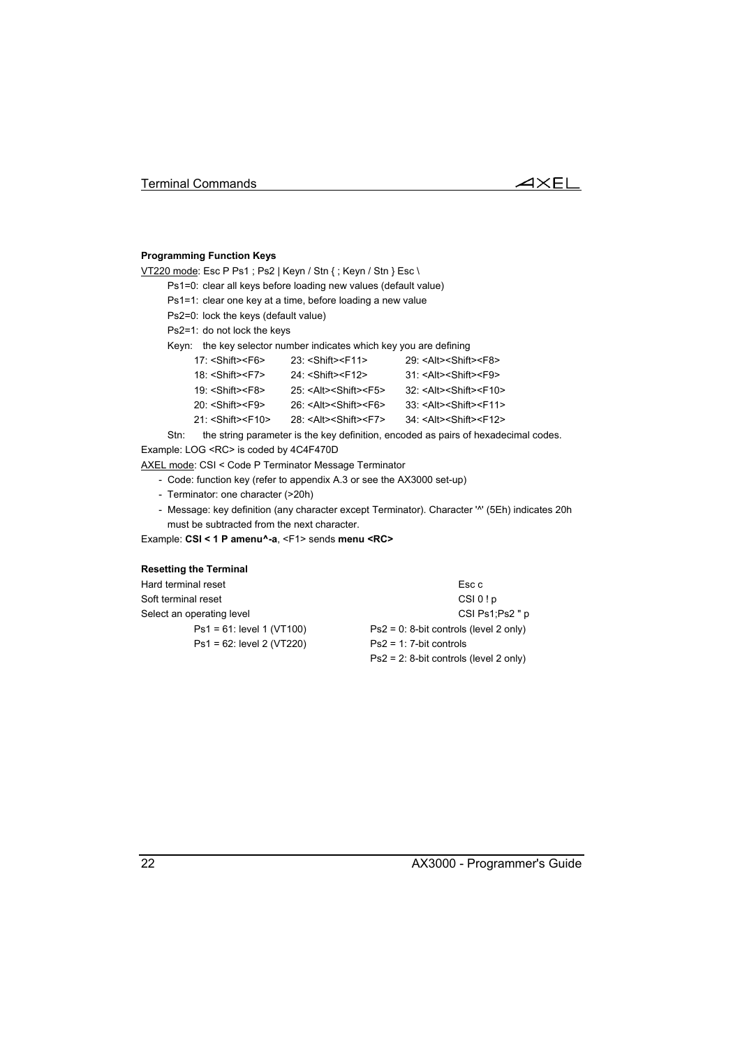**Programming Function Keys**

VT220 mode: Esc P Ps1 ; Ps2 | Keyn / Stn { ; Keyn / Stn } Esc \

Ps1=0: clear all keys before loading new values (default value)

Ps1=1: clear one key at a time, before loading a new value

Ps2=0: lock the keys (default value)

Ps2=1: do not lock the keys

Keyn: the key selector number indicates which key you are defining

| | | |
|---|---|---|
| 17: <Shift><F6> | 23: <Shift><F11> | 29: <Alt><Shift><F8> |
| 18: <Shift><F7> | 24: <Shift><F12> | 31: <Alt><Shift><F9> |
| 19: <Shift><F8> | 25: <Alt><Shift><F5> | 32: <Alt><Shift><F10> |
| 20: <Shift><F9> | 26: <Alt><Shift><F6> | 33: <Alt><Shift><F11> |
| 21: <Shift><F10> | 28: <Alt><Shift><F7> | 34: <Alt><Shift><F12> |

Stn: the string parameter is the key definition, encoded as pairs of hexadecimal codes.

Example: LOG <RC> is coded by 4C4F470D

AXEL mode: CSI < Code P Terminator Message Terminator

- Code: function key (refer to appendix A.3 or see the AX3000 set-up)
- Terminator: one character (>20h)
- Message: key definition (any character except Terminator). Character '^' (5Eh) indicates 20h must be subtracted from the next character.

Example: **CSI < 1 P amenu^-a**, <F1> sends **menu <RC>**

**Resetting the Terminal**

| | |
|---|---|
| Hard terminal reset | Esc c |
| Soft terminal reset | CSI 0 ! p |
| Select an operating level | CSI Ps1;Ps2 " p |
| Ps1 = 61: level 1 (VT100) | Ps2 = 0: 8-bit controls (level 2 only) |
| Ps1 = 62: level 2 (VT220) | Ps2 = 1: 7-bit controls |
| | Ps2 = 2: 8-bit controls (level 2 only) |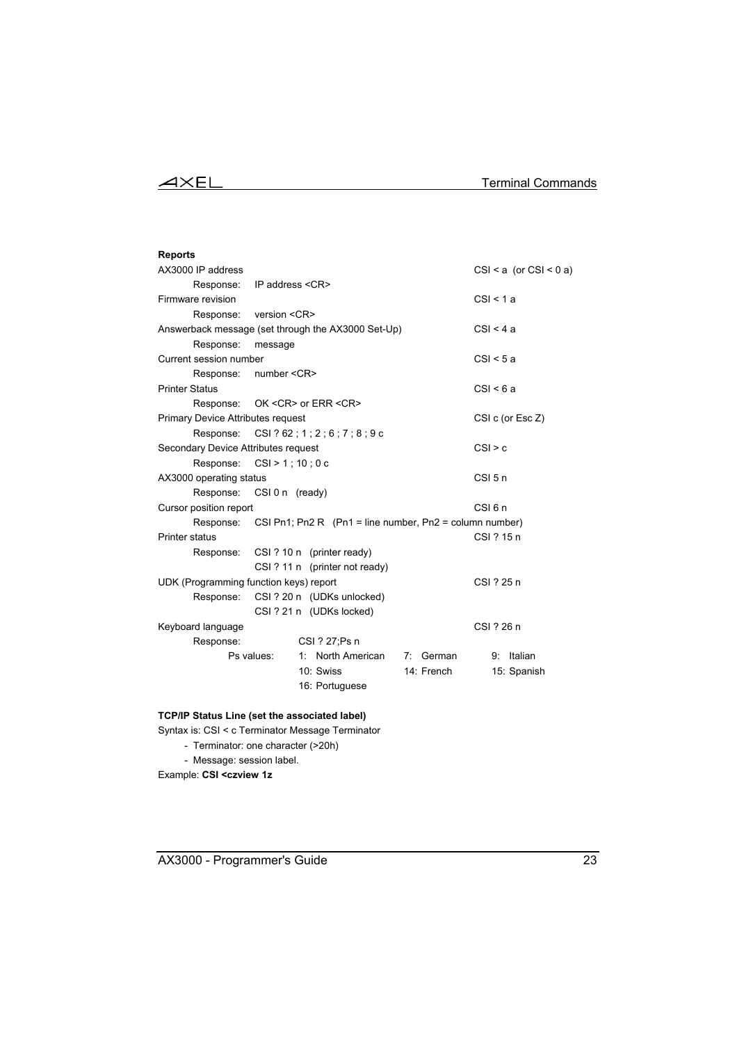**Reports**

| | |
|---|---|
| AX3000 IP address | CSI < a (or CSI < 0 a) |
| Response: IP address <CR> | |
| Firmware revision | CSI < 1 a |
| Response: version <CR> | |
| Answerback message (set through the AX3000 Set-Up) | CSI < 4 a |
| Response: message | |
| Current session number | CSI < 5 a |
| Response: number <CR> | |
| Printer Status | CSI < 6 a |
| Response: OK <CR> or ERR <CR> | |
| Primary Device Attributes request | CSI c (or Esc Z) |
| Response: CSI ? 62 ; 1 ; 2 ; 6 ; 7 ; 8 ; 9 c | |
| Secondary Device Attributes request | CSI > c |
| Response: CSI > 1 ; 10 ; 0 c | |
| AX3000 operating status | CSI 5 n |
| Response: CSI 0 n (ready) | |
| Cursor position report | CSI 6 n |
| Response: CSI Pn1; Pn2 R (Pn1 = line number, Pn2 = column number) | |
| Printer status | CSI ? 15 n |
| Response: CSI ? 10 n (printer ready) | |
| CSI ? 11 n (printer not ready) | |
| UDK (Programming function keys) report | CSI ? 25 n |
| Response: CSI ? 20 n (UDKs unlocked) | |
| CSI ? 21 n (UDKs locked) | |
| Keyboard language | CSI ? 26 n |
| Response: CSI ? 27;Ps n | |

Ps values:

| | | |
|---|---|---|
| 1: North American | 7: German | 9: Italian |
| 10: Swiss | 14: French | 15: Spanish |
| 16: Portuguese | | |

**TCP/IP Status Line (set the associated label)**

Syntax is: CSI < c Terminator Message Terminator

- Terminator: one character (>20h)
- Message: session label.

Example: **CSI <czview 1z**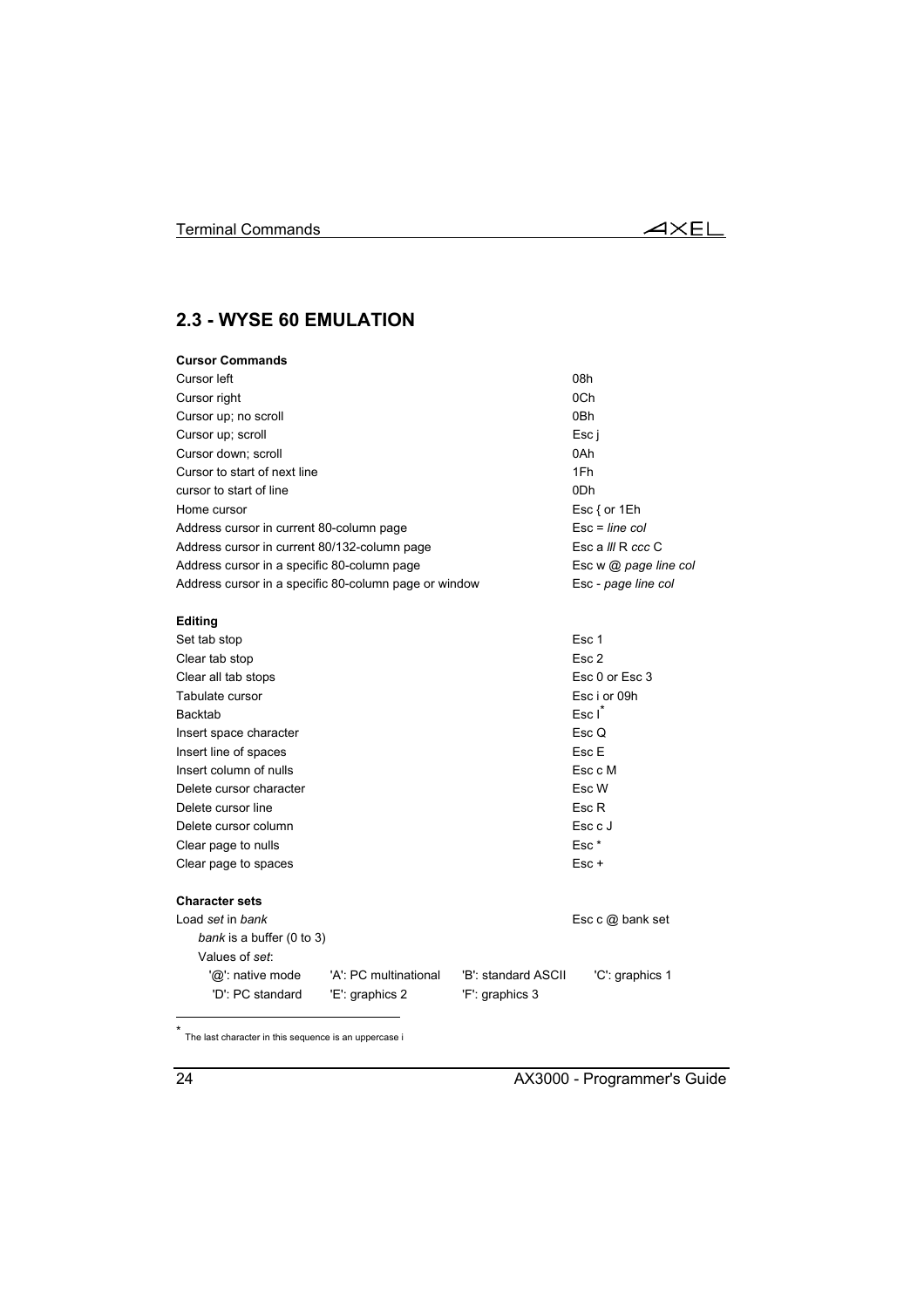## 2.3 - WYSE 60 EMULATION

**Cursor Commands**

| | |
|---|---|
| Cursor left | 08h |
| Cursor right | 0Ch |
| Cursor up; no scroll | 0Bh |
| Cursor up; scroll | Esc j |
| Cursor down; scroll | 0Ah |
| Cursor to start of next line | 1Fh |
| cursor to start of line | 0Dh |
| Home cursor | Esc { or 1Eh |
| Address cursor in current 80-column page | Esc = *line col* |
| Address cursor in current 80/132-column page | Esc a *lll* R *ccc* C |
| Address cursor in a specific 80-column page | Esc w @ *page line col* |
| Address cursor in a specific 80-column page or window | Esc - *page line col* |

**Editing**

| | |
|---|---|
| Set tab stop | Esc 1 |
| Clear tab stop | Esc 2 |
| Clear all tab stops | Esc 0 or Esc 3 |
| Tabulate cursor | Esc i or 09h |
| Backtab | Esc I* |
| Insert space character | Esc Q |
| Insert line of spaces | Esc E |
| Insert column of nulls | Esc c M |
| Delete cursor character | Esc W |
| Delete cursor line | Esc R |
| Delete cursor column | Esc c J |
| Clear page to nulls | Esc * |
| Clear page to spaces | Esc + |

**Character sets**

Load *set* in *bank* — Esc c @ bank set

*bank* is a buffer (0 to 3)

Values of *set*:

| | | | |
|---|---|---|---|
| '@': native mode | 'A': PC multinational | 'B': standard ASCII | 'C': graphics 1 |
| 'D': PC standard | 'E': graphics 2 | 'F': graphics 3 | |

---

* The last character in this sequence is an uppercase i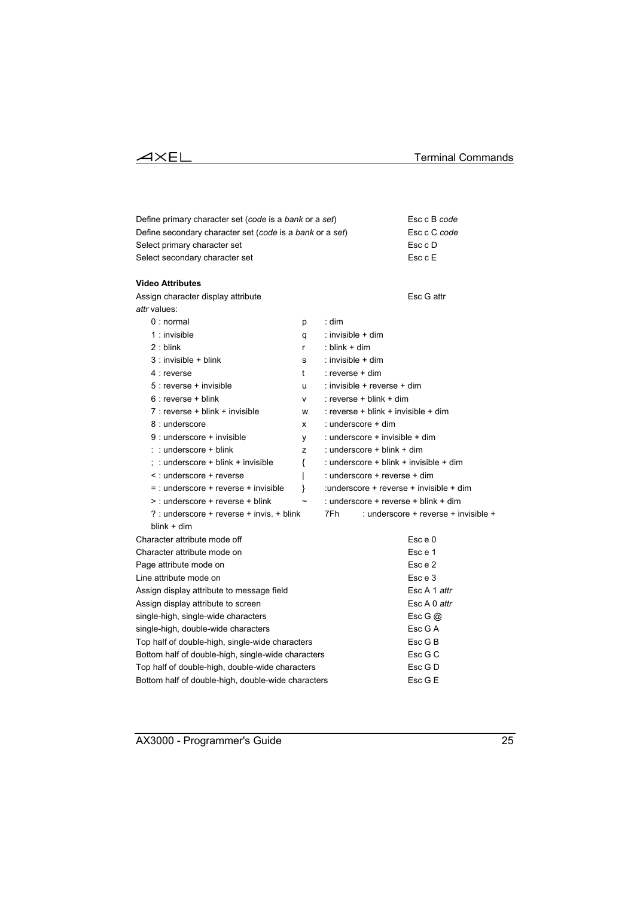| | |
|---|---|
| Define primary character set (*code* is a *bank* or a *set*) | Esc c B *code* |
| Define secondary character set (*code* is a *bank* or a *set*) | Esc c C *code* |
| Select primary character set | Esc c D |
| Select secondary character set | Esc c E |

**Video Attributes**

Assign character display attribute — Esc G attr

*attr* values:

| | | |
|---|---|---|
| 0 : normal | p | : dim |
| 1 : invisible | q | : invisible + dim |
| 2 : blink | r | : blink + dim |
| 3 : invisible + blink | s | : invisible + dim |
| 4 : reverse | t | : reverse + dim |
| 5 : reverse + invisible | u | : invisible + reverse + dim |
| 6 : reverse + blink | v | : reverse + blink + dim |
| 7 : reverse + blink + invisible | w | : reverse + blink + invisible + dim |
| 8 : underscore | x | : underscore + dim |
| 9 : underscore + invisible | y | : underscore + invisible + dim |
| : : underscore + blink | z | : underscore + blink + dim |
| ; : underscore + blink + invisible | { | : underscore + blink + invisible + dim |
| < : underscore + reverse | \| | : underscore + reverse + dim |
| = : underscore + reverse + invisible | } | :underscore + reverse + invisible + dim |
| > : underscore + reverse + blink | ~ | : underscore + reverse + blink + dim |
| ? : underscore + reverse + invis. + blink | 7Fh | : underscore + reverse + invisible + blink + dim |

| | |
|---|---|
| Character attribute mode off | Esc e 0 |
| Character attribute mode on | Esc e 1 |
| Page attribute mode on | Esc e 2 |
| Line attribute mode on | Esc e 3 |
| Assign display attribute to message field | Esc A 1 *attr* |
| Assign display attribute to screen | Esc A 0 *attr* |
| single-high, single-wide characters | Esc G @ |
| single-high, double-wide characters | Esc G A |
| Top half of double-high, single-wide characters | Esc G B |
| Bottom half of double-high, single-wide characters | Esc G C |
| Top half of double-high, double-wide characters | Esc G D |
| Bottom half of double-high, double-wide characters | Esc G E |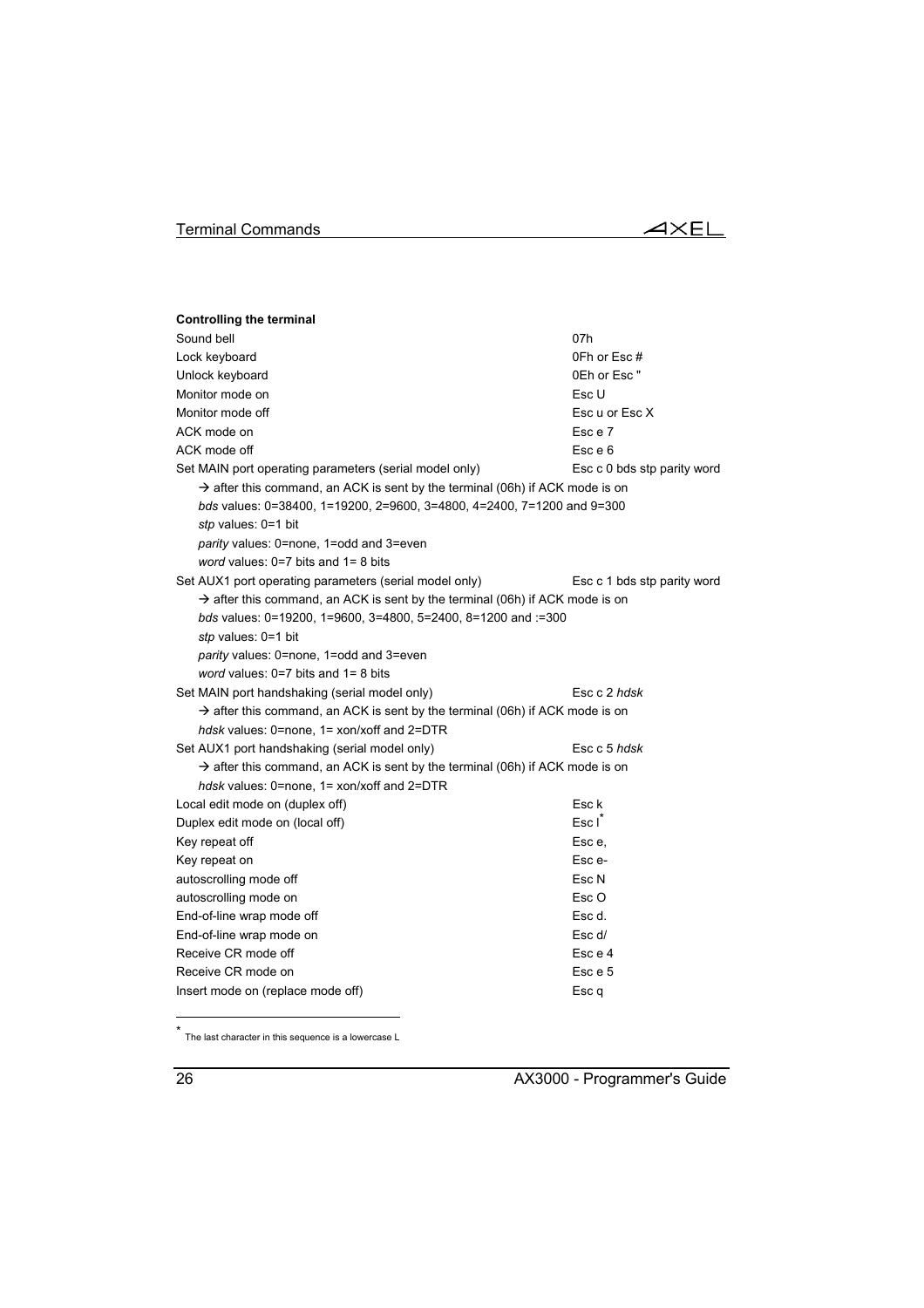**Controlling the terminal**

| | |
|---|---|
| Sound bell | 07h |
| Lock keyboard | 0Fh or Esc # |
| Unlock keyboard | 0Eh or Esc " |
| Monitor mode on | Esc U |
| Monitor mode off | Esc u or Esc X |
| ACK mode on | Esc e 7 |
| ACK mode off | Esc e 6 |
| Set MAIN port operating parameters (serial model only) | Esc c 0 bds stp parity word |
| → after this command, an ACK is sent by the terminal (06h) if ACK mode is on | |
| *bds* values: 0=38400, 1=19200, 2=9600, 3=4800, 4=2400, 7=1200 and 9=300 | |
| *stp* values: 0=1 bit | |
| *parity* values: 0=none, 1=odd and 3=even | |
| *word* values: 0=7 bits and 1= 8 bits | |
| Set AUX1 port operating parameters (serial model only) | Esc c 1 bds stp parity word |
| → after this command, an ACK is sent by the terminal (06h) if ACK mode is on | |
| *bds* values: 0=19200, 1=9600, 3=4800, 5=2400, 8=1200 and :=300 | |
| *stp* values: 0=1 bit | |
| *parity* values: 0=none, 1=odd and 3=even | |
| *word* values: 0=7 bits and 1= 8 bits | |
| Set MAIN port handshaking (serial model only) | Esc c 2 *hdsk* |
| → after this command, an ACK is sent by the terminal (06h) if ACK mode is on | |
| *hdsk* values: 0=none, 1= xon/xoff and 2=DTR | |
| Set AUX1 port handshaking (serial model only) | Esc c 5 *hdsk* |
| → after this command, an ACK is sent by the terminal (06h) if ACK mode is on | |
| *hdsk* values: 0=none, 1= xon/xoff and 2=DTR | |
| Local edit mode on (duplex off) | Esc k |
| Duplex edit mode on (local off) | Esc l* |
| Key repeat off | Esc e, |
| Key repeat on | Esc e- |
| autoscrolling mode off | Esc N |
| autoscrolling mode on | Esc O |
| End-of-line wrap mode off | Esc d. |
| End-of-line wrap mode on | Esc d/ |
| Receive CR mode off | Esc e 4 |
| Receive CR mode on | Esc e 5 |
| Insert mode on (replace mode off) | Esc q |

* The last character in this sequence is a lowercase L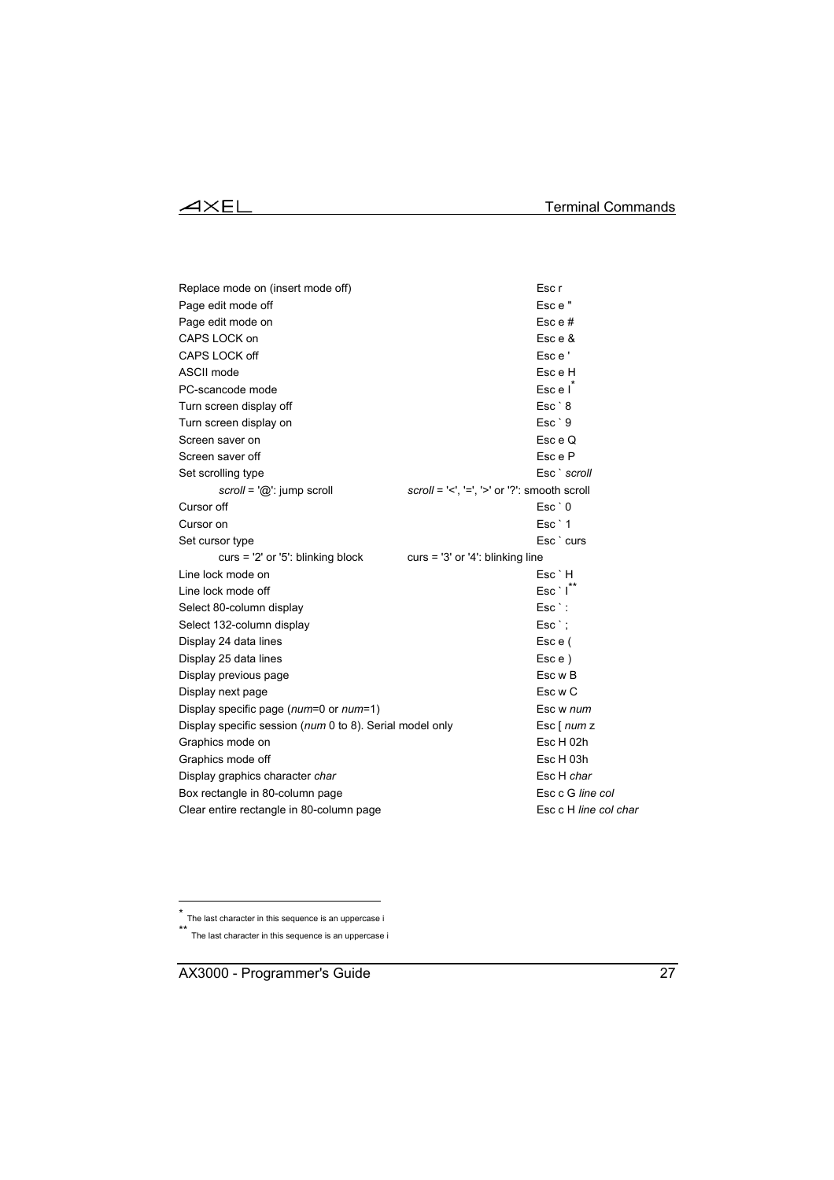| | |
|---|---|
| Replace mode on (insert mode off) | Esc r |
| Page edit mode off | Esc e " |
| Page edit mode on | Esc e # |
| CAPS LOCK on | Esc e & |
| CAPS LOCK off | Esc e ' |
| ASCII mode | Esc e H |
| PC-scancode mode | Esc e I* |
| Turn screen display off | Esc ` 8 |
| Turn screen display on | Esc ` 9 |
| Screen saver on | Esc e Q |
| Screen saver off | Esc e P |
| Set scrolling type | Esc ` *scroll* |
| *scroll* = '@': jump scroll | *scroll* = '<', '=', '>' or '?': smooth scroll |
| Cursor off | Esc ` 0 |
| Cursor on | Esc ` 1 |
| Set cursor type | Esc ` curs |
| curs = '2' or '5': blinking block | curs = '3' or '4': blinking line |
| Line lock mode on | Esc ` H |
| Line lock mode off | Esc ` I** |
| Select 80-column display | Esc ` : |
| Select 132-column display | Esc ` ; |
| Display 24 data lines | Esc e ( |
| Display 25 data lines | Esc e ) |
| Display previous page | Esc w B |
| Display next page | Esc w C |
| Display specific page (*num*=0 or *num*=1) | Esc w *num* |
| Display specific session (*num* 0 to 8). Serial model only | Esc [ *num* z |
| Graphics mode on | Esc H 02h |
| Graphics mode off | Esc H 03h |
| Display graphics character *char* | Esc H *char* |
| Box rectangle in 80-column page | Esc c G *line col* |
| Clear entire rectangle in 80-column page | Esc c H *line col char* |

---

\* The last character in this sequence is an uppercase i

\*\* The last character in this sequence is an uppercase i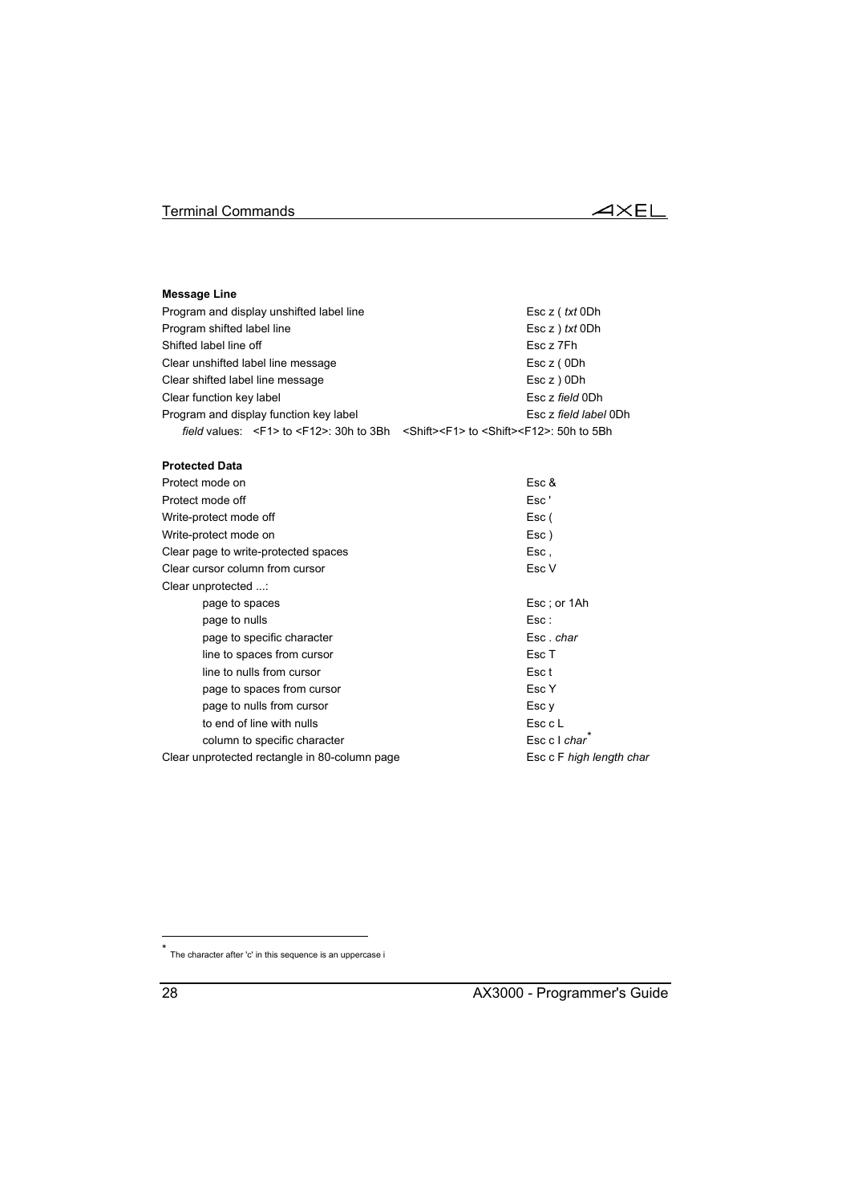**Message Line**

| | |
|---|---|
| Program and display unshifted label line | Esc z ( *txt* 0Dh |
| Program shifted label line | Esc z ) *txt* 0Dh |
| Shifted label line off | Esc z 7Fh |
| Clear unshifted label line message | Esc z ( 0Dh |
| Clear shifted label line message | Esc z ) 0Dh |
| Clear function key label | Esc z *field* 0Dh |
| Program and display function key label | Esc z *field label* 0Dh |

*field* values: <F1> to <F12>: 30h to 3Bh <Shift><F1> to <Shift><F12>: 50h to 5Bh

**Protected Data**

| | |
|---|---|
| Protect mode on | Esc & |
| Protect mode off | Esc ' |
| Write-protect mode off | Esc ( |
| Write-protect mode on | Esc ) |
| Clear page to write-protected spaces | Esc , |
| Clear cursor column from cursor | Esc V |
| Clear unprotected ...: | |
| page to spaces | Esc ; or 1Ah |
| page to nulls | Esc : |
| page to specific character | Esc . *char* |
| line to spaces from cursor | Esc T |
| line to nulls from cursor | Esc t |
| page to spaces from cursor | Esc Y |
| page to nulls from cursor | Esc y |
| to end of line with nulls | Esc c L |
| column to specific character | Esc c I *char*[*] |
| Clear unprotected rectangle in 80-column page | Esc c F *high length char* |

[*] The character after 'c' in this sequence is an uppercase i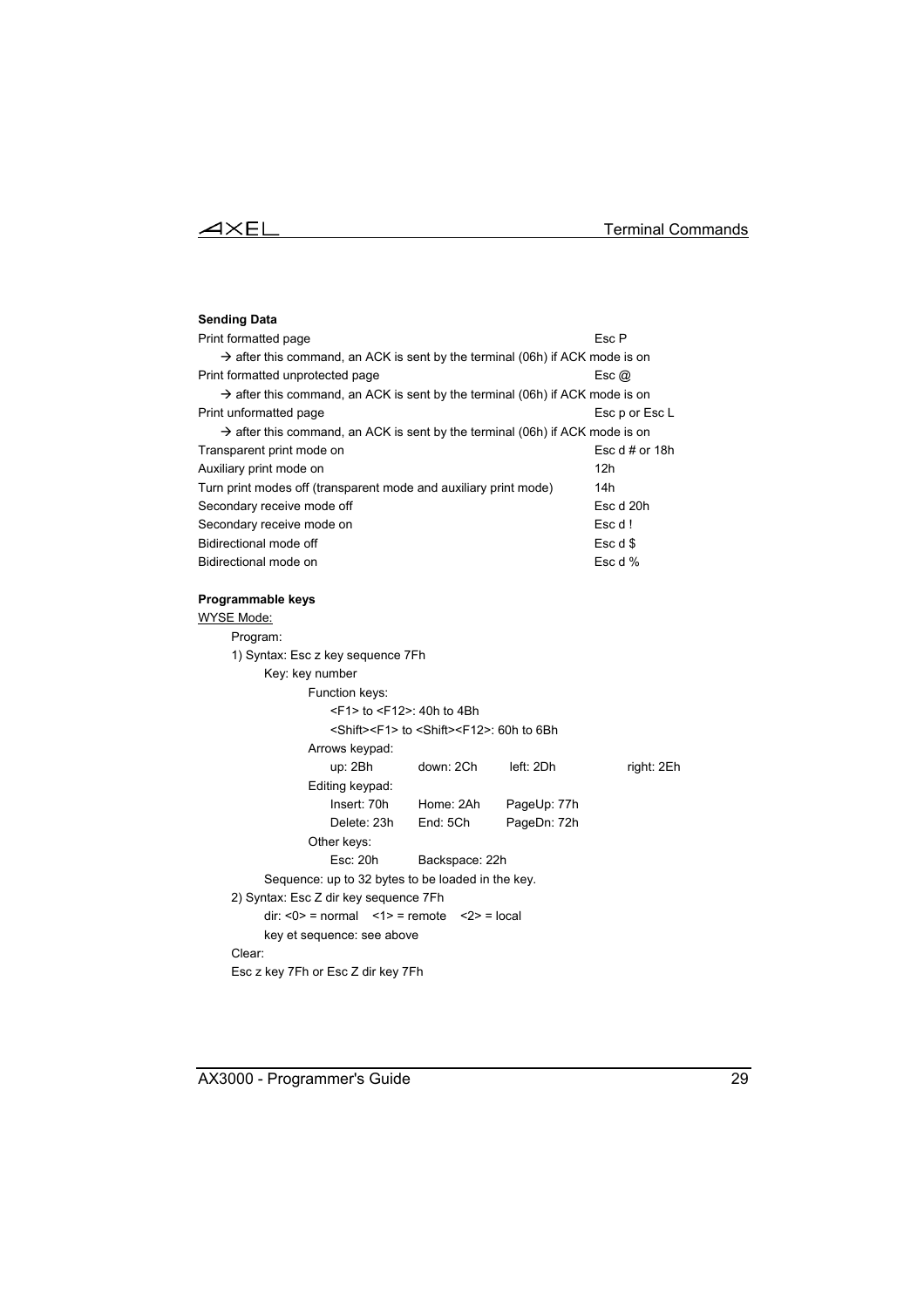**Sending Data**

| | |
|---|---|
| Print formatted page | Esc P |
| → after this command, an ACK is sent by the terminal (06h) if ACK mode is on | |
| Print formatted unprotected page | Esc @ |
| → after this command, an ACK is sent by the terminal (06h) if ACK mode is on | |
| Print unformatted page | Esc p or Esc L |
| → after this command, an ACK is sent by the terminal (06h) if ACK mode is on | |
| Transparent print mode on | Esc d # or 18h |
| Auxiliary print mode on | 12h |
| Turn print modes off (transparent mode and auxiliary print mode) | 14h |
| Secondary receive mode off | Esc d 20h |
| Secondary receive mode on | Esc d ! |
| Bidirectional mode off | Esc d $ |
| Bidirectional mode on | Esc d % |

**Programmable keys**

WYSE Mode:

Program:

1) Syntax: Esc z key sequence 7Fh

Key: key number

Function keys:

<F1> to <F12>: 40h to 4Bh

<Shift><F1> to <Shift><F12>: 60h to 6Bh

Arrows keypad:

| | | | |
|---|---|---|---|
| up: 2Bh | down: 2Ch | left: 2Dh | right: 2Eh |

Editing keypad:

| | | |
|---|---|---|
| Insert: 70h | Home: 2Ah | PageUp: 77h |
| Delete: 23h | End: 5Ch | PageDn: 72h |

Other keys:

| | |
|---|---|
| Esc: 20h | Backspace: 22h |

Sequence: up to 32 bytes to be loaded in the key.

2) Syntax: Esc Z dir key sequence 7Fh

dir: <0> = normal   <1> = remote   <2> = local

key et sequence: see above

Clear:

Esc z key 7Fh or Esc Z dir key 7Fh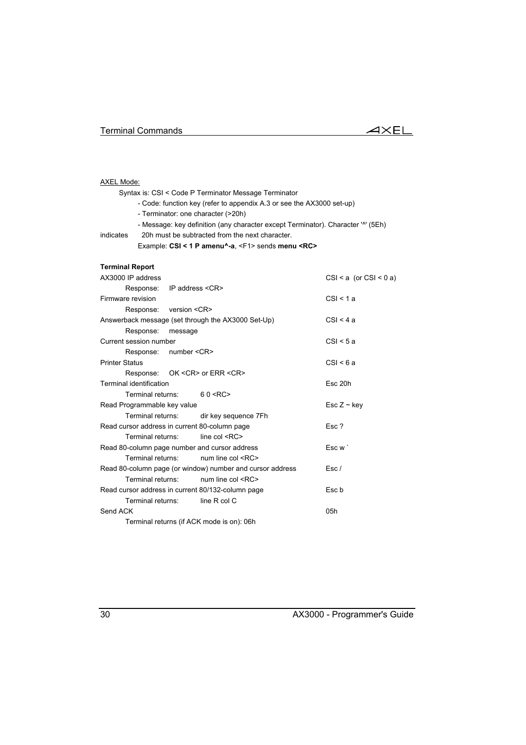AXEL Mode:

Syntax is: CSI < Code P Terminator Message Terminator

- Code: function key (refer to appendix A.3 or see the AX3000 set-up)
- Terminator: one character (>20h)
- Message: key definition (any character except Terminator). Character '^' (5Eh) indicates 20h must be subtracted from the next character.

Example: **CSI < 1 P amenu^-a**, <F1> sends **menu <RC>**

**Terminal Report**

| | |
|---|---|
| AX3000 IP address | CSI < a (or CSI < 0 a) |
| Response: IP address <CR> | |
| Firmware revision | CSI < 1 a |
| Response: version <CR> | |
| Answerback message (set through the AX3000 Set-Up) | CSI < 4 a |
| Response: message | |
| Current session number | CSI < 5 a |
| Response: number <CR> | |
| Printer Status | CSI < 6 a |
| Response: OK <CR> or ERR <CR> | |
| Terminal identification | Esc 20h |
| Terminal returns: 6 0 <RC> | |
| Read Programmable key value | Esc Z ~ key |
| Terminal returns: dir key sequence 7Fh | |
| Read cursor address in current 80-column page | Esc ? |
| Terminal returns: line col <RC> | |
| Read 80-column page number and cursor address | Esc w ` |
| Terminal returns: num line col <RC> | |
| Read 80-column page (or window) number and cursor address | Esc / |
| Terminal returns: num line col <RC> | |
| Read cursor address in current 80/132-column page | Esc b |
| Terminal returns: line R col C | |
| Send ACK | 05h |
| Terminal returns (if ACK mode is on): 06h | |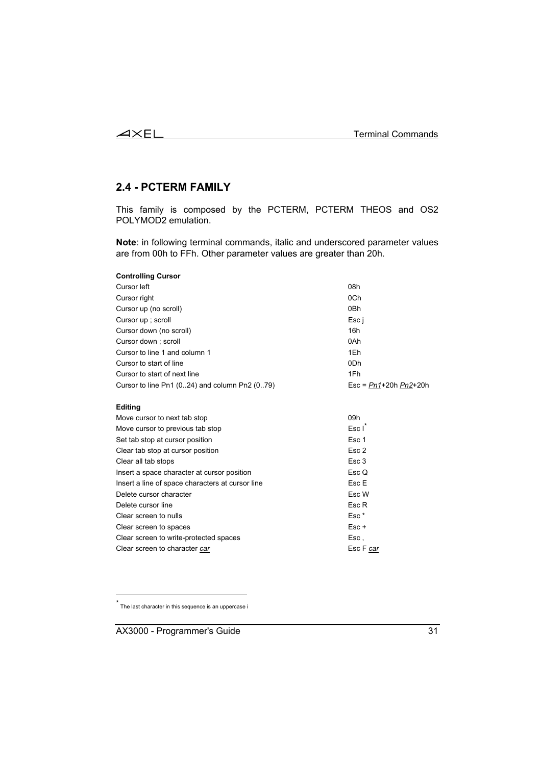## 2.4 - PCTERM FAMILY

This family is composed by the PCTERM, PCTERM THEOS and OS2 POLYMOD2 emulation.

**Note**: in following terminal commands, italic and underscored parameter values are from 00h to FFh. Other parameter values are greater than 20h.

**Controlling Cursor**

| | |
|---|---|
| Cursor left | 08h |
| Cursor right | 0Ch |
| Cursor up (no scroll) | 0Bh |
| Cursor up ; scroll | Esc j |
| Cursor down (no scroll) | 16h |
| Cursor down ; scroll | 0Ah |
| Cursor to line 1 and column 1 | 1Eh |
| Cursor to start of line | 0Dh |
| Cursor to start of next line | 1Fh |
| Cursor to line Pn1 (0..24) and column Pn2 (0..79) | Esc = *<u>Pn1</u>*+20h *<u>Pn2</u>*+20h |

**Editing**

| | |
|---|---|
| Move cursor to next tab stop | 09h |
| Move cursor to previous tab stop | Esc I[*] |
| Set tab stop at cursor position | Esc 1 |
| Clear tab stop at cursor position | Esc 2 |
| Clear all tab stops | Esc 3 |
| Insert a space character at cursor position | Esc Q |
| Insert a line of space characters at cursor line | Esc E |
| Delete cursor character | Esc W |
| Delete cursor line | Esc R |
| Clear screen to nulls | Esc * |
| Clear screen to spaces | Esc + |
| Clear screen to write-protected spaces | Esc , |
| Clear screen to character *<u>car</u>* | Esc F *<u>car</u>* |

[*] The last character in this sequence is an uppercase i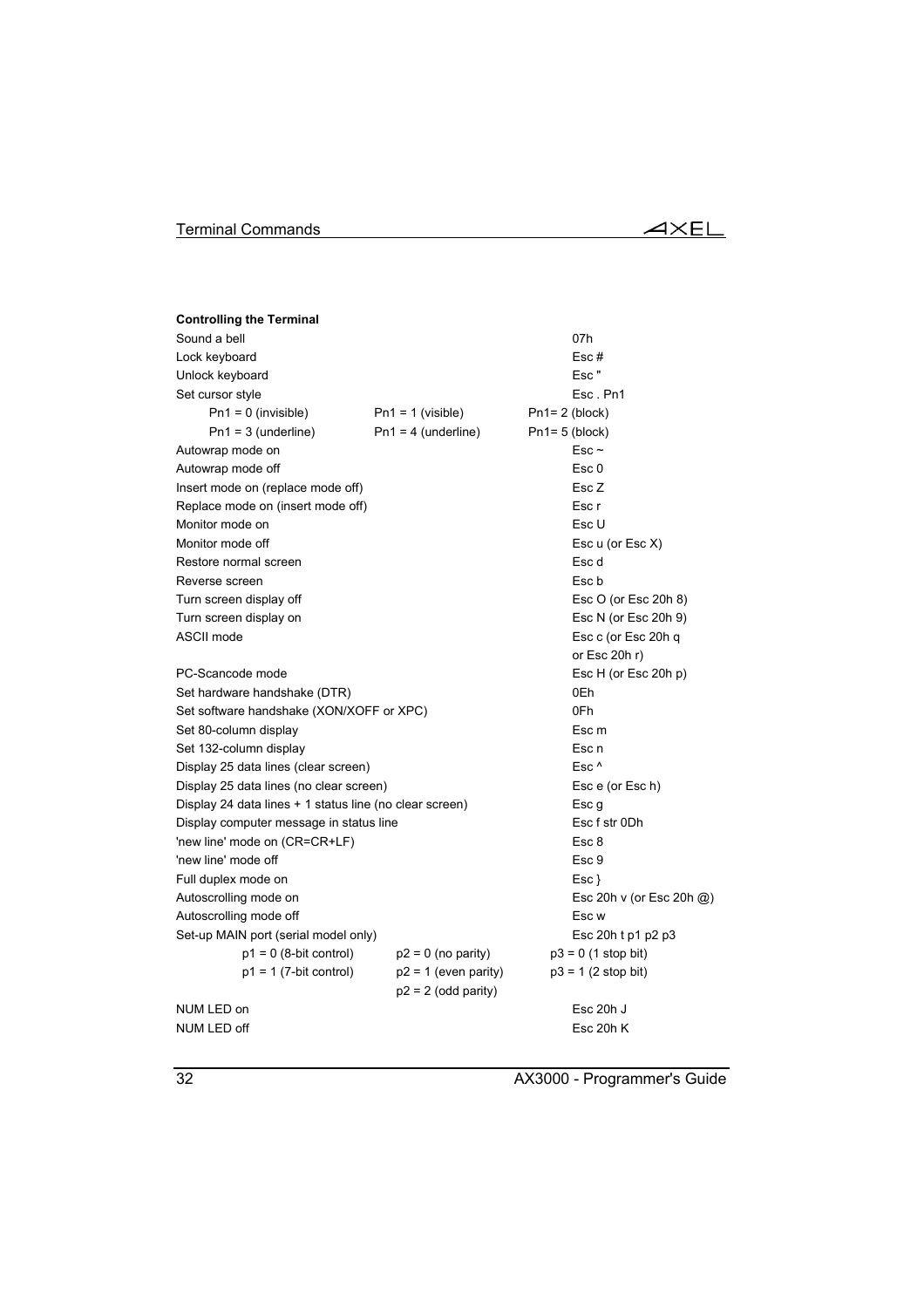**Controlling the Terminal**

| | | | |
|---|---|---|---|
| Sound a bell | | | 07h |
| Lock keyboard | | | Esc # |
| Unlock keyboard | | | Esc " |
| Set cursor style | | | Esc . Pn1 |
| Pn1 = 0 (invisible) | Pn1 = 1 (visible) | Pn1= 2 (block) | |
| Pn1 = 3 (underline) | Pn1 = 4 (underline) | Pn1= 5 (block) | |
| Autowrap mode on | | | Esc ~ |
| Autowrap mode off | | | Esc 0 |
| Insert mode on (replace mode off) | | | Esc Z |
| Replace mode on (insert mode off) | | | Esc r |
| Monitor mode on | | | Esc U |
| Monitor mode off | | | Esc u (or Esc X) |
| Restore normal screen | | | Esc d |
| Reverse screen | | | Esc b |
| Turn screen display off | | | Esc O (or Esc 20h 8) |
| Turn screen display on | | | Esc N (or Esc 20h 9) |
| ASCII mode | | | Esc c (or Esc 20h q or Esc 20h r) |
| PC-Scancode mode | | | Esc H (or Esc 20h p) |
| Set hardware handshake (DTR) | | | 0Eh |
| Set software handshake (XON/XOFF or XPC) | | | 0Fh |
| Set 80-column display | | | Esc m |
| Set 132-column display | | | Esc n |
| Display 25 data lines (clear screen) | | | Esc ^ |
| Display 25 data lines (no clear screen) | | | Esc e (or Esc h) |
| Display 24 data lines + 1 status line (no clear screen) | | | Esc g |
| Display computer message in status line | | | Esc f str 0Dh |
| 'new line' mode on (CR=CR+LF) | | | Esc 8 |
| 'new line' mode off | | | Esc 9 |
| Full duplex mode on | | | Esc } |
| Autoscrolling mode on | | | Esc 20h v (or Esc 20h @) |
| Autoscrolling mode off | | | Esc w |
| Set-up MAIN port (serial model only) | | | Esc 20h t p1 p2 p3 |
| p1 = 0 (8-bit control) | p2 = 0 (no parity) | p3 = 0 (1 stop bit) | |
| p1 = 1 (7-bit control) | p2 = 1 (even parity) | p3 = 1 (2 stop bit) | |
| | p2 = 2 (odd parity) | | |
| NUM LED on | | | Esc 20h J |
| NUM LED off | | | Esc 20h K |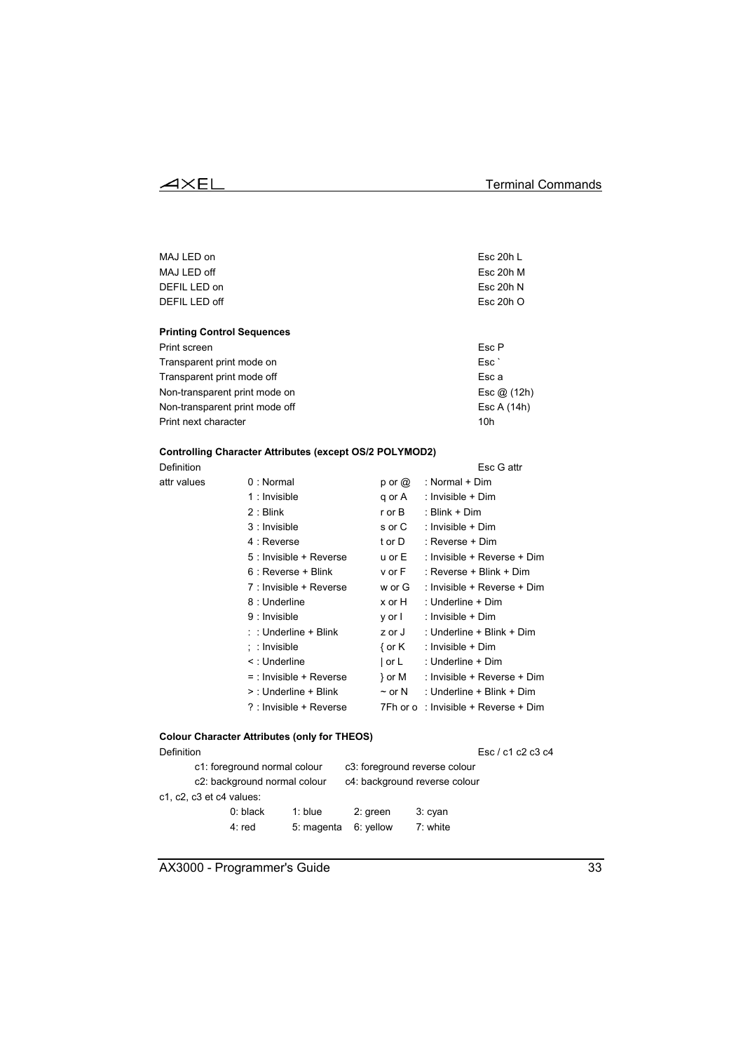| | |
|---|---|
| MAJ LED on | Esc 20h L |
| MAJ LED off | Esc 20h M |
| DEFIL LED on | Esc 20h N |
| DEFIL LED off | Esc 20h O |

**Printing Control Sequences**

| | |
|---|---|
| Print screen | Esc P |
| Transparent print mode on | Esc ` |
| Transparent print mode off | Esc a |
| Non-transparent print mode on | Esc @ (12h) |
| Non-transparent print mode off | Esc A (14h) |
| Print next character | 10h |

**Controlling Character Attributes (except OS/2 POLYMOD2)**

Definition — Esc G attr

| attr values | | | |
|---|---|---|---|
| 0 | : Normal | p or @ | : Normal + Dim |
| 1 | : Invisible | q or A | : Invisible + Dim |
| 2 | : Blink | r or B | : Blink + Dim |
| 3 | : Invisible | s or C | : Invisible + Dim |
| 4 | : Reverse | t or D | : Reverse + Dim |
| 5 | : Invisible + Reverse | u or E | : Invisible + Reverse + Dim |
| 6 | : Reverse + Blink | v or F | : Reverse + Blink + Dim |
| 7 | : Invisible + Reverse | w or G | : Invisible + Reverse + Dim |
| 8 | : Underline | x or H | : Underline + Dim |
| 9 | : Invisible | y or I | : Invisible + Dim |
| : | : Underline + Blink | z or J | : Underline + Blink + Dim |
| ; | : Invisible | { or K | : Invisible + Dim |
| < | : Underline | \| or L | : Underline + Dim |
| = | : Invisible + Reverse | } or M | : Invisible + Reverse + Dim |
| > | : Underline + Blink | ~ or N | : Underline + Blink + Dim |
| ? | : Invisible + Reverse | 7Fh or o | : Invisible + Reverse + Dim |

**Colour Character Attributes (only for THEOS)**

Definition — Esc / c1 c2 c3 c4

c1: foreground normal colour — c3: foreground reverse colour
c2: background normal colour — c4: background reverse colour

c1, c2, c3 et c4 values:

| | | | |
|---|---|---|---|
| 0: black | 1: blue | 2: green | 3: cyan |
| 4: red | 5: magenta | 6: yellow | 7: white |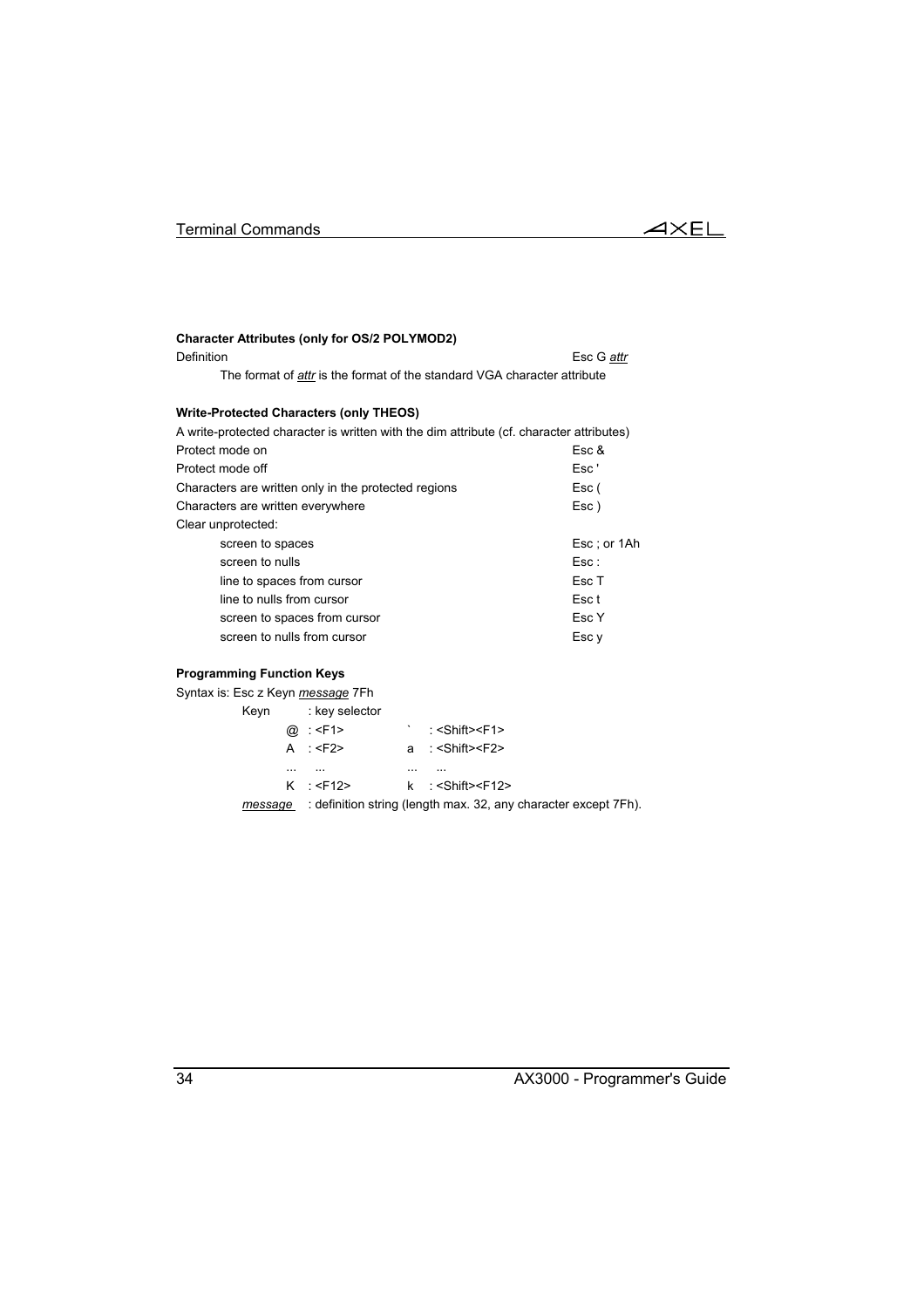**Character Attributes (only for OS/2 POLYMOD2)**

| | |
|---|---|
| Definition | Esc G *attr* |

The format of *attr* is the format of the standard VGA character attribute

**Write-Protected Characters (only THEOS)**

A write-protected character is written with the dim attribute (cf. character attributes)

| | |
|---|---|
| Protect mode on | Esc & |
| Protect mode off | Esc ' |
| Characters are written only in the protected regions | Esc ( |
| Characters are written everywhere | Esc ) |
| Clear unprotected: | |
| screen to spaces | Esc ; or 1Ah |
| screen to nulls | Esc : |
| line to spaces from cursor | Esc T |
| line to nulls from cursor | Esc t |
| screen to spaces from cursor | Esc Y |
| screen to nulls from cursor | Esc y |

**Programming Function Keys**

Syntax is: Esc z Keyn *message* 7Fh

Keyn : key selector

| | | | |
|---|---|---|---|
| @ | : <F1> | ` | : <Shift><F1> |
| A | : <F2> | a | : <Shift><F2> |
| ... | ... | ... | ... |
| K | : <F12> | k | : <Shift><F12> |

*message* : definition string (length max. 32, any character except 7Fh).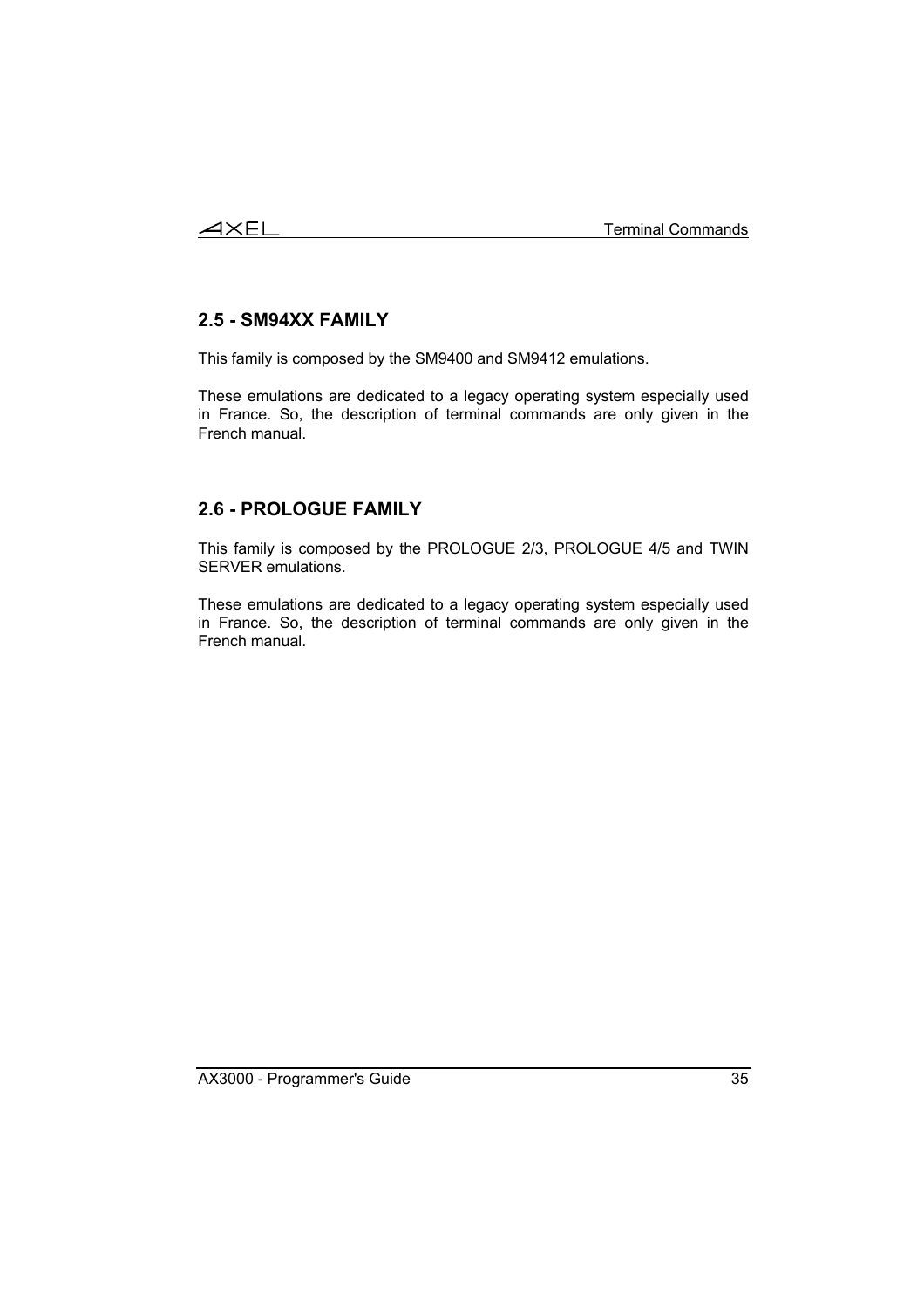## 2.5 - SM94XX FAMILY

This family is composed by the SM9400 and SM9412 emulations.

These emulations are dedicated to a legacy operating system especially used in France. So, the description of terminal commands are only given in the French manual.

## 2.6 - PROLOGUE FAMILY

This family is composed by the PROLOGUE 2/3, PROLOGUE 4/5 and TWIN SERVER emulations.

These emulations are dedicated to a legacy operating system especially used in France. So, the description of terminal commands are only given in the French manual.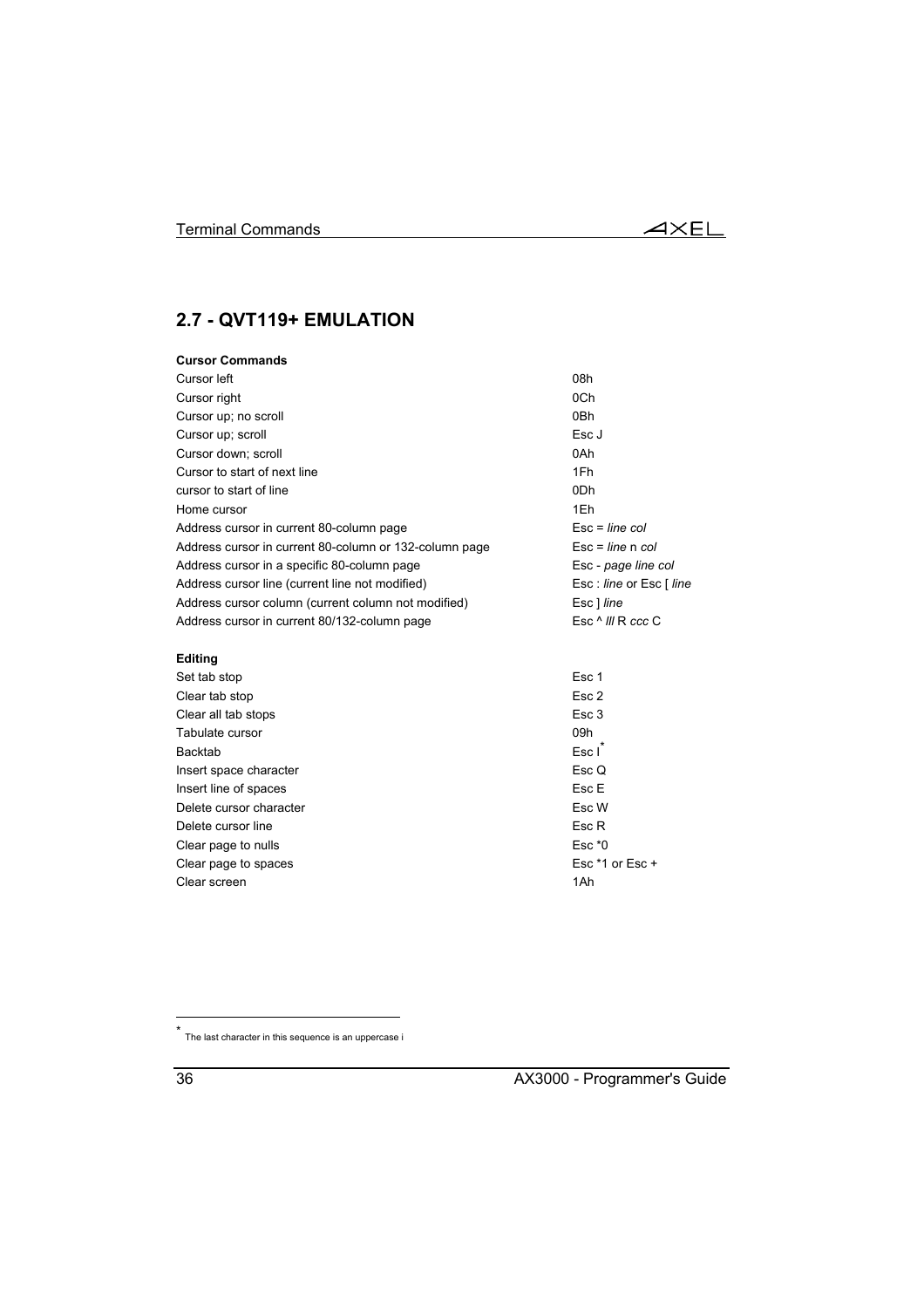## 2.7 - QVT119+ EMULATION

**Cursor Commands**

| | |
|---|---|
| Cursor left | 08h |
| Cursor right | 0Ch |
| Cursor up; no scroll | 0Bh |
| Cursor up; scroll | Esc J |
| Cursor down; scroll | 0Ah |
| Cursor to start of next line | 1Fh |
| cursor to start of line | 0Dh |
| Home cursor | 1Eh |
| Address cursor in current 80-column page | Esc = *line col* |
| Address cursor in current 80-column or 132-column page | Esc = *line* n *col* |
| Address cursor in a specific 80-column page | Esc - *page line col* |
| Address cursor line (current line not modified) | Esc : *line* or Esc [ *line* |
| Address cursor column (current column not modified) | Esc ] *line* |
| Address cursor in current 80/132-column page | Esc ^ *lll* R *ccc* C |

**Editing**

| | |
|---|---|
| Set tab stop | Esc 1 |
| Clear tab stop | Esc 2 |
| Clear all tab stops | Esc 3 |
| Tabulate cursor | 09h |
| Backtab | Esc I* |
| Insert space character | Esc Q |
| Insert line of spaces | Esc E |
| Delete cursor character | Esc W |
| Delete cursor line | Esc R |
| Clear page to nulls | Esc *0 |
| Clear page to spaces | Esc *1 or Esc + |
| Clear screen | 1Ah |

* The last character in this sequence is an uppercase i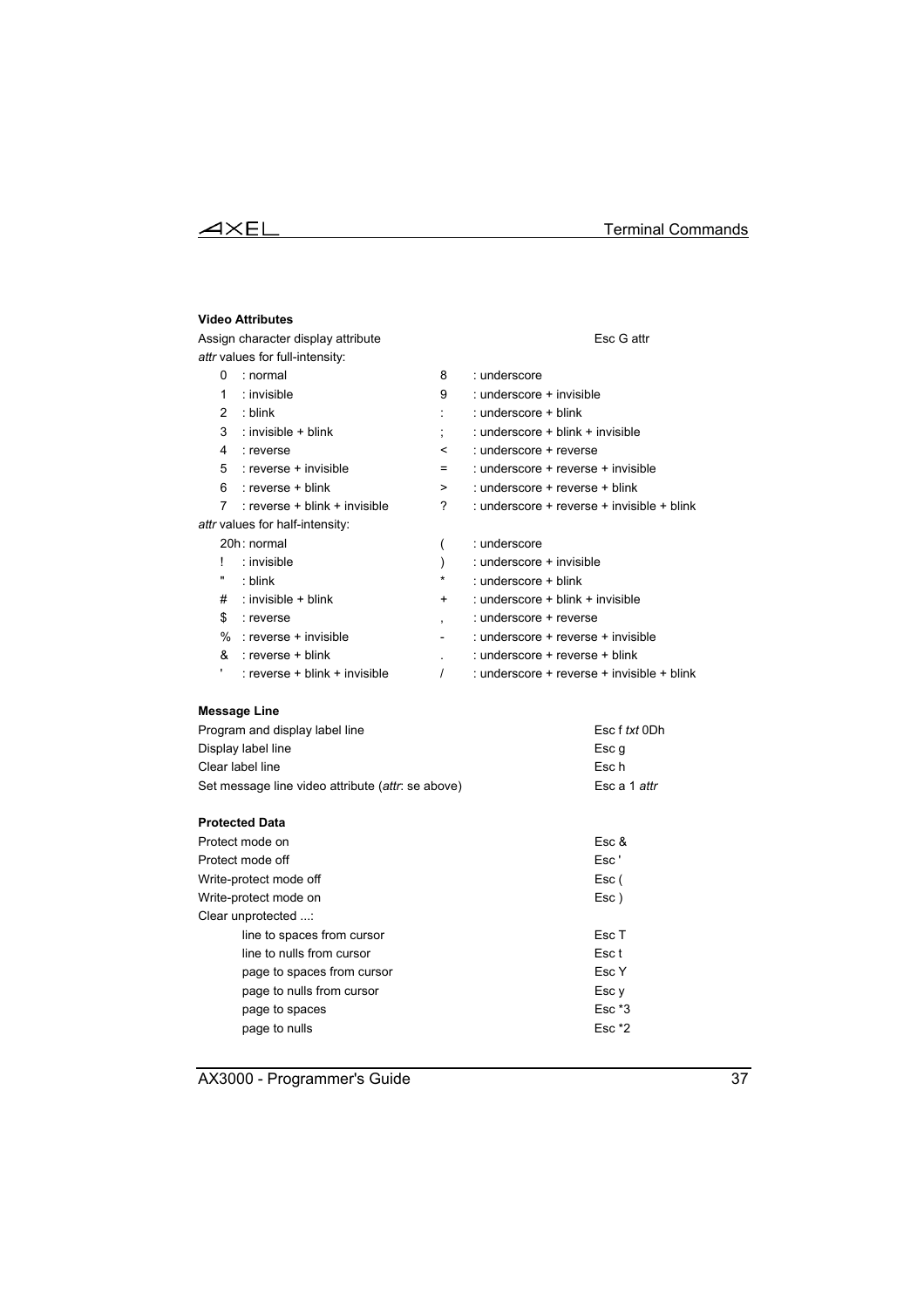**Video Attributes**

| | |
|---|---|
| Assign character display attribute | Esc G attr |

*attr* values for full-intensity:

| | | | |
|---|---|---|---|
| 0 | : normal | 8 | : underscore |
| 1 | : invisible | 9 | : underscore + invisible |
| 2 | : blink | : | : underscore + blink |
| 3 | : invisible + blink | ; | : underscore + blink + invisible |
| 4 | : reverse | < | : underscore + reverse |
| 5 | : reverse + invisible | = | : underscore + reverse + invisible |
| 6 | : reverse + blink | > | : underscore + reverse + blink |
| 7 | : reverse + blink + invisible | ? | : underscore + reverse + invisible + blink |

*attr* values for half-intensity:

| | | | |
|---|---|---|---|
| 20h | : normal | ( | : underscore |
| ! | : invisible | ) | : underscore + invisible |
| " | : blink | * | : underscore + blink |
| # | : invisible + blink | + | : underscore + blink + invisible |
| $ | : reverse | , | : underscore + reverse |
| % | : reverse + invisible | - | : underscore + reverse + invisible |
| & | : reverse + blink | . | : underscore + reverse + blink |
| ' | : reverse + blink + invisible | / | : underscore + reverse + invisible + blink |

**Message Line**

| | |
|---|---|
| Program and display label line | Esc f *txt* 0Dh |
| Display label line | Esc g |
| Clear label line | Esc h |
| Set message line video attribute (*attr*: se above) | Esc a 1 *attr* |

**Protected Data**

| | |
|---|---|
| Protect mode on | Esc & |
| Protect mode off | Esc ' |
| Write-protect mode off | Esc ( |
| Write-protect mode on | Esc ) |
| Clear unprotected ...: | |
| line to spaces from cursor | Esc T |
| line to nulls from cursor | Esc t |
| page to spaces from cursor | Esc Y |
| page to nulls from cursor | Esc y |
| page to spaces | Esc *3 |
| page to nulls | Esc *2 |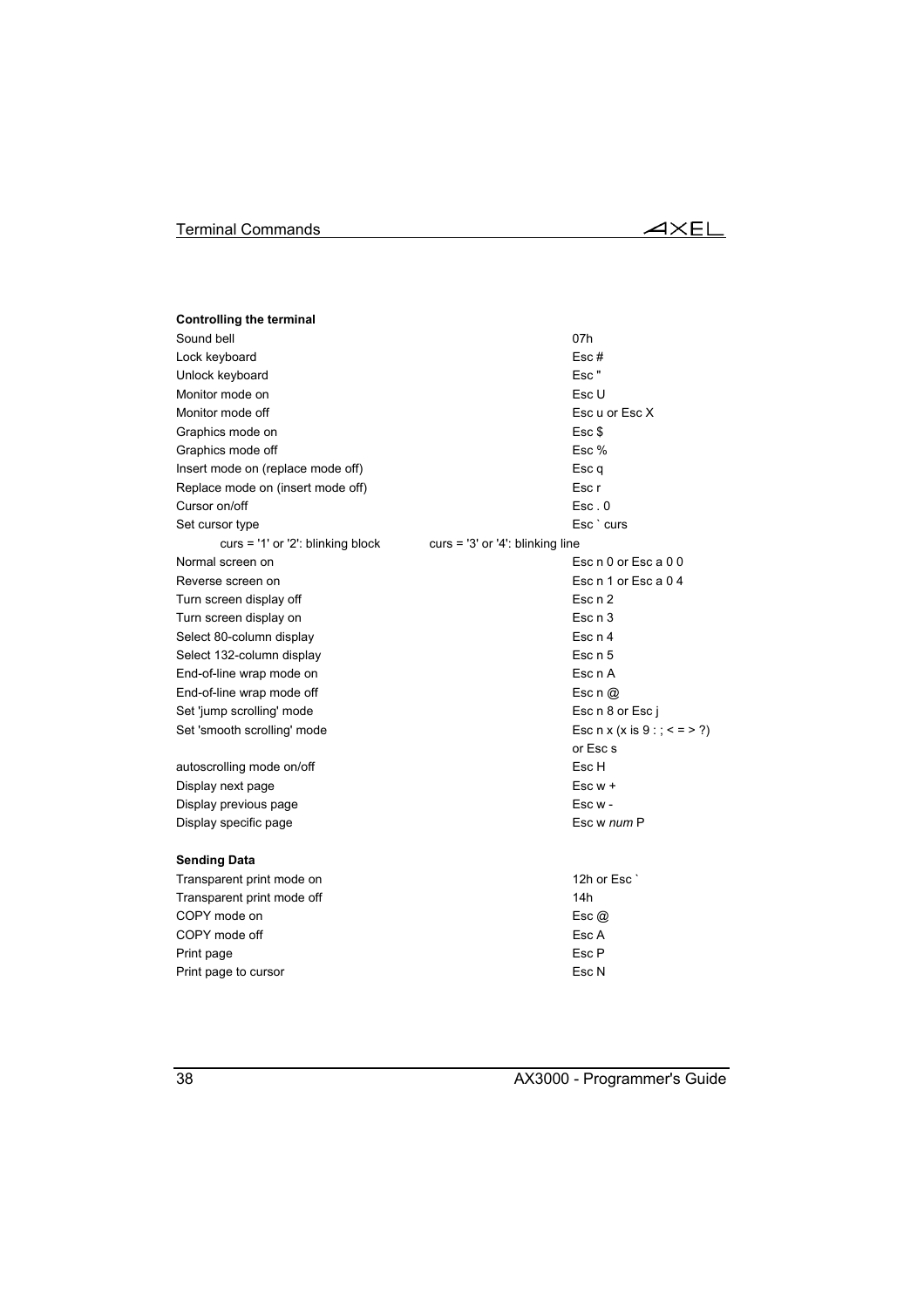**Controlling the terminal**

| | |
|---|---|
| Sound bell | 07h |
| Lock keyboard | Esc # |
| Unlock keyboard | Esc " |
| Monitor mode on | Esc U |
| Monitor mode off | Esc u or Esc X |
| Graphics mode on | Esc $ |
| Graphics mode off | Esc % |
| Insert mode on (replace mode off) | Esc q |
| Replace mode on (insert mode off) | Esc r |
| Cursor on/off | Esc . 0 |
| Set cursor type | Esc ` curs |
| curs = '1' or '2': blinking block — curs = '3' or '4': blinking line | |
| Normal screen on | Esc n 0 or Esc a 0 0 |
| Reverse screen on | Esc n 1 or Esc a 0 4 |
| Turn screen display off | Esc n 2 |
| Turn screen display on | Esc n 3 |
| Select 80-column display | Esc n 4 |
| Select 132-column display | Esc n 5 |
| End-of-line wrap mode on | Esc n A |
| End-of-line wrap mode off | Esc n @ |
| Set 'jump scrolling' mode | Esc n 8 or Esc j |
| Set 'smooth scrolling' mode | Esc n x (x is 9 : ; < = > ?) or Esc s |
| autoscrolling mode on/off | Esc H |
| Display next page | Esc w + |
| Display previous page | Esc w - |
| Display specific page | Esc w *num* P |

**Sending Data**

| | |
|---|---|
| Transparent print mode on | 12h or Esc ` |
| Transparent print mode off | 14h |
| COPY mode on | Esc @ |
| COPY mode off | Esc A |
| Print page | Esc P |
| Print page to cursor | Esc N |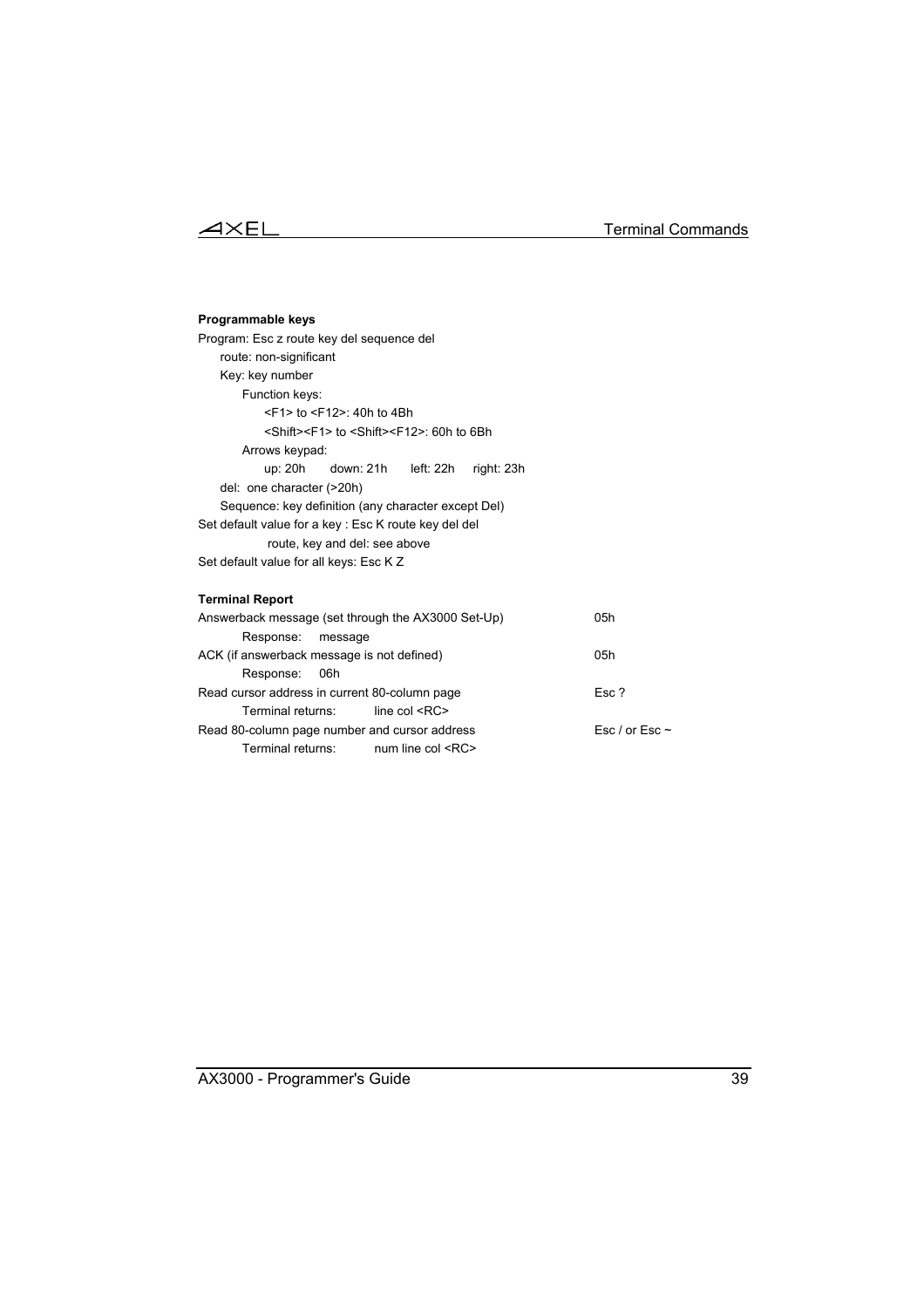**Programmable keys**

Program: Esc z route key del sequence del

- route: non-significant
- Key: key number
  - Function keys:
    - <F1> to <F12>: 40h to 4Bh
    - <Shift><F1> to <Shift><F12>: 60h to 6Bh
  - Arrows keypad:
    - up: 20h   down: 21h   left: 22h   right: 23h
- del: one character (>20h)
- Sequence: key definition (any character except Del)

Set default value for a key : Esc K route key del del

route, key and del: see above

Set default value for all keys: Esc K Z

**Terminal Report**

| | |
|---|---|
| Answerback message (set through the AX3000 Set-Up)<br>Response: message | 05h |
| ACK (if answerback message is not defined)<br>Response: 06h | 05h |
| Read cursor address in current 80-column page<br>Terminal returns: line col <RC> | Esc ? |
| Read 80-column page number and cursor address<br>Terminal returns: num line col <RC> | Esc / or Esc ~ |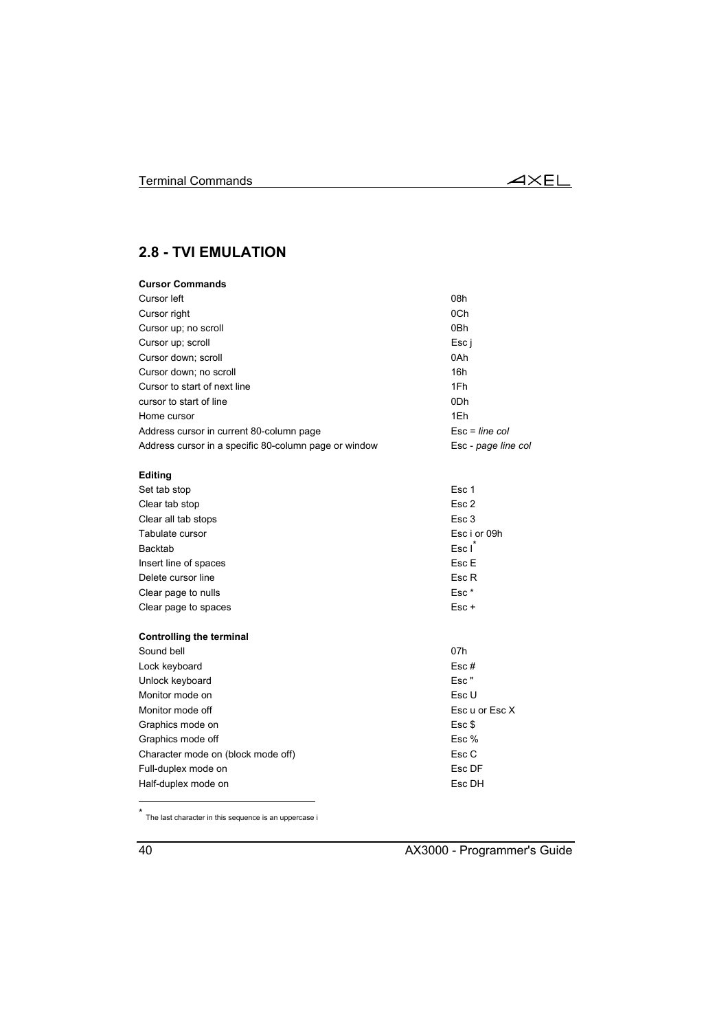## 2.8 - TVI EMULATION

| **Cursor Commands** | |
|---|---|
| Cursor left | 08h |
| Cursor right | 0Ch |
| Cursor up; no scroll | 0Bh |
| Cursor up; scroll | Esc j |
| Cursor down; scroll | 0Ah |
| Cursor down; no scroll | 16h |
| Cursor to start of next line | 1Fh |
| cursor to start of line | 0Dh |
| Home cursor | 1Eh |
| Address cursor in current 80-column page | Esc = *line col* |
| Address cursor in a specific 80-column page or window | Esc - *page line col* |

| **Editing** | |
|---|---|
| Set tab stop | Esc 1 |
| Clear tab stop | Esc 2 |
| Clear all tab stops | Esc 3 |
| Tabulate cursor | Esc i or 09h |
| Backtab | Esc I* |
| Insert line of spaces | Esc E |
| Delete cursor line | Esc R |
| Clear page to nulls | Esc * |
| Clear page to spaces | Esc + |

| **Controlling the terminal** | |
|---|---|
| Sound bell | 07h |
| Lock keyboard | Esc # |
| Unlock keyboard | Esc " |
| Monitor mode on | Esc U |
| Monitor mode off | Esc u or Esc X |
| Graphics mode on | Esc $ |
| Graphics mode off | Esc % |
| Character mode on (block mode off) | Esc C |
| Full-duplex mode on | Esc DF |
| Half-duplex mode on | Esc DH |

\* The last character in this sequence is an uppercase i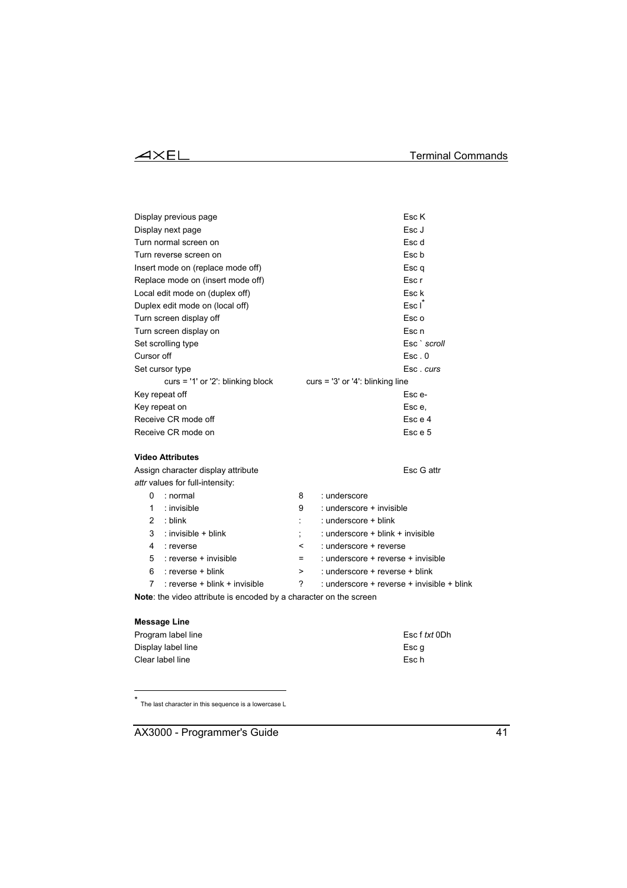| | |
|---|---|
| Display previous page | Esc K |
| Display next page | Esc J |
| Turn normal screen on | Esc d |
| Turn reverse screen on | Esc b |
| Insert mode on (replace mode off) | Esc q |
| Replace mode on (insert mode off) | Esc r |
| Local edit mode on (duplex off) | Esc k |
| Duplex edit mode on (local off) | Esc l[*] |
| Turn screen display off | Esc o |
| Turn screen display on | Esc n |
| Set scrolling type | Esc ` *scroll* |
| Cursor off | Esc . 0 |
| Set cursor type | Esc . *curs* |
| curs = '1' or '2': blinking block | curs = '3' or '4': blinking line |
| Key repeat off | Esc e- |
| Key repeat on | Esc e, |
| Receive CR mode off | Esc e 4 |
| Receive CR mode on | Esc e 5 |

**Video Attributes**

Assign character display attribute — Esc G attr

*attr* values for full-intensity:

| | | | |
|---|---|---|---|
| 0 | : normal | 8 | : underscore |
| 1 | : invisible | 9 | : underscore + invisible |
| 2 | : blink | : | : underscore + blink |
| 3 | : invisible + blink | ; | : underscore + blink + invisible |
| 4 | : reverse | < | : underscore + reverse |
| 5 | : reverse + invisible | = | : underscore + reverse + invisible |
| 6 | : reverse + blink | > | : underscore + reverse + blink |
| 7 | : reverse + blink + invisible | ? | : underscore + reverse + invisible + blink |

**Note**: the video attribute is encoded by a character on the screen

**Message Line**

| | |
|---|---|
| Program label line | Esc f *txt* 0Dh |
| Display label line | Esc g |
| Clear label line | Esc h |

---

[*] The last character in this sequence is a lowercase L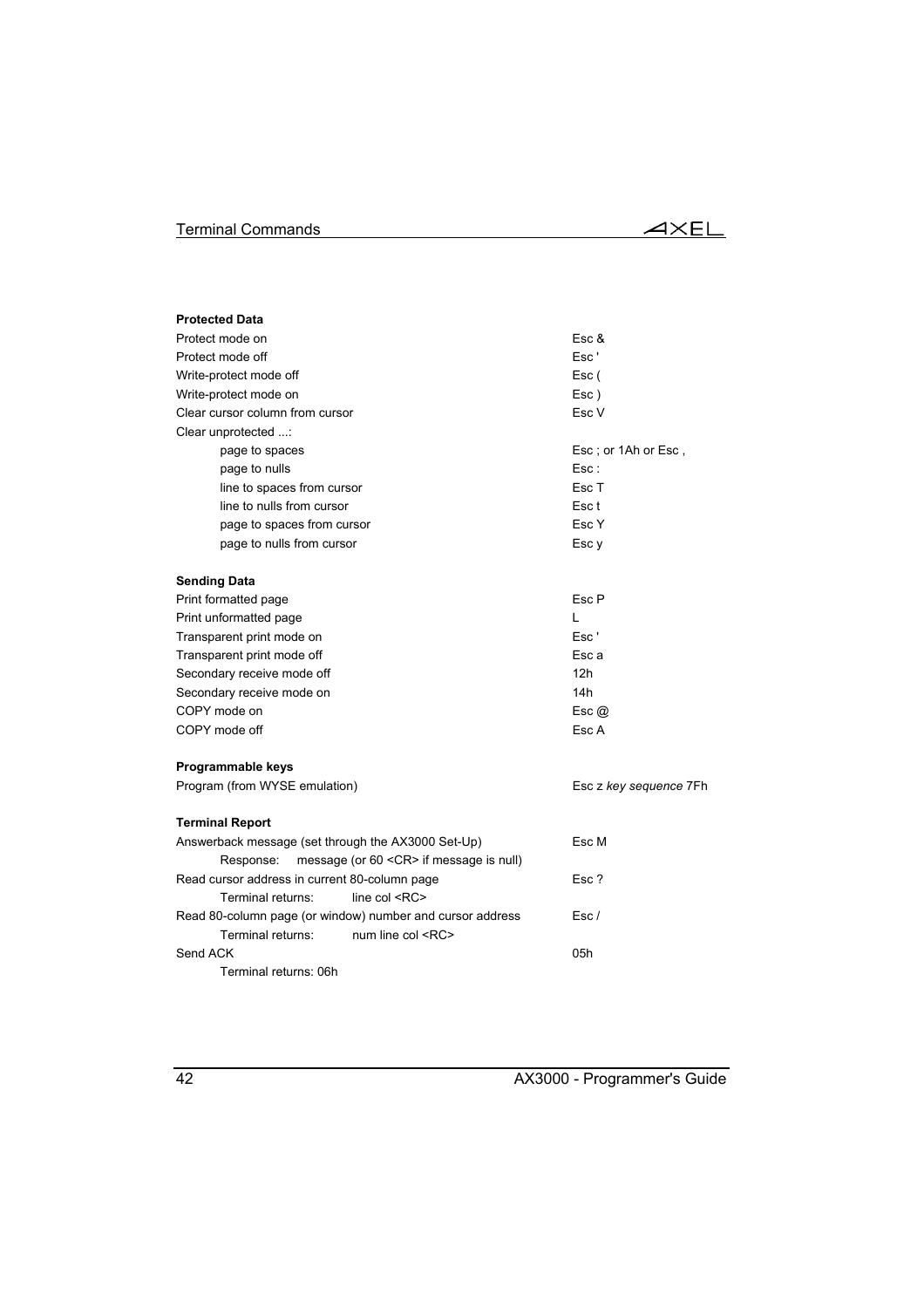**Protected Data**

| | |
|---|---|
| Protect mode on | Esc & |
| Protect mode off | Esc ' |
| Write-protect mode off | Esc ( |
| Write-protect mode on | Esc ) |
| Clear cursor column from cursor | Esc V |
| Clear unprotected ...: | |
| page to spaces | Esc ; or 1Ah or Esc , |
| page to nulls | Esc : |
| line to spaces from cursor | Esc T |
| line to nulls from cursor | Esc t |
| page to spaces from cursor | Esc Y |
| page to nulls from cursor | Esc y |

**Sending Data**

| | |
|---|---|
| Print formatted page | Esc P |
| Print unformatted page | L |
| Transparent print mode on | Esc ' |
| Transparent print mode off | Esc a |
| Secondary receive mode off | 12h |
| Secondary receive mode on | 14h |
| COPY mode on | Esc @ |
| COPY mode off | Esc A |

**Programmable keys**

| | |
|---|---|
| Program (from WYSE emulation) | Esc z *key sequence* 7Fh |

**Terminal Report**

| | |
|---|---|
| Answerback message (set through the AX3000 Set-Up) | Esc M |
| Response: message (or 60 <CR> if message is null) | |
| Read cursor address in current 80-column page | Esc ? |
| Terminal returns: line col <RC> | |
| Read 80-column page (or window) number and cursor address | Esc / |
| Terminal returns: num line col <RC> | |
| Send ACK | 05h |
| Terminal returns: 06h | |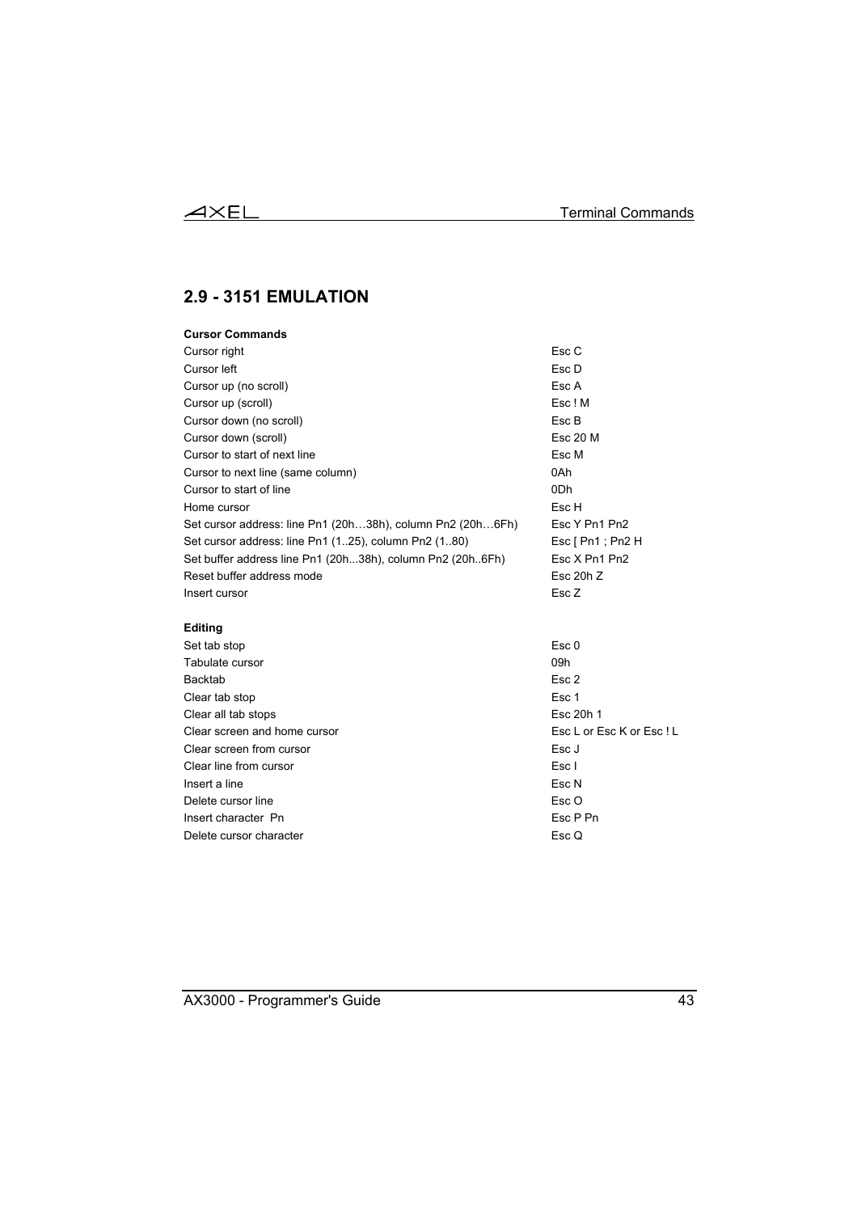## 2.9 - 3151 EMULATION

**Cursor Commands**

| | |
|---|---|
| Cursor right | Esc C |
| Cursor left | Esc D |
| Cursor up (no scroll) | Esc A |
| Cursor up (scroll) | Esc ! M |
| Cursor down (no scroll) | Esc B |
| Cursor down (scroll) | Esc 20 M |
| Cursor to start of next line | Esc M |
| Cursor to next line (same column) | 0Ah |
| Cursor to start of line | 0Dh |
| Home cursor | Esc H |
| Set cursor address: line Pn1 (20h…38h), column Pn2 (20h…6Fh) | Esc Y Pn1 Pn2 |
| Set cursor address: line Pn1 (1..25), column Pn2 (1..80) | Esc [ Pn1 ; Pn2 H |
| Set buffer address line Pn1 (20h...38h), column Pn2 (20h..6Fh) | Esc X Pn1 Pn2 |
| Reset buffer address mode | Esc 20h Z |
| Insert cursor | Esc Z |

**Editing**

| | |
|---|---|
| Set tab stop | Esc 0 |
| Tabulate cursor | 09h |
| Backtab | Esc 2 |
| Clear tab stop | Esc 1 |
| Clear all tab stops | Esc 20h 1 |
| Clear screen and home cursor | Esc L or Esc K or Esc ! L |
| Clear screen from cursor | Esc J |
| Clear line from cursor | Esc I |
| Insert a line | Esc N |
| Delete cursor line | Esc O |
| Insert character Pn | Esc P Pn |
| Delete cursor character | Esc Q |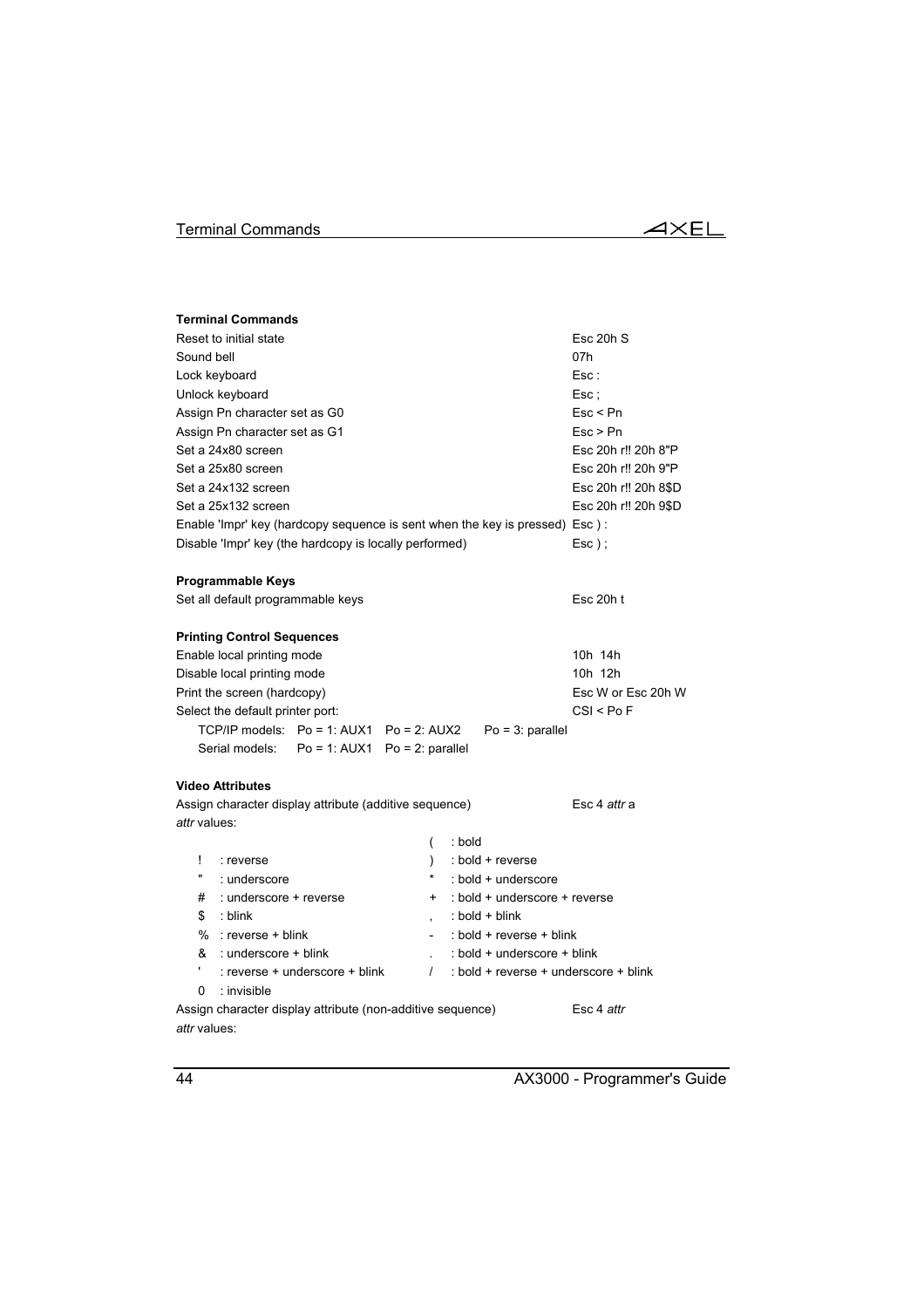**Terminal Commands**

| | |
|---|---|
| Reset to initial state | Esc 20h S |
| Sound bell | 07h |
| Lock keyboard | Esc : |
| Unlock keyboard | Esc ; |
| Assign Pn character set as G0 | Esc < Pn |
| Assign Pn character set as G1 | Esc > Pn |
| Set a 24x80 screen | Esc 20h r!! 20h 8"P |
| Set a 25x80 screen | Esc 20h r!! 20h 9"P |
| Set a 24x132 screen | Esc 20h r!! 20h 8$D |
| Set a 25x132 screen | Esc 20h r!! 20h 9$D |
| Enable 'Impr' key (hardcopy sequence is sent when the key is pressed) | Esc ) : |
| Disable 'Impr' key (the hardcopy is locally performed) | Esc ) ; |

**Programmable Keys**

| | |
|---|---|
| Set all default programmable keys | Esc 20h t |

**Printing Control Sequences**

| | |
|---|---|
| Enable local printing mode | 10h 14h |
| Disable local printing mode | 10h 12h |
| Print the screen (hardcopy) | Esc W or Esc 20h W |
| Select the default printer port: | CSI < Po F |

TCP/IP models: Po = 1: AUX1 Po = 2: AUX2 Po = 3: parallel

Serial models: Po = 1: AUX1 Po = 2: parallel

**Video Attributes**

Assign character display attribute (additive sequence) Esc 4 *attr* a

*attr* values:

| | | | |
|---|---|---|---|
| | | ( | : bold |
| ! | : reverse | ) | : bold + reverse |
| " | : underscore | * | : bold + underscore |
| # | : underscore + reverse | + | : bold + underscore + reverse |
| $ | : blink | , | : bold + blink |
| % | : reverse + blink | - | : bold + reverse + blink |
| & | : underscore + blink | . | : bold + underscore + blink |
| ' | : reverse + underscore + blink | / | : bold + reverse + underscore + blink |
| 0 | : invisible | | |

Assign character display attribute (non-additive sequence) Esc 4 *attr*

*attr* values: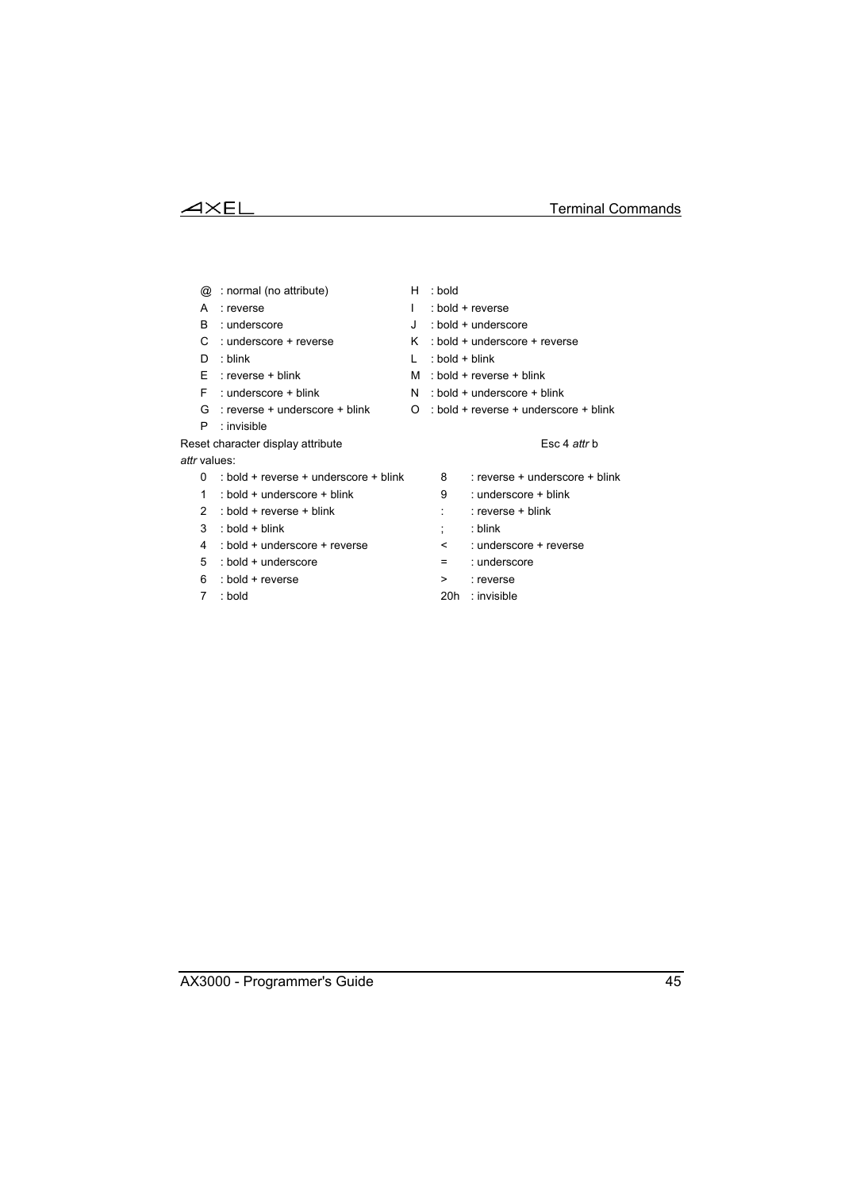| | | | |
|---|---|---|---|
| @ | : normal (no attribute) | H | : bold |
| A | : reverse | I | : bold + reverse |
| B | : underscore | J | : bold + underscore |
| C | : underscore + reverse | K | : bold + underscore + reverse |
| D | : blink | L | : bold + blink |
| E | : reverse + blink | M | : bold + reverse + blink |
| F | : underscore + blink | N | : bold + underscore + blink |
| G | : reverse + underscore + blink | O | : bold + reverse + underscore + blink |
| P | : invisible | | |

Reset character display attribute Esc 4 *attr* b

*attr* values:

| | | | |
|---|---|---|---|
| 0 | : bold + reverse + underscore + blink | 8 | : reverse + underscore + blink |
| 1 | : bold + underscore + blink | 9 | : underscore + blink |
| 2 | : bold + reverse + blink | : | : reverse + blink |
| 3 | : bold + blink | ; | : blink |
| 4 | : bold + underscore + reverse | < | : underscore + reverse |
| 5 | : bold + underscore | = | : underscore |
| 6 | : bold + reverse | > | : reverse |
| 7 | : bold | 20h | : invisible |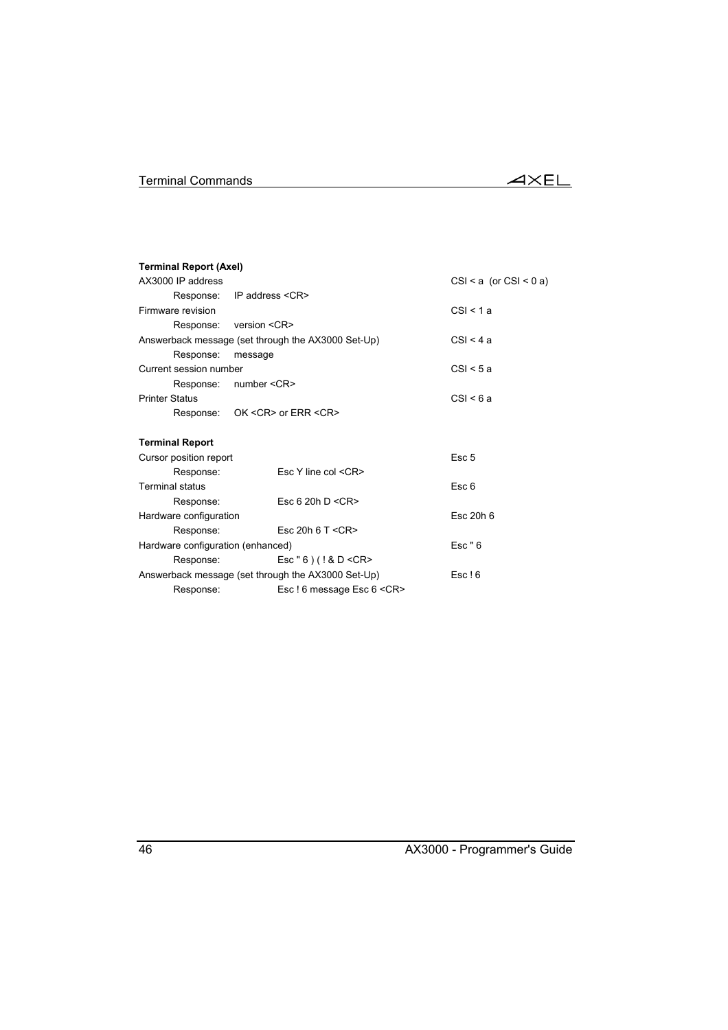**Terminal Report (Axel)**

| | |
|---|---|
| AX3000 IP address | CSI < a  (or CSI < 0 a) |
|     Response:    IP address <CR> | |
| Firmware revision | CSI < 1 a |
|     Response:    version <CR> | |
| Answerback message (set through the AX3000 Set-Up) | CSI < 4 a |
|     Response:    message | |
| Current session number | CSI < 5 a |
|     Response:    number <CR> | |
| Printer Status | CSI < 6 a |
|     Response:    OK <CR> or ERR <CR> | |

**Terminal Report**

| | |
|---|---|
| Cursor position report | Esc 5 |
|     Response:        Esc Y line col <CR> | |
| Terminal status | Esc 6 |
|     Response:        Esc 6 20h D <CR> | |
| Hardware configuration | Esc 20h 6 |
|     Response:        Esc 20h 6 T <CR> | |
| Hardware configuration (enhanced) | Esc " 6 |
|     Response:        Esc " 6 ) ( ! & D <CR> | |
| Answerback message (set through the AX3000 Set-Up) | Esc ! 6 |
|     Response:        Esc ! 6 message Esc 6 <CR> | |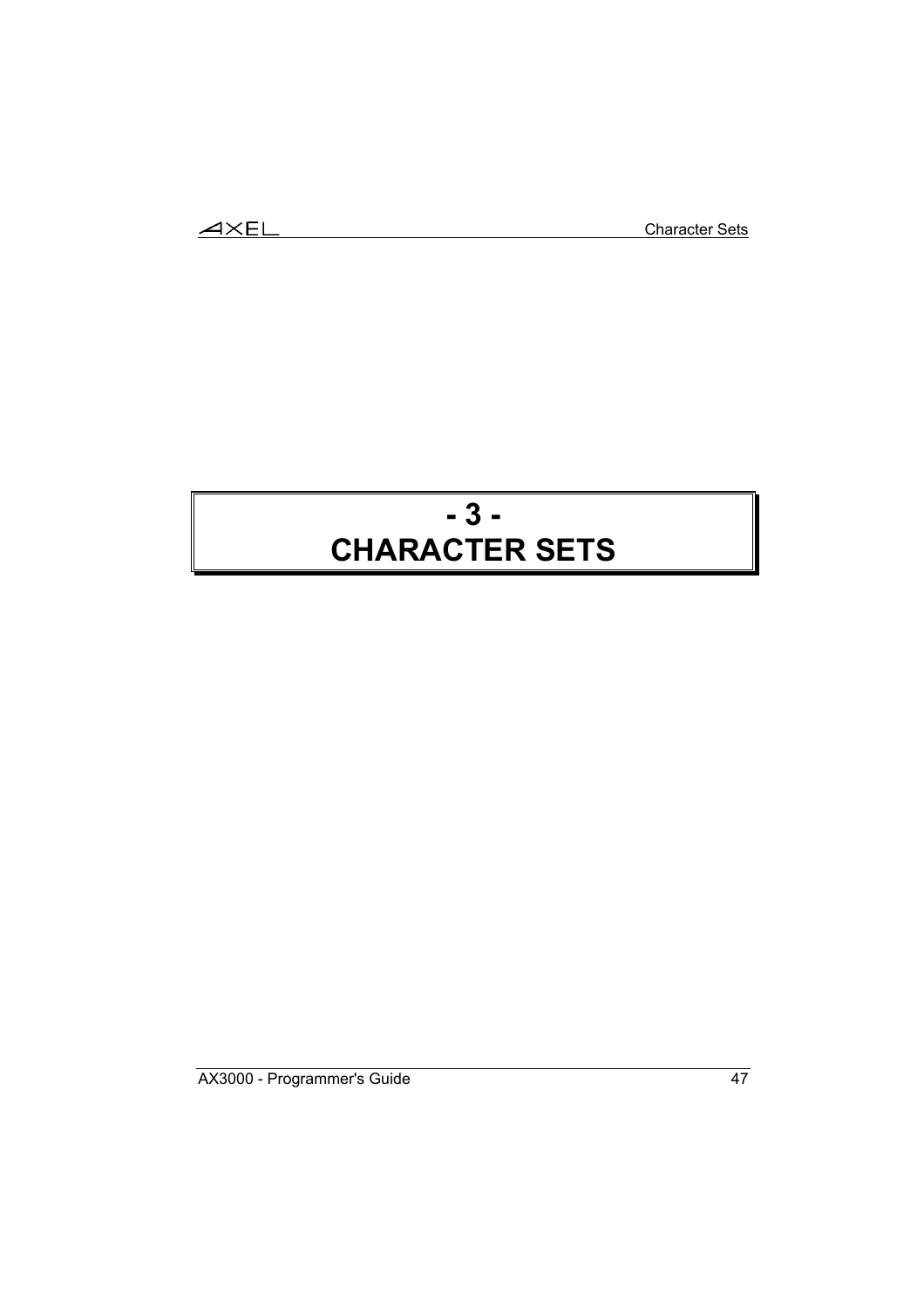# - 3 - CHARACTER SETS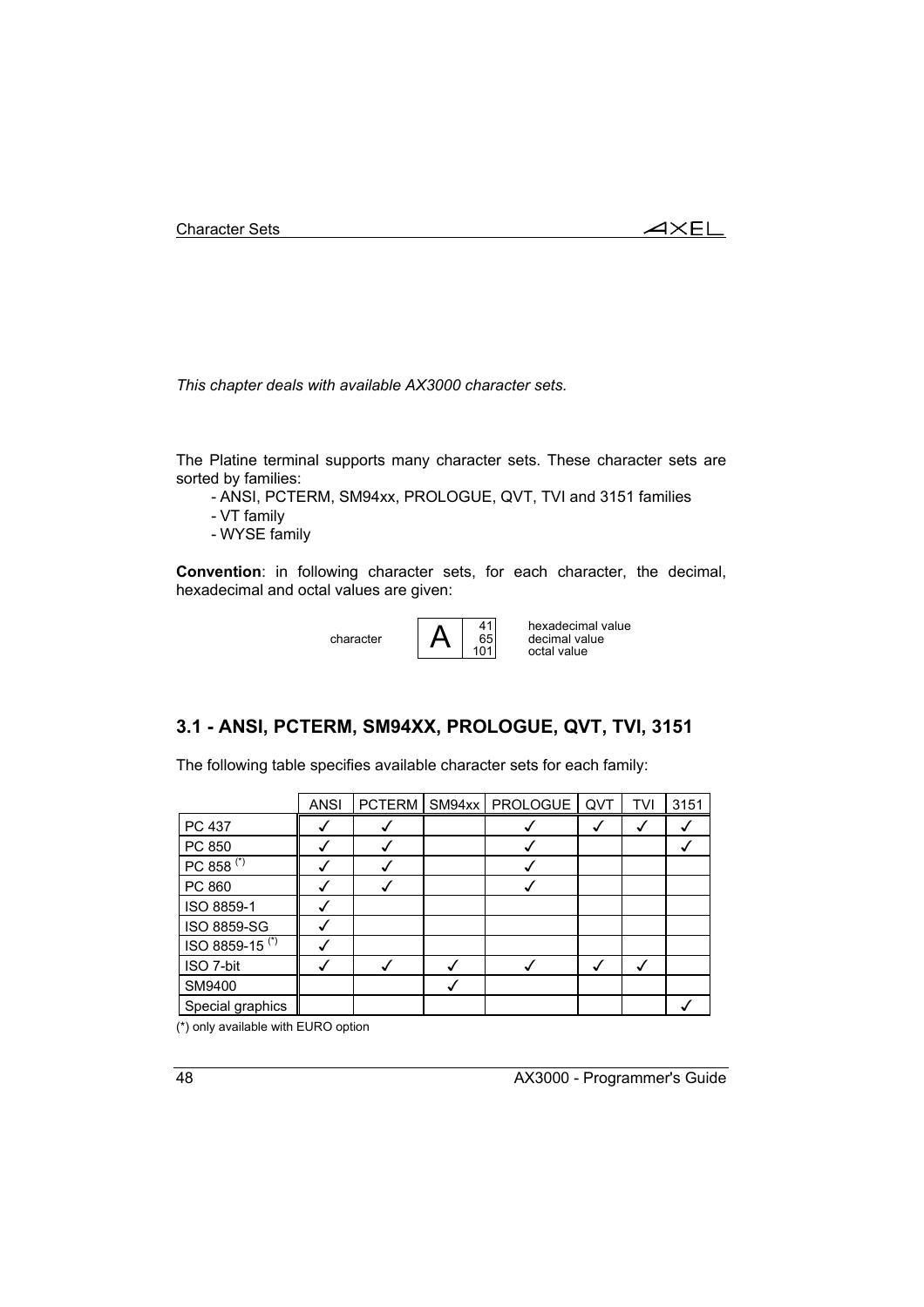*This chapter deals with available AX3000 character sets.*

The Platine terminal supports many character sets. These character sets are sorted by families:

- ANSI, PCTERM, SM94xx, PROLOGUE, QVT, TVI and 3151 families
- VT family
- WYSE family

**Convention**: in following character sets, for each character, the decimal, hexadecimal and octal values are given:

| character | A | 41 / 65 / 101 | hexadecimal value / decimal value / octal value |
|---|---|---|---|

## 3.1 - ANSI, PCTERM, SM94XX, PROLOGUE, QVT, TVI, 3151

The following table specifies available character sets for each family:

| | ANSI | PCTERM | SM94xx | PROLOGUE | QVT | TVI | 3151 |
|---|---|---|---|---|---|---|---|
| PC 437 | ✓ | ✓ | | ✓ | ✓ | ✓ | ✓ |
| PC 850 | ✓ | ✓ | | ✓ | | | ✓ |
| PC 858 (*) | ✓ | ✓ | | ✓ | | | |
| PC 860 | ✓ | ✓ | | ✓ | | | |
| ISO 8859-1 | ✓ | | | | | | |
| ISO 8859-SG | ✓ | | | | | | |
| ISO 8859-15 (*) | ✓ | | | | | | |
| ISO 7-bit | ✓ | ✓ | ✓ | ✓ | ✓ | ✓ | |
| SM9400 | | | ✓ | | | | |
| Special graphics | | | | | | | ✓ |

(*) only available with EURO option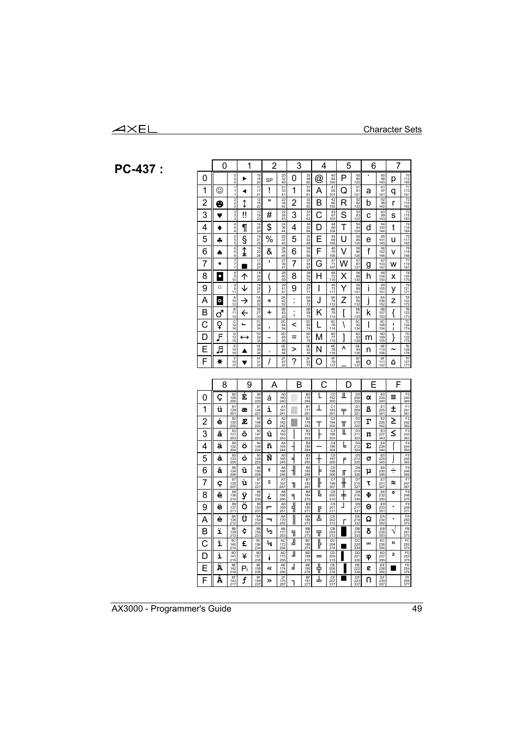# PC-437 :

| | 0 | | 1 | | 2 | | 3 | | 4 | | 5 | | 6 | | 7 | |
|---|---|---|---|---|---|---|---|---|---|---|---|---|---|---|---|---|
| 0 | | 0 0 0 | ► | 10 16 20 | SP | 20 32 40 | 0 | 30 48 60 | @ | 40 64 100 | P | 50 80 120 | ` | 60 96 140 | p | 70 112 160 |
| 1 | ☺ | 1 1 1 | ◄ | 11 17 21 | ! | 21 33 41 | 1 | 31 49 61 | A | 41 65 101 | Q | 51 81 121 | a | 61 97 141 | q | 71 113 161 |
| 2 | ☻ | 2 2 2 | ↕ | 12 18 22 | " | 22 34 42 | 2 | 32 50 62 | B | 42 66 102 | R | 52 82 122 | b | 62 98 142 | r | 72 114 162 |
| 3 | ♥ | 3 3 3 | ‼ | 13 19 23 | # | 23 35 43 | 3 | 33 51 63 | C | 43 67 103 | S | 53 83 123 | c | 63 99 143 | s | 73 115 163 |
| 4 | ♦ | 4 4 4 | ¶ | 14 20 24 | $ | 24 36 44 | 4 | 34 52 64 | D | 44 68 104 | T | 54 84 124 | d | 64 100 144 | t | 74 116 164 |
| 5 | ♣ | 5 5 5 | § | 15 21 25 | % | 25 37 45 | 5 | 35 53 65 | E | 45 69 105 | U | 55 85 125 | e | 65 101 145 | u | 75 117 165 |
| 6 | ♠ | 6 6 6 | ↨ | 16 22 26 | & | 26 38 46 | 6 | 36 54 66 | F | 46 70 106 | V | 56 86 126 | f | 66 102 146 | v | 76 118 166 |
| 7 | • | 7 7 7 | ▬ | 17 23 27 | ' | 27 39 47 | 7 | 37 55 67 | G | 47 71 107 | W | 57 87 127 | g | 67 103 147 | w | 77 119 167 |
| 8 | ◘ | 8 8 10 | ↑ | 18 24 30 | ( | 28 40 50 | 8 | 38 56 70 | H | 48 72 110 | X | 58 88 130 | h | 68 104 150 | x | 78 120 170 |
| 9 | ○ | 9 9 11 | ↓ | 19 25 31 | ) | 29 41 51 | 9 | 39 57 71 | I | 49 73 111 | Y | 59 89 131 | i | 69 105 151 | y | 79 121 171 |
| A | ◙ | A 10 12 | → | 1A 26 32 | * | 2A 42 52 | : | 3A 58 72 | J | 4A 74 112 | Z | 5A 90 132 | j | 6A 106 152 | z | 7A 122 172 |
| B | ♂ | B 11 13 | ← | 1B 27 33 | + | 2B 43 53 | ; | 3B 59 73 | K | 4B 75 113 | [ | 5B 91 133 | k | 6B 107 153 | { | 7B 123 173 |
| C | ♀ | C 12 14 | ∟ | 1C 28 34 | , | 2C 44 54 | < | 3C 60 74 | L | 4C 76 114 | \ | 5C 92 134 | l | 6C 108 154 | ¦ | 7C 124 174 |
| D | ♪ | D 13 15 | ↔ | 1D 29 35 | - | 2D 45 55 | = | 3D 61 75 | M | 4D 77 115 | ] | 5D 93 135 | m | 6D 109 155 | } | 7D 125 175 |
| E | ♫ | E 14 16 | ▲ | 1E 30 36 | . | 2E 46 56 | > | 3E 62 76 | N | 4E 78 116 | ^ | 5E 94 136 | n | 6E 110 156 | ~ | 7E 126 176 |
| F | ☼ | F 15 17 | ▼ | 1F 31 37 | / | 2F 47 57 | ? | 3F 63 77 | O | 4F 79 117 | _ | 5F 95 137 | o | 6F 111 157 | ⌂ | 7F 127 177 |

| | 8 | | 9 | | A | | B | | C | | D | | E | | F | |
|---|---|---|---|---|---|---|---|---|---|---|---|---|---|---|---|---|
| 0 | Ç | 80 128 200 | É | 90 144 220 | á | A0 160 240 | ░ | B0 176 260 | └ | C0 192 300 | ╨ | D0 208 320 | α | E0 224 340 | ≡ | F0 240 360 |
| 1 | ü | 81 129 201 | æ | 91 145 221 | í | A1 161 241 | ▒ | B1 177 261 | ┴ | C1 193 301 | ╤ | D1 209 321 | ß | E1 225 341 | ± | F1 241 361 |
| 2 | é | 82 130 202 | Æ | 92 146 222 | ó | A2 162 242 | ▓ | B2 178 262 | ┬ | C2 194 302 | ╥ | D2 210 322 | Γ | E2 226 342 | ≥ | F2 242 362 |
| 3 | â | 83 131 203 | ô | 93 147 223 | ú | A3 163 243 | │ | B3 179 263 | ├ | C3 195 303 | ╙ | D3 211 323 | π | E3 227 343 | ≤ | F3 243 363 |
| 4 | ä | 84 132 204 | ö | 94 148 224 | ñ | A4 164 244 | ┤ | B4 180 264 | ─ | C4 196 304 | ╘ | D4 212 324 | Σ | E4 228 344 | ⌠ | F4 244 364 |
| 5 | à | 85 133 205 | ò | 95 149 225 | Ñ | A5 165 245 | ╡ | B5 181 265 | ┼ | C5 197 305 | ╒ | D5 213 325 | σ | E5 229 345 | ⌡ | F5 245 365 |
| 6 | å | 86 134 206 | û | 96 150 226 | ª | A6 166 246 | ╢ | B6 182 266 | ╞ | C6 198 306 | ╓ | D6 214 326 | µ | E6 230 346 | ÷ | F6 246 366 |
| 7 | ç | 87 135 207 | ù | 97 151 227 | º | A7 167 2A7 | ╖ | B7 183 267 | ╟ | C7 199 307 | ╫ | D7 215 327 | τ | E7 231 347 | ≈ | F7 247 367 |
| 8 | ê | 88 136 210 | ÿ | 98 152 230 | ¿ | A8 168 250 | ╕ | B8 184 270 | ╚ | C8 200 310 | ╪ | D8 216 330 | Φ | E8 232 350 | ° | F8 248 370 |
| 9 | ë | 89 137 211 | Ö | 99 153 231 | ⌐ | A9 169 251 | ╣ | B9 185 271 | ╔ | C9 201 311 | ┘ | D9 217 331 | Θ | E9 233 351 | ∙ | F9 249 371 |
| A | è | 8A 138 212 | Ü | 9A 154 232 | ¬ | AA 170 252 | ║ | BA 186 272 | ╩ | CA 202 312 | ┌ | DA 218 332 | Ω | EA 234 352 | · | FA 250 372 |
| B | ï | 8B 139 213 | ¢ | 9B 155 233 | ½ | AB 171 253 | ╗ | BB 187 273 | ╦ | CB 203 313 | █ | DB 219 333 | δ | EB 235 353 | √ | FB 251 373 |
| C | î | 8C 140 214 | £ | 9C 156 234 | ¼ | AC 172 254 | ╝ | BC 188 274 | ╠ | CC 204 314 | ▄ | DC 220 334 | ∞ | EC 236 354 | ⁿ | FC 252 374 |
| D | ì | 8D 141 215 | ¥ | 9D 157 235 | ¡ | AD 173 255 | ╜ | BD 189 275 | ═ | CD 205 315 | ▌ | DD 221 335 | φ | ED 237 355 | ² | FD 253 375 |
| E | Ä | 8E 142 216 | ₧ | 9E 158 236 | « | AE 174 256 | ╛ | BE 190 276 | ╬ | CE 206 316 | ▐ | DE 222 336 | ε | EE 238 356 | ■ | FE 254 376 |
| F | Å | 8F 143 217 | ƒ | 9F 159 237 | » | 2F 175 257 | ┐ | BF 191 277 | ╧ | CF 207 317 | ▀ | DF 223 337 | ∩ | EF 239 357 | | FF 255 377 |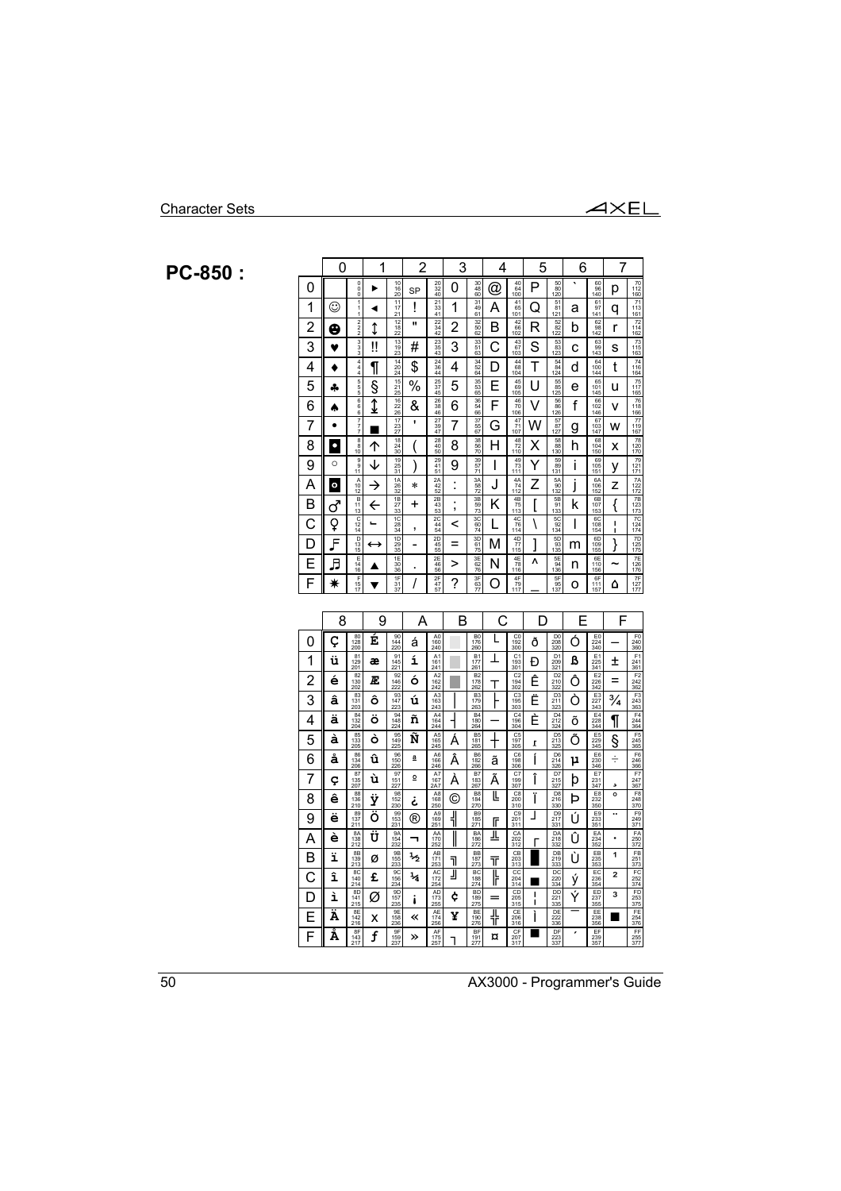# PC-850 :

| | 0 | 1 | 2 | 3 | 4 | 5 | 6 | 7 |
|---|---|---|---|---|---|---|---|---|
| 0 | 0 0 0 | ► 10 16 20 | SP 20 32 40 | 0 30 48 60 | @ 40 64 100 | P 50 80 120 | ` 60 96 140 | p 70 112 160 |
| 1 | ☺ 1 1 1 | ◄ 11 17 21 | ! 21 33 41 | 1 31 49 61 | A 41 65 101 | Q 51 81 121 | a 61 97 141 | q 71 113 161 |
| 2 | ☻ 2 2 2 | ↕ 12 18 22 | " 22 34 42 | 2 32 50 62 | B 42 66 102 | R 52 82 122 | b 62 98 142 | r 72 114 162 |
| 3 | ♥ 3 3 3 | ‼ 13 19 23 | # 23 35 43 | 3 33 51 63 | C 43 67 103 | S 53 83 123 | c 63 99 143 | s 73 115 163 |
| 4 | ♦ 4 4 4 | ¶ 14 20 24 | $ 24 36 44 | 4 34 52 64 | D 44 68 104 | T 54 84 124 | d 64 100 144 | t 74 116 164 |
| 5 | ♣ 5 5 5 | § 15 21 25 | % 25 37 45 | 5 35 53 65 | E 45 69 105 | U 55 85 125 | e 65 101 145 | u 75 117 165 |
| 6 | ♠ 6 6 6 | ↨ 16 22 26 | & 26 38 46 | 6 36 54 66 | F 46 70 106 | V 56 86 126 | f 66 102 146 | v 76 118 166 |
| 7 | • 7 7 7 | ▬ 17 23 27 | ' 27 39 47 | 7 37 55 67 | G 47 71 107 | W 57 87 127 | g 67 103 147 | w 77 119 167 |
| 8 | ◘ 8 8 10 | ↑ 18 24 30 | ( 28 40 50 | 8 38 56 70 | H 48 72 110 | X 58 88 130 | h 68 104 150 | x 78 120 170 |
| 9 | ○ 9 9 11 | ↓ 19 25 31 | ) 29 41 51 | 9 39 57 71 | I 49 73 111 | Y 59 89 131 | i 69 105 151 | y 79 121 171 |
| A | ◙ A 10 12 | → 1A 26 32 | * 2A 42 52 | : 3A 58 72 | J 4A 74 112 | Z 5A 90 132 | j 6A 106 152 | z 7A 122 172 |
| B | ♂ B 11 13 | ← 1B 27 33 | + 2B 43 53 | ; 3B 59 73 | K 4B 75 113 | [ 5B 91 133 | k 6B 107 153 | { 7B 123 173 |
| C | ♀ C 12 14 | ∟ 1C 28 34 | , 2C 44 54 | < 3C 60 74 | L 4C 76 114 | \ 5C 92 134 | l 6C 108 154 | ¦ 7C 124 174 |
| D | ♪ D 13 15 | ↔ 1D 29 35 | - 2D 45 55 | = 3D 61 75 | M 4D 77 115 | ] 5D 93 135 | m 6D 109 155 | } 7D 125 175 |
| E | ♫ E 14 16 | ▲ 1E 30 36 | . 2E 46 56 | > 3E 62 76 | N 4E 78 116 | ^ 5E 94 136 | n 6E 110 156 | ~ 7E 126 176 |
| F | ☼ F 15 17 | ▼ 1F 31 37 | / 2F 47 57 | ? 3F 63 77 | O 4F 79 117 | _ 5F 95 137 | o 6F 111 157 | ⌂ 7F 127 177 |

| | 8 | 9 | A | B | C | D | E | F |
|---|---|---|---|---|---|---|---|---|
| 0 | Ç 80 128 200 | É 90 144 220 | á A0 160 240 | ░ B0 176 260 | └ C0 192 300 | ð D0 208 320 | Ó E0 224 340 | — F0 240 360 |
| 1 | ü 81 129 201 | æ 91 145 221 | í A1 161 241 | ▒ B1 177 261 | ┴ C1 193 301 | Đ D1 209 321 | ß E1 225 341 | ± F1 241 361 |
| 2 | é 82 130 202 | Æ 92 146 222 | ó A2 162 242 | ▓ B2 178 262 | ┬ C2 194 302 | Ê D2 210 322 | Ô E2 226 342 | = F2 242 362 |
| 3 | â 83 131 203 | ô 93 147 223 | ú A3 163 243 | │ B3 179 263 | ├ C3 195 303 | Ë D3 211 323 | Ò E3 227 343 | ¾ F3 243 363 |
| 4 | ä 84 132 204 | ö 94 148 224 | ñ A4 164 244 | ┤ B4 180 264 | ─ C4 196 304 | È D4 212 324 | õ E4 228 344 | ¶ F4 244 364 |
| 5 | à 85 133 205 | ò 95 149 225 | Ñ A5 165 245 | Á B5 181 265 | ┼ C5 197 305 | ı D5 213 325 | Õ E5 229 345 | § F5 245 365 |
| 6 | å 86 134 206 | û 96 150 226 | ª A6 166 246 | Â B6 182 266 | ã C6 198 306 | Í D6 214 326 | µ E6 230 346 | ÷ F6 246 366 |
| 7 | ç 87 135 207 | ù 97 151 227 | º A7 167 2A7 | À B7 183 267 | Ã C7 199 307 | Î D7 215 327 | þ E7 231 347 | ¸ F7 247 367 |
| 8 | ê 88 136 210 | ÿ 98 152 230 | ¿ A8 168 250 | © B8 184 270 | ╚ C8 200 310 | Ï D8 216 330 | Þ E8 232 350 | ° F8 248 370 |
| 9 | ë 89 137 211 | Ö 99 153 231 | ® A9 169 251 | ╣ B9 185 271 | ╔ C9 201 311 | ┘ D9 217 331 | Ú E9 233 351 | ¨ F9 249 371 |
| A | è 8A 138 212 | Ü 9A 154 232 | ¬ AA 170 252 | ║ BA 186 272 | ╩ CA 202 312 | ┌ DA 218 332 | Û EA 234 352 | · FA 250 372 |
| B | ï 8B 139 213 | ø 9B 155 233 | ½ AB 171 253 | ╗ BB 187 273 | ╦ CB 203 313 | █ DB 219 333 | Ù EB 235 353 | ¹ FB 251 373 |
| C | î 8C 140 214 | £ 9C 156 234 | ¼ AC 172 254 | ╝ BC 188 274 | ╠ CC 204 314 | ▄ DC 220 334 | ý EC 236 354 | ² FC 252 374 |
| D | ì 8D 141 215 | Ø 9D 157 235 | ¡ AD 173 255 | ¢ BD 189 275 | ═ CD 205 315 | ¦ DD 221 335 | Ý ED 237 355 | ³ FD 253 375 |
| E | Ä 8E 142 216 | × 9E 158 236 | « AE 174 256 | ¥ BE 190 276 | ╬ CE 206 316 | Ì DE 222 336 | ¯ EE 238 356 | ■ FE 254 376 |
| F | Å 8F 143 217 | ƒ 9F 159 237 | » AF 175 257 | ┐ BF 191 277 | ¤ CF 207 317 | ▀ DF 223 337 | ´ EF 239 357 | FF 255 377 |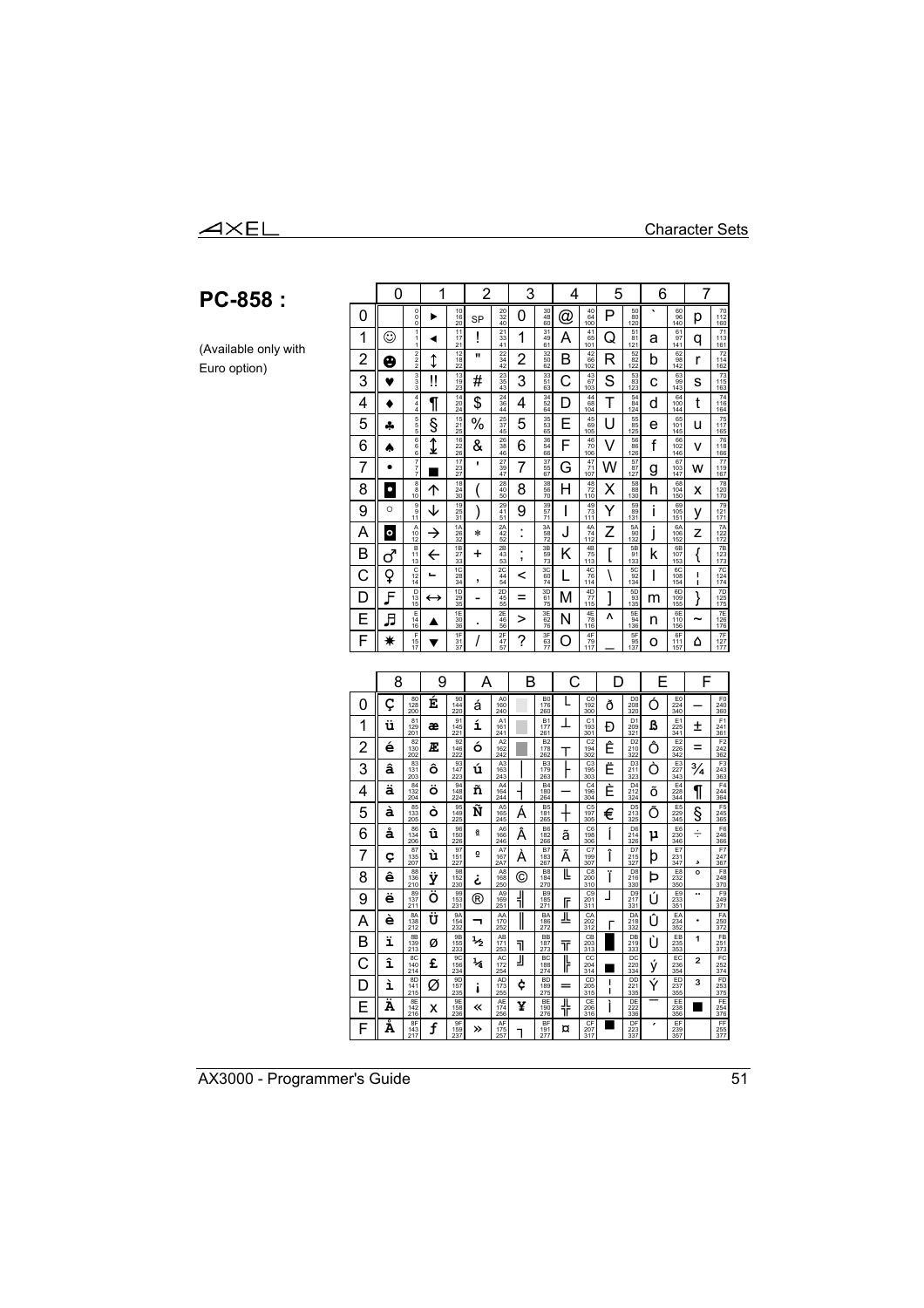## PC-858 :

(Available only with Euro option)

| | 0 | 1 | 2 | 3 | 4 | 5 | 6 | 7 |
|---|---|---|---|---|---|---|---|---|
| 0 | | ► | SP | 0 | @ | P | ` | p |
| 1 | ☺ | ◄ | ! | 1 | A | Q | a | q |
| 2 | ☻ | ↕ | " | 2 | B | R | b | r |
| 3 | ♥ | ‼ | # | 3 | C | S | c | s |
| 4 | ♦ | ¶ | $ | 4 | D | T | d | t |
| 5 | ♣ | § | % | 5 | E | U | e | u |
| 6 | ♠ | ↨ | & | 6 | F | V | f | v |
| 7 | • | ▬ | ' | 7 | G | W | g | w |
| 8 | ◘ | ↑ | ( | 8 | H | X | h | x |
| 9 | ○ | ↓ | ) | 9 | I | Y | i | y |
| A | ◙ | → | * | : | J | Z | j | z |
| B | ♂ | ← | + | ; | K | [ | k | { |
| C | ♀ | ∟ | , | < | L | \ | l | ¦ |
| D | ♪ | ↔ | - | = | M | ] | m | } |
| E | ♫ | ▲ | . | > | N | ^ | n | ~ |
| F | ☼ | ▼ | / | ? | O | _ | o | ⌂ |

| | 8 | 9 | A | B | C | D | E | F |
|---|---|---|---|---|---|---|---|---|
| 0 | Ç | É | á | ░ | └ | ð | Ó | - |
| 1 | ü | æ | í | ▒ | ┴ | Đ | ß | ± |
| 2 | é | Æ | ó | ▓ | ┬ | Ê | Ô | = |
| 3 | â | ô | ú | │ | ├ | Ë | Ò | ¾ |
| 4 | ä | ö | ñ | ┤ | ─ | È | õ | ¶ |
| 5 | à | ò | Ñ | Á | ┼ | € | Õ | § |
| 6 | å | û | ª | Â | ã | Í | µ | ÷ |
| 7 | ç | ù | º | À | Ã | Î | þ | ¸ |
| 8 | ê | ÿ | ¿ | © | ╚ | Ï | Þ | ° |
| 9 | ë | Ö | ® | ╣ | ╔ | ┘ | Ú | ¨ |
| A | è | Ü | ¬ | ║ | ╩ | ┌ | Û | · |
| B | ï | ø | ½ | ╗ | ╦ | █ | Ù | ¹ |
| C | î | £ | ¼ | ╝ | ╠ | ▄ | ý | ³ |
| D | ì | Ø | ¡ | ¢ | ═ | ¦ | Ý | ² |
| E | Ä | × | « | ¥ | ╬ | Ì | ¯ | ■ |
| F | Å | ƒ | » | ┐ | ¤ | ▀ | ´ | |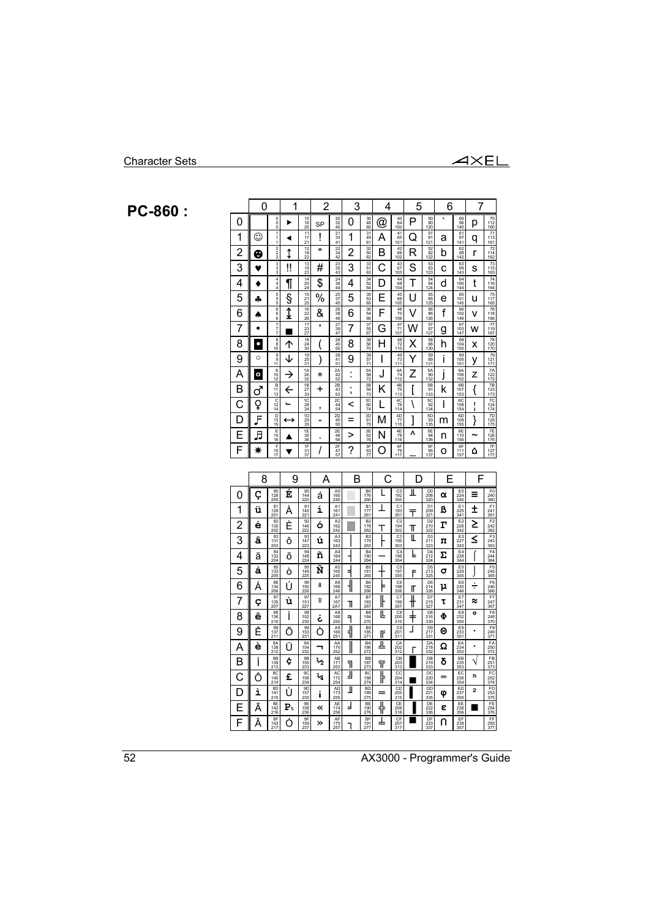# PC-860 :

| | 0 | | 1 | | 2 | | 3 | | 4 | | 5 | | 6 | | 7 | |
|---|---|---|---|---|---|---|---|---|---|---|---|---|---|---|---|---|
| 0 | | 0 0 0 | ► | 10 16 20 | SP | 20 32 40 | 0 | 30 48 60 | @ | 40 64 100 | P | 50 80 120 | ` | 60 96 140 | p | 70 112 160 |
| 1 | ☺ | 1 1 1 | ◄ | 11 17 21 | ! | 21 33 41 | 1 | 31 49 61 | A | 41 65 101 | Q | 51 81 121 | a | 61 97 141 | q | 71 113 161 |
| 2 | ☻ | 2 2 2 | ↕ | 12 18 22 | " | 22 34 42 | 2 | 32 50 62 | B | 42 66 102 | R | 52 82 122 | b | 62 98 142 | r | 72 114 162 |
| 3 | ♥ | 3 3 3 | ‼ | 13 19 23 | # | 23 35 43 | 3 | 33 51 63 | C | 43 67 103 | S | 53 83 123 | c | 63 99 143 | s | 73 115 163 |
| 4 | ♦ | 4 4 4 | ¶ | 14 20 24 | $ | 24 36 44 | 4 | 34 52 64 | D | 44 68 104 | T | 54 84 124 | d | 64 100 144 | t | 74 116 164 |
| 5 | ♣ | 5 5 5 | § | 15 21 25 | % | 25 37 45 | 5 | 35 53 65 | E | 45 69 105 | U | 55 85 125 | e | 65 101 145 | u | 75 117 165 |
| 6 | ♠ | 6 6 6 | ↨ | 16 22 26 | & | 26 38 46 | 6 | 36 54 66 | F | 46 70 106 | V | 56 86 126 | f | 66 102 146 | v | 76 118 166 |
| 7 | • | 7 7 7 | ▬ | 17 23 27 | ' | 27 39 47 | 7 | 37 55 67 | G | 47 71 107 | W | 57 87 127 | g | 67 103 147 | w | 77 119 167 |
| 8 | ◘ | 8 8 10 | ↑ | 18 24 30 | ( | 28 40 50 | 8 | 38 56 70 | H | 48 72 110 | X | 58 88 130 | h | 68 104 150 | x | 78 120 170 |
| 9 | ○ | 9 9 11 | ↓ | 19 25 31 | ) | 29 41 51 | 9 | 39 57 71 | I | 49 73 111 | Y | 59 89 131 | i | 69 105 151 | y | 79 121 171 |
| A | ◙ | A 10 12 | → | 1A 26 32 | * | 2A 42 52 | : | 3A 58 72 | J | 4A 74 112 | Z | 5A 90 132 | j | 6A 106 152 | z | 7A 122 172 |
| B | ♂ | B 11 13 | ← | 1B 27 33 | + | 2B 43 53 | ; | 3B 59 73 | K | 4B 75 113 | [ | 5B 91 133 | k | 6B 107 153 | { | 7B 123 173 |
| C | ♀ | C 12 14 | ∟ | 1C 28 34 | , | 2C 44 54 | < | 3C 60 74 | L | 4C 76 114 | \ | 5C 92 134 | l | 6C 108 154 | ¦ | 7C 124 174 |
| D | ♪ | D 13 15 | ↔ | 1D 29 35 | - | 2D 45 55 | = | 3D 61 75 | M | 4D 77 115 | ] | 5D 93 135 | m | 6D 109 155 | } | 7D 125 175 |
| E | ♫ | E 14 16 | ▲ | 1E 30 36 | . | 2E 46 56 | > | 3E 62 76 | N | 4E 78 116 | ^ | 5E 94 136 | n | 6E 110 156 | ~ | 7E 126 176 |
| F | ☼ | F 15 17 | ▼ | 1F 31 37 | / | 2F 47 57 | ? | 3F 63 77 | O | 4F 79 117 | _ | 5F 95 137 | o | 6F 111 157 | ⌂ | 7F 127 177 |

| | 8 | | 9 | | A | | B | | C | | D | | E | | F | |
|---|---|---|---|---|---|---|---|---|---|---|---|---|---|---|---|---|
| 0 | Ç | 80 128 200 | É | 90 144 220 | á | A0 160 240 | ░ | B0 176 260 | └ | C0 192 300 | ╨ | D0 208 320 | α | E0 224 340 | ≡ | F0 240 360 |
| 1 | ü | 81 129 201 | À | 91 145 221 | í | A1 161 241 | ▒ | B1 177 261 | ┴ | C1 193 301 | ╤ | D1 209 321 | ß | E1 225 341 | ± | F1 241 361 |
| 2 | é | 82 130 202 | È | 92 146 222 | ó | A2 162 242 | ▓ | B2 178 262 | ┬ | C2 194 302 | ╥ | D2 210 322 | Γ | E2 226 342 | ≥ | F2 242 362 |
| 3 | â | 83 131 203 | ô | 93 147 223 | ú | A3 163 243 | │ | B3 179 263 | ├ | C3 195 303 | ╙ | D3 211 323 | π | E3 227 343 | ≤ | F3 243 363 |
| 4 | ã | 84 132 204 | õ | 94 148 224 | ñ | A4 164 244 | ┤ | B4 180 264 | ─ | C4 196 304 | ╘ | D4 212 324 | Σ | E4 228 344 | ⌠ | F4 244 364 |
| 5 | à | 85 133 205 | ò | 95 149 225 | Ñ | A5 165 245 | ╡ | B5 181 265 | ┼ | C5 197 305 | ╒ | D5 213 325 | σ | E5 229 345 | ⌡ | F5 245 365 |
| 6 | Á | 86 134 206 | Ú | 96 150 226 | ª | A6 166 246 | ╢ | B6 182 266 | ╞ | C6 198 306 | ╓ | D6 214 326 | µ | E6 230 346 | ÷ | F6 246 366 |
| 7 | ç | 87 135 207 | ù | 97 151 227 | º | A7 167 2A7 | ╖ | B7 183 267 | ╟ | C7 199 307 | ╫ | D7 215 327 | τ | E7 231 347 | ≈ | F7 247 367 |
| 8 | ê | 88 136 210 | Ì | 98 152 230 | ¿ | A8 168 250 | ╕ | B8 184 270 | ╚ | C8 200 310 | ╪ | D8 216 330 | Φ | E8 232 350 | ° | F8 248 370 |
| 9 | Ê | 89 137 211 | Õ | 99 153 231 | Ò | A9 169 251 | ╣ | B9 185 271 | ╔ | C9 201 311 | ┘ | D9 217 331 | Θ | E9 233 351 | · | F9 249 371 |
| A | è | 8A 138 212 | Ü | 9A 154 232 | ¬ | AA 170 252 | ║ | BA 186 272 | ╩ | CA 202 312 | ┌ | DA 218 332 | Ω | EA 234 352 | · | FA 250 372 |
| B | Í | 8B 139 213 | ¢ | 9B 155 233 | ½ | AB 171 253 | ╗ | BB 187 273 | ╦ | CB 203 313 | █ | DB 219 333 | δ | EB 235 353 | √ | FB 251 373 |
| C | Ô | 8C 140 214 | £ | 9C 156 234 | ¼ | AC 172 254 | ╝ | BC 188 274 | ╠ | CC 204 314 | ▄ | DC 220 334 | ∞ | EC 236 354 | ⁿ | FC 252 374 |
| D | ì | 8D 141 215 | Ù | 9D 157 235 | ¡ | AD 173 255 | ╜ | BD 189 275 | ═ | CD 205 315 | ▌ | DD 221 335 | φ | ED 237 355 | ² | FD 253 375 |
| E | Ã | 8E 142 216 | ₧ | 9E 158 236 | « | AE 174 256 | ╛ | BE 190 276 | ╬ | CE 206 316 | ▐ | DE 222 336 | ε | EE 238 356 | ■ | FE 254 376 |
| F | Â | 8F 143 217 | Ó | 9F 159 237 | » | AF 175 257 | ┐ | BF 191 277 | ╧ | CF 207 317 | ▀ | DF 223 337 | ∩ | EF 239 357 | | FF 255 377 |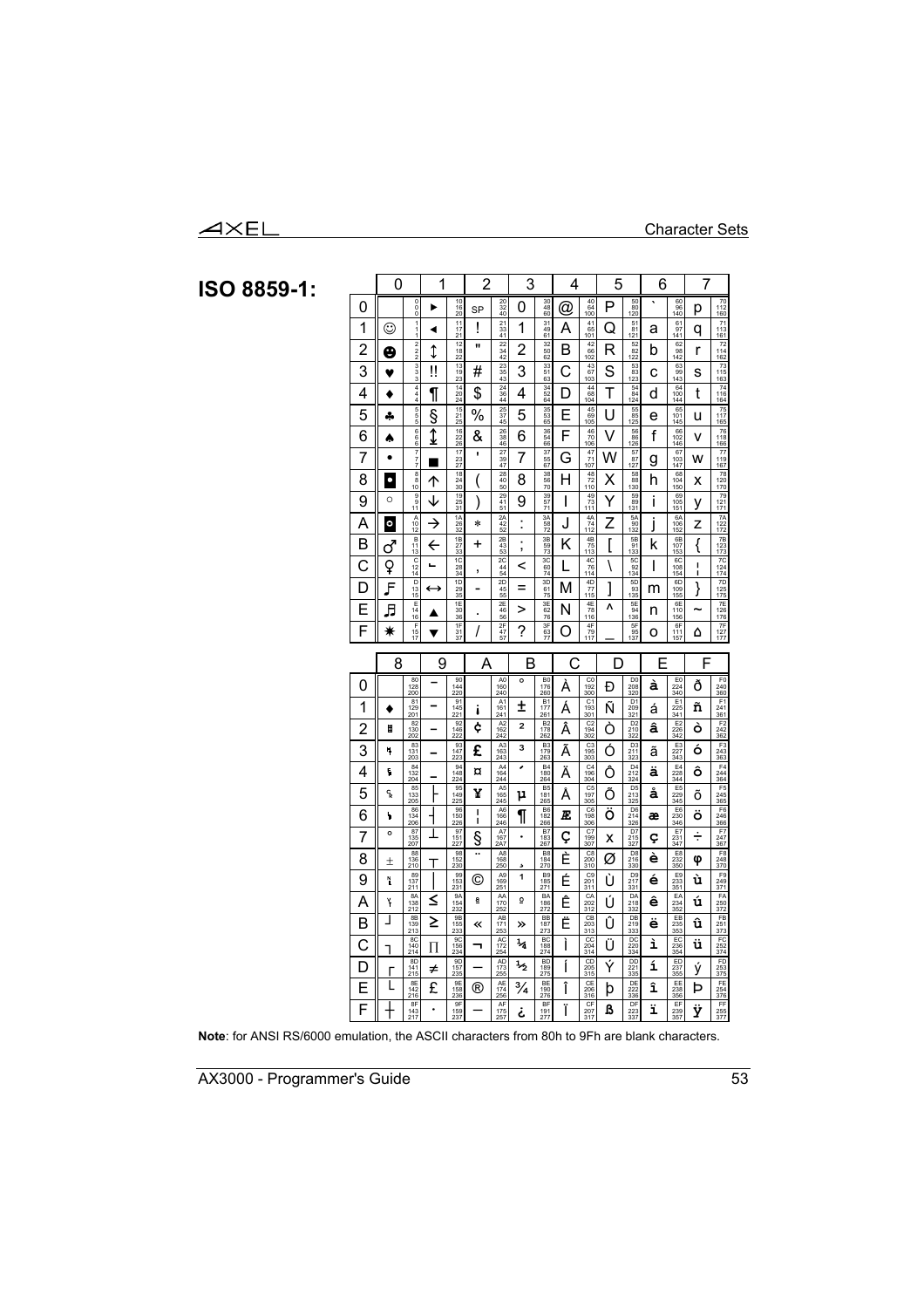# ISO 8859-1:

| | 0 | | 1 | | 2 | | 3 | | 4 | | 5 | | 6 | | 7 | |
|---|---|---|---|---|---|---|---|---|---|---|---|---|---|---|---|---|
| **0** | | 0/0/0 | ► | 10/16/20 | SP | 20/32/40 | 0 | 30/48/60 | @ | 40/64/100 | P | 50/80/120 | ` | 60/96/140 | p | 70/112/160 |
| **1** | ☺ | 1/1/1 | ◄ | 11/17/21 | ! | 21/33/41 | 1 | 31/49/61 | A | 41/65/101 | Q | 51/81/121 | a | 61/97/141 | q | 71/113/161 |
| **2** | ☻ | 2/2/2 | ↕ | 12/18/22 | " | 22/34/42 | 2 | 32/50/62 | B | 42/66/102 | R | 52/82/122 | b | 62/98/142 | r | 72/114/162 |
| **3** | ♥ | 3/3/3 | ‼ | 13/19/23 | # | 23/35/43 | 3 | 33/51/63 | C | 43/67/103 | S | 53/83/123 | c | 63/99/143 | s | 73/115/163 |
| **4** | ♦ | 4/4/4 | ¶ | 14/20/24 | $ | 24/36/44 | 4 | 34/52/64 | D | 44/68/104 | T | 54/84/124 | d | 64/100/144 | t | 74/116/164 |
| **5** | ♣ | 5/5/5 | § | 15/21/25 | % | 25/37/45 | 5 | 35/53/65 | E | 45/69/105 | U | 55/85/125 | e | 65/101/145 | u | 75/117/165 |
| **6** | ♠ | 6/6/6 | ↨ | 16/22/26 | & | 26/38/46 | 6 | 36/54/66 | F | 46/70/106 | V | 56/86/126 | f | 66/102/146 | v | 76/118/166 |
| **7** | • | 7/7/7 | ■ | 17/23/27 | ' | 27/39/47 | 7 | 37/55/67 | G | 47/71/107 | W | 57/87/127 | g | 67/103/147 | w | 77/119/167 |
| **8** | ◘ | 8/8/10 | ↑ | 18/24/30 | ( | 28/40/50 | 8 | 38/56/70 | H | 48/72/110 | X | 58/88/130 | h | 68/104/150 | x | 78/120/170 |
| **9** | ○ | 9/9/11 | ↓ | 19/25/31 | ) | 29/41/51 | 9 | 39/57/71 | I | 49/73/111 | Y | 59/89/131 | i | 69/105/151 | y | 79/121/171 |
| **A** | ◙ | A/10/12 | → | 1A/26/32 | * | 2A/42/52 | : | 3A/58/72 | J | 4A/74/112 | Z | 5A/90/132 | j | 6A/106/152 | z | 7A/122/172 |
| **B** | ♂ | B/11/13 | ← | 1B/27/33 | + | 2B/43/53 | ; | 3B/59/73 | K | 4B/75/113 | [ | 5B/91/133 | k | 6B/107/153 | { | 7B/123/173 |
| **C** | ♀ | C/12/14 | ∟ | 1C/28/34 | , | 2C/44/54 | < | 3C/60/74 | L | 4C/76/114 | \ | 5C/92/134 | l | 6C/108/154 | ¦ | 7C/124/174 |
| **D** | ♪ | D/13/15 | ↔ | 1D/29/35 | - | 2D/45/55 | = | 3D/61/75 | M | 4D/77/115 | ] | 5D/93/135 | m | 6D/109/155 | } | 7D/125/175 |
| **E** | ♫ | E/14/16 | ▲ | 1E/30/36 | . | 2E/46/56 | > | 3E/62/76 | N | 4E/78/116 | ^ | 5E/94/136 | n | 6E/110/156 | ~ | 7E/126/176 |
| **F** | ☼ | F/15/17 | ▼ | 1F/31/37 | / | 2F/47/57 | ? | 3F/63/77 | O | 4F/79/117 | _ | 5F/95/137 | o | 6F/111/157 | ⌂ | 7F/127/177 |

| | 8 | | 9 | | A | | B | | C | | D | | E | | F | |
|---|---|---|---|---|---|---|---|---|---|---|---|---|---|---|---|---|
| **0** | | 80/128/200 | ⎺ | 90/144/220 | | A0/160/240 | ° | B0/176/260 | À | C0/192/300 | Ð | D0/208/320 | à | E0/224/340 | ð | F0/240/360 |
| **1** | ♦ | 81/129/201 | ⎻ | 91/145/221 | ¡ | A1/161/241 | ± | B1/177/261 | Á | C1/193/301 | Ñ | D1/209/321 | á | E1/225/341 | ñ | F1/241/361 |
| **2** | ▒ | 82/130/202 | ─ | 92/146/222 | ¢ | A2/162/242 | ² | B2/178/262 | Â | C2/194/302 | Ò | D2/210/322 | â | E2/226/342 | ò | F2/242/362 |
| **3** | ␉ | 83/131/203 | ⎼ | 93/147/223 | £ | A3/163/243 | ³ | B3/179/263 | Ã | C3/195/303 | Ó | D3/211/323 | ã | E3/227/343 | ó | F3/243/363 |
| **4** | ␌ | 84/132/204 | ⎽ | 94/148/224 | ¤ | A4/164/244 | ´ | B4/180/264 | Ä | C4/196/304 | Ô | D4/212/324 | ä | E4/228/344 | ô | F4/244/364 |
| **5** | ␍ | 85/133/205 | ├ | 95/149/225 | ¥ | A5/165/245 | µ | B5/181/265 | Å | C5/197/305 | Õ | D5/213/325 | å | E5/229/345 | õ | F5/245/365 |
| **6** | ␊ | 86/134/206 | ┤ | 96/150/226 | ¦ | A6/166/246 | ¶ | B6/182/266 | Æ | C6/198/306 | Ö | D6/214/326 | æ | E6/230/346 | ö | F6/246/366 |
| **7** | ° | 87/135/207 | ┴ | 97/151/227 | § | A7/167/247 | · | B7/183/267 | Ç | C7/199/307 | × | D7/215/327 | ç | E7/231/347 | ÷ | F7/247/367 |
| **8** | ± | 88/136/210 | ┬ | 98/152/230 | ¨ | A8/168/250 | ¸ | B8/184/270 | È | C8/200/310 | Ø | D8/216/330 | è | E8/232/350 | ø | F8/248/370 |
| **9** | ␤ | 89/137/211 | │ | 99/153/231 | © | A9/169/251 | ¹ | B9/185/271 | É | C9/201/311 | Ù | D9/217/331 | é | E9/233/351 | ù | F9/249/371 |
| **A** | ␋ | 8A/138/212 | ≤ | 9A/154/232 | ª | AA/170/252 | º | BA/186/272 | Ê | CA/202/312 | Ú | DA/218/332 | ê | EA/234/352 | ú | FA/250/372 |
| **B** | ┘ | 8B/139/213 | ≥ | 9B/155/233 | « | AB/171/253 | » | BB/187/273 | Ë | CB/203/313 | Û | DB/219/333 | ë | EB/235/353 | û | FB/251/373 |
| **C** | ┐ | 8C/140/214 | Π | 9C/156/234 | ¬ | AC/172/254 | ¼ | BC/188/274 | Ì | CC/204/314 | Ü | DC/220/334 | ì | EC/236/354 | ü | FC/252/374 |
| **D** | ┌ | 8D/141/215 | ≠ | 9D/157/235 | — | AD/173/255 | ½ | BD/189/275 | Í | CD/205/315 | Ý | DD/221/335 | í | ED/237/355 | ý | FD/253/375 |
| **E** | └ | 8E/142/216 | £ | 9E/158/236 | ® | AE/174/256 | ¾ | BE/190/276 | Î | CE/206/316 | Þ | DE/222/336 | î | EE/238/356 | þ | FE/254/376 |
| **F** | ┼ | 8F/143/217 | · | 9F/159/237 | — | AF/175/257 | ¿ | BF/191/277 | Ï | CF/207/317 | ß | DF/223/337 | ï | EF/239/357 | ÿ | FF/255/377 |

**Note**: for ANSI RS/6000 emulation, the ASCII characters from 80h to 9Fh are blank characters.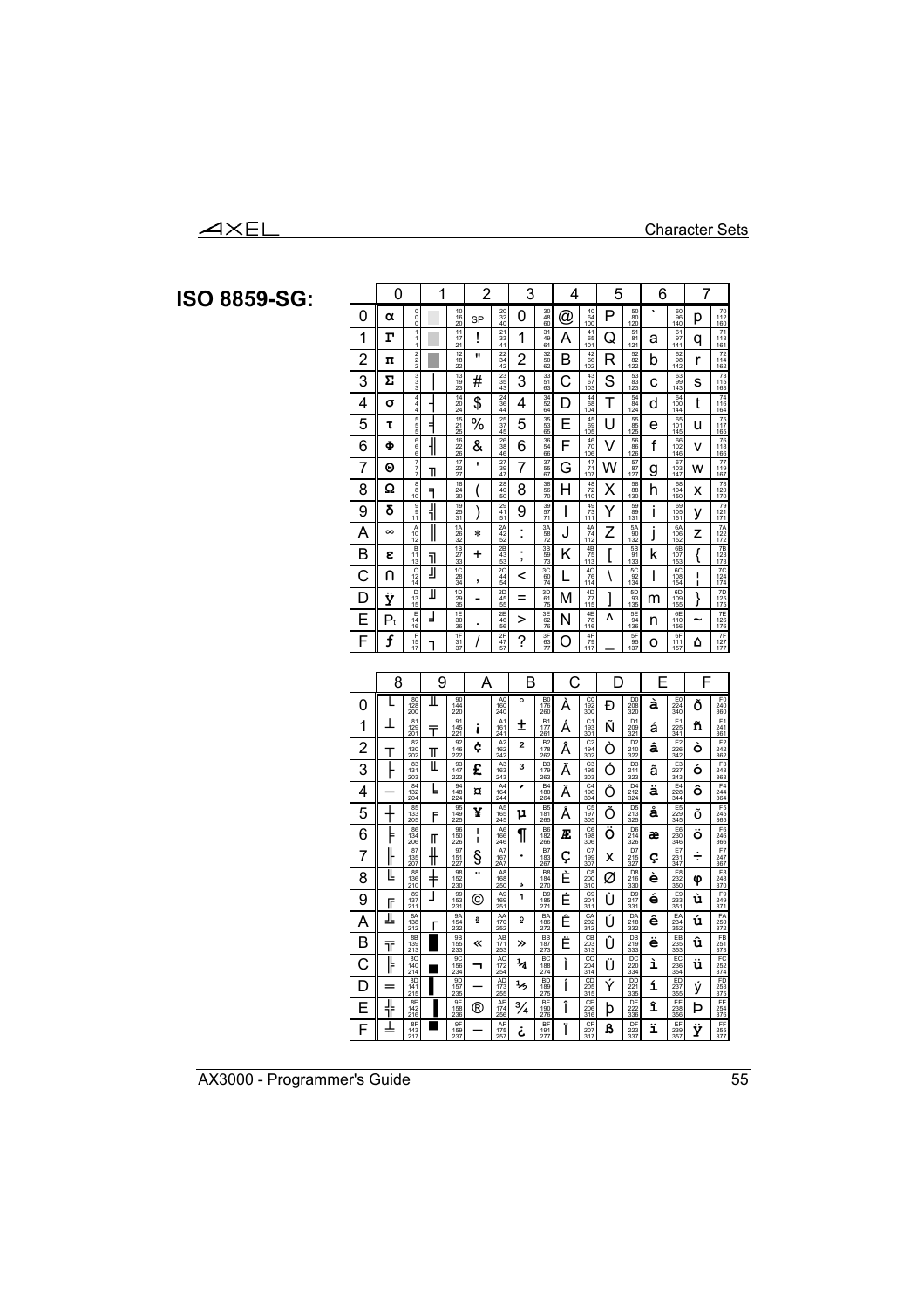# ISO 8859-SG:

| | 0 | 1 | 2 | 3 | 4 | 5 | 6 | 7 |
|---|---|---|---|---|---|---|---|---|
| 0 | α 0/0/0 | ░ 10/16/20 | SP 20/32/40 | 0 30/48/60 | @ 40/64/100 | P 50/80/120 | ` 60/96/140 | p 70/112/160 |
| 1 | Γ 1/1/1 | ▒ 11/17/21 | ! 21/33/41 | 1 31/49/61 | A 41/65/101 | Q 51/81/121 | a 61/97/141 | q 71/113/161 |
| 2 | π 2/2/2 | ▓ 12/18/22 | " 22/34/42 | 2 32/50/62 | B 42/66/102 | R 52/82/122 | b 62/98/142 | r 72/114/162 |
| 3 | Σ 3/3/3 | │ 13/19/23 | # 23/35/43 | 3 33/51/63 | C 43/67/103 | S 53/83/123 | c 63/99/143 | s 73/115/163 |
| 4 | σ 4/4/4 | ┤ 14/20/24 | $ 24/36/44 | 4 34/52/64 | D 44/68/104 | T 54/84/124 | d 64/100/144 | t 74/116/164 |
| 5 | τ 5/5/5 | ╡ 15/21/25 | % 25/37/45 | 5 35/53/65 | E 45/69/105 | U 55/85/125 | e 65/101/145 | u 75/117/165 |
| 6 | Φ 6/6/6 | ╢ 16/22/26 | & 26/38/46 | 6 36/54/66 | F 46/70/106 | V 56/86/126 | f 66/102/146 | v 76/118/166 |
| 7 | Θ 7/7/7 | ╖ 17/23/27 | ' 27/39/47 | 7 37/55/67 | G 47/71/107 | W 57/87/127 | g 67/103/147 | w 77/119/167 |
| 8 | Ω 8/8/10 | ╕ 18/24/30 | ( 28/40/50 | 8 38/56/70 | H 48/72/110 | X 58/88/130 | h 68/104/150 | x 78/120/170 |
| 9 | δ 9/9/11 | ╣ 19/25/31 | ) 29/41/51 | 9 39/57/71 | I 49/73/111 | Y 59/89/131 | i 69/105/151 | y 79/121/171 |
| A | ∞ A/10/12 | ║ 1A/26/32 | * 2A/42/52 | : 3A/58/72 | J 4A/74/112 | Z 5A/90/132 | j 6A/106/152 | z 7A/122/172 |
| B | ε B/11/13 | ╗ 1B/27/33 | + 2B/43/53 | ; 3B/59/73 | K 4B/75/113 | [ 5B/91/133 | k 6B/107/153 | { 7B/123/173 |
| C | ∩ C/12/14 | ╝ 1C/28/34 | , 2C/44/54 | < 3C/60/74 | L 4C/76/114 | \ 5C/92/134 | l 6C/108/154 | ¦ 7C/124/174 |
| D | ÿ D/13/15 | ╜ 1D/29/35 | - 2D/45/55 | = 3D/61/75 | M 4D/77/115 | ] 5D/93/135 | m 6D/109/155 | } 7D/125/175 |
| E | ₧ E/14/16 | ╛ 1E/30/36 | . 2E/46/56 | > 3E/62/76 | N 4E/78/116 | ^ 5E/94/136 | n 6E/110/156 | ~ 7E/126/176 |
| F | ƒ F/15/17 | ┐ 1F/31/37 | / 2F/47/57 | ? 3F/63/77 | O 4F/79/117 | _ 5F/95/137 | o 6F/111/157 | ⌂ 7F/127/177 |

| | 8 | 9 | A | B | C | D | E | F |
|---|---|---|---|---|---|---|---|---|
| 0 | └ 80/128/200 | ╨ 90/144/220 | A0/160/240 | ° B0/176/260 | À C0/192/300 | Ð D0/208/320 | à E0/224/340 | ð F0/240/360 |
| 1 | ┴ 81/129/201 | ╤ 91/145/221 | ¡ A1/161/241 | ± B1/177/261 | Á C1/193/301 | Ñ D1/209/321 | á E1/225/341 | ñ F1/241/361 |
| 2 | ┬ 82/130/202 | ╥ 92/146/222 | ¢ A2/162/242 | ² B2/178/262 | Â C2/194/302 | Ò D2/210/322 | â E2/226/342 | ò F2/242/362 |
| 3 | ├ 83/131/203 | ╙ 93/147/223 | £ A3/163/243 | ³ B3/179/263 | Ã C3/195/303 | Ó D3/211/323 | ã E3/227/343 | ó F3/243/363 |
| 4 | ─ 84/132/204 | ╘ 94/148/224 | ¤ A4/164/244 | ´ B4/180/264 | Ä C4/196/304 | Ô D4/212/324 | ä E4/228/344 | ô F4/244/364 |
| 5 | ┼ 85/133/205 | ╒ 95/149/225 | ¥ A5/165/245 | µ B5/181/265 | Å C5/197/305 | Õ D5/213/325 | å E5/229/345 | õ F5/245/365 |
| 6 | ╞ 86/134/206 | ╓ 96/150/226 | ¦ A6/166/246 | ¶ B6/182/266 | Æ C6/198/306 | Ö D6/214/326 | æ E6/230/346 | ö F6/246/366 |
| 7 | ╟ 87/135/207 | ╫ 97/151/227 | § A7/167/2A7 | · B7/183/267 | Ç C7/199/307 | × D7/215/327 | ç E7/231/347 | ÷ F7/247/367 |
| 8 | ╚ 88/136/210 | ╪ 98/152/230 | ¨ A8/168/250 | ¸ B8/184/270 | È C8/200/310 | Ø D8/216/330 | è E8/232/350 | ø F8/248/370 |
| 9 | ╔ 89/137/211 | ┘ 99/153/231 | © A9/169/251 | ¹ B9/185/271 | É C9/201/311 | Ù D9/217/331 | é E9/233/351 | ù F9/249/371 |
| A | ╩ 8A/138/212 | ┌ 9A/154/232 | ª AA/170/252 | º BA/186/272 | Ê CA/202/312 | Ú DA/218/332 | ê EA/234/352 | ú FA/250/372 |
| B | ╦ 8B/139/213 | █ 9B/155/233 | « AB/171/253 | » BB/187/273 | Ë CB/203/313 | Û DB/219/333 | ë EB/235/353 | û FB/251/373 |
| C | ╠ 8C/140/214 | ▄ 9C/156/234 | ¬ AC/172/254 | ¼ BC/188/274 | Ì CC/204/314 | Ü DC/220/334 | ì EC/236/354 | ü FC/252/374 |
| D | ═ 8D/141/215 | ▌ 9D/157/235 | — AD/173/255 | ½ BD/189/275 | Í CD/205/315 | Ý DD/221/335 | í ED/237/355 | ý FD/253/375 |
| E | ╬ 8E/142/216 | ▐ 9E/158/236 | ® AE/174/256 | ¾ BE/190/276 | Î CE/206/316 | þ DE/222/336 | î EE/238/356 | Þ FE/254/376 |
| F | ╧ 8F/143/217 | ▀ 9F/159/237 | — AF/175/257 | ¿ BF/191/277 | Ï CF/207/317 | ß DF/223/337 | ï EF/239/357 | ÿ FF/255/377 |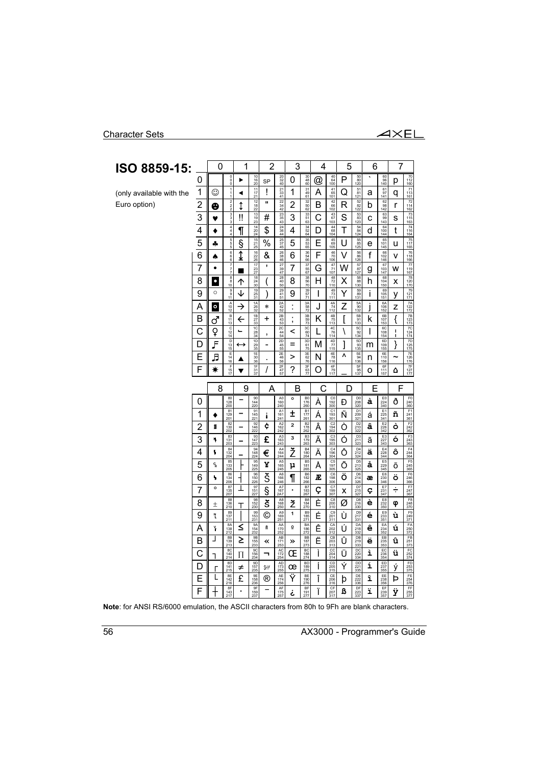# ISO 8859-15:

(only available with the Euro option)

Each cell shows the character followed by its code in hexadecimal / decimal / octal.

| | 0 | 1 | 2 | 3 | 4 | 5 | 6 | 7 |
|---|---|---|---|---|---|---|---|---|
| **0** | 0/0/0 | ► 10/16/20 | SP 20/32/40 | 0 30/48/60 | @ 40/64/100 | P 50/80/120 | ` 60/96/140 | p 70/112/160 |
| **1** | ☺ 1/1/1 | ◄ 11/17/21 | ! 21/33/41 | 1 31/49/61 | A 41/65/101 | Q 51/81/121 | a 61/97/141 | q 71/113/161 |
| **2** | ☻ 2/2/2 | ↕ 12/18/22 | " 22/34/42 | 2 32/50/62 | B 42/66/102 | R 52/82/122 | b 62/98/142 | r 72/114/162 |
| **3** | ♥ 3/3/3 | ‼ 13/19/23 | # 23/35/43 | 3 33/51/63 | C 43/67/103 | S 53/83/123 | c 63/99/143 | s 73/115/163 |
| **4** | ♦ 4/4/4 | ¶ 14/20/24 | $ 24/36/44 | 4 34/52/64 | D 44/68/104 | T 54/84/124 | d 64/100/144 | t 74/116/164 |
| **5** | ♣ 5/5/5 | § 15/21/25 | % 25/37/45 | 5 35/53/65 | E 45/69/105 | U 55/85/125 | e 65/101/145 | u 75/117/165 |
| **6** | ♠ 6/6/6 | ↨ 16/22/26 | & 26/38/46 | 6 36/54/66 | F 46/70/106 | V 56/86/126 | f 66/102/146 | v 76/118/166 |
| **7** | • 7/7/7 | ▬ 17/23/27 | ' 27/39/47 | 7 37/55/67 | G 47/71/107 | W 57/87/127 | g 67/103/147 | w 77/119/167 |
| **8** | ◘ 8/8/10 | ↑ 18/24/30 | ( 28/40/50 | 8 38/56/70 | H 48/72/110 | X 58/88/130 | h 68/104/150 | x 78/120/170 |
| **9** | ○ 9/9/11 | ↓ 19/25/31 | ) 29/41/51 | 9 39/57/71 | I 49/73/111 | Y 59/89/131 | i 69/105/151 | y 79/121/171 |
| **A** | ◙ A/10/12 | → 1A/26/32 | * 2A/42/52 | : 3A/58/72 | J 4A/74/112 | Z 5A/90/132 | j 6A/106/152 | z 7A/122/172 |
| **B** | ♂ B/11/13 | ← 1B/27/33 | + 2B/43/53 | ; 3B/59/73 | K 4B/75/113 | [ 5B/91/133 | k 6B/107/153 | { 7B/123/173 |
| **C** | ♀ C/12/14 | ∟ 1C/28/34 | , 2C/44/54 | < 3C/60/74 | L 4C/76/114 | \ 5C/92/134 | l 6C/108/154 | ¦ 7C/124/174 |
| **D** | ♪ D/13/15 | ↔ 1D/29/35 | - 2D/45/55 | = 3D/61/75 | M 4D/77/115 | ] 5D/93/135 | m 6D/109/155 | } 7D/125/175 |
| **E** | ♫ E/14/16 | ▲ 1E/30/36 | . 2E/46/56 | > 3E/62/76 | N 4E/78/116 | ^ 5E/94/136 | n 6E/110/156 | ~ 7E/126/176 |
| **F** | ☼ F/15/17 | ▼ 1F/31/37 | / 2F/47/57 | ? 3F/63/77 | O 4F/79/117 | _ 5F/95/137 | o 6F/111/157 | ⌂ 7F/127/177 |

| | 8 | 9 | A | B | C | D | E | F |
|---|---|---|---|---|---|---|---|---|
| **0** | 80/128/200 | ⎺ 90/144/220 | A0/160/240 | ° B0/176/260 | À C0/192/300 | Ð D0/208/320 | à E0/224/340 | ð F0/240/360 |
| **1** | ◆ 81/129/201 | ⎻ 91/145/221 | ¡ A1/161/241 | ± B1/177/261 | Á C1/193/301 | Ñ D1/209/321 | á E1/225/341 | ñ F1/241/361 |
| **2** | ▒ 82/130/202 | ─ 92/146/222 | ¢ A2/162/242 | ² B2/178/262 | Â C2/194/302 | Ò D2/210/322 | â E2/226/342 | ò F2/242/362 |
| **3** | ␉ 83/131/203 | ⎼ 93/147/223 | £ A3/163/243 | ³ B3/179/263 | Ã C3/195/303 | Ó D3/211/323 | ã E3/227/343 | ó F3/243/363 |
| **4** | ␌ 84/132/204 | ⎽ 94/148/224 | € A4/164/244 | Ž B4/180/264 | Ä C4/196/304 | Ô D4/212/324 | ä E4/228/344 | ô F4/244/364 |
| **5** | ␍ 85/133/205 | ├ 95/149/225 | ¥ A5/165/245 | µ B5/181/265 | Å C5/197/305 | Õ D5/213/325 | å E5/229/345 | õ F5/245/365 |
| **6** | ␊ 86/134/206 | ┤ 96/150/226 | Š A6/166/246 | ¶ B6/182/266 | Æ C6/198/306 | Ö D6/214/326 | æ E6/230/346 | ö F6/246/366 |
| **7** | ° 87/135/207 | ┴ 97/151/227 | § A7/167/247 | · B7/183/267 | Ç C7/199/307 | × D7/215/327 | ç E7/231/347 | ÷ F7/247/367 |
| **8** | ± 88/136/210 | ┬ 98/152/230 | š A8/168/250 | ž B8/184/270 | È C8/200/310 | Ø D8/216/330 | è E8/232/350 | ø F8/248/370 |
| **9** | ␤ 89/137/211 | │ 99/153/231 | © A9/169/251 | ¹ B9/185/271 | É C9/201/311 | Ù D9/217/331 | é E9/233/351 | ù F9/249/371 |
| **A** | ␋ 8A/138/212 | ≤ 9A/154/232 | ª AA/170/252 | º BA/186/272 | Ê CA/202/312 | Ú DA/218/332 | ê EA/234/352 | ú FA/250/372 |
| **B** | ┘ 8B/139/213 | ≥ 9B/155/233 | « AB/171/253 | » BB/187/273 | Ë CB/203/313 | Û DB/219/333 | ë EB/235/353 | û FB/251/373 |
| **C** | ┐ 8C/140/214 | π 9C/156/234 | ¬ AC/172/254 | Œ BC/188/274 | Ì CC/204/314 | Ü DC/220/334 | ì EC/236/354 | ü FC/252/374 |
| **D** | ┌ 8D/141/215 | ≠ 9D/157/235 | SHY AD/173/255 | œ BD/189/275 | Í CD/205/315 | Ý DD/221/335 | í ED/237/355 | ý FD/253/375 |
| **E** | └ 8E/142/216 | £ 9E/158/236 | ® AE/174/256 | Ÿ BE/190/276 | Î CE/206/316 | Þ DE/222/336 | î EE/238/356 | þ FE/254/376 |
| **F** | ┼ 8F/143/217 | · 9F/159/237 | ¯ AF/175/257 | ¿ BF/191/277 | Ï CF/207/317 | ß DF/223/337 | ï EF/239/357 | ÿ FF/255/377 |

**Note**: for ANSI RS/6000 emulation, the ASCII characters from 80h to 9Fh are blank characters.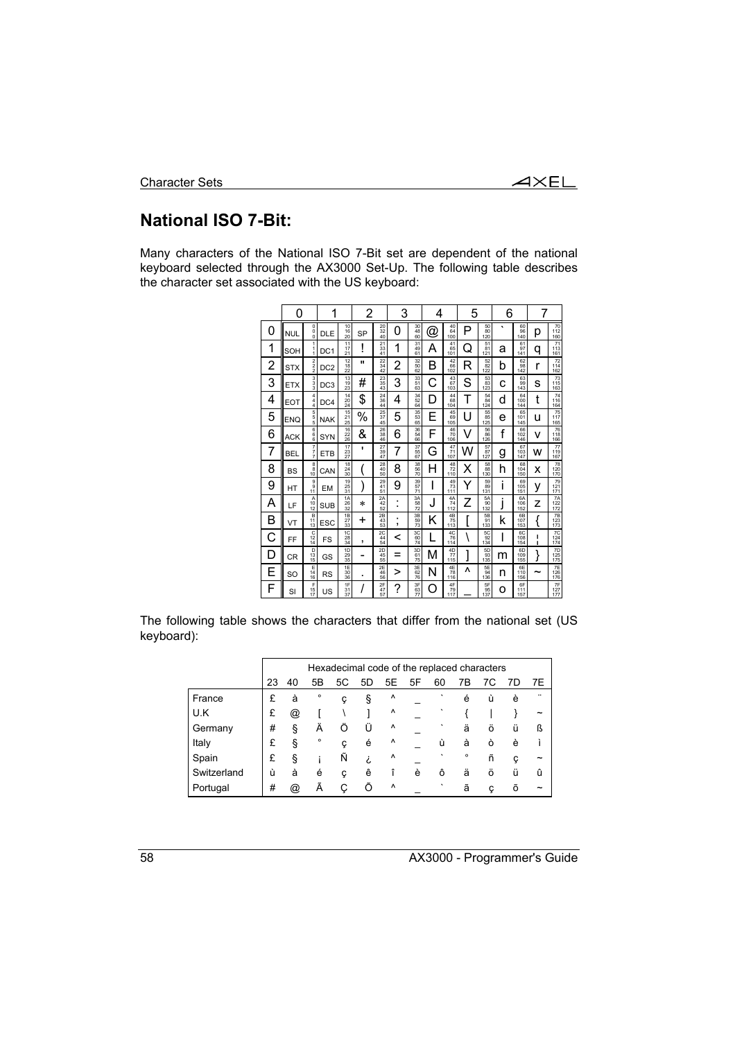## National ISO 7-Bit:

Many characters of the National ISO 7-Bit set are dependent of the national keyboard selected through the AX3000 Set-Up. The following table describes the character set associated with the US keyboard:

| | 0 | 1 | 2 | 3 | 4 | 5 | 6 | 7 |
|---|---|---|---|---|---|---|---|---|
| 0 | NUL 0 0 0 | DLE 10 16 20 | SP 20 32 40 | 0 30 48 60 | @ 40 64 100 | P 50 80 120 | ` 60 96 140 | p 70 112 160 |
| 1 | SOH 1 1 1 | DC1 11 17 21 | ! 21 33 41 | 1 31 49 61 | A 41 65 101 | Q 51 81 121 | a 61 97 141 | q 71 113 161 |
| 2 | STX 2 2 2 | DC2 12 18 22 | " 22 34 42 | 2 32 50 62 | B 42 66 102 | R 52 82 122 | b 62 98 142 | r 72 114 162 |
| 3 | ETX 3 3 3 | DC3 13 19 23 | # 23 35 43 | 3 33 51 63 | C 43 67 103 | S 53 83 123 | c 63 99 143 | s 73 115 163 |
| 4 | EOT 4 4 4 | DC4 14 20 24 | $ 24 36 44 | 4 34 52 64 | D 44 68 104 | T 54 84 124 | d 64 100 144 | t 74 116 164 |
| 5 | ENQ 5 5 5 | NAK 15 21 25 | % 25 37 45 | 5 35 53 65 | E 45 69 105 | U 55 85 125 | e 65 101 145 | u 75 117 165 |
| 6 | ACK 6 6 6 | SYN 16 22 26 | & 26 38 46 | 6 36 54 66 | F 46 70 106 | V 56 86 126 | f 66 102 146 | v 76 118 166 |
| 7 | BEL 7 7 7 | ETB 17 23 27 | ' 27 39 47 | 7 37 55 67 | G 47 71 107 | W 57 87 127 | g 67 103 147 | w 77 119 167 |
| 8 | BS 8 8 10 | CAN 18 24 30 | ( 28 40 50 | 8 38 56 70 | H 48 72 110 | X 58 88 130 | h 68 104 150 | x 78 120 170 |
| 9 | HT 9 9 11 | EM 19 25 31 | ) 29 41 51 | 9 39 57 71 | I 49 73 111 | Y 59 89 131 | i 69 105 151 | y 79 121 171 |
| A | LF A 10 12 | SUB 1A 26 32 | * 2A 42 52 | : 3A 58 72 | J 4A 74 112 | Z 5A 90 132 | j 6A 106 152 | z 7A 122 172 |
| B | VT B 11 13 | ESC 1B 27 33 | + 2B 43 53 | ; 3B 59 73 | K 4B 75 113 | [ 5B 91 133 | k 6B 107 153 | { 7B 123 173 |
| C | FF C 12 14 | FS 1C 28 34 | , 2C 44 54 | < 3C 60 74 | L 4C 76 114 | \ 5C 92 134 | l 6C 108 154 | ¦ 7C 124 174 |
| D | CR D 13 15 | GS 1D 29 35 | - 2D 45 55 | = 3D 61 75 | M 4D 77 115 | ] 5D 93 135 | m 6D 109 155 | } 7D 125 175 |
| E | SO E 14 16 | RS 1E 30 36 | . 2E 46 56 | > 3E 62 76 | N 4E 78 116 | ^ 5E 94 136 | n 6E 110 156 | ~ 7E 126 176 |
| F | SI F 15 17 | US 1F 31 37 | / 2F 47 57 | ? 3F 63 77 | O 4F 79 117 | _ 5F 95 137 | o 6F 111 157 | 7F 127 177 |

The following table shows the characters that differ from the national set (US keyboard):

| | Hexadecimal code of the replaced characters | | | | | | | | | | | |
|---|---|---|---|---|---|---|---|---|---|---|---|---|
| | 23 | 40 | 5B | 5C | 5D | 5E | 5F | 60 | 7B | 7C | 7D | 7E |
| France | £ | à | ° | ç | § | ^ | _ | ` | é | ù | è | ¨ |
| U.K | £ | @ | [ | \ | ] | ^ | _ | ` | { | \| | } | ~ |
| Germany | # | § | Ä | Ö | Ü | ^ | _ | ` | ä | ö | ü | ß |
| Italy | £ | § | ° | ç | é | ^ | _ | ù | à | ò | è | ì |
| Spain | £ | § | ¡ | Ñ | ¿ | ^ | _ | ` | ° | ñ | ç | ~ |
| Switzerland | ù | à | é | ç | ê | î | è | ô | ä | ö | ü | û |
| Portugal | # | @ | Ã | Ç | Õ | ^ | _ | ` | ã | ç | õ | ~ |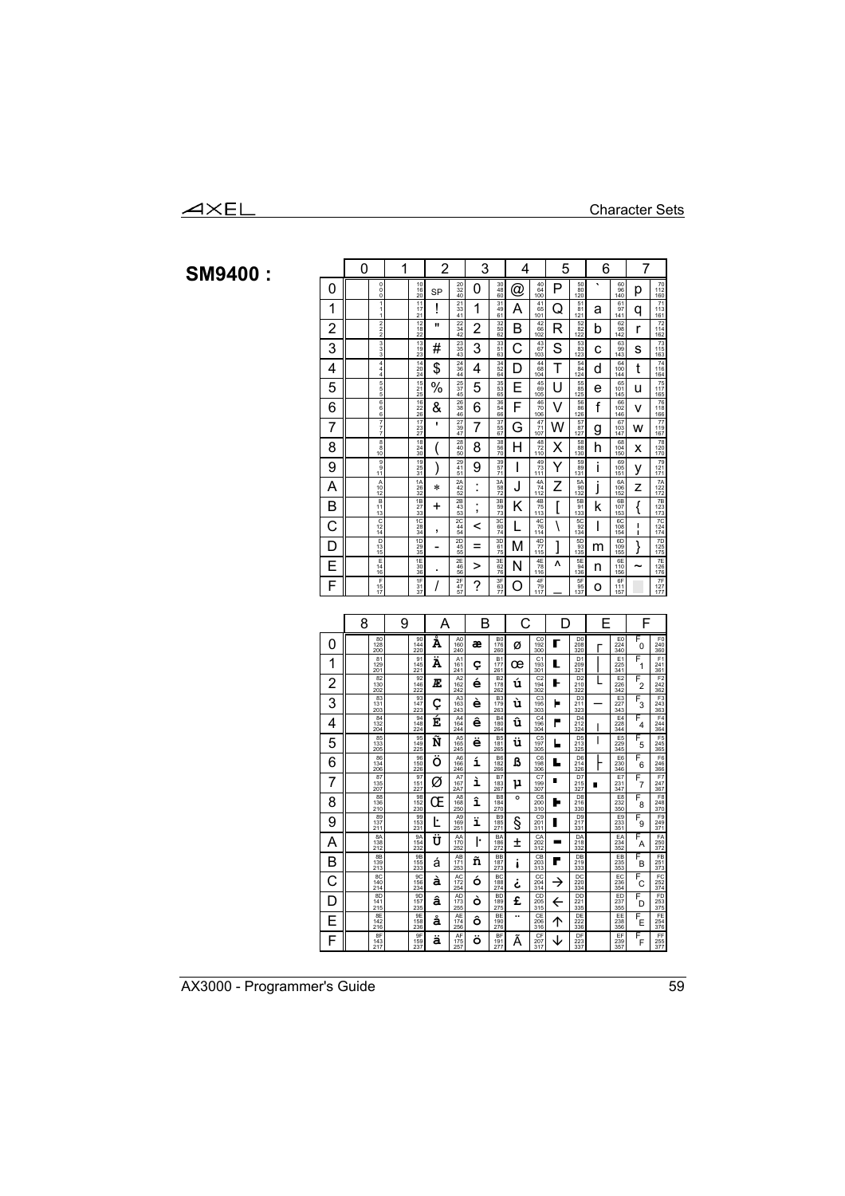## SM9400 :

| | 0 | | 1 | | 2 | | 3 | | 4 | | 5 | | 6 | | 7 | |
|---|---|---|---|---|---|---|---|---|---|---|---|---|---|---|---|---|
| **0** | | 0 0 0 | | 10 16 20 | SP | 20 32 40 | 0 | 30 48 60 | @ | 40 64 100 | P | 50 80 120 | ` | 60 96 140 | p | 70 112 160 |
| **1** | | 1 1 1 | | 11 17 21 | ! | 21 33 41 | 1 | 31 49 61 | A | 41 65 101 | Q | 51 81 121 | a | 61 97 141 | q | 71 113 161 |
| **2** | | 2 2 2 | | 12 18 22 | " | 22 34 42 | 2 | 32 50 62 | B | 42 66 102 | R | 52 82 122 | b | 62 98 142 | r | 72 114 162 |
| **3** | | 3 3 3 | | 13 19 23 | # | 23 35 43 | 3 | 33 51 63 | C | 43 67 103 | S | 53 83 123 | c | 63 99 143 | s | 73 115 163 |
| **4** | | 4 4 4 | | 14 20 24 | $ | 24 36 44 | 4 | 34 52 64 | D | 44 68 104 | T | 54 84 124 | d | 64 100 144 | t | 74 116 164 |
| **5** | | 5 5 5 | | 15 21 25 | % | 25 37 45 | 5 | 35 53 65 | E | 45 69 105 | U | 55 85 125 | e | 65 101 145 | u | 75 117 165 |
| **6** | | 6 6 6 | | 16 22 26 | & | 26 38 46 | 6 | 36 54 66 | F | 46 70 106 | V | 56 86 126 | f | 66 102 146 | v | 76 118 166 |
| **7** | | 7 7 7 | | 17 23 27 | ' | 27 39 47 | 7 | 37 55 67 | G | 47 71 107 | W | 57 87 127 | g | 67 103 147 | w | 77 119 167 |
| **8** | | 8 8 10 | | 18 24 30 | ( | 28 40 50 | 8 | 38 56 70 | H | 48 72 110 | X | 58 88 130 | h | 68 104 150 | x | 78 120 170 |
| **9** | | 9 9 11 | | 19 25 31 | ) | 29 41 51 | 9 | 39 57 71 | I | 49 73 111 | Y | 59 89 131 | i | 69 105 151 | y | 79 121 171 |
| **A** | | A 10 12 | | 1A 26 32 | * | 2A 42 52 | : | 3A 58 72 | J | 4A 74 112 | Z | 5A 90 132 | j | 6A 106 152 | z | 7A 122 172 |
| **B** | | B 11 13 | | 1B 27 33 | + | 2B 43 53 | ; | 3B 59 73 | K | 4B 75 113 | [ | 5B 91 133 | k | 6B 107 153 | { | 7B 123 173 |
| **C** | | C 12 14 | | 1C 28 34 | , | 2C 44 54 | < | 3C 60 74 | L | 4C 76 114 | \ | 5C 92 134 | l | 6C 108 154 | ¦ | 7C 124 174 |
| **D** | | D 13 15 | | 1D 29 35 | - | 2D 45 55 | = | 3D 61 75 | M | 4D 77 115 | ] | 5D 93 135 | m | 6D 109 155 | } | 7D 125 175 |
| **E** | | E 14 16 | | 1E 30 36 | . | 2E 46 56 | > | 3E 62 76 | N | 4E 78 116 | ^ | 5E 94 136 | n | 6E 110 156 | ~ | 7E 126 176 |
| **F** | | F 15 17 | | 1F 31 37 | / | 2F 47 57 | ? | 3F 63 77 | O | 4F 79 117 | _ | 5F 95 137 | o | 6F 111 157 | ▒ | 7F 127 177 |

| | 8 | | 9 | | A | | B | | C | | D | | E | | F | |
|---|---|---|---|---|---|---|---|---|---|---|---|---|---|---|---|---|
| **0** | | 80 128 200 | | 90 144 220 | Å | A0 160 240 | æ | B0 176 260 | ø | C0 192 300 | ▛ | D0 208 320 | ┌ | E0 224 340 | $F_0$ | F0 240 360 |
| **1** | | 81 129 201 | | 91 145 221 | Ä | A1 161 241 | ç | B1 177 261 | œ | C1 193 301 | ▙ | D1 209 321 | │ | E1 225 341 | $F_1$ | F1 241 361 |
| **2** | | 82 130 202 | | 92 146 222 | Æ | A2 162 242 | é | B2 178 262 | ú | C2 194 302 | ▌ | D2 210 322 | └ | E2 226 342 | $F_2$ | F2 242 362 |
| **3** | | 83 131 203 | | 93 147 223 | Ç | A3 163 243 | è | B3 179 263 | ù | C3 195 303 | ▶ | D3 211 323 | ─ | E3 227 343 | $F_3$ | F3 243 363 |
| **4** | | 84 132 204 | | 94 148 224 | É | A4 164 244 | ê | B4 180 264 | û | C4 196 304 | ▛ | D4 212 324 | ╷ | E4 228 344 | $F_4$ | F4 244 364 |
| **5** | | 85 133 205 | | 95 149 225 | Ñ | A5 165 245 | ë | B5 181 265 | ü | C5 197 305 | ▙ | D5 213 325 | │ | E5 229 345 | $F_5$ | F5 245 365 |
| **6** | | 86 134 206 | | 96 150 226 | Ö | A6 166 246 | í | B6 182 266 | ß | C6 198 306 | ▙ | D6 214 326 | ├ | E6 230 346 | $F_6$ | F6 246 366 |
| **7** | | 87 135 207 | | 97 151 227 | Ø | A7 167 2A7 | ì | B7 183 267 | µ | C7 199 307 | ▪ | D7 215 327 | ▪ | E7 231 347 | $F_7$ | F7 247 367 |
| **8** | | 88 136 210 | | 98 152 230 | Œ | A8 168 250 | î | B8 184 270 | ° | C8 200 310 | ▶ | D8 216 330 | | E8 232 350 | $F_8$ | F8 248 370 |
| **9** | | 89 137 211 | | 99 153 231 | Ŀ | A9 169 251 | ï | B9 185 271 | § | C9 201 311 | ▮ | D9 217 331 | | E9 233 351 | $F_9$ | F9 249 371 |
| **A** | | 8A 138 212 | | 9A 154 232 | Ü | AA 170 252 | ŀ | BA 186 272 | ± | CA 202 312 | ▬ | DA 218 332 | | EA 234 352 | $F_A$ | FA 250 372 |
| **B** | | 8B 139 213 | | 9B 155 233 | á | AB 171 253 | ñ | BB 187 273 | ¡ | CB 203 313 | ▛ | DB 219 333 | | EB 235 353 | $F_B$ | FB 251 373 |
| **C** | | 8C 140 214 | | 9C 156 234 | à | AC 172 254 | ó | BC 188 274 | ¿ | CC 204 314 | → | DC 220 334 | | EC 236 354 | $F_C$ | FC 252 374 |
| **D** | | 8D 141 215 | | 9D 157 235 | â | AD 173 255 | ò | BD 189 275 | £ | CD 205 315 | ← | DD 221 335 | | ED 237 355 | $F_D$ | FD 253 375 |
| **E** | | 8E 142 216 | | 9E 158 236 | å | AE 174 256 | ô | BE 190 276 | ¨ | CE 206 316 | ↑ | DE 222 336 | | EE 238 356 | $F_E$ | FE 254 376 |
| **F** | | 8F 143 217 | | 9F 159 237 | ä | AF 175 257 | ö | BF 191 277 | Ã | CF 207 317 | ↓ | DF 223 337 | | EF 239 357 | $F_F$ | FF 255 377 |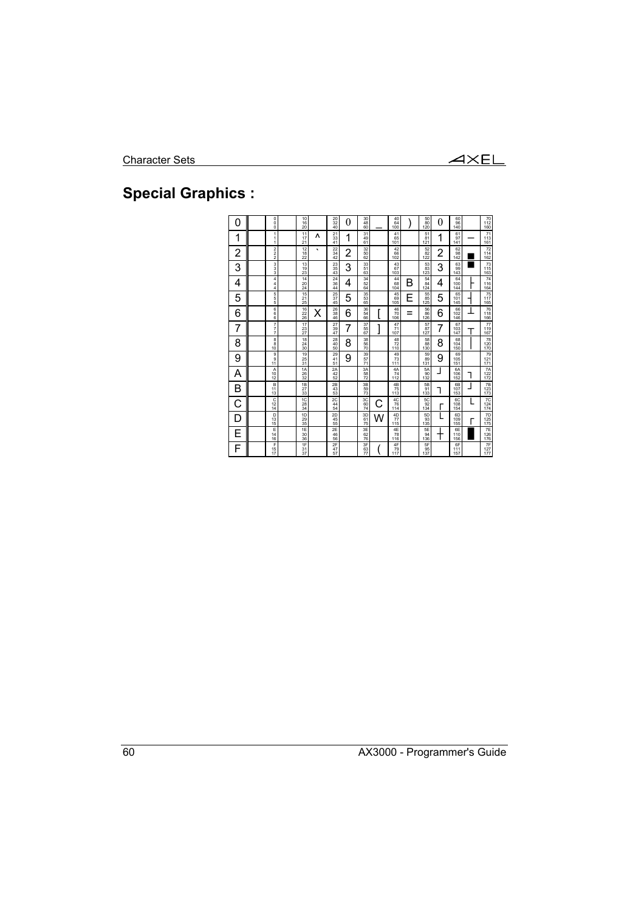## Special Graphics :

| | | | | | | | | | | | | | | | | |
|---|---|---|---|---|---|---|---|---|---|---|---|---|---|---|---|---|
| 0 | 0 0 0 | | 10 16 20 | | 20 32 40 | 0 | 30 48 60 | _ | 40 64 100 | ) | 50 80 120 | 0 | 60 96 140 | | 70 112 160 | |
| 1 | 1 1 1 | | 11 17 21 | ^ | 21 33 41 | 1 | 31 49 61 | | 41 65 101 | | 51 81 121 | 1 | 61 97 141 | — | 71 113 161 | |
| 2 | 2 2 2 | | 12 18 22 | ` | 22 34 42 | 2 | 32 50 62 | | 42 66 102 | | 52 82 122 | 2 | 62 98 142 | ■ | 72 114 162 | |
| 3 | 3 3 3 | | 13 19 23 | | 23 35 43 | 3 | 33 51 63 | | 43 67 103 | | 53 83 123 | 3 | 63 99 143 | ■ | 73 115 163 | |
| 4 | 4 4 4 | | 14 20 24 | | 24 36 44 | 4 | 34 52 64 | | 44 68 104 | B | 54 84 124 | 4 | 64 100 144 | ├ | 74 116 164 | |
| 5 | 5 5 5 | | 15 21 25 | | 25 37 45 | 5 | 35 53 65 | | 45 69 105 | E | 55 85 125 | 5 | 65 101 145 | ┤ | 75 117 165 | |
| 6 | 6 6 6 | | 16 22 26 | X | 26 38 46 | 6 | 36 54 66 | [ | 46 70 106 | = | 56 86 126 | 6 | 66 102 146 | ┴ | 76 118 166 | |
| 7 | 7 7 7 | | 17 23 27 | | 27 39 47 | 7 | 37 55 67 | ] | 47 71 107 | | 57 87 127 | 7 | 67 103 147 | ┬ | 77 119 167 | |
| 8 | 8 8 10 | | 18 24 30 | | 28 40 50 | 8 | 38 56 70 | | 48 72 110 | | 58 88 130 | 8 | 68 104 150 | │ | 78 120 170 | |
| 9 | 9 9 11 | | 19 25 31 | | 29 41 51 | 9 | 39 57 71 | | 49 73 111 | | 59 89 131 | 9 | 69 105 151 | | 79 121 171 | |
| A | A 10 12 | | 1A 26 32 | | 2A 42 52 | | 3A 58 72 | | 4A 74 112 | | 5A 90 132 | ┘ | 6A 106 152 | ┐ | 7A 122 172 | |
| B | B 11 13 | | 1B 27 33 | | 2B 43 53 | | 3B 59 73 | | 4B 75 113 | | 5B 91 133 | ┐ | 6B 107 153 | ┘ | 7B 123 173 | |
| C | C 12 14 | | 1C 28 34 | | 2C 44 54 | | 3C 60 74 | C | 4C 76 114 | | 5C 92 134 | ┌ | 6C 108 154 | └ | 7C 124 174 | |
| D | D 13 15 | | 1D 29 35 | | 2D 45 55 | | 3D 61 75 | W | 4D 77 115 | | 5D 93 135 | └ | 6D 109 155 | ┌ | 7D 125 175 | |
| E | E 14 16 | | 1E 30 36 | | 2E 46 56 | | 3E 62 76 | | 4E 78 116 | | 5E 94 136 | ┼ | 6E 110 156 | █ | 7E 126 176 | |
| F | F 15 17 | | 1F 31 37 | | 2F 47 57 | | 3F 63 77 | ( | 4F 79 117 | | 5F 95 137 | | 6F 111 157 | | 7F 127 177 | |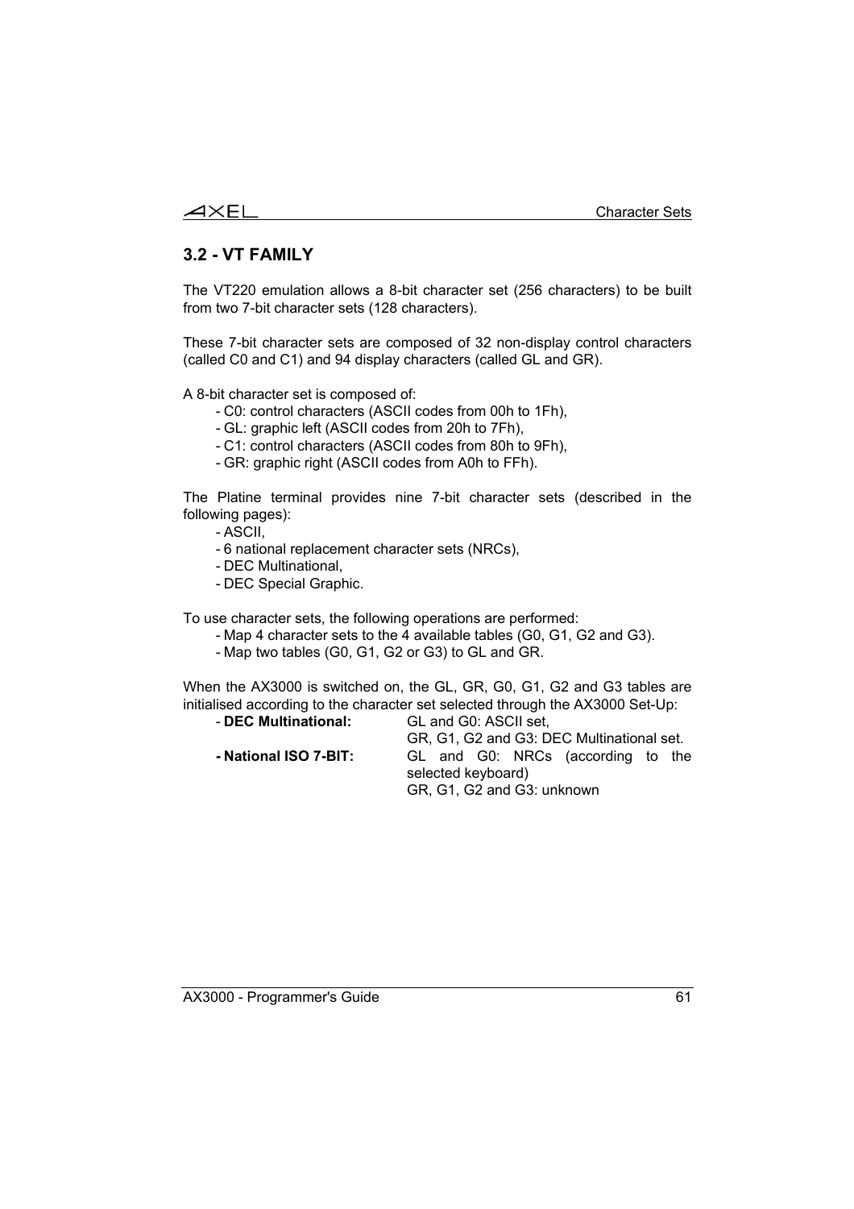## 3.2 - VT FAMILY

The VT220 emulation allows a 8-bit character set (256 characters) to be built from two 7-bit character sets (128 characters).

These 7-bit character sets are composed of 32 non-display control characters (called C0 and C1) and 94 display characters (called GL and GR).

A 8-bit character set is composed of:

- C0: control characters (ASCII codes from 00h to 1Fh),
- GL: graphic left (ASCII codes from 20h to 7Fh),
- C1: control characters (ASCII codes from 80h to 9Fh),
- GR: graphic right (ASCII codes from A0h to FFh).

The Platine terminal provides nine 7-bit character sets (described in the following pages):

- ASCII,
- 6 national replacement character sets (NRCs),
- DEC Multinational,
- DEC Special Graphic.

To use character sets, the following operations are performed:

- Map 4 character sets to the 4 available tables (G0, G1, G2 and G3).
- Map two tables (G0, G1, G2 or G3) to GL and GR.

When the AX3000 is switched on, the GL, GR, G0, G1, G2 and G3 tables are initialised according to the character set selected through the AX3000 Set-Up:

- **DEC Multinational:** GL and G0: ASCII set,
  GR, G1, G2 and G3: DEC Multinational set.
- **National ISO 7-BIT:** GL and G0: NRCs (according to the selected keyboard)
  GR, G1, G2 and G3: unknown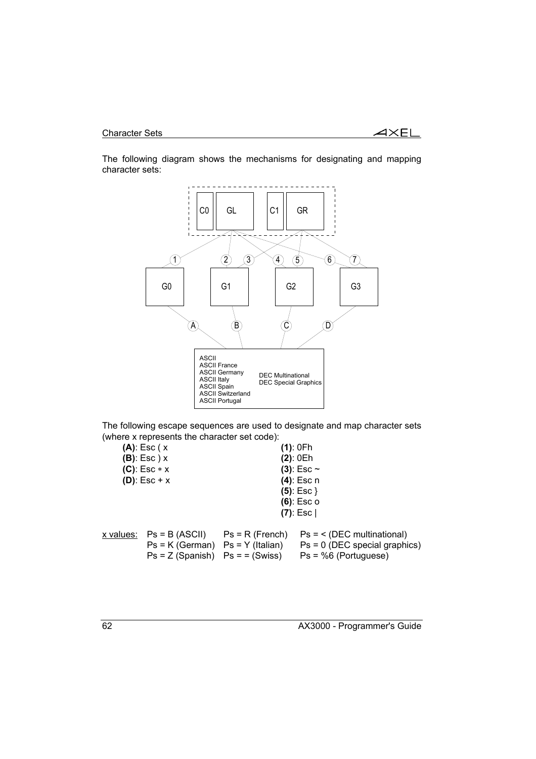The following diagram shows the mechanisms for designating and mapping character sets:

C0 GL C1 GR

1 2 3 4 5 6 7

G0 G1 G2 G3

A B C D

ASCII
ASCII France
ASCII Germany
ASCII Italy
ASCII Spain
ASCII Switzerland
ASCII Portugal

DEC Multinational
DEC Special Graphics

The following escape sequences are used to designate and map character sets (where x represents the character set code):

| | |
|---|---|
| **(A)**: Esc ( x | **(1)**: 0Fh |
| **(B)**: Esc ) x | **(2)**: 0Eh |
| **(C)**: Esc ∗ x | **(3)**: Esc ~ |
| **(D)**: Esc + x | **(4)**: Esc n |
| | **(5)**: Esc } |
| | **(6)**: Esc o |
| | **(7)**: Esc \| |

| x values: | | | |
|---|---|---|---|
| | Ps = B (ASCII) | Ps = R (French) | Ps = < (DEC multinational) |
| | Ps = K (German) | Ps = Y (Italian) | Ps = 0 (DEC special graphics) |
| | Ps = Z (Spanish) | Ps = = (Swiss) | Ps = %6 (Portuguese) |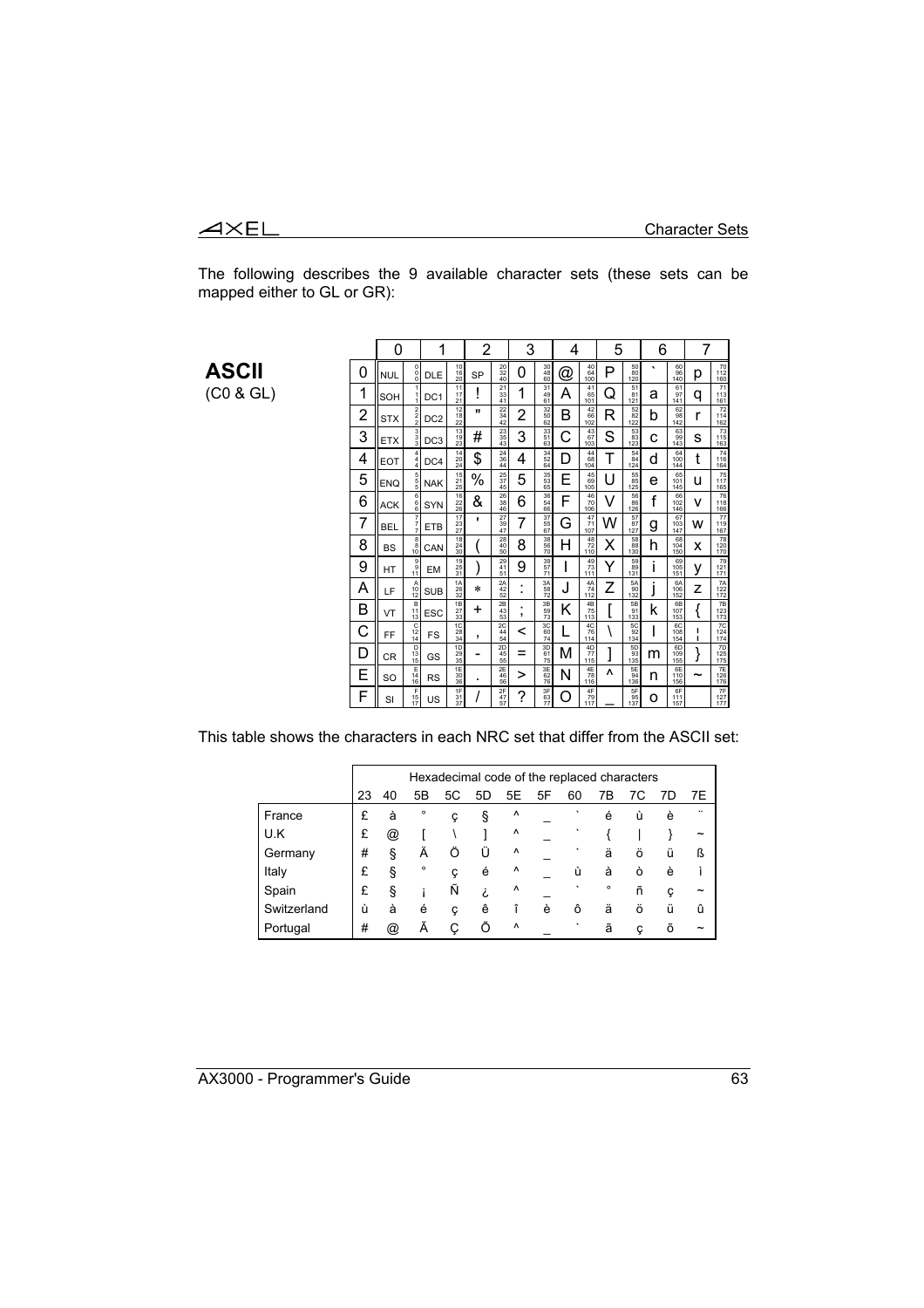The following describes the 9 available character sets (these sets can be mapped either to GL or GR):

**ASCII**
(C0 & GL)

| | 0 | | 1 | | 2 | | 3 | | 4 | | 5 | | 6 | | 7 | |
|---|---|---|---|---|---|---|---|---|---|---|---|---|---|---|---|---|
| 0 | NUL | 0 0 0 | DLE | 10 16 20 | SP | 20 32 40 | 0 | 30 48 60 | @ | 40 64 100 | P | 50 80 120 | ` | 60 96 140 | p | 70 112 160 |
| 1 | SOH | 1 1 1 | DC1 | 11 17 21 | ! | 21 33 41 | 1 | 31 49 61 | A | 41 65 101 | Q | 51 81 121 | a | 61 97 141 | q | 71 113 161 |
| 2 | STX | 2 2 2 | DC2 | 12 18 22 | " | 22 34 42 | 2 | 32 50 62 | B | 42 66 102 | R | 52 82 122 | b | 62 98 142 | r | 72 114 162 |
| 3 | ETX | 3 3 3 | DC3 | 13 19 23 | # | 23 35 43 | 3 | 33 51 63 | C | 43 67 103 | S | 53 83 123 | c | 63 99 143 | s | 73 115 163 |
| 4 | EOT | 4 4 4 | DC4 | 14 20 24 | $ | 24 36 44 | 4 | 34 52 64 | D | 44 68 104 | T | 54 84 124 | d | 64 100 144 | t | 74 116 164 |
| 5 | ENQ | 5 5 5 | NAK | 15 21 25 | % | 25 37 45 | 5 | 35 53 65 | E | 45 69 105 | U | 55 85 125 | e | 65 101 145 | u | 75 117 165 |
| 6 | ACK | 6 6 6 | SYN | 16 22 26 | & | 26 38 46 | 6 | 36 54 66 | F | 46 70 106 | V | 56 86 126 | f | 66 102 146 | v | 76 118 166 |
| 7 | BEL | 7 7 7 | ETB | 17 23 27 | ' | 27 39 47 | 7 | 37 55 67 | G | 47 71 107 | W | 57 87 127 | g | 67 103 147 | w | 77 119 167 |
| 8 | BS | 8 8 10 | CAN | 18 24 30 | ( | 28 40 50 | 8 | 38 56 70 | H | 48 72 110 | X | 58 88 130 | h | 68 104 150 | x | 78 120 170 |
| 9 | HT | 9 9 11 | EM | 19 25 31 | ) | 29 41 51 | 9 | 39 57 71 | I | 49 73 111 | Y | 59 89 131 | i | 69 105 151 | y | 79 121 171 |
| A | LF | A 10 12 | SUB | 1A 26 32 | * | 2A 42 52 | : | 3A 58 72 | J | 4A 74 112 | Z | 5A 90 132 | j | 6A 106 152 | z | 7A 122 172 |
| B | VT | B 11 13 | ESC | 1B 27 33 | + | 2B 43 53 | ; | 3B 59 73 | K | 4B 75 113 | [ | 5B 91 133 | k | 6B 107 153 | { | 7B 123 173 |
| C | FF | C 12 14 | FS | 1C 28 34 | , | 2C 44 54 | < | 3C 60 74 | L | 4C 76 114 | \ | 5C 92 134 | l | 6C 108 154 | ¦ | 7C 124 174 |
| D | CR | D 13 15 | GS | 1D 29 35 | - | 2D 45 55 | = | 3D 61 75 | M | 4D 77 115 | ] | 5D 93 135 | m | 6D 109 155 | } | 7D 125 175 |
| E | SO | E 14 16 | RS | 1E 30 36 | . | 2E 46 56 | > | 3E 62 76 | N | 4E 78 116 | ^ | 5E 94 136 | n | 6E 110 156 | ~ | 7E 126 176 |
| F | SI | F 15 17 | US | 1F 31 37 | / | 2F 47 57 | ? | 3F 63 77 | O | 4F 79 117 | _ | 5F 95 137 | o | 6F 111 157 | | 7F 127 177 |

This table shows the characters in each NRC set that differ from the ASCII set:

| | Hexadecimal code of the replaced characters | | | | | | | | | | | |
|---|---|---|---|---|---|---|---|---|---|---|---|---|
| | 23 | 40 | 5B | 5C | 5D | 5E | 5F | 60 | 7B | 7C | 7D | 7E |
| France | £ | à | ° | ç | § | ^ | _ | ` | é | ù | è | ¨ |
| U.K | £ | @ | [ | \ | ] | ^ | _ | ` | { | \| | } | ~ |
| Germany | # | § | Ä | Ö | Ü | ^ | _ | ` | ä | ö | ü | ß |
| Italy | £ | § | ° | ç | é | ^ | _ | ù | à | ò | è | ì |
| Spain | £ | § | ¡ | Ñ | ¿ | ^ | _ | ` | ° | ñ | ç | ~ |
| Switzerland | ù | à | é | ç | ê | î | è | ô | ä | ö | ü | û |
| Portugal | # | @ | Ã | Ç | Õ | ^ | _ | ` | ã | ç | õ | ~ |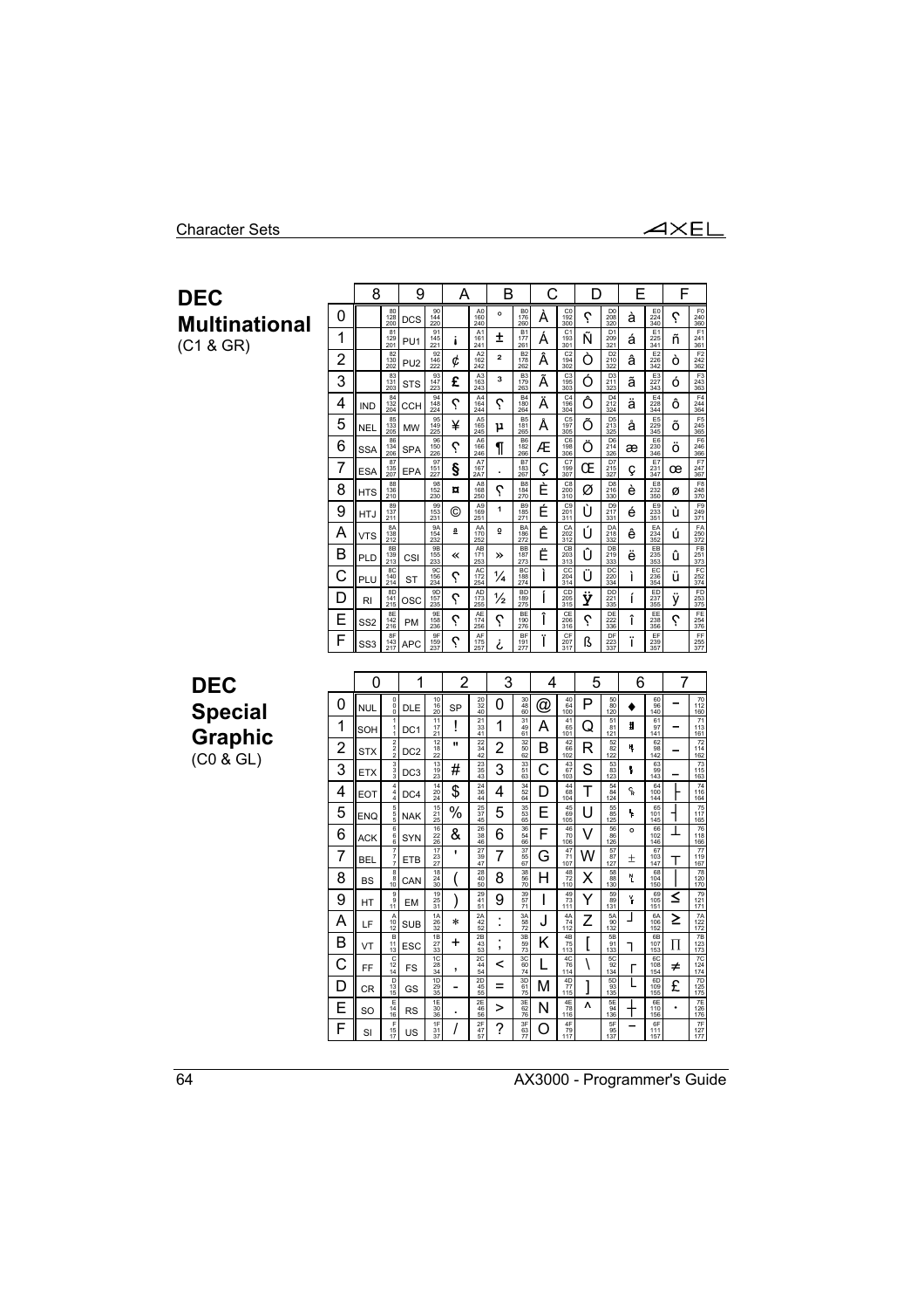# DEC Multinational

(C1 & GR)

| | 8 | | 9 | | A | | B | | C | | D | | E | | F | |
|---|---|---|---|---|---|---|---|---|---|---|---|---|---|---|---|---|
| 0 | | 80 128 200 | DCS | 90 144 220 | | A0 160 240 | ° | B0 176 260 | À | C0 192 300 | ʕ | D0 208 320 | à | E0 224 340 | ʕ | F0 240 360 |
| 1 | | 81 129 201 | PU1 | 91 145 221 | ¡ | A1 161 241 | ± | B1 177 261 | Á | C1 193 301 | Ñ | D1 209 321 | á | E1 225 341 | ñ | F1 241 361 |
| 2 | | 82 130 202 | PU2 | 92 146 222 | ¢ | A2 162 242 | ² | B2 178 262 | Â | C2 194 302 | Ò | D2 210 322 | â | E2 226 342 | ò | F2 242 362 |
| 3 | | 83 131 203 | STS | 93 147 223 | £ | A3 163 243 | ³ | B3 179 263 | Ã | C3 195 303 | Ó | D3 211 323 | ã | E3 227 343 | ó | F3 243 363 |
| 4 | IND | 84 132 204 | CCH | 94 148 224 | ʕ | A4 164 244 | ʕ | B4 180 264 | Ä | C4 196 304 | Ô | D4 212 324 | ä | E4 228 344 | ô | F4 244 364 |
| 5 | NEL | 85 133 205 | MW | 95 149 225 | ¥ | A5 165 245 | µ | B5 181 265 | Å | C5 197 305 | Õ | D5 213 325 | å | E5 229 345 | õ | F5 245 365 |
| 6 | SSA | 86 134 206 | SPA | 96 150 226 | ʕ | A6 166 246 | ¶ | B6 182 266 | Æ | C6 198 306 | Ö | D6 214 326 | æ | E6 230 346 | ö | F6 246 366 |
| 7 | ESA | 87 135 207 | EPA | 97 151 227 | § | A7 167 2A7 | · | B7 183 267 | Ç | C7 199 307 | Œ | D7 215 327 | ç | E7 231 347 | œ | F7 247 367 |
| 8 | HTS | 88 136 210 | | 98 152 230 | ¤ | A8 168 250 | ʕ | B8 184 270 | È | C8 200 310 | Ø | D8 216 330 | è | E8 232 350 | ø | F8 248 370 |
| 9 | HTJ | 89 137 211 | | 99 153 231 | © | A9 169 251 | ¹ | B9 185 271 | É | C9 201 311 | Ù | D9 217 331 | é | E9 233 351 | ù | F9 249 371 |
| A | VTS | 8A 138 212 | | 9A 154 232 | ª | AA 170 252 | º | BA 186 272 | Ê | CA 202 312 | Ú | DA 218 332 | ê | EA 234 352 | ú | FA 250 372 |
| B | PLD | 8B 139 213 | CSI | 9B 155 233 | « | AB 171 253 | » | BB 187 273 | Ë | CB 203 313 | Û | DB 219 333 | ë | EB 235 353 | û | FB 251 373 |
| C | PLU | 8C 140 214 | ST | 9C 156 234 | ʕ | AC 172 254 | ¼ | BC 188 274 | Ì | CC 204 314 | Ü | DC 220 334 | ì | EC 236 354 | ü | FC 252 374 |
| D | RI | 8D 141 215 | OSC | 9D 157 235 | ʕ | AD 173 255 | ½ | BD 189 275 | Í | CD 205 315 | Ÿ | DD 221 335 | í | ED 237 355 | ÿ | FD 253 375 |
| E | SS2 | 8E 142 216 | PM | 9E 158 236 | ʕ | AE 174 256 | ʕ | BE 190 276 | Î | CE 206 316 | ʕ | DE 222 336 | î | EE 238 356 | ʕ | FE 254 376 |
| F | SS3 | 8F 143 217 | APC | 9F 159 237 | ʕ | AF 175 257 | ¿ | BF 191 277 | Ï | CF 207 317 | ß | DF 223 337 | ï | EF 239 357 | | FF 255 377 |

# DEC Special Graphic

(C0 & GL)

| | 0 | | 1 | | 2 | | 3 | | 4 | | 5 | | 6 | | 7 | |
|---|---|---|---|---|---|---|---|---|---|---|---|---|---|---|---|---|
| 0 | NUL | 0 0 0 | DLE | 10 16 20 | SP | 20 32 40 | 0 | 30 48 60 | @ | 40 64 100 | P | 50 80 120 | ◆ | 60 96 140 | ⎻ | 70 112 160 |
| 1 | SOH | 1 1 1 | DC1 | 11 17 21 | ! | 21 33 41 | 1 | 31 49 61 | A | 41 65 101 | Q | 51 81 121 | ▒ | 61 97 141 | ─ | 71 113 161 |
| 2 | STX | 2 2 2 | DC2 | 12 18 22 | " | 22 34 42 | 2 | 32 50 62 | B | 42 66 102 | R | 52 82 122 | ␉ | 62 98 142 | ⎼ | 72 114 162 |
| 3 | ETX | 3 3 3 | DC3 | 13 19 23 | # | 23 35 43 | 3 | 33 51 63 | C | 43 67 103 | S | 53 83 123 | ␌ | 63 99 143 | ⎽ | 73 115 163 |
| 4 | EOT | 4 4 4 | DC4 | 14 20 24 | $ | 24 36 44 | 4 | 34 52 64 | D | 44 68 104 | T | 54 84 124 | ␍ | 64 100 144 | ├ | 74 116 164 |
| 5 | ENQ | 5 5 5 | NAK | 15 21 25 | % | 25 37 45 | 5 | 35 53 65 | E | 45 69 105 | U | 55 85 125 | ␊ | 65 101 145 | ┤ | 75 117 165 |
| 6 | ACK | 6 6 6 | SYN | 16 22 26 | & | 26 38 46 | 6 | 36 54 66 | F | 46 70 106 | V | 56 86 126 | ° | 66 102 146 | ┴ | 76 118 166 |
| 7 | BEL | 7 7 7 | ETB | 17 23 27 | ' | 27 39 47 | 7 | 37 55 67 | G | 47 71 107 | W | 57 87 127 | ± | 67 103 147 | ┬ | 77 119 167 |
| 8 | BS | 8 8 10 | CAN | 18 24 30 | ( | 28 40 50 | 8 | 38 56 70 | H | 48 72 110 | X | 58 88 130 | ␤ | 68 104 150 | │ | 78 120 170 |
| 9 | HT | 9 9 11 | EM | 19 25 31 | ) | 29 41 51 | 9 | 39 57 71 | I | 49 73 111 | Y | 59 89 131 | ␋ | 69 105 151 | ≤ | 79 121 171 |
| A | LF | A 10 12 | SUB | 1A 26 32 | * | 2A 42 52 | : | 3A 58 72 | J | 4A 74 112 | Z | 5A 90 132 | ┘ | 6A 106 152 | ≥ | 7A 122 172 |
| B | VT | B 11 13 | ESC | 1B 27 33 | + | 2B 43 53 | ; | 3B 59 73 | K | 4B 75 113 | [ | 5B 91 133 | ┐ | 6B 107 153 | ∏ | 7B 123 173 |
| C | FF | C 12 14 | FS | 1C 28 34 | , | 2C 44 54 | < | 3C 60 74 | L | 4C 76 114 | \ | 5C 92 134 | ┌ | 6C 108 154 | ≠ | 7C 124 174 |
| D | CR | D 13 15 | GS | 1D 29 35 | - | 2D 45 55 | = | 3D 61 75 | M | 4D 77 115 | ] | 5D 93 135 | └ | 6D 109 155 | £ | 7D 125 175 |
| E | SO | E 14 16 | RS | 1E 30 36 | . | 2E 46 56 | > | 3E 62 76 | N | 4E 78 116 | ^ | 5E 94 136 | ┼ | 6E 110 156 | · | 7E 126 176 |
| F | SI | F 15 17 | US | 1F 31 37 | / | 2F 47 57 | ? | 3F 63 77 | O | 4F 79 117 | | 5F 95 137 | ⎺ | 6F 111 157 | | 7F 127 177 |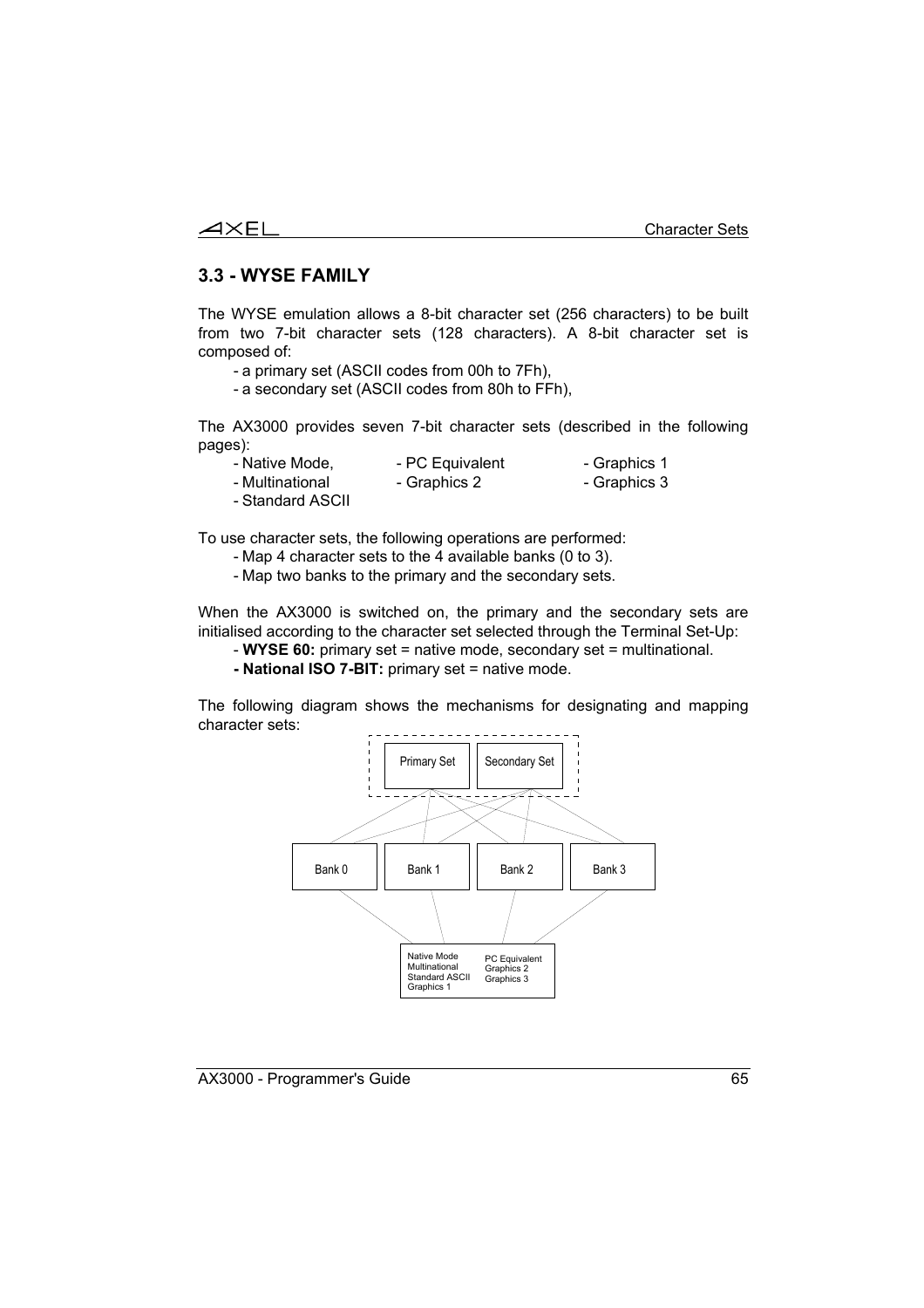## 3.3 - WYSE FAMILY

The WYSE emulation allows a 8-bit character set (256 characters) to be built from two 7-bit character sets (128 characters). A 8-bit character set is composed of:

- a primary set (ASCII codes from 00h to 7Fh),
- a secondary set (ASCII codes from 80h to FFh),

The AX3000 provides seven 7-bit character sets (described in the following pages):

- Native Mode,
- PC Equivalent
- Graphics 1
- Multinational
- Graphics 2
- Graphics 3
- Standard ASCII

To use character sets, the following operations are performed:

- Map 4 character sets to the 4 available banks (0 to 3).
- Map two banks to the primary and the secondary sets.

When the AX3000 is switched on, the primary and the secondary sets are initialised according to the character set selected through the Terminal Set-Up:

- **WYSE 60:** primary set = native mode, secondary set = multinational.
- **National ISO 7-BIT:** primary set = native mode.

The following diagram shows the mechanisms for designating and mapping character sets:

Primary Set | Secondary Set

Bank 0 | Bank 1 | Bank 2 | Bank 3

Native Mode, Multinational, Standard ASCII, Graphics 1, PC Equivalent, Graphics 2, Graphics 3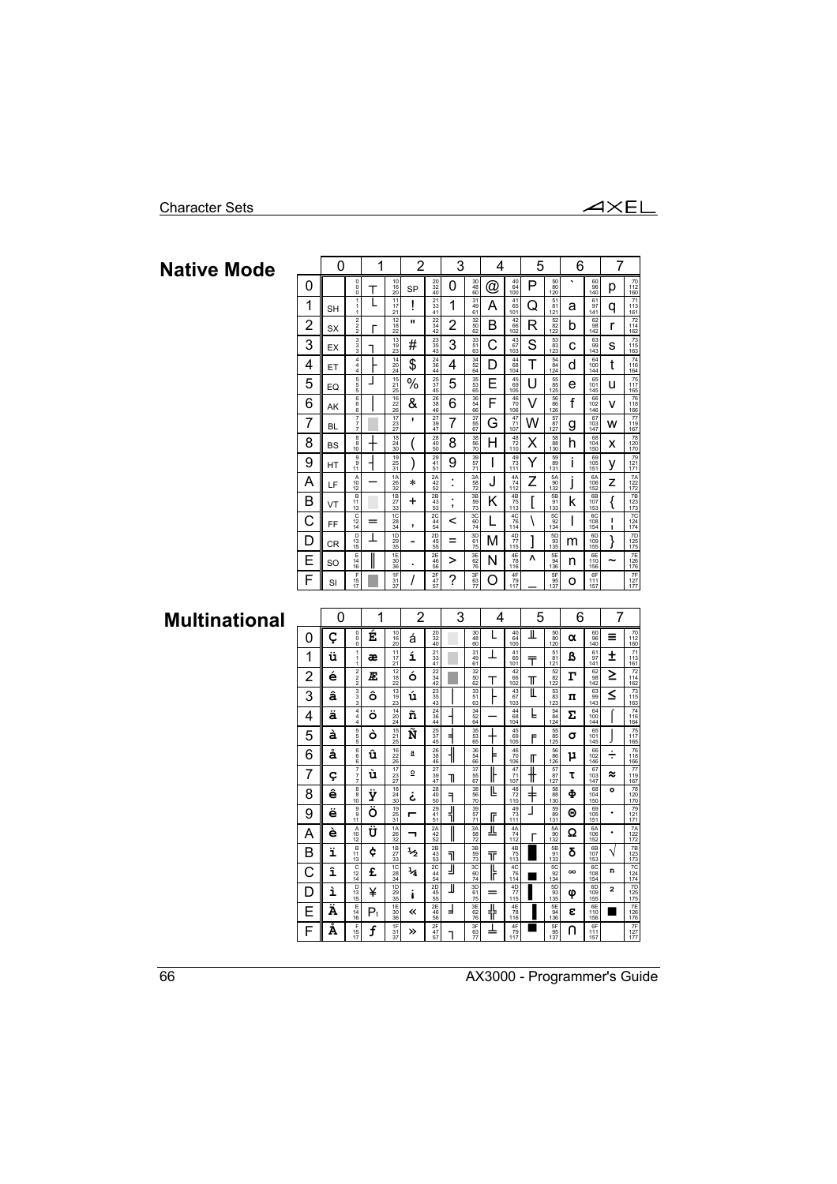## Native Mode

| | 0 | 1 | 2 | 3 | 4 | 5 | 6 | 7 |
|---|---|---|---|---|---|---|---|---|
| 0 | (0/0/0) | ┬ (10/16/20) | SP (20/32/40) | 0 (30/48/60) | @ (40/64/100) | P (50/80/120) | ` (60/96/140) | p (70/112/160) |
| 1 | SH (1/1/1) | └ (11/17/21) | ! (21/33/41) | 1 (31/49/61) | A (41/65/101) | Q (51/81/121) | a (61/97/141) | q (71/113/161) |
| 2 | SX (2/2/2) | ┌ (12/18/22) | " (22/34/42) | 2 (32/50/62) | B (42/66/102) | R (52/82/122) | b (62/98/142) | r (72/114/162) |
| 3 | EX (3/3/3) | ┐ (13/19/23) | # (23/35/43) | 3 (33/51/63) | C (43/67/103) | S (53/83/123) | c (63/99/143) | s (73/115/163) |
| 4 | ET (4/4/4) | ├ (14/20/24) | $ (24/36/44) | 4 (34/52/64) | D (44/68/104) | T (54/84/124) | d (64/100/144) | t (74/116/164) |
| 5 | EQ (5/5/5) | ┘ (15/21/25) | % (25/37/45) | 5 (35/53/65) | E (45/69/105) | U (55/85/125) | e (65/101/145) | u (75/117/165) |
| 6 | AK (6/6/6) | │ (16/22/26) | & (26/38/46) | 6 (36/54/66) | F (46/70/106) | V (56/86/126) | f (66/102/146) | v (76/118/166) |
| 7 | BL (7/7/7) | ▒ (17/23/27) | ' (27/39/47) | 7 (37/55/67) | G (47/71/107) | W (57/87/127) | g (67/103/147) | w (77/119/167) |
| 8 | BS (8/8/10) | ┼ (18/24/30) | ( (28/40/50) | 8 (38/56/70) | H (48/72/110) | X (58/88/130) | h (68/104/150) | x (78/120/170) |
| 9 | HT (9/9/11) | ┤ (19/25/31) | ) (29/41/51) | 9 (39/57/71) | I (49/73/111) | Y (59/89/131) | i (69/105/151) | y (79/121/171) |
| A | LF (A/10/12) | ─ (1A/26/32) | * (2A/42/52) | : (3A/58/72) | J (4A/74/112) | Z (5A/90/132) | j (6A/106/152) | z (7A/122/172) |
| B | VT (B/11/13) | ░ (1B/27/33) | + (2B/43/53) | ; (3B/59/73) | K (4B/75/113) | [ (5B/91/133) | k (6B/107/153) | { (7B/123/173) |
| C | FF (C/12/14) | ═ (1C/28/34) | , (2C/44/54) | < (3C/60/74) | L (4C/76/114) | \ (5C/92/134) | l (6C/108/154) | ¦ (7C/124/174) |
| D | CR (D/13/15) | ┴ (1D/29/35) | - (2D/45/55) | = (3D/61/75) | M (4D/77/115) | ] (5D/93/135) | m (6D/109/155) | } (7D/125/175) |
| E | SO (E/14/16) | ║ (1E/30/36) | . (2E/46/56) | > (3E/62/76) | N (4E/78/116) | ^ (5E/94/136) | n (6E/110/156) | ~ (7E/126/176) |
| F | SI (F/15/17) | ▓ (1F/31/37) | / (2F/47/57) | ? (3F/63/77) | O (4F/79/117) | _ (5F/95/137) | o (6F/111/157) | (7F/127/177) |

## Multinational

| | 0 | 1 | 2 | 3 | 4 | 5 | 6 | 7 |
|---|---|---|---|---|---|---|---|---|
| 0 | Ç (0/0/0) | É (10/16/20) | á (20/32/40) | ░ (30/48/60) | └ (40/64/100) | ╨ (50/80/120) | α (60/96/140) | ≡ (70/112/160) |
| 1 | ü (1/1/1) | æ (11/17/21) | í (21/33/41) | ▒ (31/49/61) | ┴ (41/65/101) | ╤ (51/81/121) | ß (61/97/141) | ± (71/113/161) |
| 2 | é (2/2/2) | Æ (12/18/22) | ó (22/34/42) | ▓ (32/50/62) | ┬ (42/66/102) | ╥ (52/82/122) | Γ (62/98/142) | ≥ (72/114/162) |
| 3 | â (3/3/3) | ô (13/19/23) | ú (23/35/43) | │ (33/51/63) | ├ (43/67/103) | ╙ (53/83/123) | π (63/99/143) | ≤ (73/115/163) |
| 4 | ä (4/4/4) | ö (14/20/24) | ñ (24/36/44) | ┤ (34/52/64) | ─ (44/68/104) | ╘ (54/84/124) | Σ (64/100/144) | ⌠ (74/116/164) |
| 5 | à (5/5/5) | ò (15/21/25) | Ñ (25/37/45) | ╡ (35/53/65) | ┼ (45/69/105) | ╒ (55/85/125) | σ (65/101/145) | ⌡ (75/117/165) |
| 6 | å (6/6/6) | û (16/22/26) | ª (26/38/46) | ╢ (36/54/66) | ╞ (46/70/106) | ╓ (56/86/126) | µ (66/102/146) | ÷ (76/118/166) |
| 7 | ç (7/7/7) | ù (17/23/27) | º (27/39/47) | ╖ (37/55/67) | ╟ (47/71/107) | ╫ (57/87/127) | τ (67/103/147) | ≈ (77/119/167) |
| 8 | ê (8/8/10) | ÿ (18/24/30) | ¿ (28/40/50) | ╕ (38/56/70) | ╚ (48/72/110) | ╪ (58/88/130) | Φ (68/104/150) | ° (78/120/170) |
| 9 | ë (9/9/11) | Ö (19/25/31) | ⌐ (29/41/51) | ╣ (39/57/71) | ╔ (49/73/111) | ┘ (59/89/131) | Θ (69/105/151) | · (79/121/171) |
| A | è (A/10/12) | Ü (1A/26/32) | ¬ (2A/42/52) | ║ (3A/58/72) | ╩ (4A/74/112) | ┌ (5A/90/132) | Ω (6A/106/152) | · (7A/122/172) |
| B | ï (B/11/13) | ¢ (1B/27/33) | ½ (2B/43/53) | ╗ (3B/59/73) | ╦ (4B/75/113) | █ (5B/91/133) | δ (6B/107/153) | √ (7B/123/173) |
| C | î (C/12/14) | £ (1C/28/34) | ¼ (2C/44/54) | ╝ (3C/60/74) | ╠ (4C/76/114) | ▄ (5C/92/134) | ∞ (6C/108/154) | ⁿ (7C/124/174) |
| D | ì (D/13/15) | ¥ (1D/29/35) | ¡ (2D/45/55) | ╜ (3D/61/75) | ═ (4D/77/115) | ▌ (5D/93/135) | φ (6D/109/155) | ² (7D/125/175) |
| E | Ä (E/14/16) | Pt (1E/30/36) | « (2E/46/56) | ╛ (3E/62/76) | ╬ (4E/78/116) | ▐ (5E/94/136) | ε (6E/110/156) | ■ (7E/126/176) |
| F | Å (F/15/17) | ƒ (1F/31/37) | » (2F/47/57) | ┐ (3F/63/77) | ╧ (4F/79/117) | ▀ (5F/95/137) | ∩ (6F/111/157) | (7F/127/177) |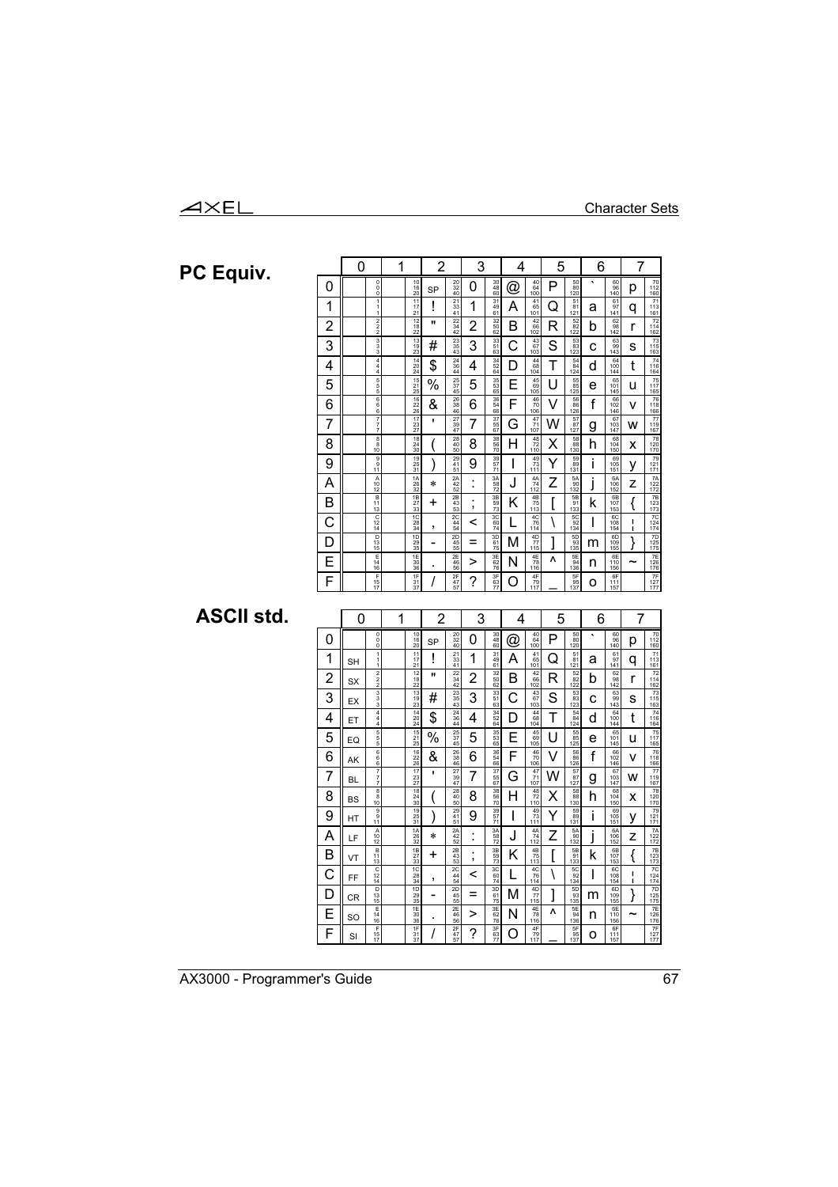## PC Equiv.

| | 0 | | 1 | | 2 | | 3 | | 4 | | 5 | | 6 | | 7 | |
|---|---|---|---|---|---|---|---|---|---|---|---|---|---|---|---|---|
| **0** | | 0 0 0 | | 10 16 20 | SP | 20 32 40 | 0 | 30 48 60 | @ | 40 64 100 | P | 50 80 120 | ` | 60 96 140 | p | 70 112 160 |
| **1** | | 1 1 1 | | 11 17 21 | ! | 21 33 41 | 1 | 31 49 61 | A | 41 65 101 | Q | 51 81 121 | a | 61 97 141 | q | 71 113 161 |
| **2** | | 2 2 2 | | 12 18 22 | " | 22 34 42 | 2 | 32 50 62 | B | 42 66 102 | R | 52 82 122 | b | 62 98 142 | r | 72 114 162 |
| **3** | | 3 3 3 | | 13 19 23 | # | 23 35 43 | 3 | 33 51 63 | C | 43 67 103 | S | 53 83 123 | c | 63 99 143 | s | 73 115 163 |
| **4** | | 4 4 4 | | 14 20 24 | $ | 24 36 44 | 4 | 34 52 64 | D | 44 68 104 | T | 54 84 124 | d | 64 100 144 | t | 74 116 164 |
| **5** | | 5 5 5 | | 15 21 25 | % | 25 37 45 | 5 | 35 53 65 | E | 45 69 105 | U | 55 85 125 | e | 65 101 145 | u | 75 117 165 |
| **6** | | 6 6 6 | | 16 22 26 | & | 26 38 46 | 6 | 36 54 66 | F | 46 70 106 | V | 56 86 126 | f | 66 102 146 | v | 76 118 166 |
| **7** | | 7 7 7 | | 17 23 27 | ' | 27 39 47 | 7 | 37 55 67 | G | 47 71 107 | W | 57 87 127 | g | 67 103 147 | w | 77 119 167 |
| **8** | | 8 8 10 | | 18 24 30 | ( | 28 40 50 | 8 | 38 56 70 | H | 48 72 110 | X | 58 88 130 | h | 68 104 150 | x | 78 120 170 |
| **9** | | 9 9 11 | | 19 25 31 | ) | 29 41 51 | 9 | 39 57 71 | I | 49 73 111 | Y | 59 89 131 | i | 69 105 151 | y | 79 121 171 |
| **A** | | A 10 12 | | 1A 26 32 | * | 2A 42 52 | : | 3A 58 72 | J | 4A 74 112 | Z | 5A 90 132 | j | 6A 106 152 | z | 7A 122 172 |
| **B** | | B 11 13 | | 1B 27 33 | + | 2B 43 53 | ; | 3B 59 73 | K | 4B 75 113 | [ | 5B 91 133 | k | 6B 107 153 | { | 7B 123 173 |
| **C** | | C 12 14 | | 1C 28 34 | , | 2C 44 54 | < | 3C 60 74 | L | 4C 76 114 | \ | 5C 92 134 | l | 6C 108 154 | ¦ | 7C 124 174 |
| **D** | | D 13 15 | | 1D 29 35 | - | 2D 45 55 | = | 3D 61 75 | M | 4D 77 115 | ] | 5D 93 135 | m | 6D 109 155 | } | 7D 125 175 |
| **E** | | E 14 16 | | 1E 30 36 | . | 2E 46 56 | > | 3E 62 76 | N | 4E 78 116 | ^ | 5E 94 136 | n | 6E 110 156 | ~ | 7E 126 176 |
| **F** | | F 15 17 | | 1F 31 37 | / | 2F 47 57 | ? | 3F 63 77 | O | 4F 79 117 | _ | 5F 95 137 | o | 6F 111 157 | | 7F 127 177 |

## ASCII std.

| | 0 | | 1 | | 2 | | 3 | | 4 | | 5 | | 6 | | 7 | |
|---|---|---|---|---|---|---|---|---|---|---|---|---|---|---|---|---|
| **0** | | 0 0 0 | | 10 16 20 | SP | 20 32 40 | 0 | 30 48 60 | @ | 40 64 100 | P | 50 80 120 | ` | 60 96 140 | p | 70 112 160 |
| **1** | SH | 1 1 1 | | 11 17 21 | ! | 21 33 41 | 1 | 31 49 61 | A | 41 65 101 | Q | 51 81 121 | a | 61 97 141 | q | 71 113 161 |
| **2** | SX | 2 2 2 | | 12 18 22 | " | 22 34 42 | 2 | 32 50 62 | B | 42 66 102 | R | 52 82 122 | b | 62 98 142 | r | 72 114 162 |
| **3** | EX | 3 3 3 | | 13 19 23 | # | 23 35 43 | 3 | 33 51 63 | C | 43 67 103 | S | 53 83 123 | c | 63 99 143 | s | 73 115 163 |
| **4** | ET | 4 4 4 | | 14 20 24 | $ | 24 36 44 | 4 | 34 52 64 | D | 44 68 104 | T | 54 84 124 | d | 64 100 144 | t | 74 116 164 |
| **5** | EQ | 5 5 5 | | 15 21 25 | % | 25 37 45 | 5 | 35 53 65 | E | 45 69 105 | U | 55 85 125 | e | 65 101 145 | u | 75 117 165 |
| **6** | AK | 6 6 6 | | 16 22 26 | & | 26 38 46 | 6 | 36 54 66 | F | 46 70 106 | V | 56 86 126 | f | 66 102 146 | v | 76 118 166 |
| **7** | BL | 7 7 7 | | 17 23 27 | ' | 27 39 47 | 7 | 37 55 67 | G | 47 71 107 | W | 57 87 127 | g | 67 103 147 | w | 77 119 167 |
| **8** | BS | 8 8 10 | | 18 24 30 | ( | 28 40 50 | 8 | 38 56 70 | H | 48 72 110 | X | 58 88 130 | h | 68 104 150 | x | 78 120 170 |
| **9** | HT | 9 9 11 | | 19 25 31 | ) | 29 41 51 | 9 | 39 57 71 | I | 49 73 111 | Y | 59 89 131 | i | 69 105 151 | y | 79 121 171 |
| **A** | LF | A 10 12 | | 1A 26 32 | * | 2A 42 52 | : | 3A 58 72 | J | 4A 74 112 | Z | 5A 90 132 | j | 6A 106 152 | z | 7A 122 172 |
| **B** | VT | B 11 13 | | 1B 27 33 | + | 2B 43 53 | ; | 3B 59 73 | K | 4B 75 113 | [ | 5B 91 133 | k | 6B 107 153 | { | 7B 123 173 |
| **C** | FF | C 12 14 | | 1C 28 34 | , | 2C 44 54 | < | 3C 60 74 | L | 4C 76 114 | \ | 5C 92 134 | l | 6C 108 154 | ¦ | 7C 124 174 |
| **D** | CR | D 13 15 | | 1D 29 35 | - | 2D 45 55 | = | 3D 61 75 | M | 4D 77 115 | ] | 5D 93 135 | m | 6D 109 155 | } | 7D 125 175 |
| **E** | SO | E 14 16 | | 1E 30 36 | . | 2E 46 56 | > | 3E 62 76 | N | 4E 78 116 | ^ | 5E 94 136 | n | 6E 110 156 | ~ | 7E 126 176 |
| **F** | SI | F 15 17 | | 1F 31 37 | / | 2F 47 57 | ? | 3F 63 77 | O | 4F 79 117 | _ | 5F 95 137 | o | 6F 111 157 | | 7F 127 177 |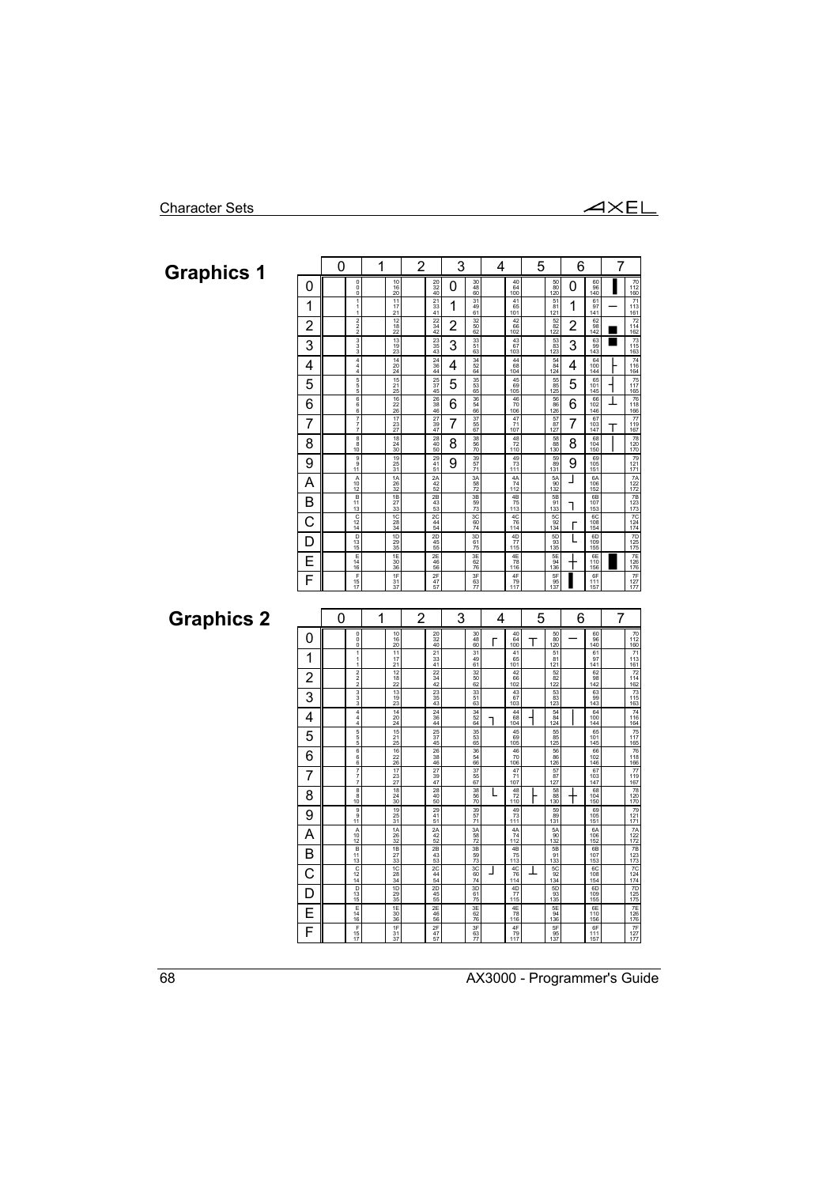## Graphics 1

| | 0 | 1 | 2 | 3 | 4 | 5 | 6 | 7 |
|---|---|---|---|---|---|---|---|---|
| 0 | 0 0 0 | 10 16 20 | 20 32 40 | 0 30 48 60 | 40 64 100 | 50 80 120 | 0 60 96 140 | ▌ 70 112 160 |
| 1 | 1 1 1 | 11 17 21 | 21 33 41 | 1 31 49 61 | 41 65 101 | 51 81 121 | 1 61 97 141 | ─ 71 113 161 |
| 2 | 2 2 2 | 12 18 22 | 22 34 42 | 2 32 50 62 | 42 66 102 | 52 82 122 | 2 62 98 142 | ■ 72 114 162 |
| 3 | 3 3 3 | 13 19 23 | 23 35 43 | 3 33 51 63 | 43 67 103 | 53 83 123 | 3 63 99 143 | ■ 73 115 163 |
| 4 | 4 4 4 | 14 20 24 | 24 36 44 | 4 34 52 64 | 44 68 104 | 54 84 124 | 4 64 100 144 | ├ 74 116 164 |
| 5 | 5 5 5 | 15 21 25 | 25 37 45 | 5 35 53 65 | 45 69 105 | 55 85 125 | 5 65 101 145 | ┤ 75 117 165 |
| 6 | 6 6 6 | 16 22 26 | 26 38 46 | 6 36 54 66 | 46 70 106 | 56 86 126 | 6 66 102 146 | ┴ 76 118 166 |
| 7 | 7 7 7 | 17 23 27 | 27 39 47 | 7 37 55 67 | 47 71 107 | 57 87 127 | 7 67 103 147 | ┬ 77 119 167 |
| 8 | 8 8 10 | 18 24 30 | 28 40 50 | 8 38 56 70 | 48 72 110 | 58 88 130 | 8 68 104 150 | │ 78 120 170 |
| 9 | 9 9 11 | 19 25 31 | 29 41 51 | 9 39 57 71 | 49 73 111 | 59 89 131 | 9 69 105 151 | 79 121 171 |
| A | A 10 12 | 1A 26 32 | 2A 42 52 | 3A 58 72 | 4A 74 112 | 5A 90 132 | ┘ 6A 106 152 | 7A 122 172 |
| B | B 11 13 | 1B 27 33 | 2B 43 53 | 3B 59 73 | 4B 75 113 | 5B 91 133 | ┐ 6B 107 153 | 7B 123 173 |
| C | C 12 14 | 1C 28 34 | 2C 44 54 | 3C 60 74 | 4C 76 114 | 5C 92 134 | ┌ 6C 108 154 | 7C 124 174 |
| D | D 13 15 | 1D 29 35 | 2D 45 55 | 3D 61 75 | 4D 77 115 | 5D 93 135 | └ 6D 109 155 | 7D 125 175 |
| E | E 14 16 | 1E 30 36 | 2E 46 56 | 3E 62 76 | 4E 78 116 | 5E 94 136 | ┼ 6E 110 156 | █ 7E 126 176 |
| F | F 15 17 | 1F 31 37 | 2F 47 57 | 3F 63 77 | 4F 79 117 | 5F 95 137 | ▌ 6F 111 157 | 7F 127 177 |

## Graphics 2

| | 0 | 1 | 2 | 3 | 4 | 5 | 6 | 7 |
|---|---|---|---|---|---|---|---|---|
| 0 | 0 0 0 | 10 16 20 | 20 32 40 | 30 48 60 | ┌ 40 64 100 | ┬ 50 80 120 | ─ 60 96 140 | 70 112 160 |
| 1 | 1 1 1 | 11 17 21 | 21 33 41 | 31 49 61 | 41 65 101 | 51 81 121 | 61 97 141 | 71 113 161 |
| 2 | 2 2 2 | 12 18 22 | 22 34 42 | 32 50 62 | 42 66 102 | 52 82 122 | 62 98 142 | 72 114 162 |
| 3 | 3 3 3 | 13 19 23 | 23 35 43 | 33 51 63 | 43 67 103 | 53 83 123 | 63 99 143 | 73 115 163 |
| 4 | 4 4 4 | 14 20 24 | 24 36 44 | 34 52 64 | ┐ 44 68 104 | ┤ 54 84 124 | │ 64 100 144 | 74 116 164 |
| 5 | 5 5 5 | 15 21 25 | 25 37 45 | 35 53 65 | 45 69 105 | 55 85 125 | 65 101 145 | 75 117 165 |
| 6 | 6 6 6 | 16 22 26 | 26 38 46 | 36 54 66 | 46 70 106 | 56 86 126 | 66 102 146 | 76 118 166 |
| 7 | 7 7 7 | 17 23 27 | 27 39 47 | 37 55 67 | 47 71 107 | 57 87 127 | 67 103 147 | 77 119 167 |
| 8 | 8 8 10 | 18 24 30 | 28 40 50 | 38 56 70 | └ 48 72 110 | ├ 58 88 130 | ┼ 68 104 150 | 78 120 170 |
| 9 | 9 9 11 | 19 25 31 | 29 41 51 | 39 57 71 | 49 73 111 | 59 89 131 | 69 105 151 | 79 121 171 |
| A | A 10 12 | 1A 26 32 | 2A 42 52 | 3A 58 72 | 4A 74 112 | 5A 90 132 | 6A 106 152 | 7A 122 172 |
| B | B 11 13 | 1B 27 33 | 2B 43 53 | 3B 59 73 | 4B 75 113 | 5B 91 133 | 6B 107 153 | 7B 123 173 |
| C | C 12 14 | 1C 28 34 | 2C 44 54 | 3C 60 74 | ┘ 4C 76 114 | ┴ 5C 92 134 | 6C 108 154 | 7C 124 174 |
| D | D 13 15 | 1D 29 35 | 2D 45 55 | 3D 61 75 | 4D 77 115 | 5D 93 135 | 6D 109 155 | 7D 125 175 |
| E | E 14 16 | 1E 30 36 | 2E 46 56 | 3E 62 76 | 4E 78 116 | 5E 94 136 | 6E 110 156 | 7E 126 176 |
| F | F 15 17 | 1F 31 37 | 2F 47 57 | 3F 63 77 | 4F 79 117 | 5F 95 137 | 6F 111 157 | 7F 127 177 |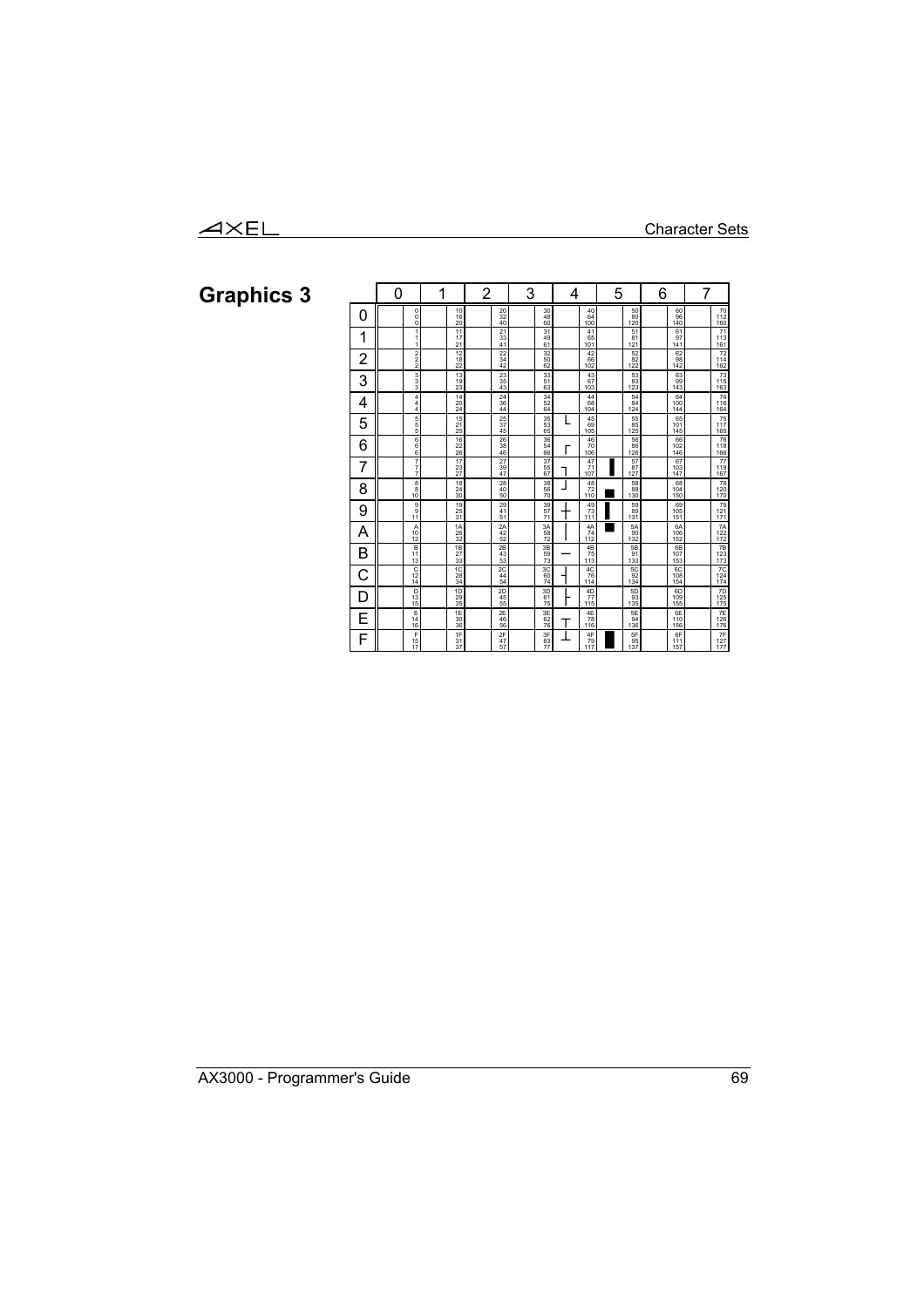## Graphics 3

| | 0 | 1 | 2 | 3 | 4 | 5 | 6 | 7 |
|---|---|---|---|---|---|---|---|---|
| **0** | 0 0 0 | 10 16 20 | 20 32 40 | 30 48 60 | 40 64 100 | 50 80 120 | 60 96 140 | 70 112 160 |
| **1** | 1 1 1 | 11 17 21 | 21 33 41 | 31 49 61 | 41 65 101 | 51 81 121 | 61 97 141 | 71 113 161 |
| **2** | 2 2 2 | 12 18 22 | 22 34 42 | 32 50 62 | 42 66 102 | 52 82 122 | 62 98 142 | 72 114 162 |
| **3** | 3 3 3 | 13 19 23 | 23 35 43 | 33 51 63 | 43 67 103 | 53 83 123 | 63 99 143 | 73 115 163 |
| **4** | 4 4 4 | 14 20 24 | 24 36 44 | 34 52 64 | 44 68 104 | 54 84 124 | 64 100 144 | 74 116 164 |
| **5** | 5 5 5 | 15 21 25 | 25 37 45 | 35 53 65 | └ 45 69 105 | 55 85 125 | 65 101 145 | 75 117 165 |
| **6** | 6 6 6 | 16 22 26 | 26 38 46 | 36 54 66 | ┌ 46 70 106 | 56 86 126 | 66 102 146 | 76 118 166 |
| **7** | 7 7 7 | 17 23 27 | 27 39 47 | 37 55 67 | ┐ 47 71 107 | ▌ 57 87 127 | 67 103 147 | 77 119 167 |
| **8** | 8 8 10 | 18 24 30 | 28 40 50 | 38 56 70 | ┘ 48 72 110 | ■ 58 88 130 | 68 104 150 | 78 120 170 |
| **9** | 9 9 11 | 19 25 31 | 29 41 51 | 39 57 71 | ┼ 49 73 111 | ▌ 59 89 131 | 69 105 151 | 79 121 171 |
| **A** | A 10 12 | 1A 26 32 | 2A 42 52 | 3A 58 72 | │ 4A 74 112 | ■ 5A 90 132 | 6A 106 152 | 7A 122 172 |
| **B** | B 11 13 | 1B 27 33 | 2B 43 53 | 3B 59 73 | ─ 4B 75 113 | 5B 91 133 | 6B 107 153 | 7B 123 173 |
| **C** | C 12 14 | 1C 28 34 | 2C 44 54 | 3C 60 74 | ┤ 4C 76 114 | 5C 92 134 | 6C 108 154 | 7C 124 174 |
| **D** | D 13 15 | 1D 29 35 | 2D 45 55 | 3D 61 75 | ├ 4D 77 115 | 5D 93 135 | 6D 109 155 | 7D 125 175 |
| **E** | E 14 16 | 1E 30 36 | 2E 46 56 | 3E 62 76 | ┬ 4E 78 116 | 5E 94 136 | 6E 110 156 | 7E 126 176 |
| **F** | F 15 17 | 1F 31 37 | 2F 47 57 | 3F 63 77 | ┴ 4F 79 117 | ▌ 5F 95 137 | 6F 111 157 | 7F 127 177 |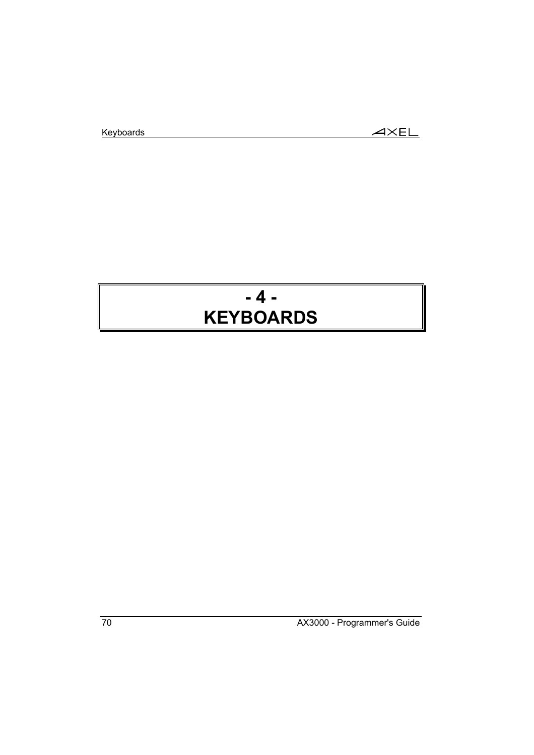# - 4 - KEYBOARDS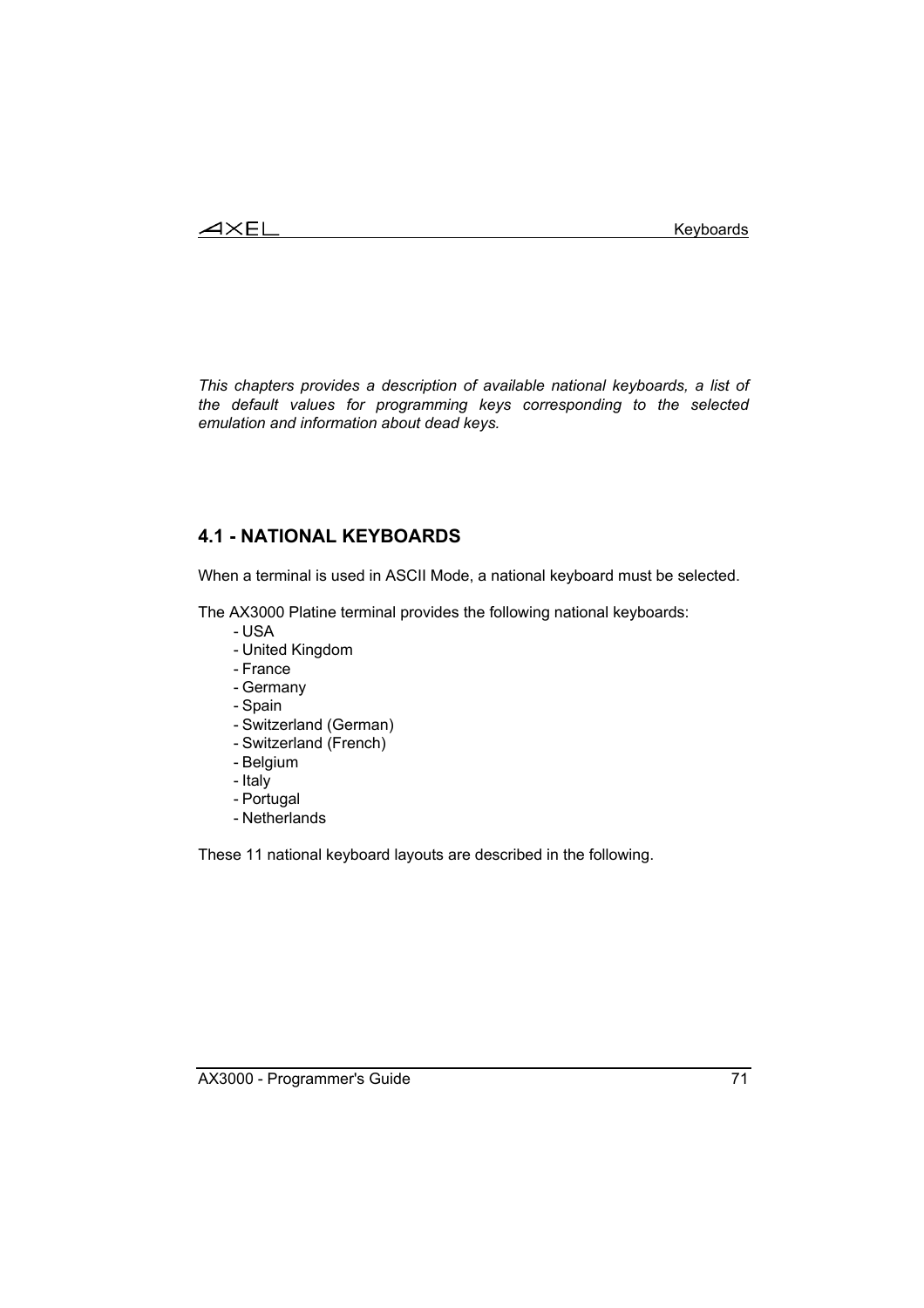*This chapters provides a description of available national keyboards, a list of the default values for programming keys corresponding to the selected emulation and information about dead keys.*

## 4.1 - NATIONAL KEYBOARDS

When a terminal is used in ASCII Mode, a national keyboard must be selected.

The AX3000 Platine terminal provides the following national keyboards:

- USA
- United Kingdom
- France
- Germany
- Spain
- Switzerland (German)
- Switzerland (French)
- Belgium
- Italy
- Portugal
- Netherlands

These 11 national keyboard layouts are described in the following.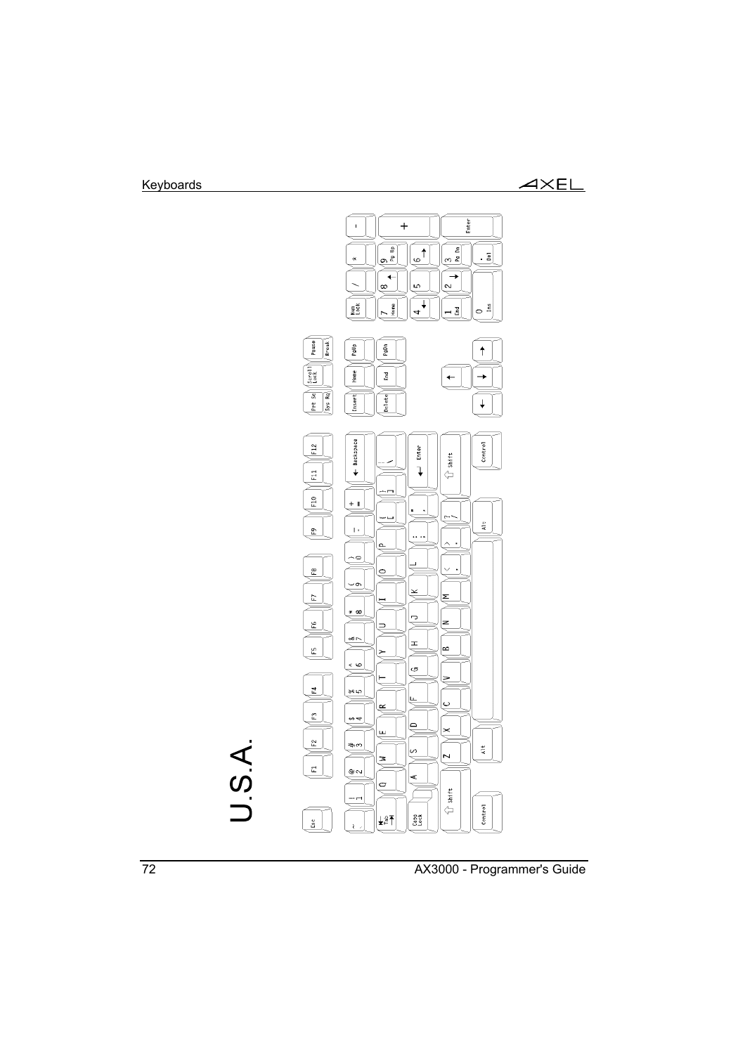# U.S.A.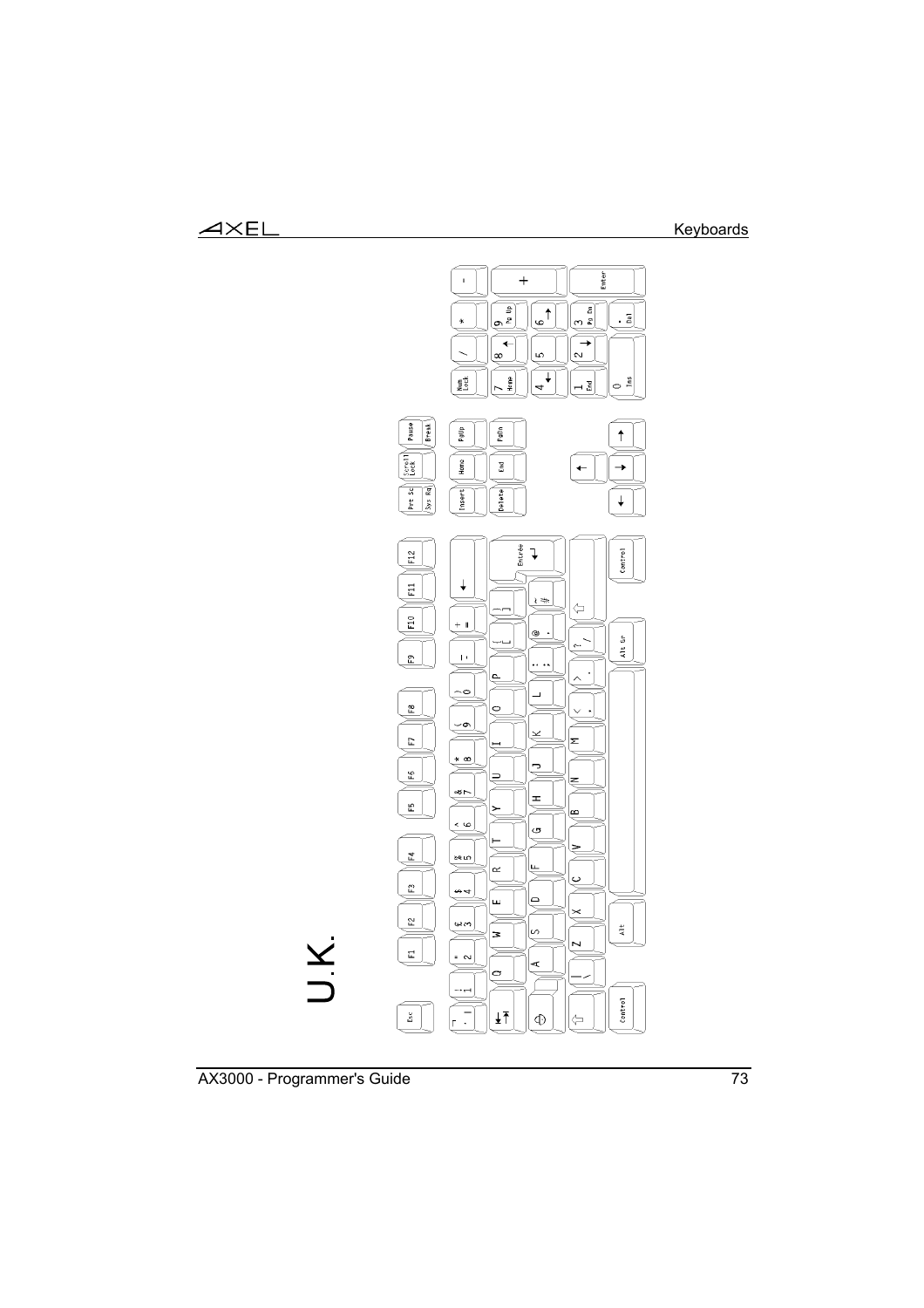U.K.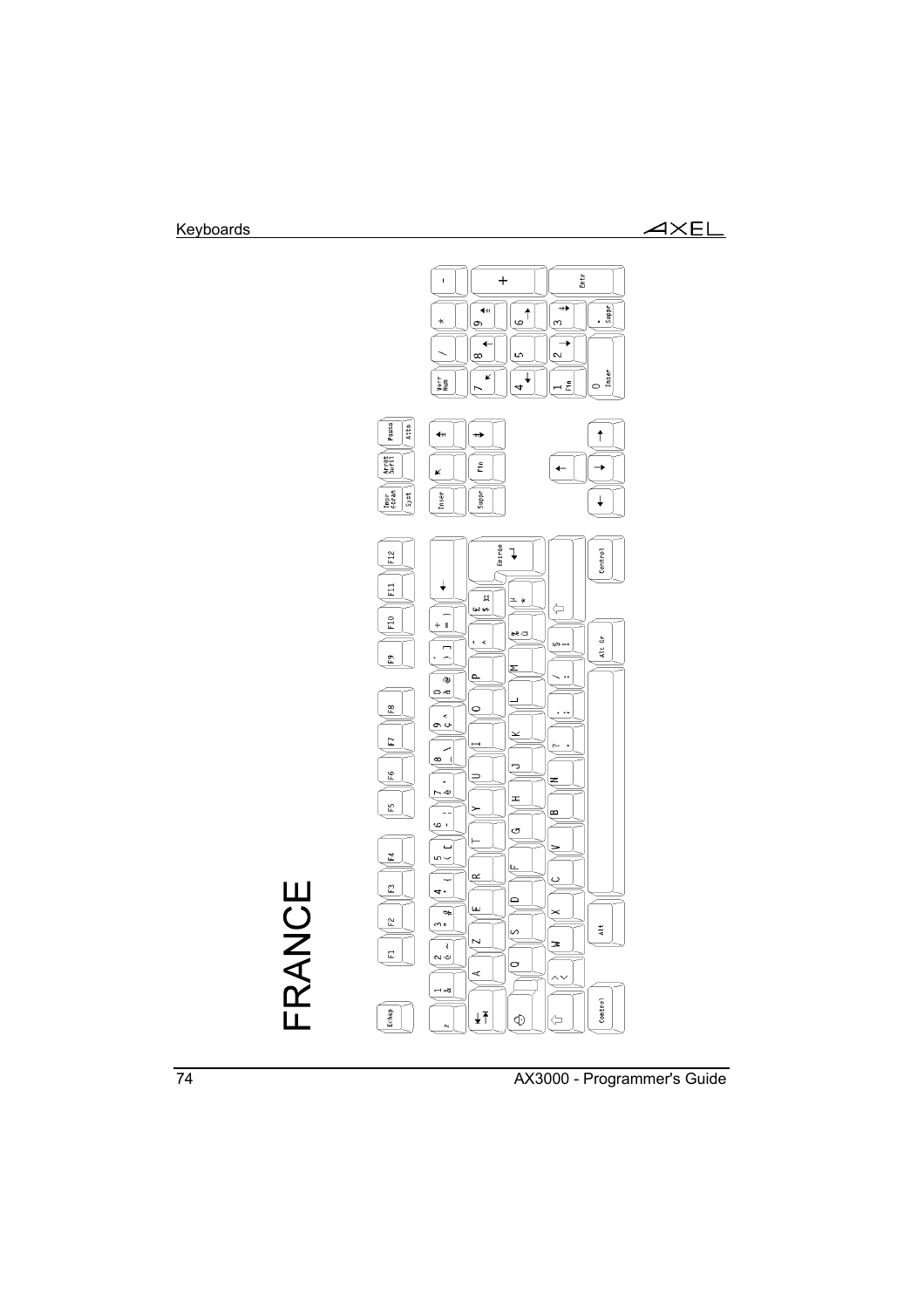# FRANCE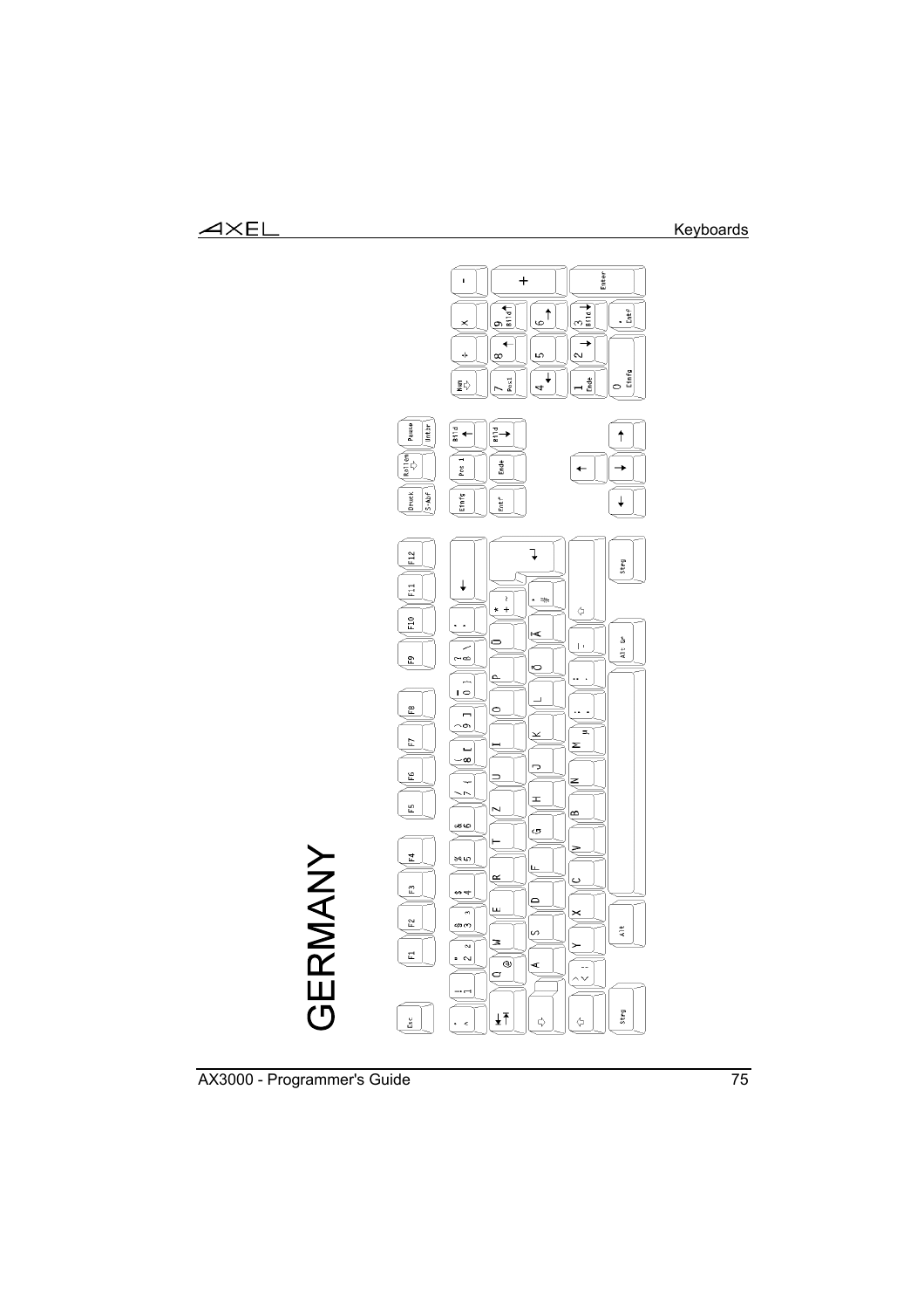# GERMANY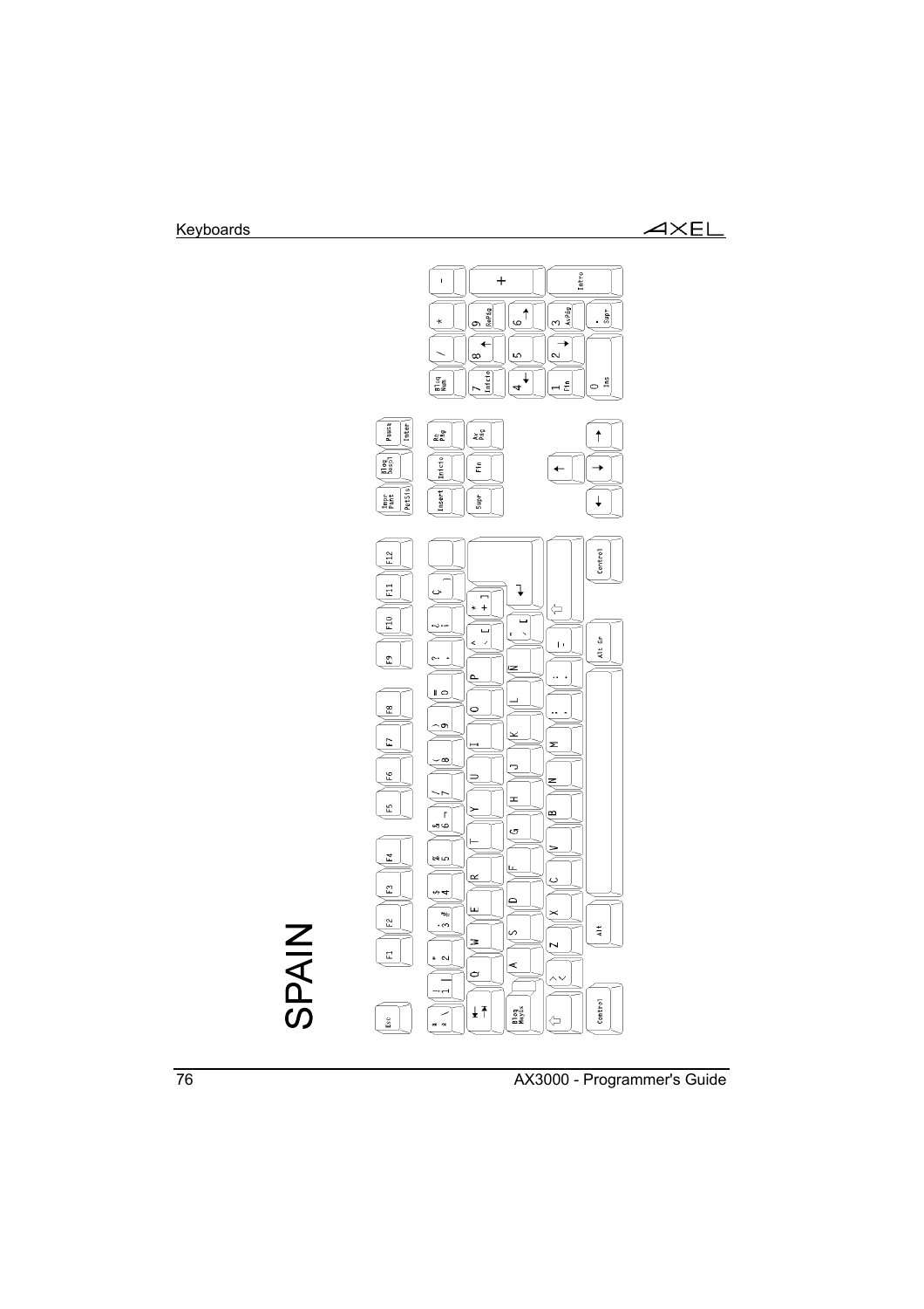# SPAIN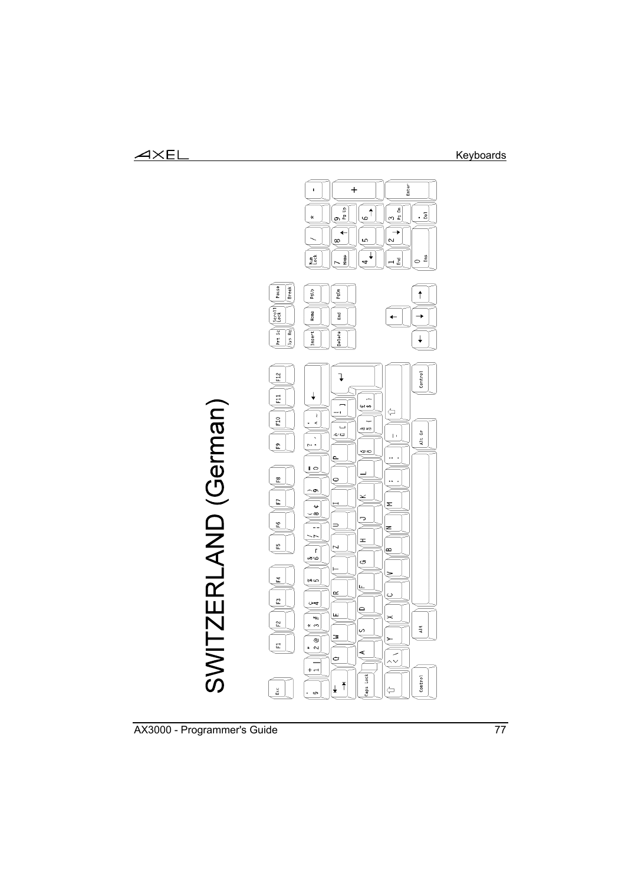# SWITZERLAND (German)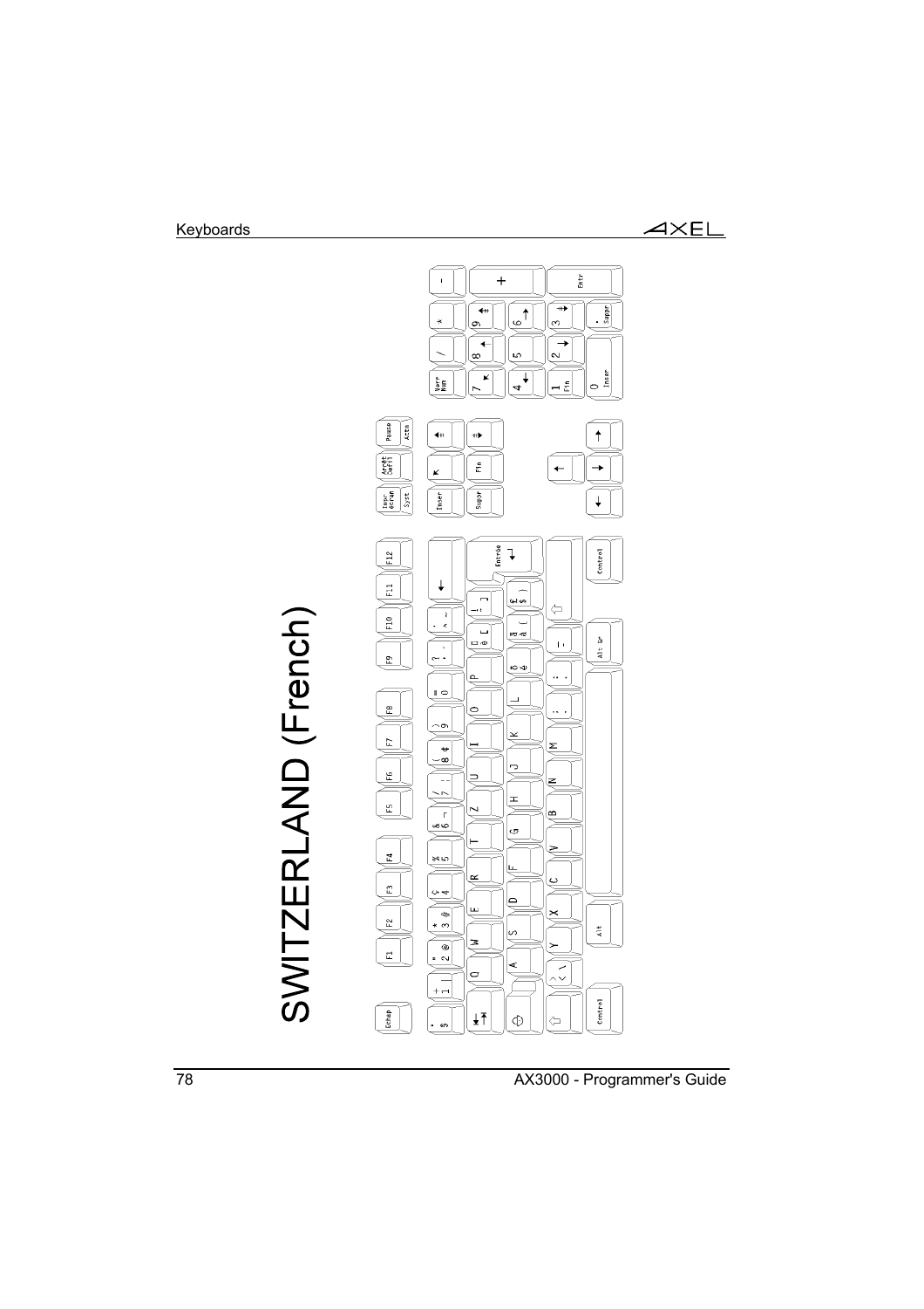# SWITZERLAND (French)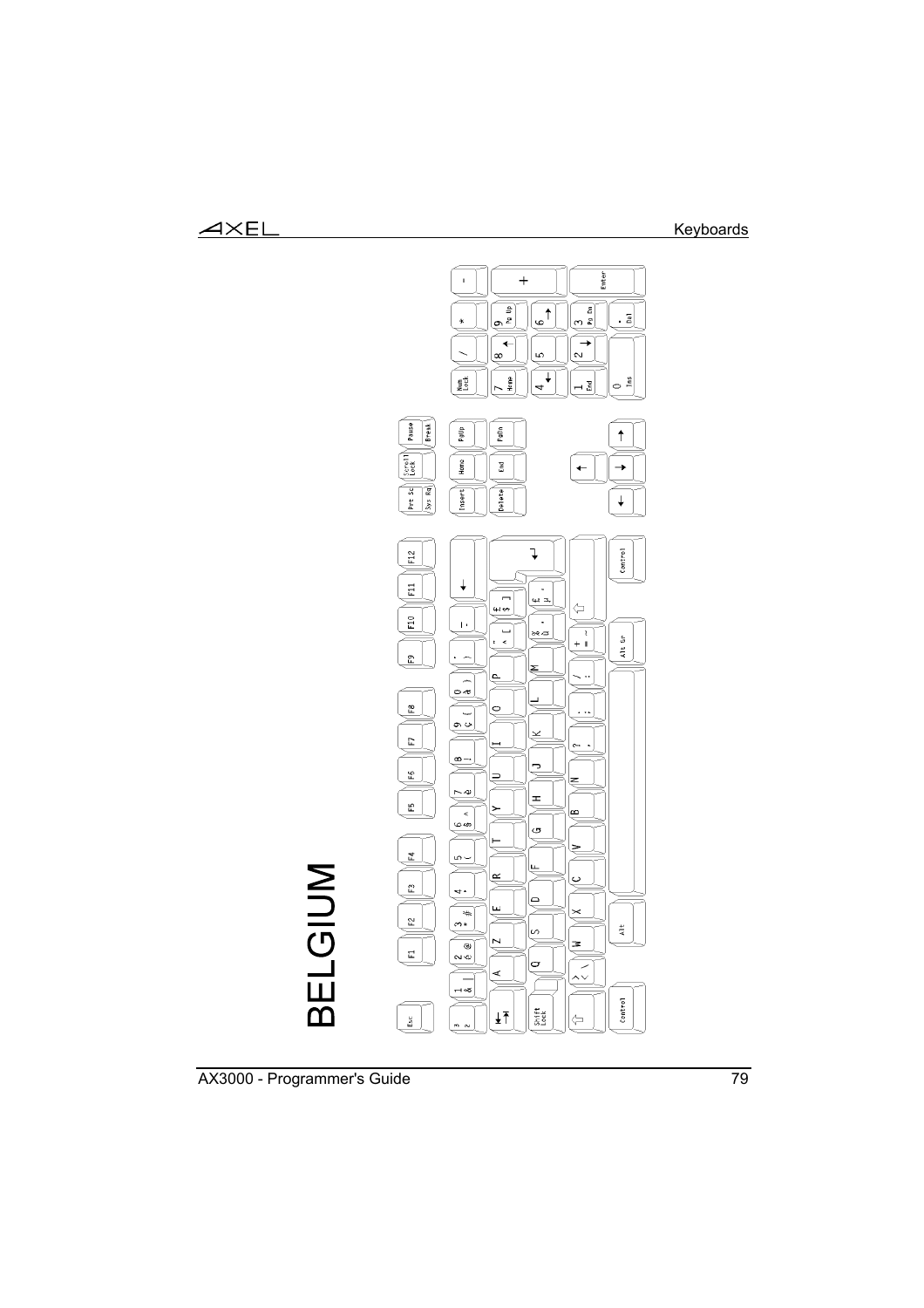# BELGIUM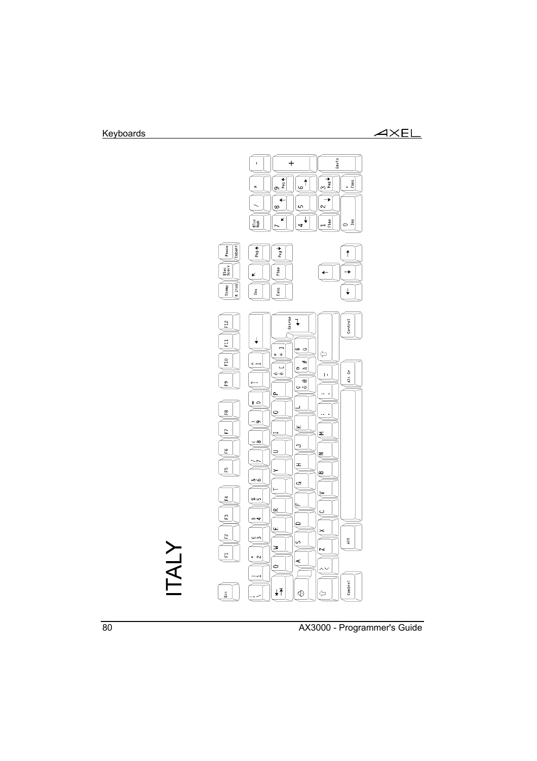# ITALY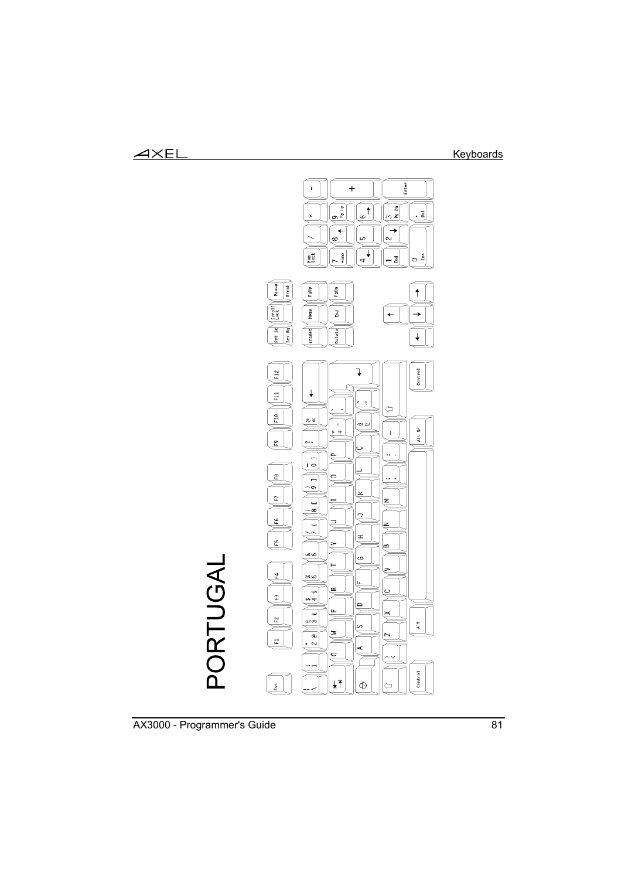# PORTUGAL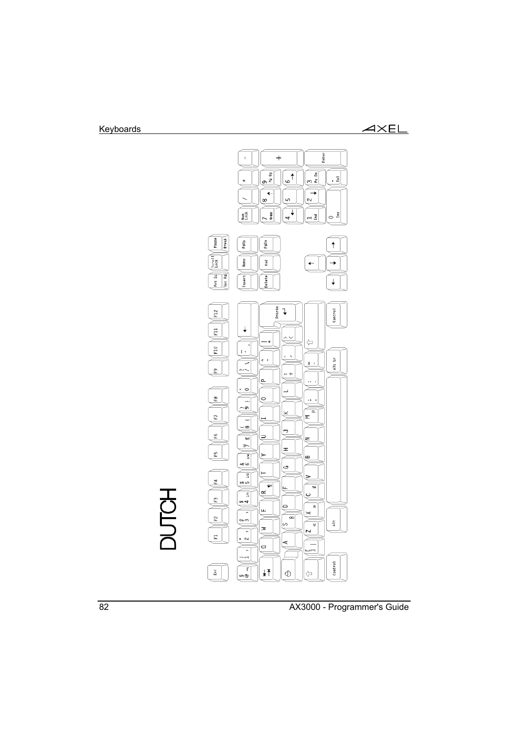# DUTCH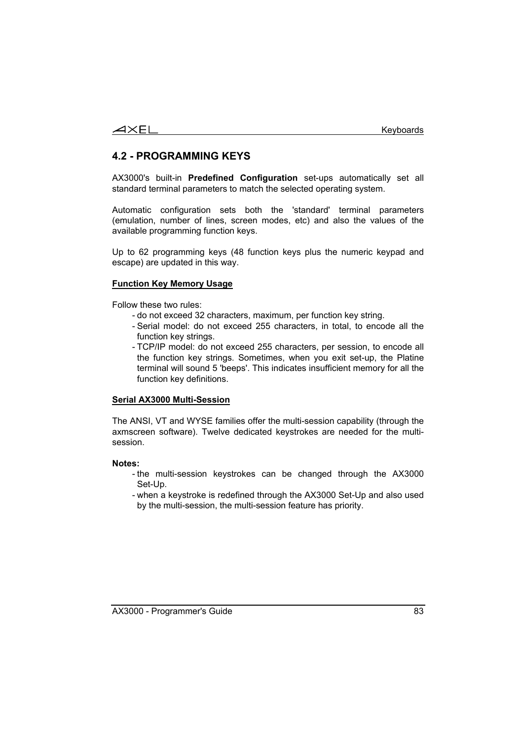## 4.2 - PROGRAMMING KEYS

AX3000's built-in **Predefined Configuration** set-ups automatically set all standard terminal parameters to match the selected operating system.

Automatic configuration sets both the 'standard' terminal parameters (emulation, number of lines, screen modes, etc) and also the values of the available programming function keys.

Up to 62 programming keys (48 function keys plus the numeric keypad and escape) are updated in this way.

**Function Key Memory Usage**

Follow these two rules:

- do not exceed 32 characters, maximum, per function key string.
- Serial model: do not exceed 255 characters, in total, to encode all the function key strings.
- TCP/IP model: do not exceed 255 characters, per session, to encode all the function key strings. Sometimes, when you exit set-up, the Platine terminal will sound 5 'beeps'. This indicates insufficient memory for all the function key definitions.

**Serial AX3000 Multi-Session**

The ANSI, VT and WYSE families offer the multi-session capability (through the axmscreen software). Twelve dedicated keystrokes are needed for the multi-session.

**Notes:**

- the multi-session keystrokes can be changed through the AX3000 Set-Up.
- when a keystroke is redefined through the AX3000 Set-Up and also used by the multi-session, the multi-session feature has priority.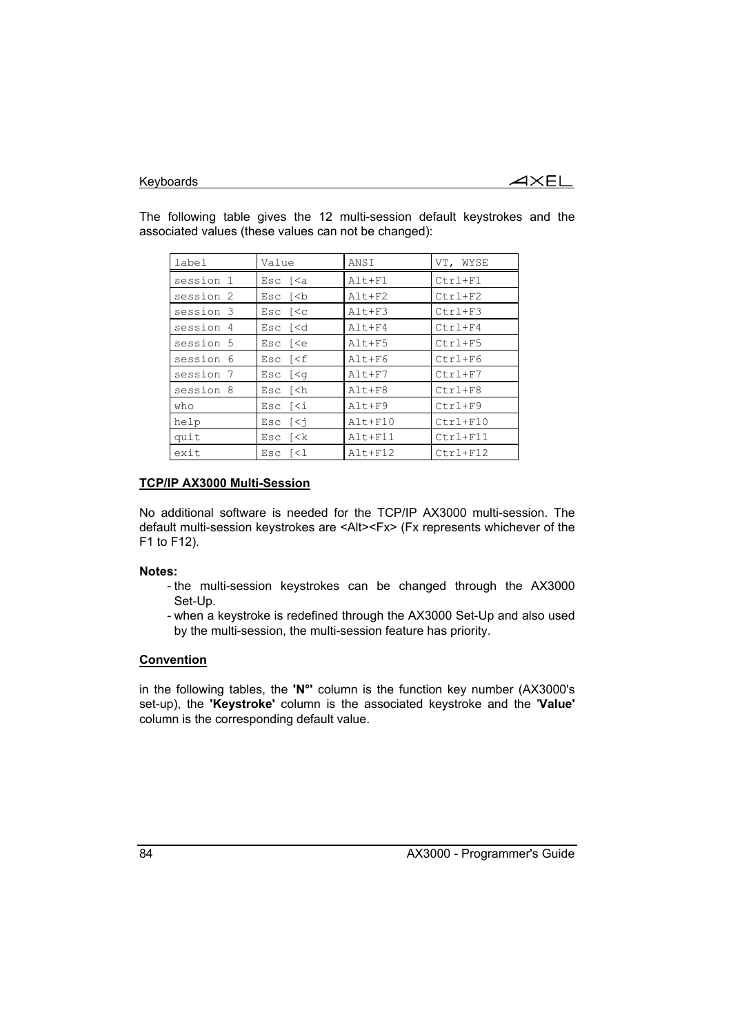The following table gives the 12 multi-session default keystrokes and the associated values (these values can not be changed):

| label | Value | ANSI | VT, WYSE |
|---|---|---|---|
| session 1 | Esc [<a | Alt+F1 | Ctrl+F1 |
| session 2 | Esc [<b | Alt+F2 | Ctrl+F2 |
| session 3 | Esc [<c | Alt+F3 | Ctrl+F3 |
| session 4 | Esc [<d | Alt+F4 | Ctrl+F4 |
| session 5 | Esc [<e | Alt+F5 | Ctrl+F5 |
| session 6 | Esc [<f | Alt+F6 | Ctrl+F6 |
| session 7 | Esc [<g | Alt+F7 | Ctrl+F7 |
| session 8 | Esc [<h | Alt+F8 | Ctrl+F8 |
| who | Esc [<i | Alt+F9 | Ctrl+F9 |
| help | Esc [<j | Alt+F10 | Ctrl+F10 |
| quit | Esc [<k | Alt+F11 | Ctrl+F11 |
| exit | Esc [<l | Alt+F12 | Ctrl+F12 |

## TCP/IP AX3000 Multi-Session

No additional software is needed for the TCP/IP AX3000 multi-session. The default multi-session keystrokes are <Alt><Fx> (Fx represents whichever of the F1 to F12).

**Notes:**

- the multi-session keystrokes can be changed through the AX3000 Set-Up.
- when a keystroke is redefined through the AX3000 Set-Up and also used by the multi-session, the multi-session feature has priority.

## Convention

in the following tables, the **'N°'** column is the function key number (AX3000's set-up), the **'Keystroke'** column is the associated keystroke and the '**Value'** column is the corresponding default value.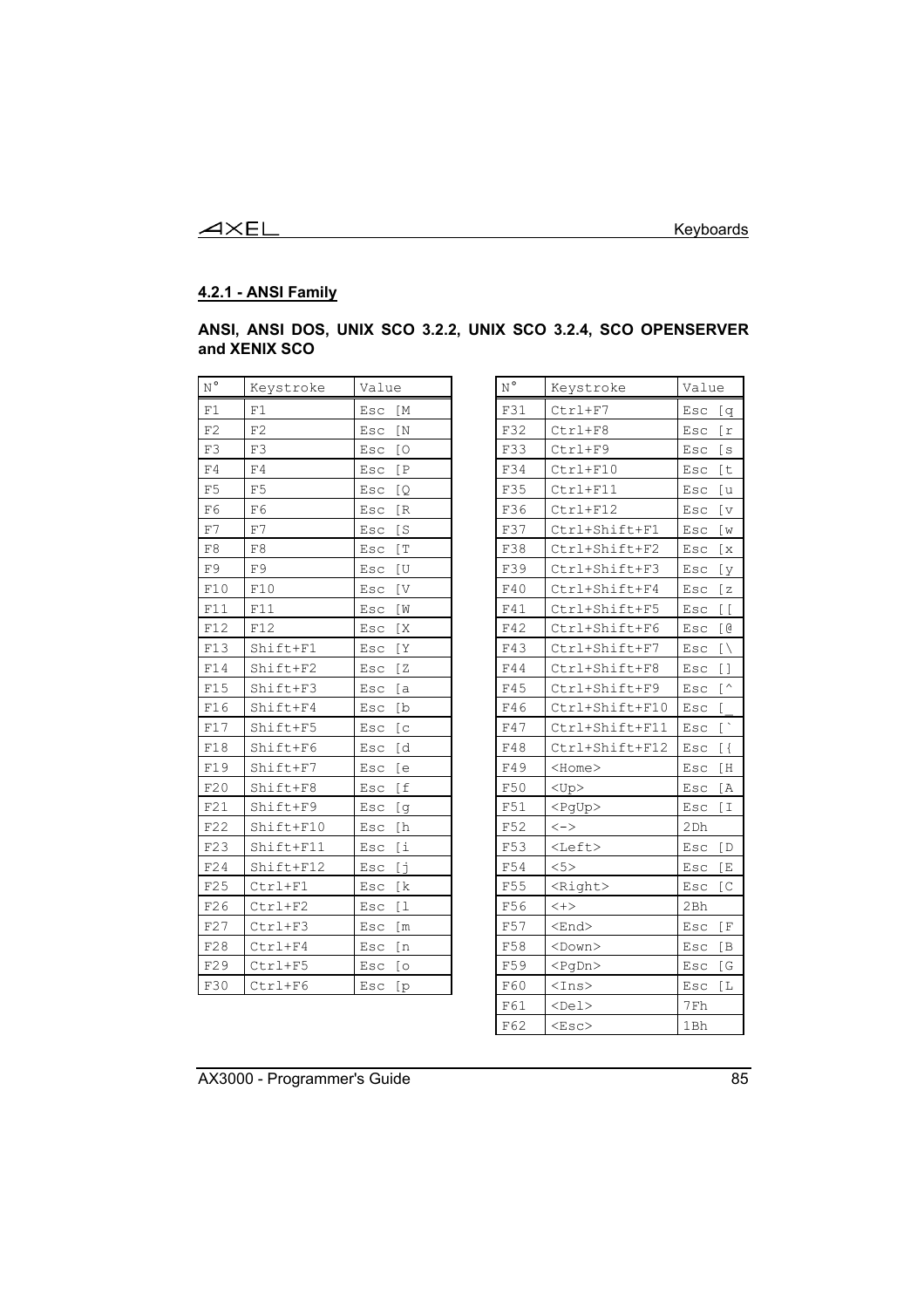## 4.2.1 - ANSI Family

**ANSI, ANSI DOS, UNIX SCO 3.2.2, UNIX SCO 3.2.4, SCO OPENSERVER and XENIX SCO**

| N° | Keystroke | Value |
|---|---|---|
| F1 | F1 | Esc [M |
| F2 | F2 | Esc [N |
| F3 | F3 | Esc [O |
| F4 | F4 | Esc [P |
| F5 | F5 | Esc [Q |
| F6 | F6 | Esc [R |
| F7 | F7 | Esc [S |
| F8 | F8 | Esc [T |
| F9 | F9 | Esc [U |
| F10 | F10 | Esc [V |
| F11 | F11 | Esc [W |
| F12 | F12 | Esc [X |
| F13 | Shift+F1 | Esc [Y |
| F14 | Shift+F2 | Esc [Z |
| F15 | Shift+F3 | Esc [a |
| F16 | Shift+F4 | Esc [b |
| F17 | Shift+F5 | Esc [c |
| F18 | Shift+F6 | Esc [d |
| F19 | Shift+F7 | Esc [e |
| F20 | Shift+F8 | Esc [f |
| F21 | Shift+F9 | Esc [g |
| F22 | Shift+F10 | Esc [h |
| F23 | Shift+F11 | Esc [i |
| F24 | Shift+F12 | Esc [j |
| F25 | Ctrl+F1 | Esc [k |
| F26 | Ctrl+F2 | Esc [l |
| F27 | Ctrl+F3 | Esc [m |
| F28 | Ctrl+F4 | Esc [n |
| F29 | Ctrl+F5 | Esc [o |
| F30 | Ctrl+F6 | Esc [p |

| N° | Keystroke | Value |
|---|---|---|
| F31 | Ctrl+F7 | Esc [q |
| F32 | Ctrl+F8 | Esc [r |
| F33 | Ctrl+F9 | Esc [s |
| F34 | Ctrl+F10 | Esc [t |
| F35 | Ctrl+F11 | Esc [u |
| F36 | Ctrl+F12 | Esc [v |
| F37 | Ctrl+Shift+F1 | Esc [w |
| F38 | Ctrl+Shift+F2 | Esc [x |
| F39 | Ctrl+Shift+F3 | Esc [y |
| F40 | Ctrl+Shift+F4 | Esc [z |
| F41 | Ctrl+Shift+F5 | Esc [[ |
| F42 | Ctrl+Shift+F6 | Esc [@ |
| F43 | Ctrl+Shift+F7 | Esc [\ |
| F44 | Ctrl+Shift+F8 | Esc [] |
| F45 | Ctrl+Shift+F9 | Esc [^ |
| F46 | Ctrl+Shift+F10 | Esc [_ |
| F47 | Ctrl+Shift+F11 | Esc [` |
| F48 | Ctrl+Shift+F12 | Esc [{ |
| F49 | <Home> | Esc [H |
| F50 | <Up> | Esc [A |
| F51 | <PgUp> | Esc [I |
| F52 | <-> | 2Dh |
| F53 | <Left> | Esc [D |
| F54 | <5> | Esc [E |
| F55 | <Right> | Esc [C |
| F56 | <+> | 2Bh |
| F57 | <End> | Esc [F |
| F58 | <Down> | Esc [B |
| F59 | <PgDn> | Esc [G |
| F60 | <Ins> | Esc [L |
| F61 | <Del> | 7Fh |
| F62 | <Esc> | 1Bh |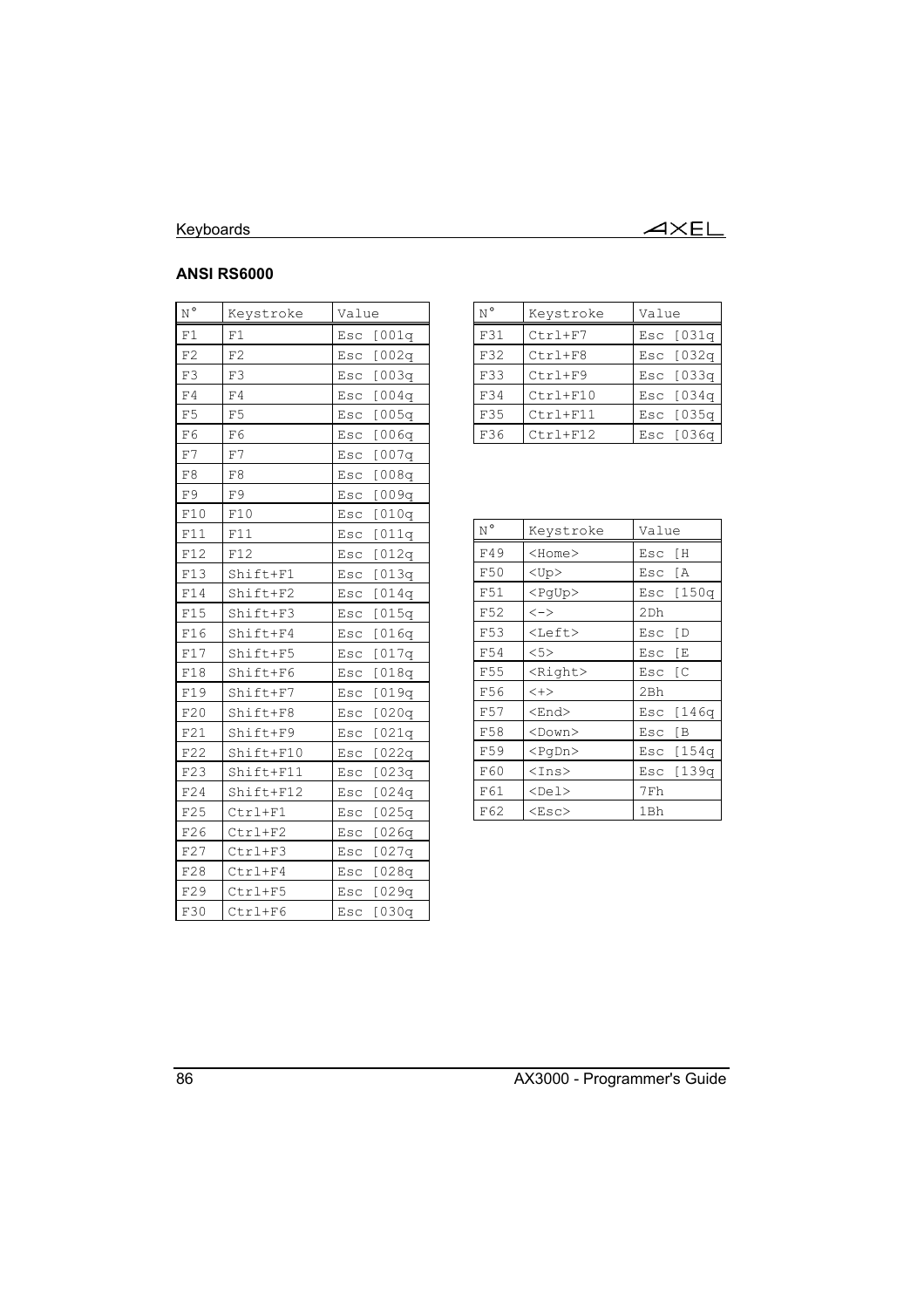## ANSI RS6000

| N° | Keystroke | Value |
|---|---|---|
| F1 | F1 | Esc [001q |
| F2 | F2 | Esc [002q |
| F3 | F3 | Esc [003q |
| F4 | F4 | Esc [004q |
| F5 | F5 | Esc [005q |
| F6 | F6 | Esc [006q |
| F7 | F7 | Esc [007q |
| F8 | F8 | Esc [008q |
| F9 | F9 | Esc [009q |
| F10 | F10 | Esc [010q |
| F11 | F11 | Esc [011q |
| F12 | F12 | Esc [012q |
| F13 | Shift+F1 | Esc [013q |
| F14 | Shift+F2 | Esc [014q |
| F15 | Shift+F3 | Esc [015q |
| F16 | Shift+F4 | Esc [016q |
| F17 | Shift+F5 | Esc [017q |
| F18 | Shift+F6 | Esc [018q |
| F19 | Shift+F7 | Esc [019q |
| F20 | Shift+F8 | Esc [020q |
| F21 | Shift+F9 | Esc [021q |
| F22 | Shift+F10 | Esc [022q |
| F23 | Shift+F11 | Esc [023q |
| F24 | Shift+F12 | Esc [024q |
| F25 | Ctrl+F1 | Esc [025q |
| F26 | Ctrl+F2 | Esc [026q |
| F27 | Ctrl+F3 | Esc [027q |
| F28 | Ctrl+F4 | Esc [028q |
| F29 | Ctrl+F5 | Esc [029q |
| F30 | Ctrl+F6 | Esc [030q |

| N° | Keystroke | Value |
|---|---|---|
| F31 | Ctrl+F7 | Esc [031q |
| F32 | Ctrl+F8 | Esc [032q |
| F33 | Ctrl+F9 | Esc [033q |
| F34 | Ctrl+F10 | Esc [034q |
| F35 | Ctrl+F11 | Esc [035q |
| F36 | Ctrl+F12 | Esc [036q |

| N° | Keystroke | Value |
|---|---|---|
| F49 | <Home> | Esc [H |
| F50 | <Up> | Esc [A |
| F51 | <PgUp> | Esc [150q |
| F52 | <-> | 2Dh |
| F53 | <Left> | Esc [D |
| F54 | <5> | Esc [E |
| F55 | <Right> | Esc [C |
| F56 | <+> | 2Bh |
| F57 | <End> | Esc [146q |
| F58 | <Down> | Esc [B |
| F59 | <PgDn> | Esc [154q |
| F60 | <Ins> | Esc [139q |
| F61 | <Del> | 7Fh |
| F62 | <Esc> | 1Bh |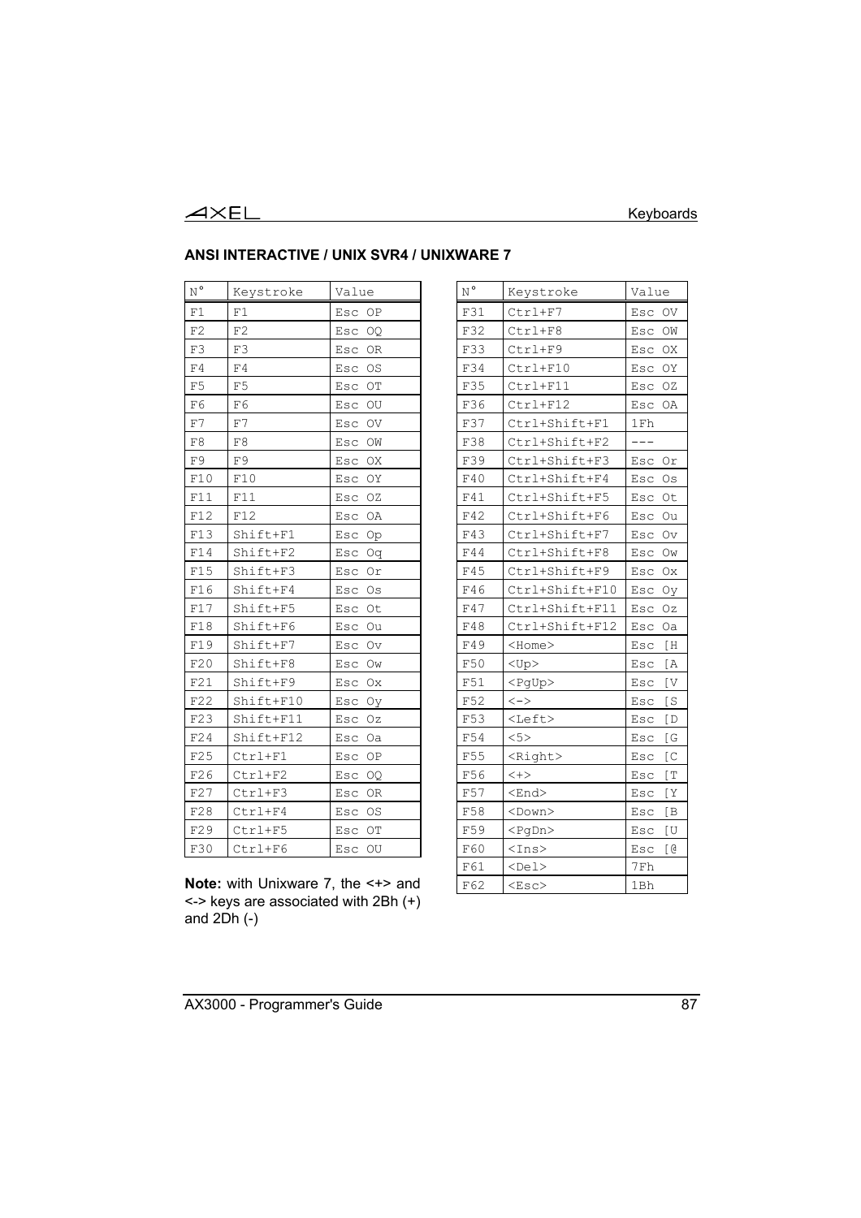## ANSI INTERACTIVE / UNIX SVR4 / UNIXWARE 7

| N° | Keystroke | Value |
|---|---|---|
| F1 | F1 | Esc OP |
| F2 | F2 | Esc OQ |
| F3 | F3 | Esc OR |
| F4 | F4 | Esc OS |
| F5 | F5 | Esc OT |
| F6 | F6 | Esc OU |
| F7 | F7 | Esc OV |
| F8 | F8 | Esc OW |
| F9 | F9 | Esc OX |
| F10 | F10 | Esc OY |
| F11 | F11 | Esc OZ |
| F12 | F12 | Esc OA |
| F13 | Shift+F1 | Esc Op |
| F14 | Shift+F2 | Esc Oq |
| F15 | Shift+F3 | Esc Or |
| F16 | Shift+F4 | Esc Os |
| F17 | Shift+F5 | Esc Ot |
| F18 | Shift+F6 | Esc Ou |
| F19 | Shift+F7 | Esc Ov |
| F20 | Shift+F8 | Esc Ow |
| F21 | Shift+F9 | Esc Ox |
| F22 | Shift+F10 | Esc Oy |
| F23 | Shift+F11 | Esc Oz |
| F24 | Shift+F12 | Esc Oa |
| F25 | Ctrl+F1 | Esc OP |
| F26 | Ctrl+F2 | Esc OQ |
| F27 | Ctrl+F3 | Esc OR |
| F28 | Ctrl+F4 | Esc OS |
| F29 | Ctrl+F5 | Esc OT |
| F30 | Ctrl+F6 | Esc OU |

**Note:** with Unixware 7, the <+> and <-> keys are associated with 2Bh (+) and 2Dh (-)

| N° | Keystroke | Value |
|---|---|---|
| F31 | Ctrl+F7 | Esc OV |
| F32 | Ctrl+F8 | Esc OW |
| F33 | Ctrl+F9 | Esc OX |
| F34 | Ctrl+F10 | Esc OY |
| F35 | Ctrl+F11 | Esc OZ |
| F36 | Ctrl+F12 | Esc OA |
| F37 | Ctrl+Shift+F1 | 1Fh |
| F38 | Ctrl+Shift+F2 | --- |
| F39 | Ctrl+Shift+F3 | Esc Or |
| F40 | Ctrl+Shift+F4 | Esc Os |
| F41 | Ctrl+Shift+F5 | Esc Ot |
| F42 | Ctrl+Shift+F6 | Esc Ou |
| F43 | Ctrl+Shift+F7 | Esc Ov |
| F44 | Ctrl+Shift+F8 | Esc Ow |
| F45 | Ctrl+Shift+F9 | Esc Ox |
| F46 | Ctrl+Shift+F10 | Esc Oy |
| F47 | Ctrl+Shift+F11 | Esc Oz |
| F48 | Ctrl+Shift+F12 | Esc Oa |
| F49 | <Home> | Esc [H |
| F50 | <Up> | Esc [A |
| F51 | <PgUp> | Esc [V |
| F52 | <-> | Esc [S |
| F53 | <Left> | Esc [D |
| F54 | <5> | Esc [G |
| F55 | <Right> | Esc [C |
| F56 | <+> | Esc [T |
| F57 | <End> | Esc [Y |
| F58 | <Down> | Esc [B |
| F59 | <PgDn> | Esc [U |
| F60 | <Ins> | Esc [@ |
| F61 | <Del> | 7Fh |
| F62 | <Esc> | 1Bh |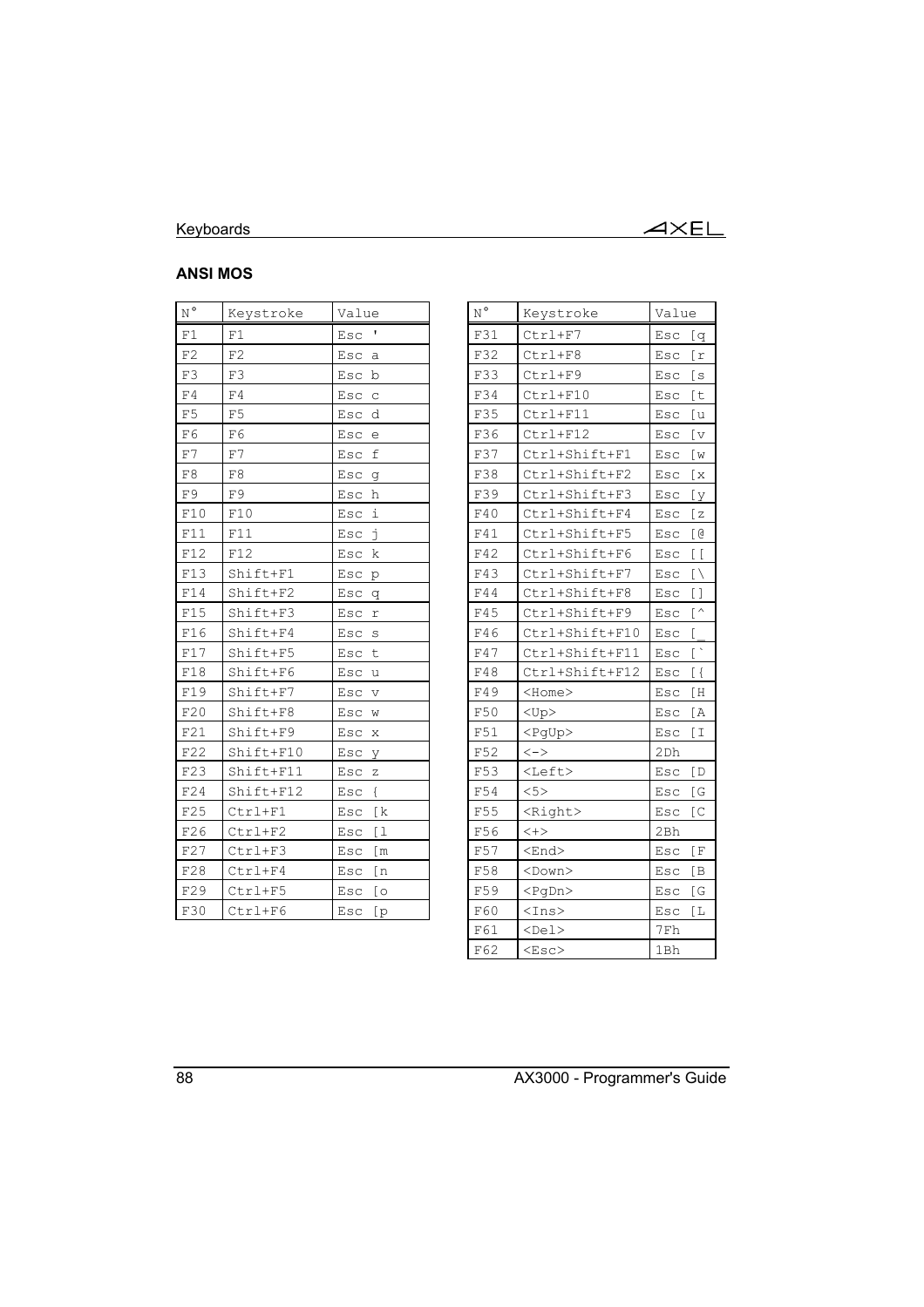## ANSI MOS

| N° | Keystroke | Value |
|---|---|---|
| F1 | F1 | Esc ' |
| F2 | F2 | Esc a |
| F3 | F3 | Esc b |
| F4 | F4 | Esc c |
| F5 | F5 | Esc d |
| F6 | F6 | Esc e |
| F7 | F7 | Esc f |
| F8 | F8 | Esc g |
| F9 | F9 | Esc h |
| F10 | F10 | Esc i |
| F11 | F11 | Esc j |
| F12 | F12 | Esc k |
| F13 | Shift+F1 | Esc p |
| F14 | Shift+F2 | Esc q |
| F15 | Shift+F3 | Esc r |
| F16 | Shift+F4 | Esc s |
| F17 | Shift+F5 | Esc t |
| F18 | Shift+F6 | Esc u |
| F19 | Shift+F7 | Esc v |
| F20 | Shift+F8 | Esc w |
| F21 | Shift+F9 | Esc x |
| F22 | Shift+F10 | Esc y |
| F23 | Shift+F11 | Esc z |
| F24 | Shift+F12 | Esc { |
| F25 | Ctrl+F1 | Esc [k |
| F26 | Ctrl+F2 | Esc [l |
| F27 | Ctrl+F3 | Esc [m |
| F28 | Ctrl+F4 | Esc [n |
| F29 | Ctrl+F5 | Esc [o |
| F30 | Ctrl+F6 | Esc [p |
| F31 | Ctrl+F7 | Esc [q |
| F32 | Ctrl+F8 | Esc [r |
| F33 | Ctrl+F9 | Esc [s |
| F34 | Ctrl+F10 | Esc [t |
| F35 | Ctrl+F11 | Esc [u |
| F36 | Ctrl+F12 | Esc [v |
| F37 | Ctrl+Shift+F1 | Esc [w |
| F38 | Ctrl+Shift+F2 | Esc [x |
| F39 | Ctrl+Shift+F3 | Esc [y |
| F40 | Ctrl+Shift+F4 | Esc [z |
| F41 | Ctrl+Shift+F5 | Esc [@ |
| F42 | Ctrl+Shift+F6 | Esc [[ |
| F43 | Ctrl+Shift+F7 | Esc [\ |
| F44 | Ctrl+Shift+F8 | Esc [] |
| F45 | Ctrl+Shift+F9 | Esc [^ |
| F46 | Ctrl+Shift+F10 | Esc [_ |
| F47 | Ctrl+Shift+F11 | Esc [` |
| F48 | Ctrl+Shift+F12 | Esc [{ |
| F49 | <Home> | Esc [H |
| F50 | <Up> | Esc [A |
| F51 | <PgUp> | Esc [I |
| F52 | <-> | 2Dh |
| F53 | <Left> | Esc [D |
| F54 | <5> | Esc [G |
| F55 | <Right> | Esc [C |
| F56 | <+> | 2Bh |
| F57 | <End> | Esc [F |
| F58 | <Down> | Esc [B |
| F59 | <PgDn> | Esc [G |
| F60 | <Ins> | Esc [L |
| F61 | <Del> | 7Fh |
| F62 | <Esc> | 1Bh |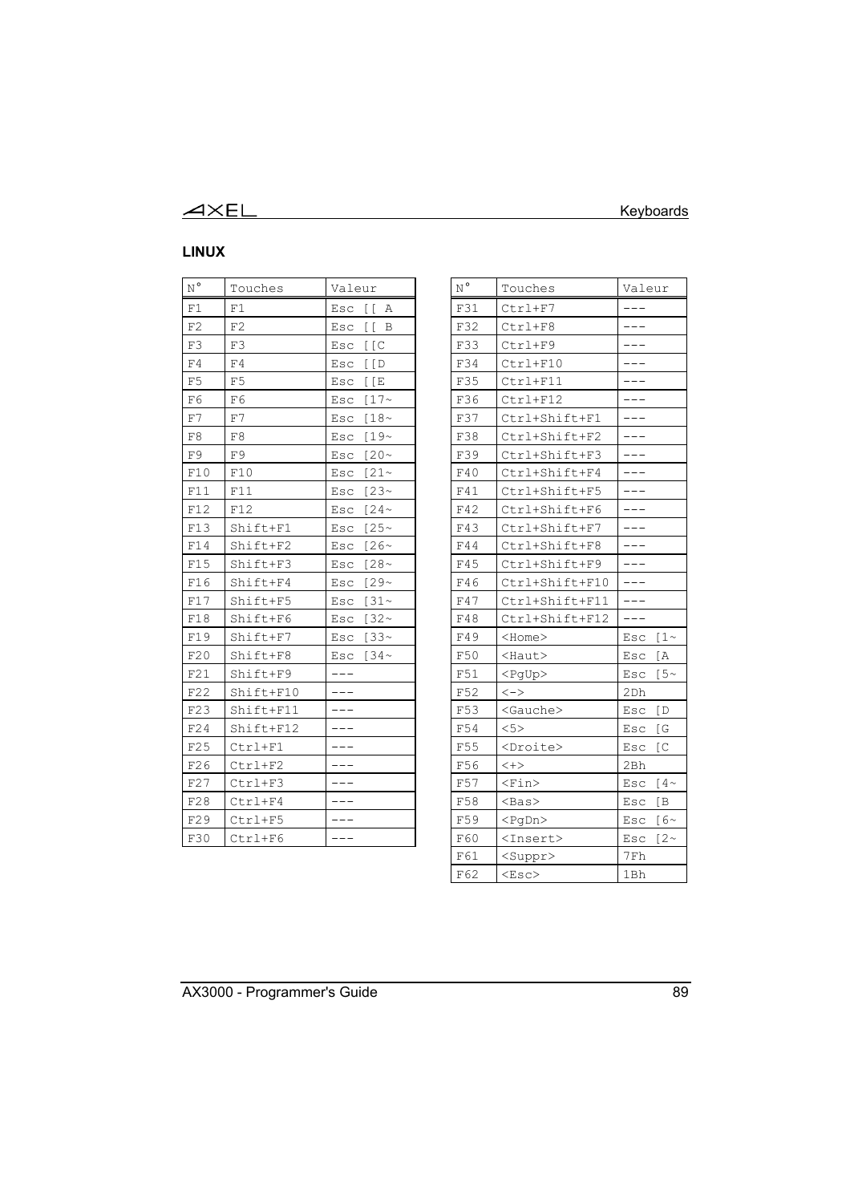## LINUX

| N° | Touches | Valeur |
|---|---|---|
| F1 | F1 | Esc [[ A |
| F2 | F2 | Esc [[ B |
| F3 | F3 | Esc [[C |
| F4 | F4 | Esc [[D |
| F5 | F5 | Esc [[E |
| F6 | F6 | Esc [17~ |
| F7 | F7 | Esc [18~ |
| F8 | F8 | Esc [19~ |
| F9 | F9 | Esc [20~ |
| F10 | F10 | Esc [21~ |
| F11 | F11 | Esc [23~ |
| F12 | F12 | Esc [24~ |
| F13 | Shift+F1 | Esc [25~ |
| F14 | Shift+F2 | Esc [26~ |
| F15 | Shift+F3 | Esc [28~ |
| F16 | Shift+F4 | Esc [29~ |
| F17 | Shift+F5 | Esc [31~ |
| F18 | Shift+F6 | Esc [32~ |
| F19 | Shift+F7 | Esc [33~ |
| F20 | Shift+F8 | Esc [34~ |
| F21 | Shift+F9 | --- |
| F22 | Shift+F10 | --- |
| F23 | Shift+F11 | --- |
| F24 | Shift+F12 | --- |
| F25 | Ctrl+F1 | --- |
| F26 | Ctrl+F2 | --- |
| F27 | Ctrl+F3 | --- |
| F28 | Ctrl+F4 | --- |
| F29 | Ctrl+F5 | --- |
| F30 | Ctrl+F6 | --- |

| N° | Touches | Valeur |
|---|---|---|
| F31 | Ctrl+F7 | --- |
| F32 | Ctrl+F8 | --- |
| F33 | Ctrl+F9 | --- |
| F34 | Ctrl+F10 | --- |
| F35 | Ctrl+F11 | --- |
| F36 | Ctrl+F12 | --- |
| F37 | Ctrl+Shift+F1 | --- |
| F38 | Ctrl+Shift+F2 | --- |
| F39 | Ctrl+Shift+F3 | --- |
| F40 | Ctrl+Shift+F4 | --- |
| F41 | Ctrl+Shift+F5 | --- |
| F42 | Ctrl+Shift+F6 | --- |
| F43 | Ctrl+Shift+F7 | --- |
| F44 | Ctrl+Shift+F8 | --- |
| F45 | Ctrl+Shift+F9 | --- |
| F46 | Ctrl+Shift+F10 | --- |
| F47 | Ctrl+Shift+F11 | --- |
| F48 | Ctrl+Shift+F12 | --- |
| F49 | <Home> | Esc [1~ |
| F50 | <Haut> | Esc [A |
| F51 | <PgUp> | Esc [5~ |
| F52 | <-> | 2Dh |
| F53 | <Gauche> | Esc [D |
| F54 | <5> | Esc [G |
| F55 | <Droite> | Esc [C |
| F56 | <+> | 2Bh |
| F57 | <Fin> | Esc [4~ |
| F58 | <Bas> | Esc [B |
| F59 | <PgDn> | Esc [6~ |
| F60 | <Insert> | Esc [2~ |
| F61 | <Suppr> | 7Fh |
| F62 | <Esc> | 1Bh |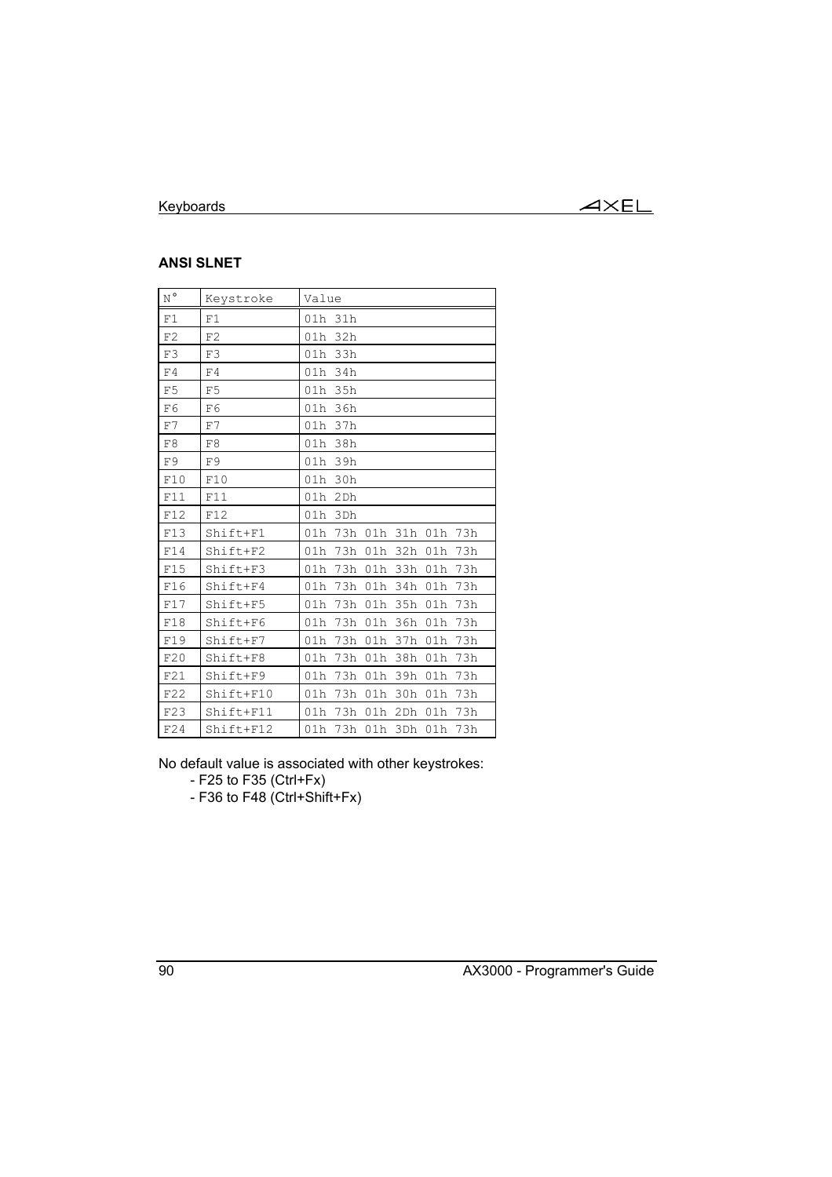### ANSI SLNET

| N° | Keystroke | Value |
|---|---|---|
| F1 | F1 | 01h 31h |
| F2 | F2 | 01h 32h |
| F3 | F3 | 01h 33h |
| F4 | F4 | 01h 34h |
| F5 | F5 | 01h 35h |
| F6 | F6 | 01h 36h |
| F7 | F7 | 01h 37h |
| F8 | F8 | 01h 38h |
| F9 | F9 | 01h 39h |
| F10 | F10 | 01h 30h |
| F11 | F11 | 01h 2Dh |
| F12 | F12 | 01h 3Dh |
| F13 | Shift+F1 | 01h 73h 01h 31h 01h 73h |
| F14 | Shift+F2 | 01h 73h 01h 32h 01h 73h |
| F15 | Shift+F3 | 01h 73h 01h 33h 01h 73h |
| F16 | Shift+F4 | 01h 73h 01h 34h 01h 73h |
| F17 | Shift+F5 | 01h 73h 01h 35h 01h 73h |
| F18 | Shift+F6 | 01h 73h 01h 36h 01h 73h |
| F19 | Shift+F7 | 01h 73h 01h 37h 01h 73h |
| F20 | Shift+F8 | 01h 73h 01h 38h 01h 73h |
| F21 | Shift+F9 | 01h 73h 01h 39h 01h 73h |
| F22 | Shift+F10 | 01h 73h 01h 30h 01h 73h |
| F23 | Shift+F11 | 01h 73h 01h 2Dh 01h 73h |
| F24 | Shift+F12 | 01h 73h 01h 3Dh 01h 73h |

No default value is associated with other keystrokes:

- F25 to F35 (Ctrl+Fx)
- F36 to F48 (Ctrl+Shift+Fx)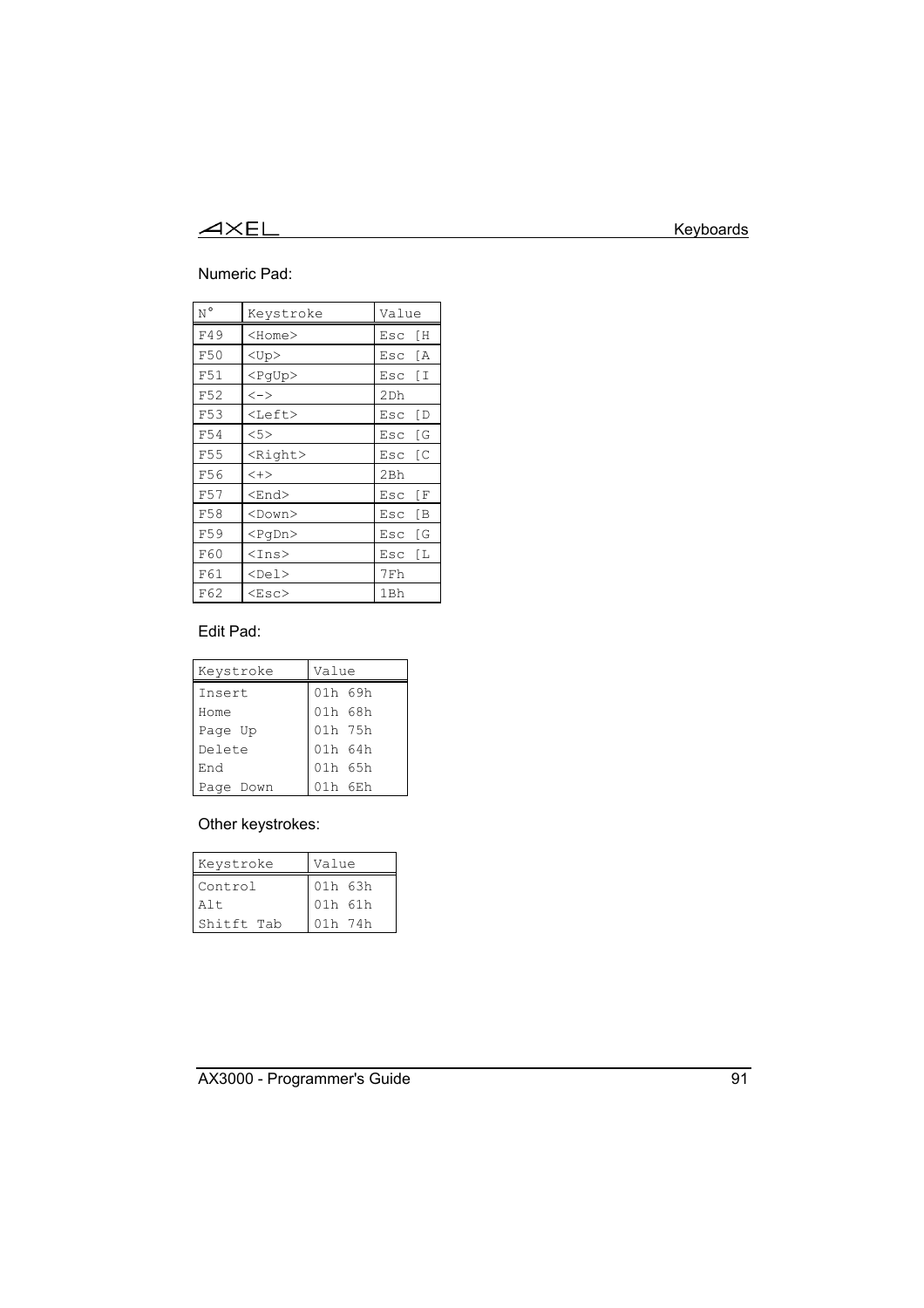Numeric Pad:

| N° | Keystroke | Value |
|---|---|---|
| F49 | <Home> | Esc [H |
| F50 | <Up> | Esc [A |
| F51 | <PgUp> | Esc [I |
| F52 | <-> | 2Dh |
| F53 | <Left> | Esc [D |
| F54 | <5> | Esc [G |
| F55 | <Right> | Esc [C |
| F56 | <+> | 2Bh |
| F57 | <End> | Esc [F |
| F58 | <Down> | Esc [B |
| F59 | <PgDn> | Esc [G |
| F60 | <Ins> | Esc [L |
| F61 | <Del> | 7Fh |
| F62 | <Esc> | 1Bh |

Edit Pad:

| Keystroke | Value |
|---|---|
| Insert | 01h 69h |
| Home | 01h 68h |
| Page Up | 01h 75h |
| Delete | 01h 64h |
| End | 01h 65h |
| Page Down | 01h 6Eh |

Other keystrokes:

| Keystroke | Value |
|---|---|
| Control | 01h 63h |
| Alt | 01h 61h |
| Shitft Tab | 01h 74h |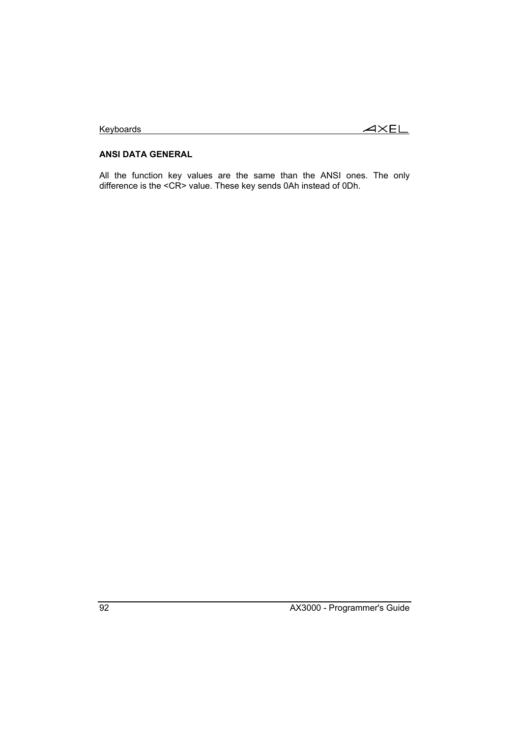**ANSI DATA GENERAL**

All the function key values are the same than the ANSI ones. The only difference is the <CR> value. These key sends 0Ah instead of 0Dh.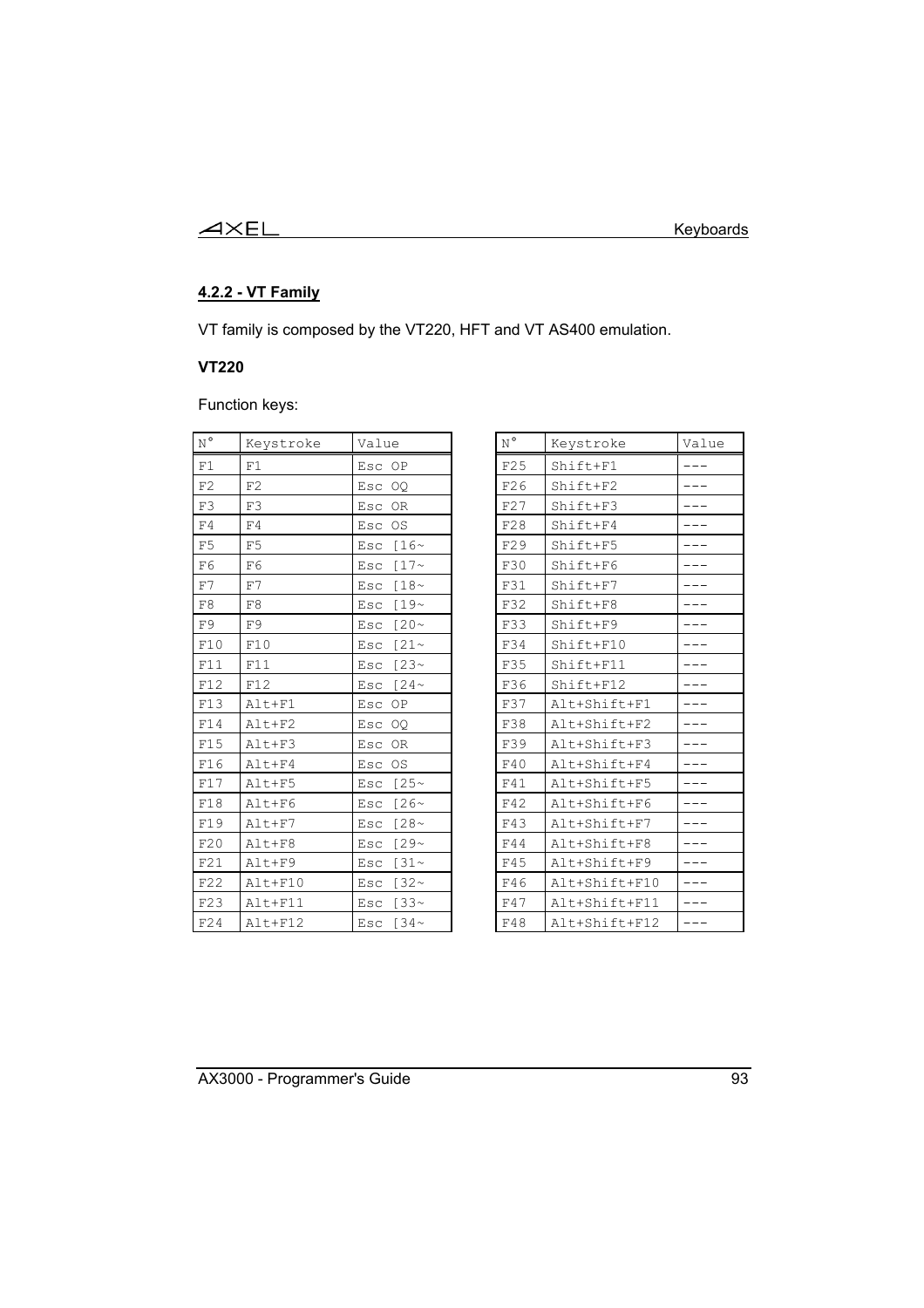### 4.2.2 - VT Family

VT family is composed by the VT220, HFT and VT AS400 emulation.

**VT220**

Function keys:

| N° | Keystroke | Value |
|---|---|---|
| F1 | F1 | Esc OP |
| F2 | F2 | Esc OQ |
| F3 | F3 | Esc OR |
| F4 | F4 | Esc OS |
| F5 | F5 | Esc [16~ |
| F6 | F6 | Esc [17~ |
| F7 | F7 | Esc [18~ |
| F8 | F8 | Esc [19~ |
| F9 | F9 | Esc [20~ |
| F10 | F10 | Esc [21~ |
| F11 | F11 | Esc [23~ |
| F12 | F12 | Esc [24~ |
| F13 | Alt+F1 | Esc OP |
| F14 | Alt+F2 | Esc OQ |
| F15 | Alt+F3 | Esc OR |
| F16 | Alt+F4 | Esc OS |
| F17 | Alt+F5 | Esc [25~ |
| F18 | Alt+F6 | Esc [26~ |
| F19 | Alt+F7 | Esc [28~ |
| F20 | Alt+F8 | Esc [29~ |
| F21 | Alt+F9 | Esc [31~ |
| F22 | Alt+F10 | Esc [32~ |
| F23 | Alt+F11 | Esc [33~ |
| F24 | Alt+F12 | Esc [34~ |

| N° | Keystroke | Value |
|---|---|---|
| F25 | Shift+F1 | --- |
| F26 | Shift+F2 | --- |
| F27 | Shift+F3 | --- |
| F28 | Shift+F4 | --- |
| F29 | Shift+F5 | --- |
| F30 | Shift+F6 | --- |
| F31 | Shift+F7 | --- |
| F32 | Shift+F8 | --- |
| F33 | Shift+F9 | --- |
| F34 | Shift+F10 | --- |
| F35 | Shift+F11 | --- |
| F36 | Shift+F12 | --- |
| F37 | Alt+Shift+F1 | --- |
| F38 | Alt+Shift+F2 | --- |
| F39 | Alt+Shift+F3 | --- |
| F40 | Alt+Shift+F4 | --- |
| F41 | Alt+Shift+F5 | --- |
| F42 | Alt+Shift+F6 | --- |
| F43 | Alt+Shift+F7 | --- |
| F44 | Alt+Shift+F8 | --- |
| F45 | Alt+Shift+F9 | --- |
| F46 | Alt+Shift+F10 | --- |
| F47 | Alt+Shift+F11 | --- |
| F48 | Alt+Shift+F12 | --- |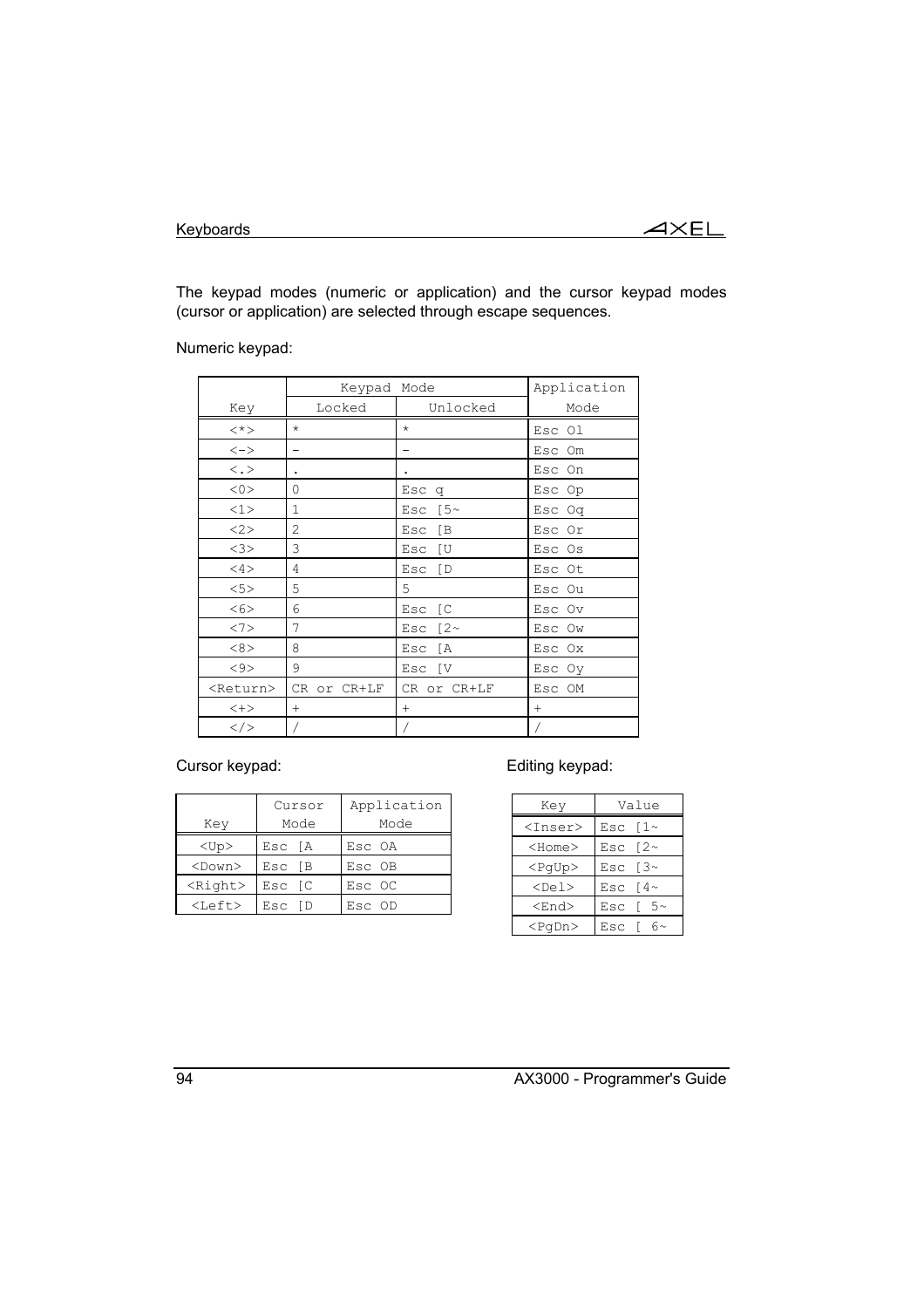The keypad modes (numeric or application) and the cursor keypad modes (cursor or application) are selected through escape sequences.

Numeric keypad:

| Key | Keypad Mode | | Application Mode |
|---|---|---|---|
| | Locked | Unlocked | |
| <*> | * | * | Esc Ol |
| <-> | - | - | Esc Om |
| <.> | . | . | Esc On |
| <0> | 0 | Esc q | Esc Op |
| <1> | 1 | Esc [5~ | Esc Oq |
| <2> | 2 | Esc [B | Esc Or |
| <3> | 3 | Esc [U | Esc Os |
| <4> | 4 | Esc [D | Esc Ot |
| <5> | 5 | 5 | Esc Ou |
| <6> | 6 | Esc [C | Esc Ov |
| <7> | 7 | Esc [2~ | Esc Ow |
| <8> | 8 | Esc [A | Esc Ox |
| <9> | 9 | Esc [V | Esc Oy |
| <Return> | CR or CR+LF | CR or CR+LF | Esc OM |
| <+> | + | + | + |
| </> | / | / | / |

Cursor keypad:

| Key | Cursor Mode | Application Mode |
|---|---|---|
| <Up> | Esc [A | Esc OA |
| <Down> | Esc [B | Esc OB |
| <Right> | Esc [C | Esc OC |
| <Left> | Esc [D | Esc OD |

Editing keypad:

| Key | Value |
|---|---|
| <Inser> | Esc [1~ |
| <Home> | Esc [2~ |
| <PgUp> | Esc [3~ |
| <Del> | Esc [4~ |
| <End> | Esc [ 5~ |
| <PgDn> | Esc [ 6~ |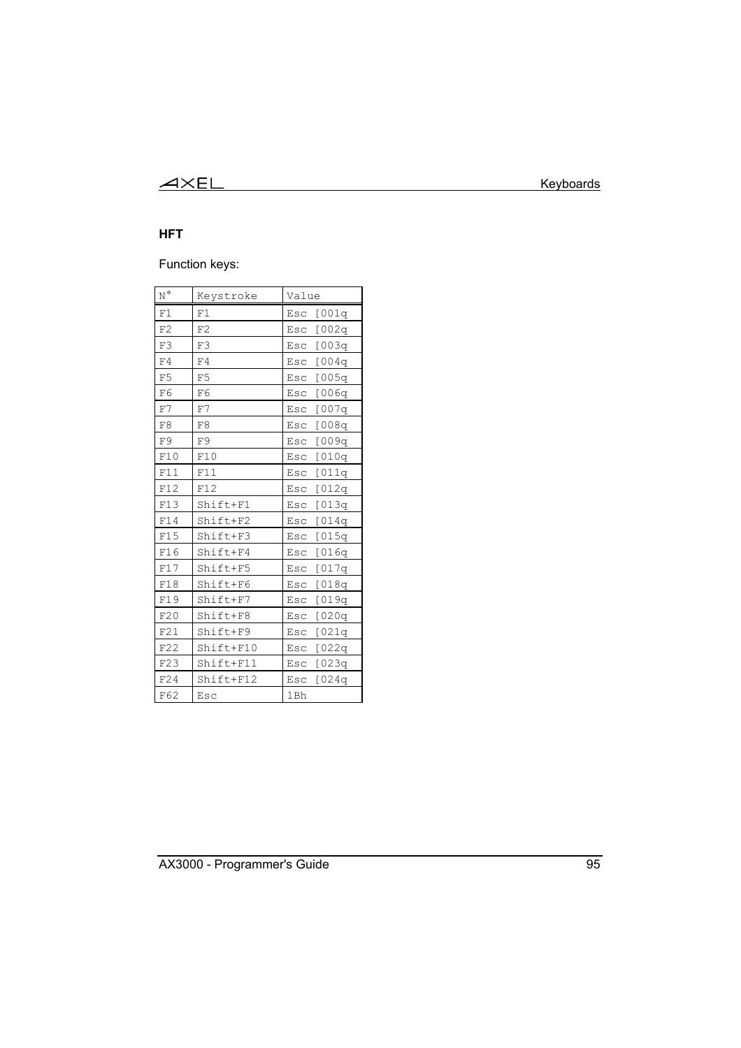### HFT

Function keys:

| N° | Keystroke | Value |
|---|---|---|
| F1 | F1 | Esc [001q |
| F2 | F2 | Esc [002q |
| F3 | F3 | Esc [003q |
| F4 | F4 | Esc [004q |
| F5 | F5 | Esc [005q |
| F6 | F6 | Esc [006q |
| F7 | F7 | Esc [007q |
| F8 | F8 | Esc [008q |
| F9 | F9 | Esc [009q |
| F10 | F10 | Esc [010q |
| F11 | F11 | Esc [011q |
| F12 | F12 | Esc [012q |
| F13 | Shift+F1 | Esc [013q |
| F14 | Shift+F2 | Esc [014q |
| F15 | Shift+F3 | Esc [015q |
| F16 | Shift+F4 | Esc [016q |
| F17 | Shift+F5 | Esc [017q |
| F18 | Shift+F6 | Esc [018q |
| F19 | Shift+F7 | Esc [019q |
| F20 | Shift+F8 | Esc [020q |
| F21 | Shift+F9 | Esc [021q |
| F22 | Shift+F10 | Esc [022q |
| F23 | Shift+F11 | Esc [023q |
| F24 | Shift+F12 | Esc [024q |
| F62 | Esc | 1Bh |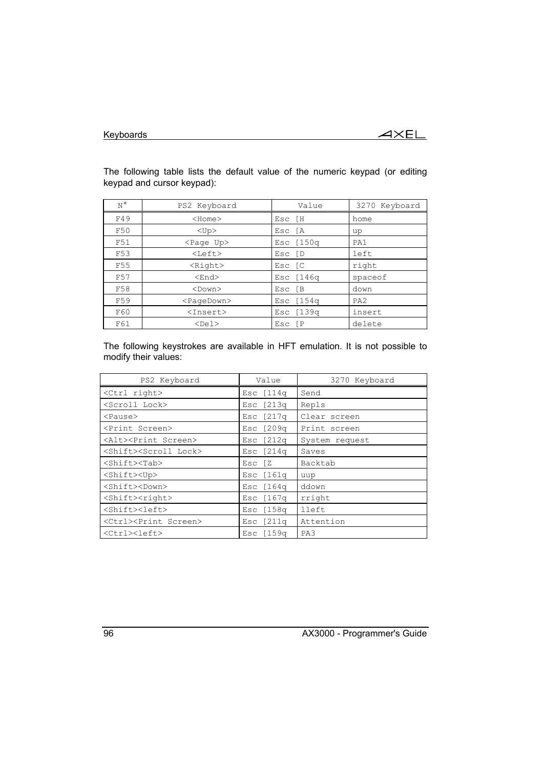The following table lists the default value of the numeric keypad (or editing keypad and cursor keypad):

| N° | PS2 Keyboard | Value | 3270 Keyboard |
|---|---|---|---|
| F49 | <Home> | Esc [H | home |
| F50 | <Up> | Esc [A | up |
| F51 | <Page Up> | Esc [150q | PA1 |
| F53 | <Left> | Esc [D | left |
| F55 | <Right> | Esc [C | right |
| F57 | <End> | Esc [146q | spaceof |
| F58 | <Down> | Esc [B | down |
| F59 | <PageDown> | Esc [154q | PA2 |
| F60 | <Insert> | Esc [139q | insert |
| F61 | <Del> | Esc [P | delete |

The following keystrokes are available in HFT emulation. It is not possible to modify their values:

| PS2 Keyboard | Value | 3270 Keyboard |
|---|---|---|
| <Ctrl right> | Esc [114q | Send |
| <Scroll Lock> | Esc [213q | Repls |
| <Pause> | Esc [217q | Clear screen |
| <Print Screen> | Esc [209q | Print screen |
| <Alt><Print Screen> | Esc [212q | System request |
| <Shift><Scroll Lock> | Esc [214q | Saves |
| <Shift><Tab> | Esc [Z | Backtab |
| <Shift><Up> | Esc [161q | uup |
| <Shift><Down> | Esc [164q | ddown |
| <Shift><right> | Esc [167q | rright |
| <Shift><left> | Esc [158q | lleft |
| <Ctrl><Print Screen> | Esc [211q | Attention |
| <Ctrl><left> | Esc [159q | PA3 |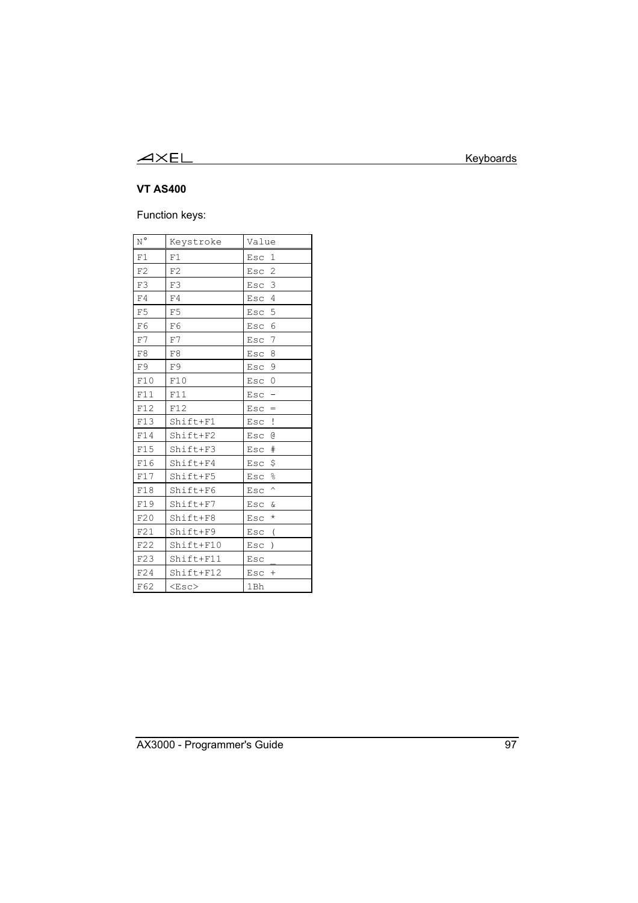### VT AS400

Function keys:

| N° | Keystroke | Value |
|---|---|---|
| F1 | F1 | Esc 1 |
| F2 | F2 | Esc 2 |
| F3 | F3 | Esc 3 |
| F4 | F4 | Esc 4 |
| F5 | F5 | Esc 5 |
| F6 | F6 | Esc 6 |
| F7 | F7 | Esc 7 |
| F8 | F8 | Esc 8 |
| F9 | F9 | Esc 9 |
| F10 | F10 | Esc 0 |
| F11 | F11 | Esc - |
| F12 | F12 | Esc = |
| F13 | Shift+F1 | Esc ! |
| F14 | Shift+F2 | Esc @ |
| F15 | Shift+F3 | Esc # |
| F16 | Shift+F4 | Esc $ |
| F17 | Shift+F5 | Esc % |
| F18 | Shift+F6 | Esc ^ |
| F19 | Shift+F7 | Esc & |
| F20 | Shift+F8 | Esc * |
| F21 | Shift+F9 | Esc ( |
| F22 | Shift+F10 | Esc ) |
| F23 | Shift+F11 | Esc _ |
| F24 | Shift+F12 | Esc + |
| F62 | <Esc> | 1Bh |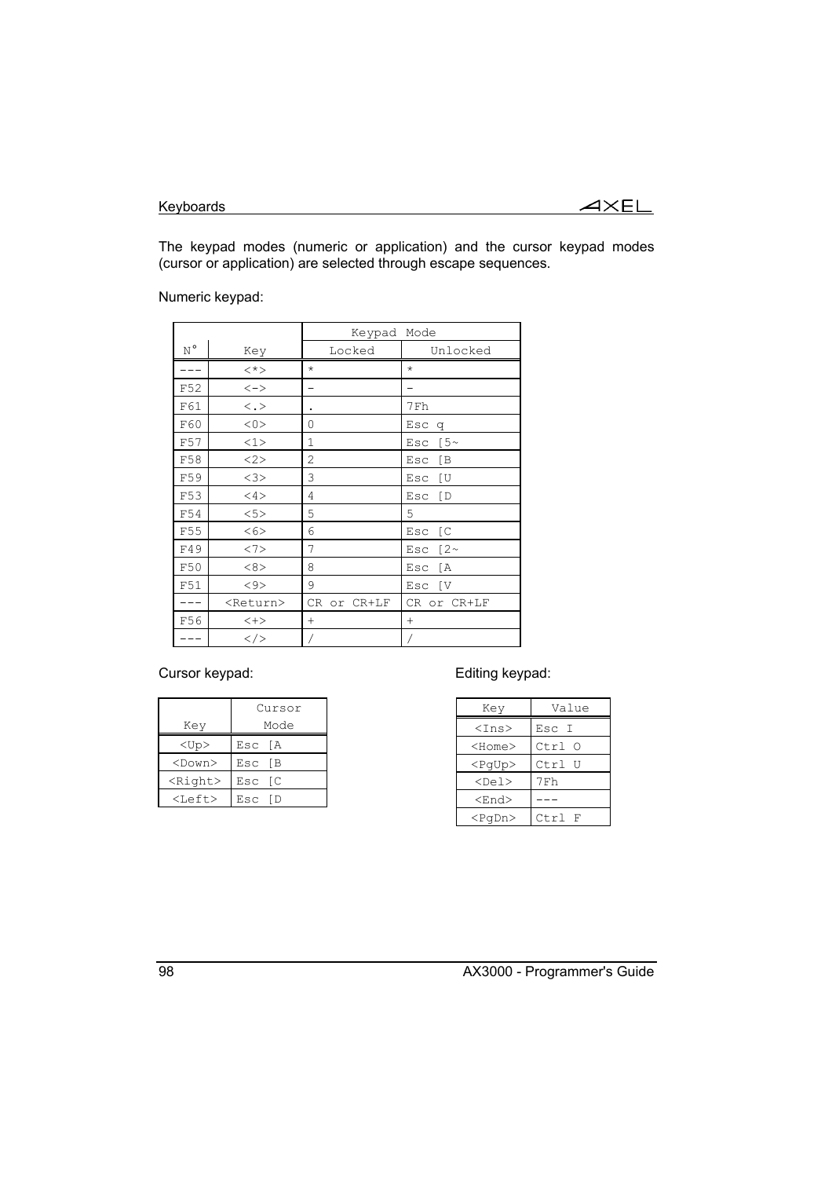The keypad modes (numeric or application) and the cursor keypad modes (cursor or application) are selected through escape sequences.

Numeric keypad:

| | | Keypad Mode | |
|---|---|---|---|
| N° | Key | Locked | Unlocked |
| --- | <*> | * | * |
| F52 | <-> | - | - |
| F61 | <.> | . | 7Fh |
| F60 | <0> | 0 | Esc q |
| F57 | <1> | 1 | Esc [5~ |
| F58 | <2> | 2 | Esc [B |
| F59 | <3> | 3 | Esc [U |
| F53 | <4> | 4 | Esc [D |
| F54 | <5> | 5 | 5 |
| F55 | <6> | 6 | Esc [C |
| F49 | <7> | 7 | Esc [2~ |
| F50 | <8> | 8 | Esc [A |
| F51 | <9> | 9 | Esc [V |
| --- | <Return> | CR or CR+LF | CR or CR+LF |
| F56 | <+> | + | + |
| --- | </> | / | / |

Cursor keypad:

| Key | Cursor Mode |
|---|---|
| <Up> | Esc [A |
| <Down> | Esc [B |
| <Right> | Esc [C |
| <Left> | Esc [D |

Editing keypad:

| Key | Value |
|---|---|
| <Ins> | Esc I |
| <Home> | Ctrl O |
| <PgUp> | Ctrl U |
| <Del> | 7Fh |
| <End> | --- |
| <PgDn> | Ctrl F |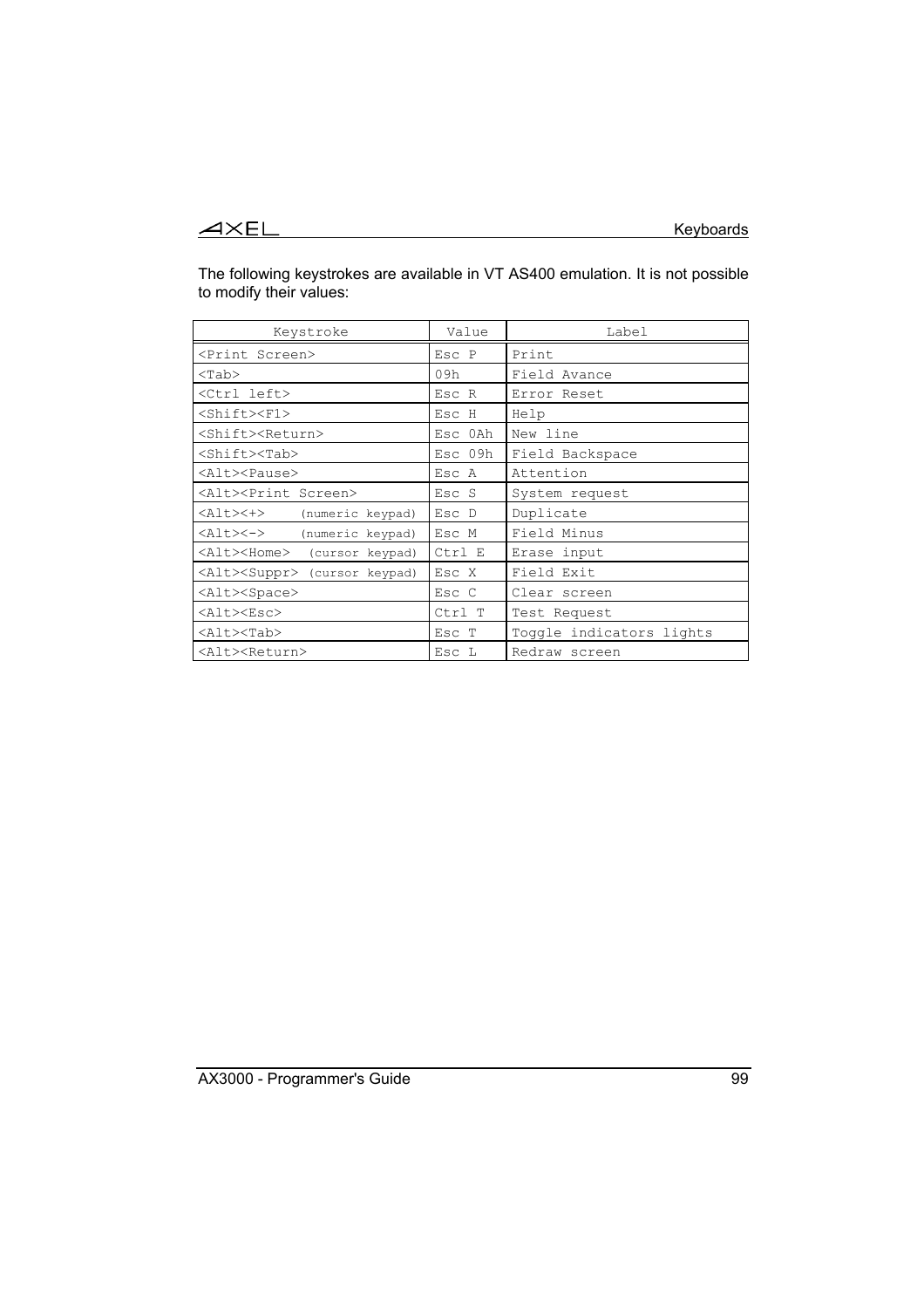The following keystrokes are available in VT AS400 emulation. It is not possible to modify their values:

| Keystroke | Value | Label |
|---|---|---|
| <Print Screen> | Esc P | Print |
| <Tab> | 09h | Field Avance |
| <Ctrl left> | Esc R | Error Reset |
| <Shift><F1> | Esc H | Help |
| <Shift><Return> | Esc 0Ah | New line |
| <Shift><Tab> | Esc 09h | Field Backspace |
| <Alt><Pause> | Esc A | Attention |
| <Alt><Print Screen> | Esc S | System request |
| <Alt><+> (numeric keypad) | Esc D | Duplicate |
| <Alt><-> (numeric keypad) | Esc M | Field Minus |
| <Alt><Home> (cursor keypad) | Ctrl E | Erase input |
| <Alt><Suppr> (cursor keypad) | Esc X | Field Exit |
| <Alt><Space> | Esc C | Clear screen |
| <Alt><Esc> | Ctrl T | Test Request |
| <Alt><Tab> | Esc T | Toggle indicators lights |
| <Alt><Return> | Esc L | Redraw screen |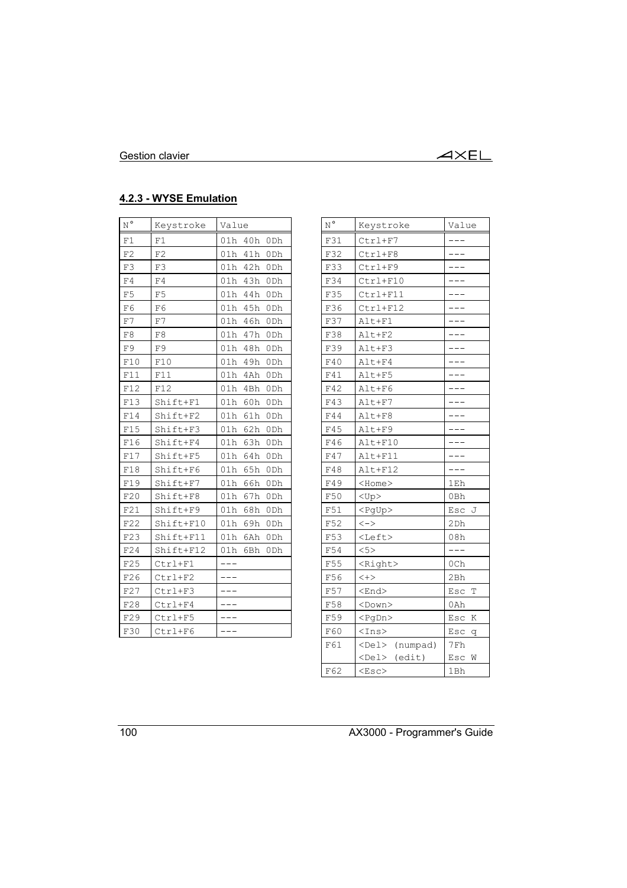### 4.2.3 - WYSE Emulation

| N° | Keystroke | Value |
|---|---|---|
| F1 | F1 | 01h 40h 0Dh |
| F2 | F2 | 01h 41h 0Dh |
| F3 | F3 | 01h 42h 0Dh |
| F4 | F4 | 01h 43h 0Dh |
| F5 | F5 | 01h 44h 0Dh |
| F6 | F6 | 01h 45h 0Dh |
| F7 | F7 | 01h 46h 0Dh |
| F8 | F8 | 01h 47h 0Dh |
| F9 | F9 | 01h 48h 0Dh |
| F10 | F10 | 01h 49h 0Dh |
| F11 | F11 | 01h 4Ah 0Dh |
| F12 | F12 | 01h 4Bh 0Dh |
| F13 | Shift+F1 | 01h 60h 0Dh |
| F14 | Shift+F2 | 01h 61h 0Dh |
| F15 | Shift+F3 | 01h 62h 0Dh |
| F16 | Shift+F4 | 01h 63h 0Dh |
| F17 | Shift+F5 | 01h 64h 0Dh |
| F18 | Shift+F6 | 01h 65h 0Dh |
| F19 | Shift+F7 | 01h 66h 0Dh |
| F20 | Shift+F8 | 01h 67h 0Dh |
| F21 | Shift+F9 | 01h 68h 0Dh |
| F22 | Shift+F10 | 01h 69h 0Dh |
| F23 | Shift+F11 | 01h 6Ah 0Dh |
| F24 | Shift+F12 | 01h 6Bh 0Dh |
| F25 | Ctrl+F1 | --- |
| F26 | Ctrl+F2 | --- |
| F27 | Ctrl+F3 | --- |
| F28 | Ctrl+F4 | --- |
| F29 | Ctrl+F5 | --- |
| F30 | Ctrl+F6 | --- |
| F31 | Ctrl+F7 | --- |
| F32 | Ctrl+F8 | --- |
| F33 | Ctrl+F9 | --- |
| F34 | Ctrl+F10 | --- |
| F35 | Ctrl+F11 | --- |
| F36 | Ctrl+F12 | --- |
| F37 | Alt+F1 | --- |
| F38 | Alt+F2 | --- |
| F39 | Alt+F3 | --- |
| F40 | Alt+F4 | --- |
| F41 | Alt+F5 | --- |
| F42 | Alt+F6 | --- |
| F43 | Alt+F7 | --- |
| F44 | Alt+F8 | --- |
| F45 | Alt+F9 | --- |
| F46 | Alt+F10 | --- |
| F47 | Alt+F11 | --- |
| F48 | Alt+F12 | --- |
| F49 | <Home> | 1Eh |
| F50 | <Up> | 0Bh |
| F51 | <PgUp> | Esc J |
| F52 | <-> | 2Dh |
| F53 | <Left> | 08h |
| F54 | <5> | --- |
| F55 | <Right> | 0Ch |
| F56 | <+> | 2Bh |
| F57 | <End> | Esc T |
| F58 | <Down> | 0Ah |
| F59 | <PgDn> | Esc K |
| F60 | <Ins> | Esc q |
| F61 | <Del> (numpad)<br><Del> (edit) | 7Fh<br>Esc W |
| F62 | <Esc> | 1Bh |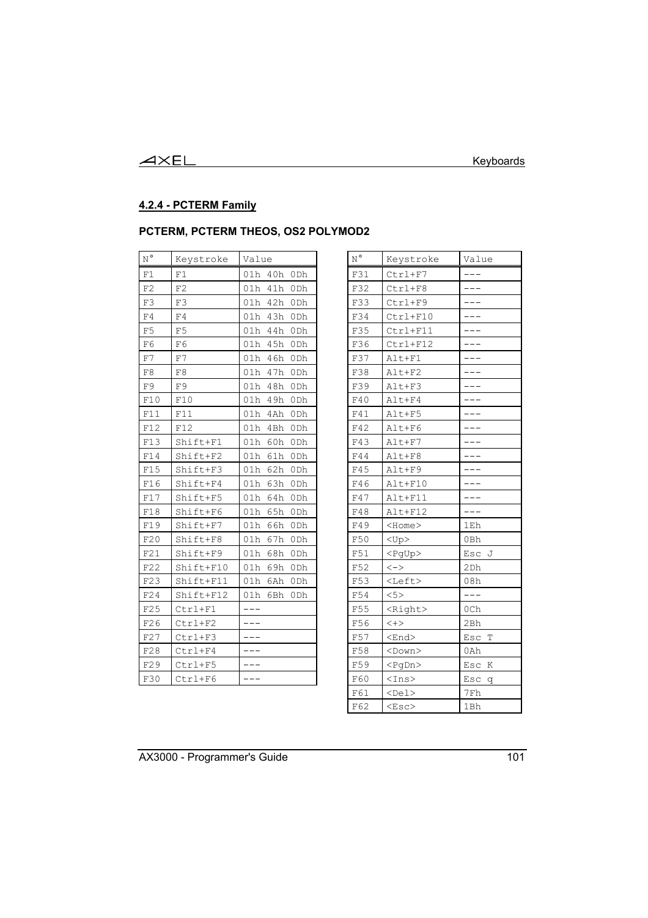## 4.2.4 - PCTERM Family

### PCTERM, PCTERM THEOS, OS2 POLYMOD2

| N° | Keystroke | Value |
|---|---|---|
| F1 | F1 | 01h 40h 0Dh |
| F2 | F2 | 01h 41h 0Dh |
| F3 | F3 | 01h 42h 0Dh |
| F4 | F4 | 01h 43h 0Dh |
| F5 | F5 | 01h 44h 0Dh |
| F6 | F6 | 01h 45h 0Dh |
| F7 | F7 | 01h 46h 0Dh |
| F8 | F8 | 01h 47h 0Dh |
| F9 | F9 | 01h 48h 0Dh |
| F10 | F10 | 01h 49h 0Dh |
| F11 | F11 | 01h 4Ah 0Dh |
| F12 | F12 | 01h 4Bh 0Dh |
| F13 | Shift+F1 | 01h 60h 0Dh |
| F14 | Shift+F2 | 01h 61h 0Dh |
| F15 | Shift+F3 | 01h 62h 0Dh |
| F16 | Shift+F4 | 01h 63h 0Dh |
| F17 | Shift+F5 | 01h 64h 0Dh |
| F18 | Shift+F6 | 01h 65h 0Dh |
| F19 | Shift+F7 | 01h 66h 0Dh |
| F20 | Shift+F8 | 01h 67h 0Dh |
| F21 | Shift+F9 | 01h 68h 0Dh |
| F22 | Shift+F10 | 01h 69h 0Dh |
| F23 | Shift+F11 | 01h 6Ah 0Dh |
| F24 | Shift+F12 | 01h 6Bh 0Dh |
| F25 | Ctrl+F1 | --- |
| F26 | Ctrl+F2 | --- |
| F27 | Ctrl+F3 | --- |
| F28 | Ctrl+F4 | --- |
| F29 | Ctrl+F5 | --- |
| F30 | Ctrl+F6 | --- |
| F31 | Ctrl+F7 | --- |
| F32 | Ctrl+F8 | --- |
| F33 | Ctrl+F9 | --- |
| F34 | Ctrl+F10 | --- |
| F35 | Ctrl+F11 | --- |
| F36 | Ctrl+F12 | --- |
| F37 | Alt+F1 | --- |
| F38 | Alt+F2 | --- |
| F39 | Alt+F3 | --- |
| F40 | Alt+F4 | --- |
| F41 | Alt+F5 | --- |
| F42 | Alt+F6 | --- |
| F43 | Alt+F7 | --- |
| F44 | Alt+F8 | --- |
| F45 | Alt+F9 | --- |
| F46 | Alt+F10 | --- |
| F47 | Alt+F11 | --- |
| F48 | Alt+F12 | --- |
| F49 | <Home> | 1Eh |
| F50 | <Up> | 0Bh |
| F51 | <PgUp> | Esc J |
| F52 | <-> | 2Dh |
| F53 | <Left> | 08h |
| F54 | <5> | --- |
| F55 | <Right> | 0Ch |
| F56 | <+> | 2Bh |
| F57 | <End> | Esc T |
| F58 | <Down> | 0Ah |
| F59 | <PgDn> | Esc K |
| F60 | <Ins> | Esc q |
| F61 | <Del> | 7Fh |
| F62 | <Esc> | 1Bh |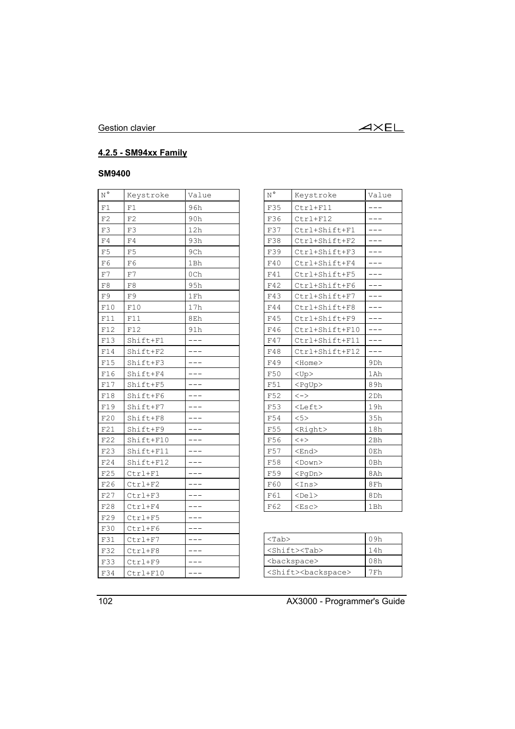#### 4.2.5 - SM94xx Family

**SM9400**

| N° | Keystroke | Value |
|---|---|---|
| F1 | F1 | 96h |
| F2 | F2 | 90h |
| F3 | F3 | 12h |
| F4 | F4 | 93h |
| F5 | F5 | 9Ch |
| F6 | F6 | 1Bh |
| F7 | F7 | 0Ch |
| F8 | F8 | 95h |
| F9 | F9 | 1Fh |
| F10 | F10 | 17h |
| F11 | F11 | 8Eh |
| F12 | F12 | 91h |
| F13 | Shift+F1 | --- |
| F14 | Shift+F2 | --- |
| F15 | Shift+F3 | --- |
| F16 | Shift+F4 | --- |
| F17 | Shift+F5 | --- |
| F18 | Shift+F6 | --- |
| F19 | Shift+F7 | --- |
| F20 | Shift+F8 | --- |
| F21 | Shift+F9 | --- |
| F22 | Shift+F10 | --- |
| F23 | Shift+F11 | --- |
| F24 | Shift+F12 | --- |
| F25 | Ctrl+F1 | --- |
| F26 | Ctrl+F2 | --- |
| F27 | Ctrl+F3 | --- |
| F28 | Ctrl+F4 | --- |
| F29 | Ctrl+F5 | --- |
| F30 | Ctrl+F6 | --- |
| F31 | Ctrl+F7 | --- |
| F32 | Ctrl+F8 | --- |
| F33 | Ctrl+F9 | --- |
| F34 | Ctrl+F10 | --- |
| F35 | Ctrl+F11 | --- |
| F36 | Ctrl+F12 | --- |
| F37 | Ctrl+Shift+F1 | --- |
| F38 | Ctrl+Shift+F2 | --- |
| F39 | Ctrl+Shift+F3 | --- |
| F40 | Ctrl+Shift+F4 | --- |
| F41 | Ctrl+Shift+F5 | --- |
| F42 | Ctrl+Shift+F6 | --- |
| F43 | Ctrl+Shift+F7 | --- |
| F44 | Ctrl+Shift+F8 | --- |
| F45 | Ctrl+Shift+F9 | --- |
| F46 | Ctrl+Shift+F10 | --- |
| F47 | Ctrl+Shift+F11 | --- |
| F48 | Ctrl+Shift+F12 | --- |
| F49 | <Home> | 9Dh |
| F50 | <Up> | 1Ah |
| F51 | <PgUp> | 89h |
| F52 | <-> | 2Dh |
| F53 | <Left> | 19h |
| F54 | <5> | 35h |
| F55 | <Right> | 18h |
| F56 | <+> | 2Bh |
| F57 | <End> | 0Eh |
| F58 | <Down> | 0Bh |
| F59 | <PgDn> | 8Ah |
| F60 | <Ins> | 8Fh |
| F61 | <Del> | 8Dh |
| F62 | <Esc> | 1Bh |

| Keystroke | Value |
|---|---|
| <Tab> | 09h |
| <Shift><Tab> | 14h |
| <backspace> | 08h |
| <Shift><backspace> | 7Fh |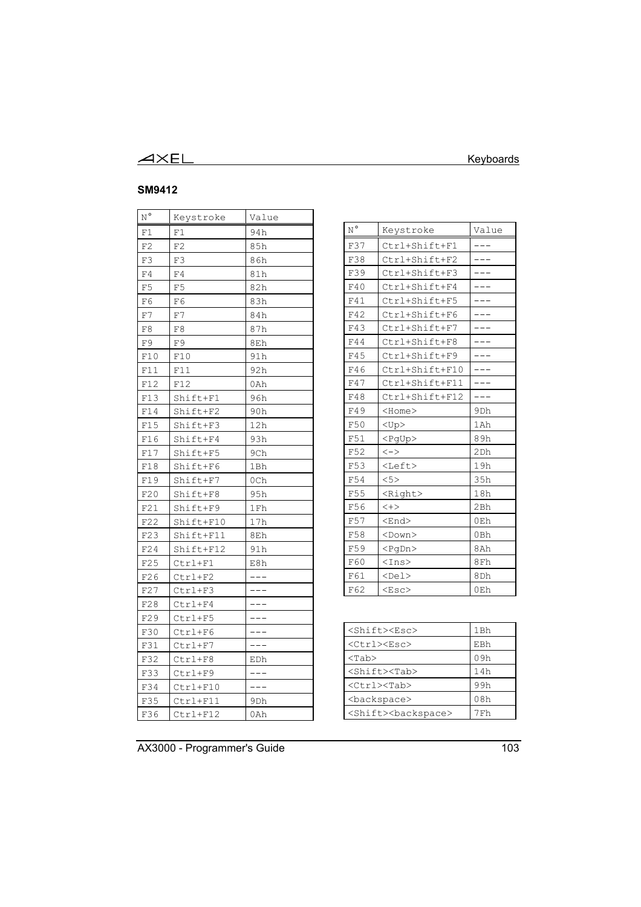## SM9412

| N° | Keystroke | Value |
|---|---|---|
| F1 | F1 | 94h |
| F2 | F2 | 85h |
| F3 | F3 | 86h |
| F4 | F4 | 81h |
| F5 | F5 | 82h |
| F6 | F6 | 83h |
| F7 | F7 | 84h |
| F8 | F8 | 87h |
| F9 | F9 | 8Eh |
| F10 | F10 | 91h |
| F11 | F11 | 92h |
| F12 | F12 | 0Ah |
| F13 | Shift+F1 | 96h |
| F14 | Shift+F2 | 90h |
| F15 | Shift+F3 | 12h |
| F16 | Shift+F4 | 93h |
| F17 | Shift+F5 | 9Ch |
| F18 | Shift+F6 | 1Bh |
| F19 | Shift+F7 | 0Ch |
| F20 | Shift+F8 | 95h |
| F21 | Shift+F9 | 1Fh |
| F22 | Shift+F10 | 17h |
| F23 | Shift+F11 | 8Eh |
| F24 | Shift+F12 | 91h |
| F25 | Ctrl+F1 | E8h |
| F26 | Ctrl+F2 | --- |
| F27 | Ctrl+F3 | --- |
| F28 | Ctrl+F4 | --- |
| F29 | Ctrl+F5 | --- |
| F30 | Ctrl+F6 | --- |
| F31 | Ctrl+F7 | --- |
| F32 | Ctrl+F8 | EDh |
| F33 | Ctrl+F9 | --- |
| F34 | Ctrl+F10 | --- |
| F35 | Ctrl+F11 | 9Dh |
| F36 | Ctrl+F12 | 0Ah |

| N° | Keystroke | Value |
|---|---|---|
| F37 | Ctrl+Shift+F1 | --- |
| F38 | Ctrl+Shift+F2 | --- |
| F39 | Ctrl+Shift+F3 | --- |
| F40 | Ctrl+Shift+F4 | --- |
| F41 | Ctrl+Shift+F5 | --- |
| F42 | Ctrl+Shift+F6 | --- |
| F43 | Ctrl+Shift+F7 | --- |
| F44 | Ctrl+Shift+F8 | --- |
| F45 | Ctrl+Shift+F9 | --- |
| F46 | Ctrl+Shift+F10 | --- |
| F47 | Ctrl+Shift+F11 | --- |
| F48 | Ctrl+Shift+F12 | --- |
| F49 | <Home> | 9Dh |
| F50 | <Up> | 1Ah |
| F51 | <PgUp> | 89h |
| F52 | <-> | 2Dh |
| F53 | <Left> | 19h |
| F54 | <5> | 35h |
| F55 | <Right> | 18h |
| F56 | <+> | 2Bh |
| F57 | <End> | 0Eh |
| F58 | <Down> | 0Bh |
| F59 | <PgDn> | 8Ah |
| F60 | <Ins> | 8Fh |
| F61 | <Del> | 8Dh |
| F62 | <Esc> | 0Eh |

| Keystroke | Value |
|---|---|
| <Shift><Esc> | 1Bh |
| <Ctrl><Esc> | EBh |
| <Tab> | 09h |
| <Shift><Tab> | 14h |
| <Ctrl><Tab> | 99h |
| <backspace> | 08h |
| <Shift><backspace> | 7Fh |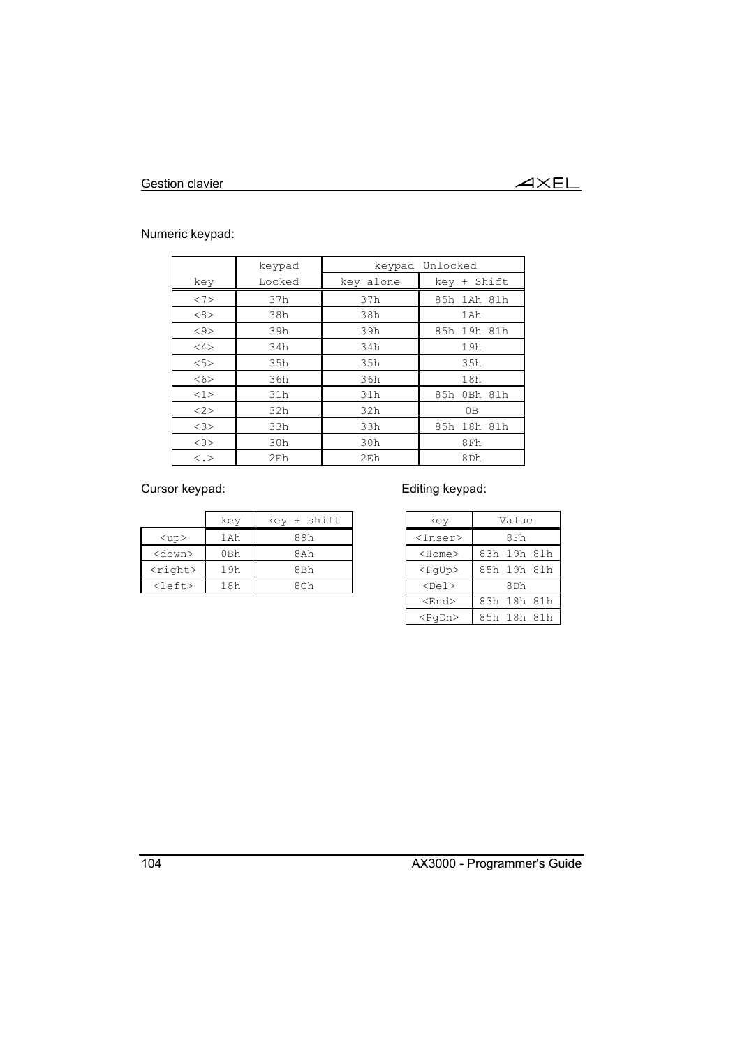Numeric keypad:

| | keypad | keypad Unlocked | |
|---|---|---|---|
| key | Locked | key alone | key + Shift |
| <7> | 37h | 37h | 85h 1Ah 81h |
| <8> | 38h | 38h | 1Ah |
| <9> | 39h | 39h | 85h 19h 81h |
| <4> | 34h | 34h | 19h |
| <5> | 35h | 35h | 35h |
| <6> | 36h | 36h | 18h |
| <1> | 31h | 31h | 85h 0Bh 81h |
| <2> | 32h | 32h | 0B |
| <3> | 33h | 33h | 85h 18h 81h |
| <0> | 30h | 30h | 8Fh |
| <.> | 2Eh | 2Eh | 8Dh |

Cursor keypad:

| | key | key + shift |
|---|---|---|
| <up> | 1Ah | 89h |
| <down> | 0Bh | 8Ah |
| <right> | 19h | 8Bh |
| <left> | 18h | 8Ch |

Editing keypad:

| key | Value |
|---|---|
| <Inser> | 8Fh |
| <Home> | 83h 19h 81h |
| <PgUp> | 85h 19h 81h |
| <Del> | 8Dh |
| <End> | 83h 18h 81h |
| <PgDn> | 85h 18h 81h |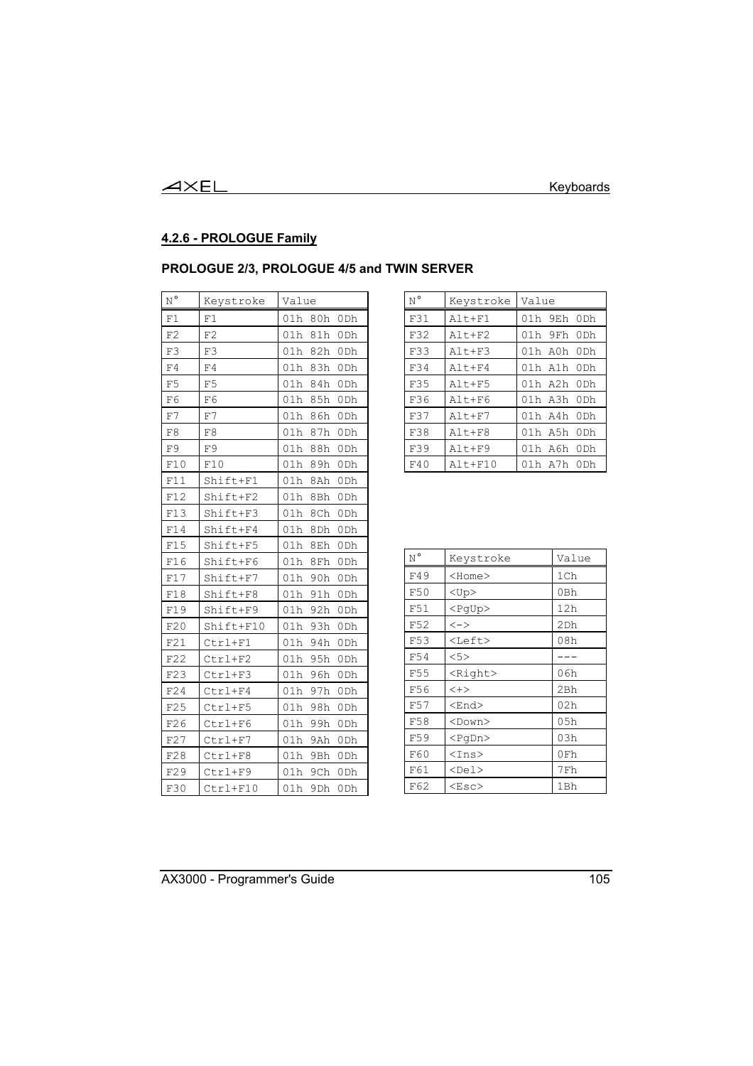## 4.2.6 - PROLOGUE Family

### PROLOGUE 2/3, PROLOGUE 4/5 and TWIN SERVER

| N° | Keystroke | Value |
|---|---|---|
| F1 | F1 | 01h 80h 0Dh |
| F2 | F2 | 01h 81h 0Dh |
| F3 | F3 | 01h 82h 0Dh |
| F4 | F4 | 01h 83h 0Dh |
| F5 | F5 | 01h 84h 0Dh |
| F6 | F6 | 01h 85h 0Dh |
| F7 | F7 | 01h 86h 0Dh |
| F8 | F8 | 01h 87h 0Dh |
| F9 | F9 | 01h 88h 0Dh |
| F10 | F10 | 01h 89h 0Dh |
| F11 | Shift+F1 | 01h 8Ah 0Dh |
| F12 | Shift+F2 | 01h 8Bh 0Dh |
| F13 | Shift+F3 | 01h 8Ch 0Dh |
| F14 | Shift+F4 | 01h 8Dh 0Dh |
| F15 | Shift+F5 | 01h 8Eh 0Dh |
| F16 | Shift+F6 | 01h 8Fh 0Dh |
| F17 | Shift+F7 | 01h 90h 0Dh |
| F18 | Shift+F8 | 01h 91h 0Dh |
| F19 | Shift+F9 | 01h 92h 0Dh |
| F20 | Shift+F10 | 01h 93h 0Dh |
| F21 | Ctrl+F1 | 01h 94h 0Dh |
| F22 | Ctrl+F2 | 01h 95h 0Dh |
| F23 | Ctrl+F3 | 01h 96h 0Dh |
| F24 | Ctrl+F4 | 01h 97h 0Dh |
| F25 | Ctrl+F5 | 01h 98h 0Dh |
| F26 | Ctrl+F6 | 01h 99h 0Dh |
| F27 | Ctrl+F7 | 01h 9Ah 0Dh |
| F28 | Ctrl+F8 | 01h 9Bh 0Dh |
| F29 | Ctrl+F9 | 01h 9Ch 0Dh |
| F30 | Ctrl+F10 | 01h 9Dh 0Dh |

| N° | Keystroke | Value |
|---|---|---|
| F31 | Alt+F1 | 01h 9Eh 0Dh |
| F32 | Alt+F2 | 01h 9Fh 0Dh |
| F33 | Alt+F3 | 01h A0h 0Dh |
| F34 | Alt+F4 | 01h A1h 0Dh |
| F35 | Alt+F5 | 01h A2h 0Dh |
| F36 | Alt+F6 | 01h A3h 0Dh |
| F37 | Alt+F7 | 01h A4h 0Dh |
| F38 | Alt+F8 | 01h A5h 0Dh |
| F39 | Alt+F9 | 01h A6h 0Dh |
| F40 | Alt+F10 | 01h A7h 0Dh |

| N° | Keystroke | Value |
|---|---|---|
| F49 | <Home> | 1Ch |
| F50 | <Up> | 0Bh |
| F51 | <PgUp> | 12h |
| F52 | <-> | 2Dh |
| F53 | <Left> | 08h |
| F54 | <5> | --- |
| F55 | <Right> | 06h |
| F56 | <+> | 2Bh |
| F57 | <End> | 02h |
| F58 | <Down> | 05h |
| F59 | <PgDn> | 03h |
| F60 | <Ins> | 0Fh |
| F61 | <Del> | 7Fh |
| F62 | <Esc> | 1Bh |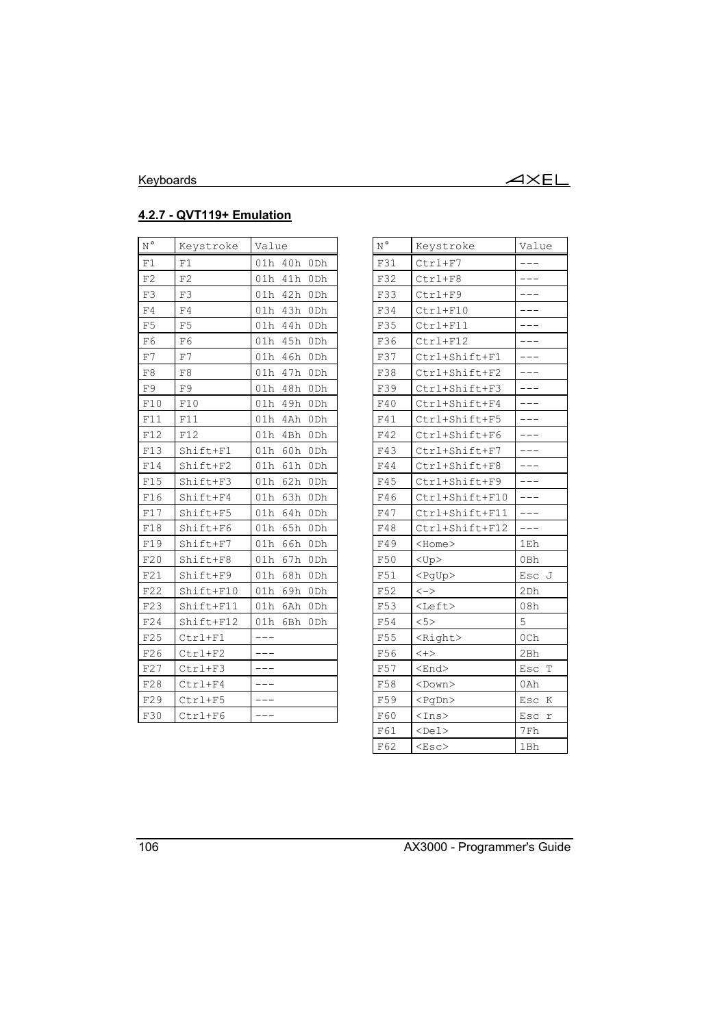#### 4.2.7 - QVT119+ Emulation

| N° | Keystroke | Value |
|---|---|---|
| F1 | F1 | 01h 40h 0Dh |
| F2 | F2 | 01h 41h 0Dh |
| F3 | F3 | 01h 42h 0Dh |
| F4 | F4 | 01h 43h 0Dh |
| F5 | F5 | 01h 44h 0Dh |
| F6 | F6 | 01h 45h 0Dh |
| F7 | F7 | 01h 46h 0Dh |
| F8 | F8 | 01h 47h 0Dh |
| F9 | F9 | 01h 48h 0Dh |
| F10 | F10 | 01h 49h 0Dh |
| F11 | F11 | 01h 4Ah 0Dh |
| F12 | F12 | 01h 4Bh 0Dh |
| F13 | Shift+F1 | 01h 60h 0Dh |
| F14 | Shift+F2 | 01h 61h 0Dh |
| F15 | Shift+F3 | 01h 62h 0Dh |
| F16 | Shift+F4 | 01h 63h 0Dh |
| F17 | Shift+F5 | 01h 64h 0Dh |
| F18 | Shift+F6 | 01h 65h 0Dh |
| F19 | Shift+F7 | 01h 66h 0Dh |
| F20 | Shift+F8 | 01h 67h 0Dh |
| F21 | Shift+F9 | 01h 68h 0Dh |
| F22 | Shift+F10 | 01h 69h 0Dh |
| F23 | Shift+F11 | 01h 6Ah 0Dh |
| F24 | Shift+F12 | 01h 6Bh 0Dh |
| F25 | Ctrl+F1 | --- |
| F26 | Ctrl+F2 | --- |
| F27 | Ctrl+F3 | --- |
| F28 | Ctrl+F4 | --- |
| F29 | Ctrl+F5 | --- |
| F30 | Ctrl+F6 | --- |

| N° | Keystroke | Value |
|---|---|---|
| F31 | Ctrl+F7 | --- |
| F32 | Ctrl+F8 | --- |
| F33 | Ctrl+F9 | --- |
| F34 | Ctrl+F10 | --- |
| F35 | Ctrl+F11 | --- |
| F36 | Ctrl+F12 | --- |
| F37 | Ctrl+Shift+F1 | --- |
| F38 | Ctrl+Shift+F2 | --- |
| F39 | Ctrl+Shift+F3 | --- |
| F40 | Ctrl+Shift+F4 | --- |
| F41 | Ctrl+Shift+F5 | --- |
| F42 | Ctrl+Shift+F6 | --- |
| F43 | Ctrl+Shift+F7 | --- |
| F44 | Ctrl+Shift+F8 | --- |
| F45 | Ctrl+Shift+F9 | --- |
| F46 | Ctrl+Shift+F10 | --- |
| F47 | Ctrl+Shift+F11 | --- |
| F48 | Ctrl+Shift+F12 | --- |
| F49 | <Home> | 1Eh |
| F50 | <Up> | 0Bh |
| F51 | <PgUp> | Esc J |
| F52 | <-> | 2Dh |
| F53 | <Left> | 08h |
| F54 | <5> | 5 |
| F55 | <Right> | 0Ch |
| F56 | <+> | 2Bh |
| F57 | <End> | Esc T |
| F58 | <Down> | 0Ah |
| F59 | <PgDn> | Esc K |
| F60 | <Ins> | Esc r |
| F61 | <Del> | 7Fh |
| F62 | <Esc> | 1Bh |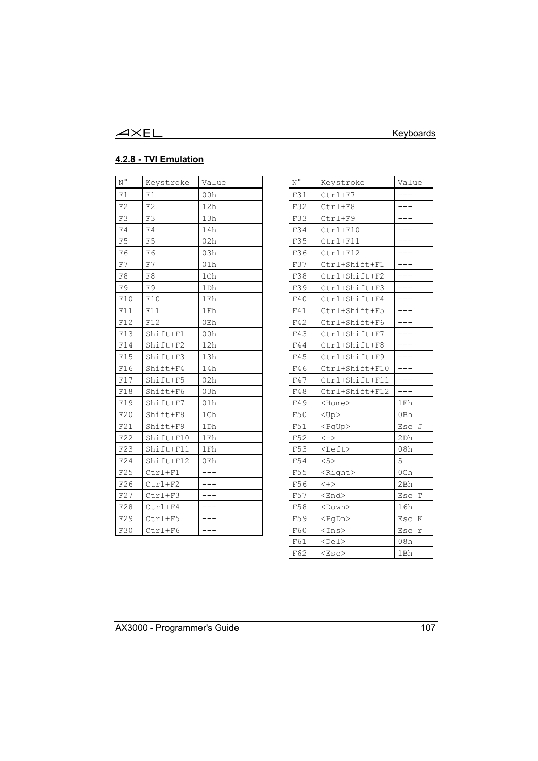## 4.2.8 - TVI Emulation

| N° | Keystroke | Value |
|---|---|---|
| F1 | F1 | 00h |
| F2 | F2 | 12h |
| F3 | F3 | 13h |
| F4 | F4 | 14h |
| F5 | F5 | 02h |
| F6 | F6 | 03h |
| F7 | F7 | 01h |
| F8 | F8 | 1Ch |
| F9 | F9 | 1Dh |
| F10 | F10 | 1Eh |
| F11 | F11 | 1Fh |
| F12 | F12 | 0Eh |
| F13 | Shift+F1 | 00h |
| F14 | Shift+F2 | 12h |
| F15 | Shift+F3 | 13h |
| F16 | Shift+F4 | 14h |
| F17 | Shift+F5 | 02h |
| F18 | Shift+F6 | 03h |
| F19 | Shift+F7 | 01h |
| F20 | Shift+F8 | 1Ch |
| F21 | Shift+F9 | 1Dh |
| F22 | Shift+F10 | 1Eh |
| F23 | Shift+F11 | 1Fh |
| F24 | Shift+F12 | 0Eh |
| F25 | Ctrl+F1 | --- |
| F26 | Ctrl+F2 | --- |
| F27 | Ctrl+F3 | --- |
| F28 | Ctrl+F4 | --- |
| F29 | Ctrl+F5 | --- |
| F30 | Ctrl+F6 | --- |
| F31 | Ctrl+F7 | --- |
| F32 | Ctrl+F8 | --- |
| F33 | Ctrl+F9 | --- |
| F34 | Ctrl+F10 | --- |
| F35 | Ctrl+F11 | --- |
| F36 | Ctrl+F12 | --- |
| F37 | Ctrl+Shift+F1 | --- |
| F38 | Ctrl+Shift+F2 | --- |
| F39 | Ctrl+Shift+F3 | --- |
| F40 | Ctrl+Shift+F4 | --- |
| F41 | Ctrl+Shift+F5 | --- |
| F42 | Ctrl+Shift+F6 | --- |
| F43 | Ctrl+Shift+F7 | --- |
| F44 | Ctrl+Shift+F8 | --- |
| F45 | Ctrl+Shift+F9 | --- |
| F46 | Ctrl+Shift+F10 | --- |
| F47 | Ctrl+Shift+F11 | --- |
| F48 | Ctrl+Shift+F12 | --- |
| F49 | <Home> | 1Eh |
| F50 | <Up> | 0Bh |
| F51 | <PgUp> | Esc J |
| F52 | <-> | 2Dh |
| F53 | <Left> | 08h |
| F54 | <5> | 5 |
| F55 | <Right> | 0Ch |
| F56 | <+> | 2Bh |
| F57 | <End> | Esc T |
| F58 | <Down> | 16h |
| F59 | <PgDn> | Esc K |
| F60 | <Ins> | Esc r |
| F61 | <Del> | 08h |
| F62 | <Esc> | 1Bh |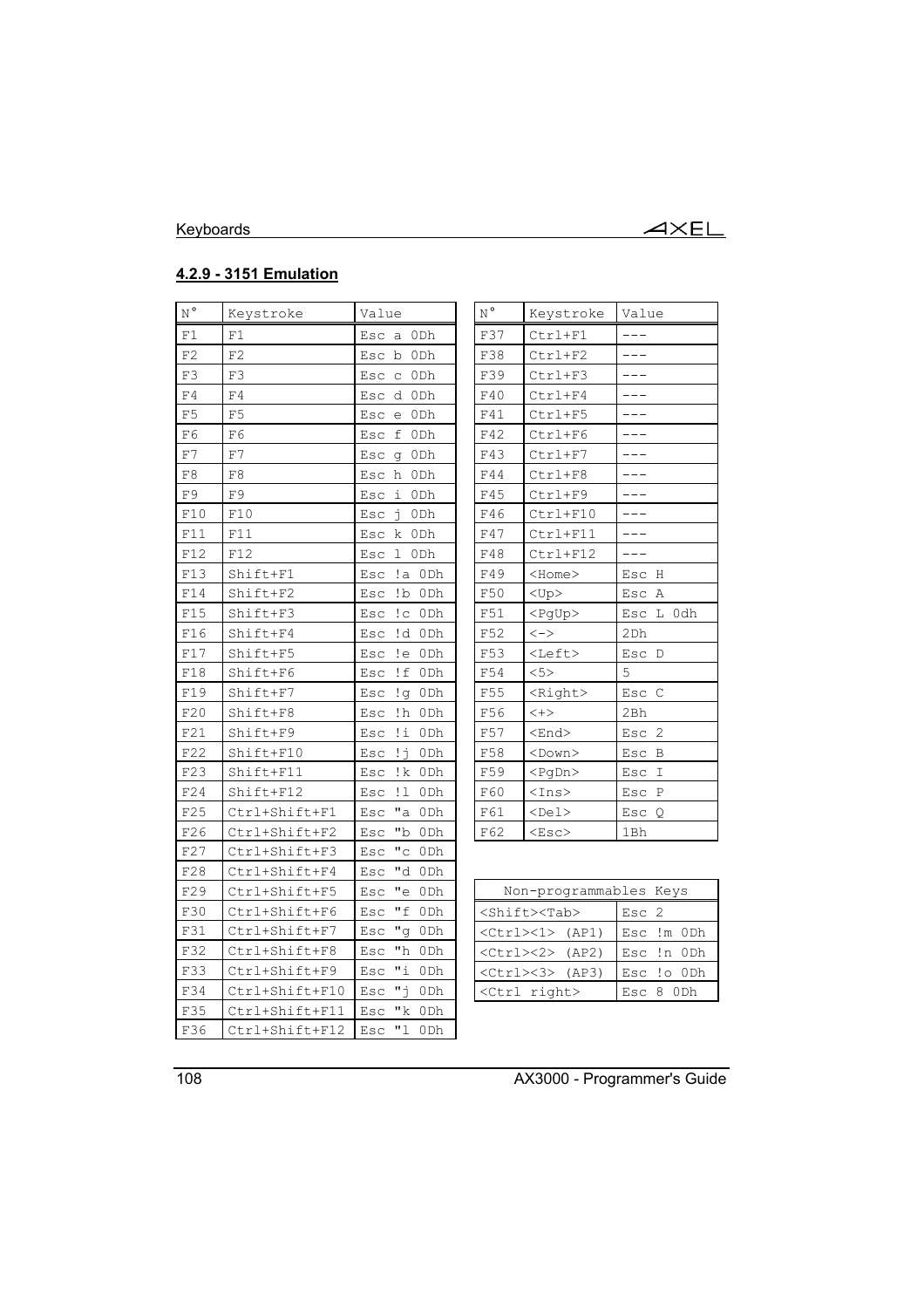### 4.2.9 - 3151 Emulation

| N° | Keystroke | Value |
|---|---|---|
| F1 | F1 | Esc a 0Dh |
| F2 | F2 | Esc b 0Dh |
| F3 | F3 | Esc c 0Dh |
| F4 | F4 | Esc d 0Dh |
| F5 | F5 | Esc e 0Dh |
| F6 | F6 | Esc f 0Dh |
| F7 | F7 | Esc g 0Dh |
| F8 | F8 | Esc h 0Dh |
| F9 | F9 | Esc i 0Dh |
| F10 | F10 | Esc j 0Dh |
| F11 | F11 | Esc k 0Dh |
| F12 | F12 | Esc l 0Dh |
| F13 | Shift+F1 | Esc !a 0Dh |
| F14 | Shift+F2 | Esc !b 0Dh |
| F15 | Shift+F3 | Esc !c 0Dh |
| F16 | Shift+F4 | Esc !d 0Dh |
| F17 | Shift+F5 | Esc !e 0Dh |
| F18 | Shift+F6 | Esc !f 0Dh |
| F19 | Shift+F7 | Esc !g 0Dh |
| F20 | Shift+F8 | Esc !h 0Dh |
| F21 | Shift+F9 | Esc !i 0Dh |
| F22 | Shift+F10 | Esc !j 0Dh |
| F23 | Shift+F11 | Esc !k 0Dh |
| F24 | Shift+F12 | Esc !l 0Dh |
| F25 | Ctrl+Shift+F1 | Esc "a 0Dh |
| F26 | Ctrl+Shift+F2 | Esc "b 0Dh |
| F27 | Ctrl+Shift+F3 | Esc "c 0Dh |
| F28 | Ctrl+Shift+F4 | Esc "d 0Dh |
| F29 | Ctrl+Shift+F5 | Esc "e 0Dh |
| F30 | Ctrl+Shift+F6 | Esc "f 0Dh |
| F31 | Ctrl+Shift+F7 | Esc "g 0Dh |
| F32 | Ctrl+Shift+F8 | Esc "h 0Dh |
| F33 | Ctrl+Shift+F9 | Esc "i 0Dh |
| F34 | Ctrl+Shift+F10 | Esc "j 0Dh |
| F35 | Ctrl+Shift+F11 | Esc "k 0Dh |
| F36 | Ctrl+Shift+F12 | Esc "l 0Dh |

| N° | Keystroke | Value |
|---|---|---|
| F37 | Ctrl+F1 | --- |
| F38 | Ctrl+F2 | --- |
| F39 | Ctrl+F3 | --- |
| F40 | Ctrl+F4 | --- |
| F41 | Ctrl+F5 | --- |
| F42 | Ctrl+F6 | --- |
| F43 | Ctrl+F7 | --- |
| F44 | Ctrl+F8 | --- |
| F45 | Ctrl+F9 | --- |
| F46 | Ctrl+F10 | --- |
| F47 | Ctrl+F11 | --- |
| F48 | Ctrl+F12 | --- |
| F49 | <Home> | Esc H |
| F50 | <Up> | Esc A |
| F51 | <PgUp> | Esc L 0dh |
| F52 | <-> | 2Dh |
| F53 | <Left> | Esc D |
| F54 | <5> | 5 |
| F55 | <Right> | Esc C |
| F56 | <+> | 2Bh |
| F57 | <End> | Esc 2 |
| F58 | <Down> | Esc B |
| F59 | <PgDn> | Esc I |
| F60 | <Ins> | Esc P |
| F61 | <Del> | Esc Q |
| F62 | <Esc> | 1Bh |

| Non-programmables Keys | |
|---|---|
| <Shift><Tab> | Esc 2 |
| <Ctrl><1> (AP1) | Esc !m 0Dh |
| <Ctrl><2> (AP2) | Esc !n 0Dh |
| <Ctrl><3> (AP3) | Esc !o 0Dh |
| <Ctrl right> | Esc 8 0Dh |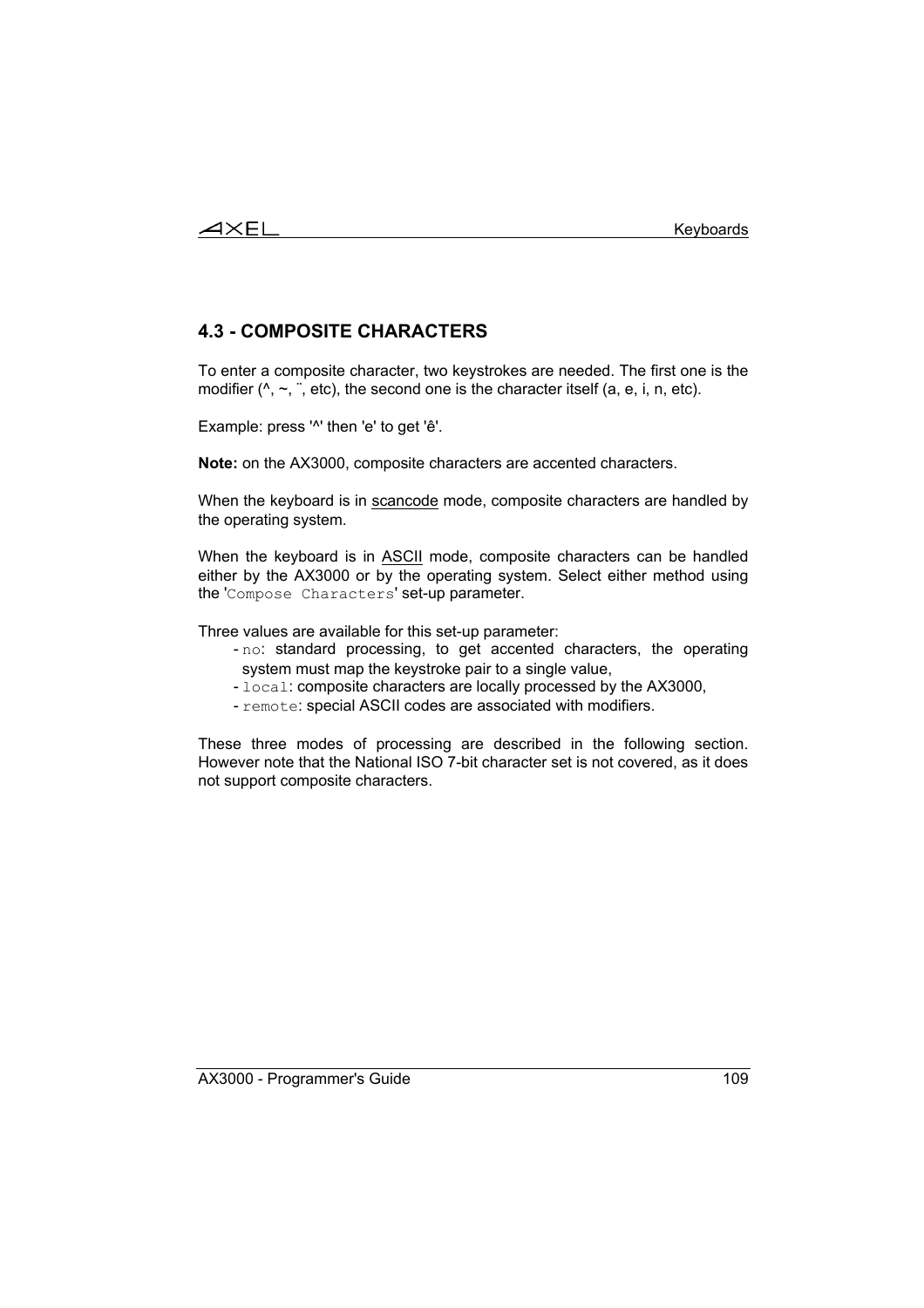## 4.3 - COMPOSITE CHARACTERS

To enter a composite character, two keystrokes are needed. The first one is the modifier (^, ~, ¨, etc), the second one is the character itself (a, e, i, n, etc).

Example: press '^' then 'e' to get 'ê'.

**Note:** on the AX3000, composite characters are accented characters.

When the keyboard is in scancode mode, composite characters are handled by the operating system.

When the keyboard is in ASCII mode, composite characters can be handled either by the AX3000 or by the operating system. Select either method using the '`Compose Characters`' set-up parameter.

Three values are available for this set-up parameter:

- `no`: standard processing, to get accented characters, the operating system must map the keystroke pair to a single value,
- `local`: composite characters are locally processed by the AX3000,
- `remote`: special ASCII codes are associated with modifiers.

These three modes of processing are described in the following section. However note that the National ISO 7-bit character set is not covered, as it does not support composite characters.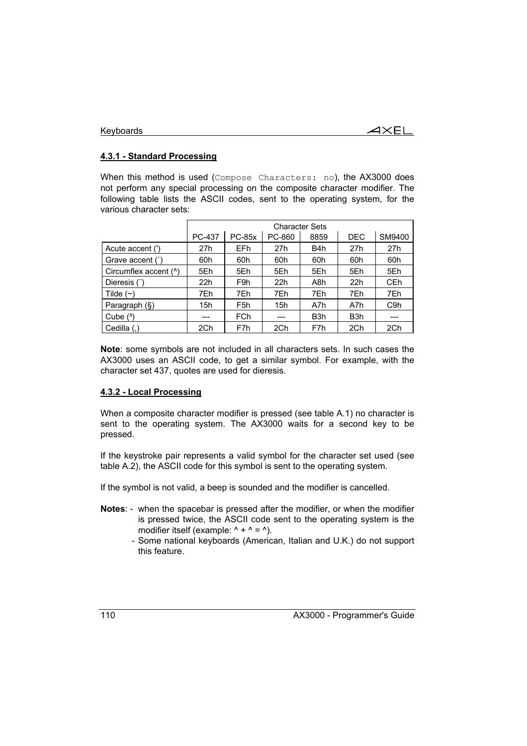#### 4.3.1 - Standard Processing

When this method is used (`Compose Characters: no`), the AX3000 does not perform any special processing on the composite character modifier. The following table lists the ASCII codes, sent to the operating system, for the various character sets:

| | Character Sets | | | | | |
|---|---|---|---|---|---|---|
| | PC-437 | PC-85x | PC-860 | 8859 | DEC | SM9400 |
| Acute accent (') | 27h | EFh | 27h | B4h | 27h | 27h |
| Grave accent (`) | 60h | 60h | 60h | 60h | 60h | 60h |
| Circumflex accent (^) | 5Eh | 5Eh | 5Eh | 5Eh | 5Eh | 5Eh |
| Dieresis (¨) | 22h | F9h | 22h | A8h | 22h | CEh |
| Tilde (~) | 7Eh | 7Eh | 7Eh | 7Eh | 7Eh | 7Eh |
| Paragraph (§) | 15h | F5h | 15h | A7h | A7h | C9h |
| Cube (³) | --- | FCh | --- | B3h | B3h | --- |
| Cedilla (¸) | 2Ch | F7h | 2Ch | F7h | 2Ch | 2Ch |

**Note**: some symbols are not included in all characters sets. In such cases the AX3000 uses an ASCII code, to get a similar symbol. For example, with the character set 437, quotes are used for dieresis.

#### 4.3.2 - Local Processing

When a composite character modifier is pressed (see table A.1) no character is sent to the operating system. The AX3000 waits for a second key to be pressed.

If the keystroke pair represents a valid symbol for the character set used (see table A.2), the ASCII code for this symbol is sent to the operating system.

If the symbol is not valid, a beep is sounded and the modifier is cancelled.

**Notes**:
- when the spacebar is pressed after the modifier, or when the modifier is pressed twice, the ASCII code sent to the operating system is the modifier itself (example: ^ + ^ = ^).
- Some national keyboards (American, Italian and U.K.) do not support this feature.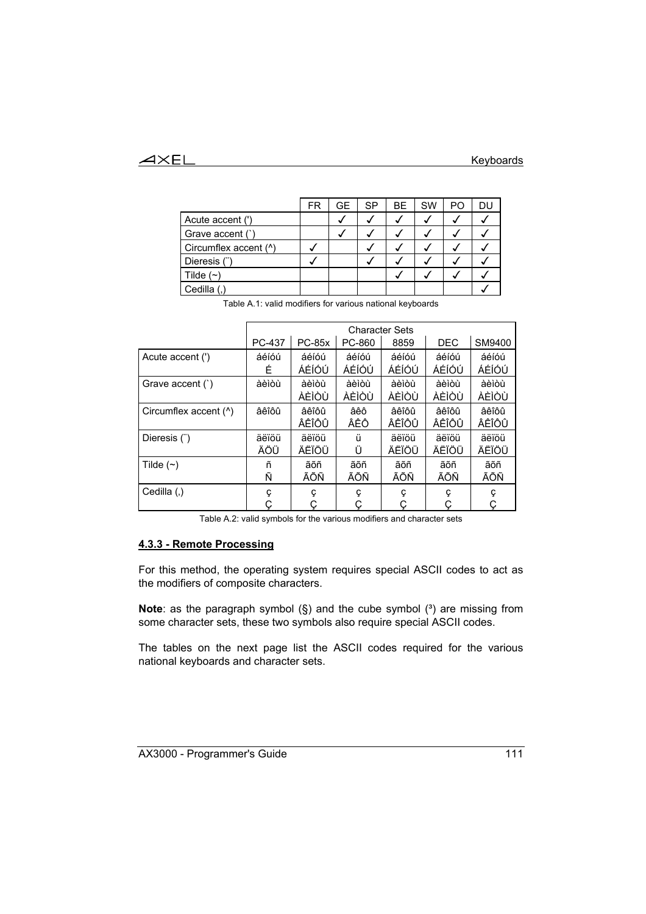| | FR | GE | SP | BE | SW | PO | DU |
|---|---|---|---|---|---|---|---|
| Acute accent (') | | ✓ | ✓ | ✓ | ✓ | ✓ | ✓ |
| Grave accent (`) | | ✓ | ✓ | ✓ | ✓ | ✓ | ✓ |
| Circumflex accent (^) | ✓ | | ✓ | ✓ | ✓ | ✓ | ✓ |
| Dieresis (¨) | ✓ | | ✓ | ✓ | ✓ | ✓ | ✓ |
| Tilde (~) | | | | ✓ | ✓ | ✓ | ✓ |
| Cedilla (,) | | | | | | | ✓ |

Table A.1: valid modifiers for various national keyboards

| | Character Sets | | | | | |
|---|---|---|---|---|---|---|
| | PC-437 | PC-85x | PC-860 | 8859 | DEC | SM9400 |
| Acute accent (') | áéíóú É | áéíóú ÁÉÍÓÚ | áéíóú ÁÉÍÓÚ | áéíóú ÁÉÍÓÚ | áéíóú ÁÉÍÓÚ | áéíóú ÁÉÍÓÚ |
| Grave accent (`) | àèìòù | àèìòù ÀÈÌÒÙ | àèìòù ÀÈÌÒÙ | àèìòù ÀÈÌÒÙ | àèìòù ÀÈÌÒÙ | àèìòù ÀÈÌÒÙ |
| Circumflex accent (^) | âêîôû | âêîôû ÂÊÎÔÛ | âêô ÂÊÔ | âêîôû ÂÊÎÔÛ | âêîôû ÂÊÎÔÛ | âêîôû ÂÊÎÔÛ |
| Dieresis (¨) | äëïöü ÄÖÜ | äëïöü ÄËÏÖÜ | ü Ü | äëïöü ÄËÏÖÜ | äëïöü ÄËÏÖÜ | äëïöü ÄËÏÖÜ |
| Tilde (~) | ñ Ñ | ãõñ ÃÕÑ | ãõñ ÃÕÑ | ãõñ ÃÕÑ | ãõñ ÃÕÑ | ãõñ ÃÕÑ |
| Cedilla (,) | ç Ç | ç Ç | ç Ç | ç Ç | ç Ç | ç Ç |

Table A.2: valid symbols for the various modifiers and character sets

### 4.3.3 - Remote Processing

For this method, the operating system requires special ASCII codes to act as the modifiers of composite characters.

**Note**: as the paragraph symbol (§) and the cube symbol (³) are missing from some character sets, these two symbols also require special ASCII codes.

The tables on the next page list the ASCII codes required for the various national keyboards and character sets.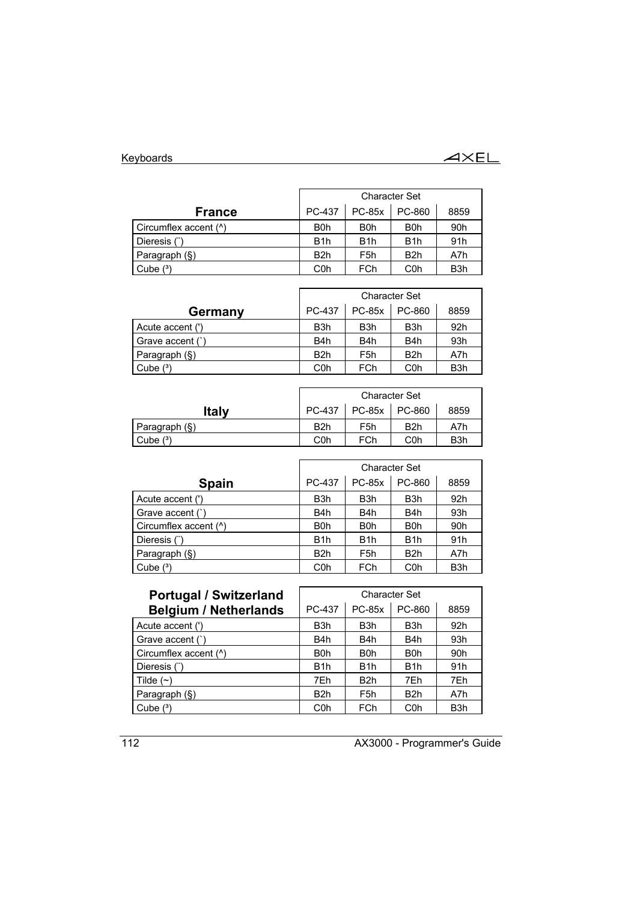| France | Character Set | | | |
|---|---|---|---|---|
| | PC-437 | PC-85x | PC-860 | 8859 |
| Circumflex accent (^) | B0h | B0h | B0h | 90h |
| Dieresis (¨) | B1h | B1h | B1h | 91h |
| Paragraph (§) | B2h | F5h | B2h | A7h |
| Cube (³) | C0h | FCh | C0h | B3h |

| Germany | Character Set | | | |
|---|---|---|---|---|
| | PC-437 | PC-85x | PC-860 | 8859 |
| Acute accent (') | B3h | B3h | B3h | 92h |
| Grave accent (`) | B4h | B4h | B4h | 93h |
| Paragraph (§) | B2h | F5h | B2h | A7h |
| Cube (³) | C0h | FCh | C0h | B3h |

| Italy | Character Set | | | |
|---|---|---|---|---|
| | PC-437 | PC-85x | PC-860 | 8859 |
| Paragraph (§) | B2h | F5h | B2h | A7h |
| Cube (³) | C0h | FCh | C0h | B3h |

| Spain | Character Set | | | |
|---|---|---|---|---|
| | PC-437 | PC-85x | PC-860 | 8859 |
| Acute accent (') | B3h | B3h | B3h | 92h |
| Grave accent (`) | B4h | B4h | B4h | 93h |
| Circumflex accent (^) | B0h | B0h | B0h | 90h |
| Dieresis (¨) | B1h | B1h | B1h | 91h |
| Paragraph (§) | B2h | F5h | B2h | A7h |
| Cube (³) | C0h | FCh | C0h | B3h |

| Portugal / Switzerland Belgium / Netherlands | Character Set | | | |
|---|---|---|---|---|
| | PC-437 | PC-85x | PC-860 | 8859 |
| Acute accent (') | B3h | B3h | B3h | 92h |
| Grave accent (`) | B4h | B4h | B4h | 93h |
| Circumflex accent (^) | B0h | B0h | B0h | 90h |
| Dieresis (¨) | B1h | B1h | B1h | 91h |
| Tilde (~) | 7Eh | B2h | 7Eh | 7Eh |
| Paragraph (§) | B2h | F5h | B2h | A7h |
| Cube (³) | C0h | FCh | C0h | B3h |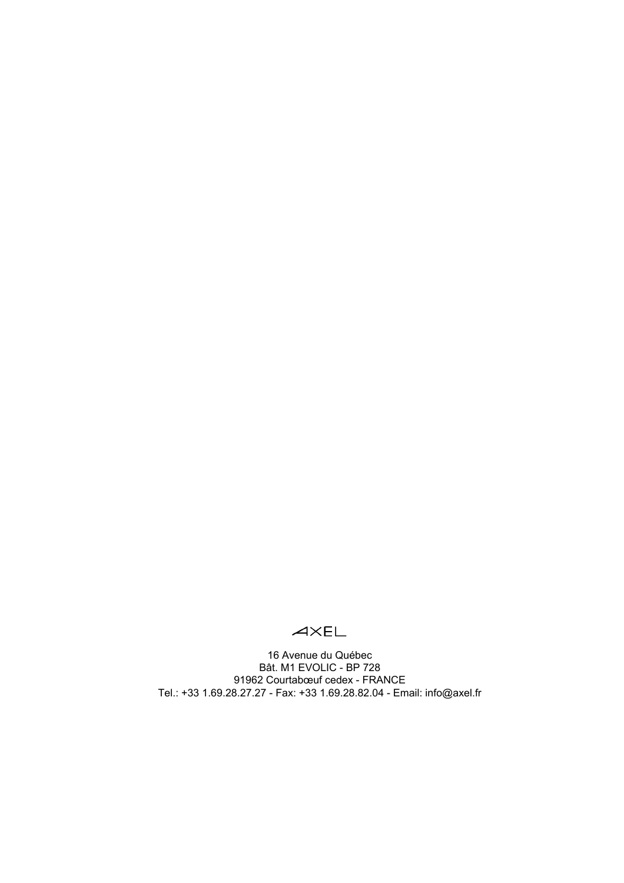AXEL

16 Avenue du Québec
Bât. M1 EVOLIC - BP 728
91962 Courtabœuf cedex - FRANCE
Tel.: +33 1.69.28.27.27 - Fax: +33 1.69.28.82.04 - Email: info@axel.fr